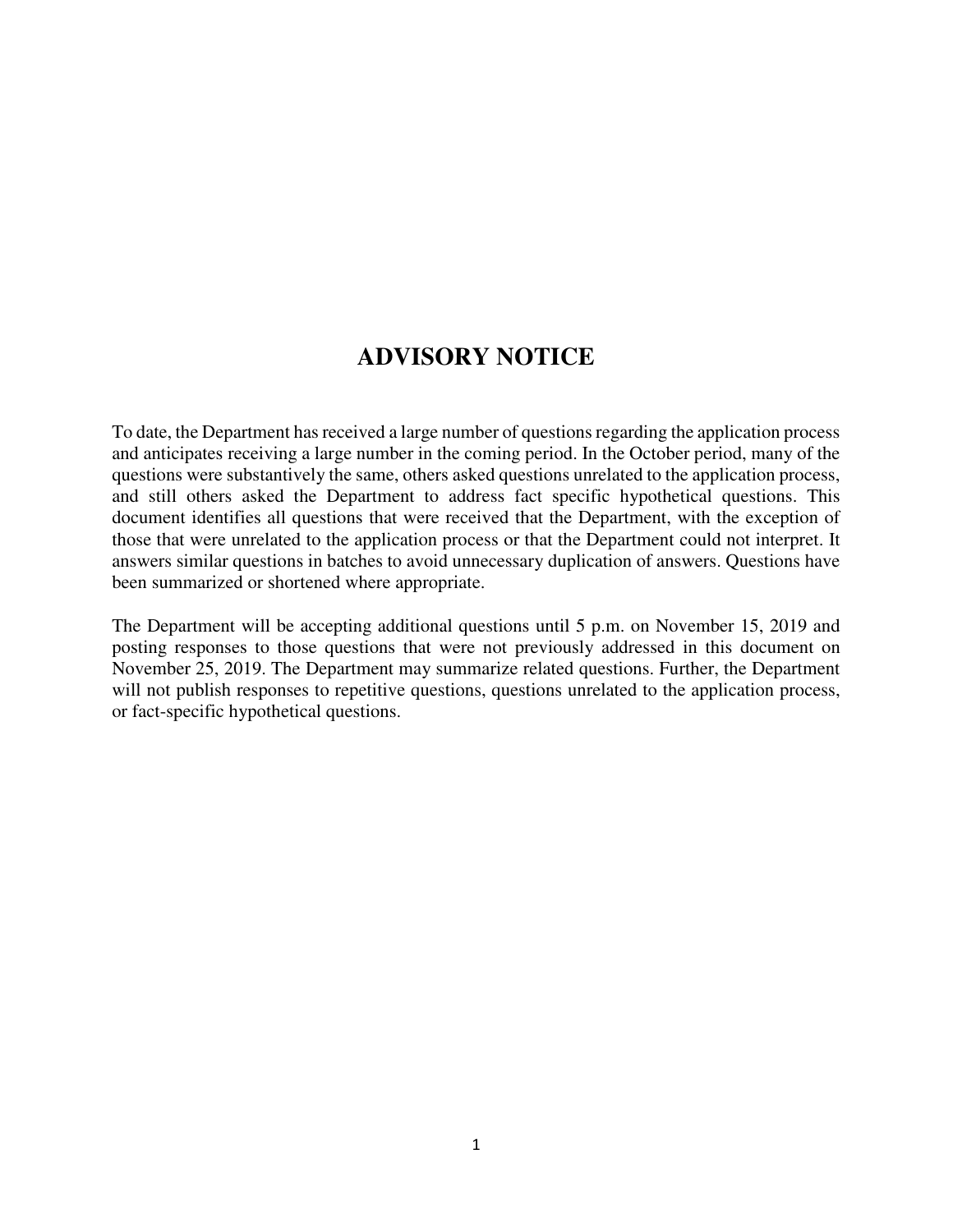# ADVISORY NOTICE

To date, the Department has received a large number of questions regarding the application process and anticipates receiving a large number in the coming period. In the October period, many of the questions were substantively the same, others asked questions unrelated to the application process, and still others asked the Department to address fact specific hypothetical questions. This document identifies all questions that were received that the Department, with the exception of those that were unrelated to the application process or that the Department could not interpret. It answers similar questions in batches to avoid unnecessary duplication of answers. Questions have been summarized or shortened where appropriate.

The Department will be accepting additional questions until 5 p.m. on November 15, 2019 and posting responses to those questions that were not previously addressed in this document on November 25, 2019. The Department may summarize related questions. Further, the Department will not publish responses to repetitive questions, questions unrelated to the application process, or fact-specific hypothetical questions.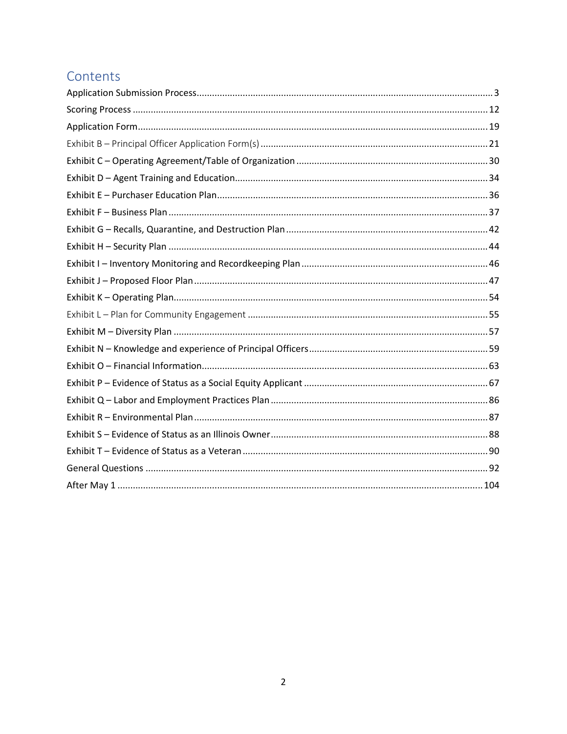# Contents

Application Submission Process .... 3
Scoring Process .... 12
Application Form .... 19
Exhibit B – Principal Officer Application Form(s) .... 21
Exhibit C – Operating Agreement/Table of Organization .... 30
Exhibit D – Agent Training and Education .... 34
Exhibit E – Purchaser Education Plan .... 36
Exhibit F – Business Plan .... 37
Exhibit G – Recalls, Quarantine, and Destruction Plan .... 42
Exhibit H – Security Plan .... 44
Exhibit I – Inventory Monitoring and Recordkeeping Plan .... 46
Exhibit J – Proposed Floor Plan .... 47
Exhibit K – Operating Plan .... 54
Exhibit L – Plan for Community Engagement .... 55
Exhibit M – Diversity Plan .... 57
Exhibit N – Knowledge and experience of Principal Officers .... 59
Exhibit O – Financial Information .... 63
Exhibit P – Evidence of Status as a Social Equity Applicant .... 67
Exhibit Q – Labor and Employment Practices Plan .... 86
Exhibit R – Environmental Plan .... 87
Exhibit S – Evidence of Status as an Illinois Owner .... 88
Exhibit T – Evidence of Status as a Veteran .... 90
General Questions .... 92
After May 1 .... 104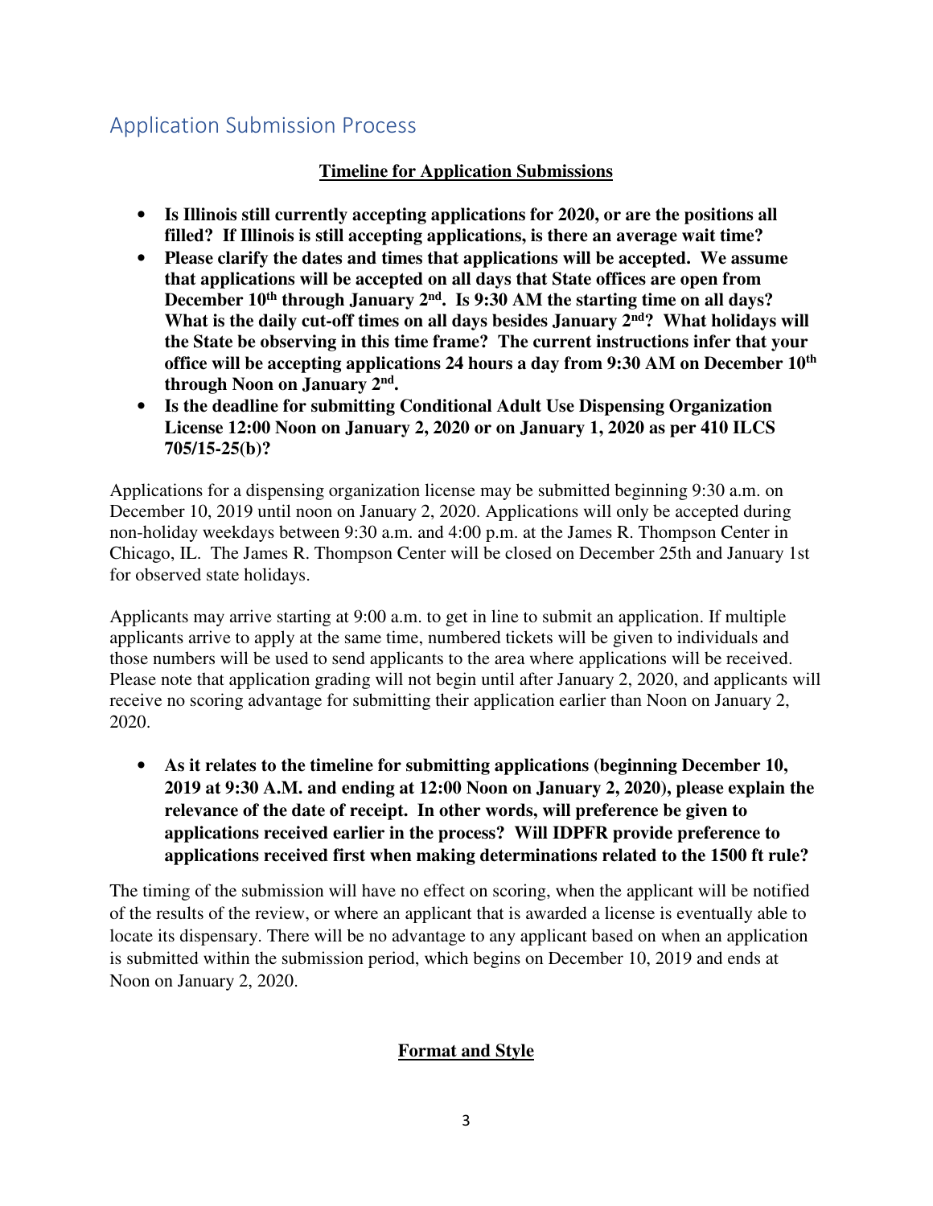## Application Submission Process

**Timeline for Application Submissions**

- **Is Illinois still currently accepting applications for 2020, or are the positions all filled? If Illinois is still accepting applications, is there an average wait time?**
- **Please clarify the dates and times that applications will be accepted. We assume that applications will be accepted on all days that State offices are open from December 10th through January 2nd. Is 9:30 AM the starting time on all days? What is the daily cut-off times on all days besides January 2nd? What holidays will the State be observing in this time frame? The current instructions infer that your office will be accepting applications 24 hours a day from 9:30 AM on December 10th through Noon on January 2nd.**
- **Is the deadline for submitting Conditional Adult Use Dispensing Organization License 12:00 Noon on January 2, 2020 or on January 1, 2020 as per 410 ILCS 705/15-25(b)?**

Applications for a dispensing organization license may be submitted beginning 9:30 a.m. on December 10, 2019 until noon on January 2, 2020. Applications will only be accepted during non-holiday weekdays between 9:30 a.m. and 4:00 p.m. at the James R. Thompson Center in Chicago, IL. The James R. Thompson Center will be closed on December 25th and January 1st for observed state holidays.

Applicants may arrive starting at 9:00 a.m. to get in line to submit an application. If multiple applicants arrive to apply at the same time, numbered tickets will be given to individuals and those numbers will be used to send applicants to the area where applications will be received. Please note that application grading will not begin until after January 2, 2020, and applicants will receive no scoring advantage for submitting their application earlier than Noon on January 2, 2020.

- **As it relates to the timeline for submitting applications (beginning December 10, 2019 at 9:30 A.M. and ending at 12:00 Noon on January 2, 2020), please explain the relevance of the date of receipt. In other words, will preference be given to applications received earlier in the process? Will IDPFR provide preference to applications received first when making determinations related to the 1500 ft rule?**

The timing of the submission will have no effect on scoring, when the applicant will be notified of the results of the review, or where an applicant that is awarded a license is eventually able to locate its dispensary. There will be no advantage to any applicant based on when an application is submitted within the submission period, which begins on December 10, 2019 and ends at Noon on January 2, 2020.

**Format and Style**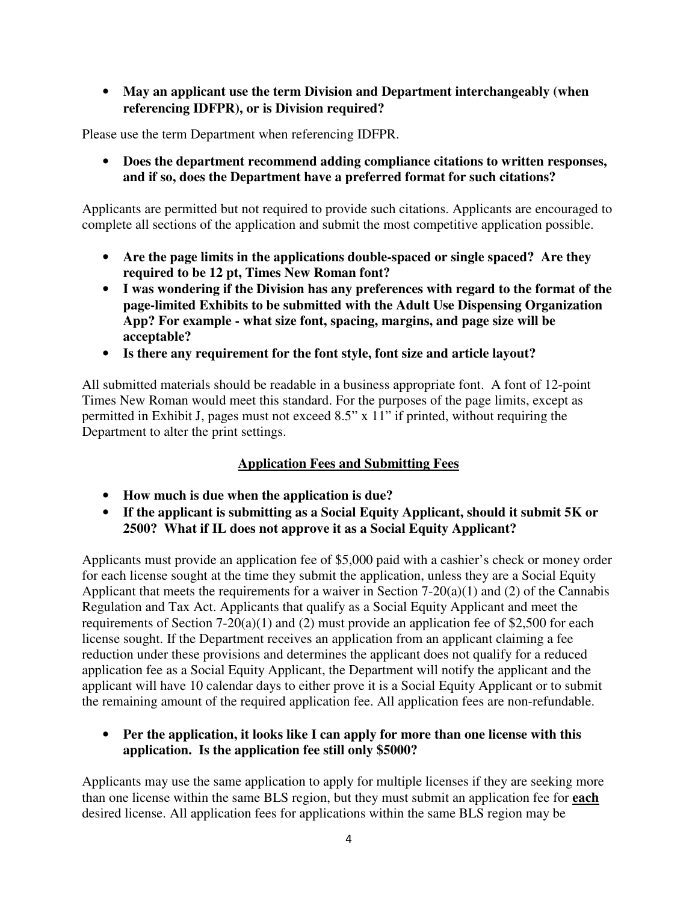- **May an applicant use the term Division and Department interchangeably (when referencing IDFPR), or is Division required?**

Please use the term Department when referencing IDFPR.

- **Does the department recommend adding compliance citations to written responses, and if so, does the Department have a preferred format for such citations?**

Applicants are permitted but not required to provide such citations. Applicants are encouraged to complete all sections of the application and submit the most competitive application possible.

- **Are the page limits in the applications double-spaced or single spaced? Are they required to be 12 pt, Times New Roman font?**
- **I was wondering if the Division has any preferences with regard to the format of the page-limited Exhibits to be submitted with the Adult Use Dispensing Organization App? For example - what size font, spacing, margins, and page size will be acceptable?**
- **Is there any requirement for the font style, font size and article layout?**

All submitted materials should be readable in a business appropriate font. A font of 12-point Times New Roman would meet this standard. For the purposes of the page limits, except as permitted in Exhibit J, pages must not exceed 8.5" x 11" if printed, without requiring the Department to alter the print settings.

## Application Fees and Submitting Fees

- **How much is due when the application is due?**
- **If the applicant is submitting as a Social Equity Applicant, should it submit 5K or 2500? What if IL does not approve it as a Social Equity Applicant?**

Applicants must provide an application fee of $5,000 paid with a cashier's check or money order for each license sought at the time they submit the application, unless they are a Social Equity Applicant that meets the requirements for a waiver in Section 7-20(a)(1) and (2) of the Cannabis Regulation and Tax Act. Applicants that qualify as a Social Equity Applicant and meet the requirements of Section 7-20(a)(1) and (2) must provide an application fee of $2,500 for each license sought. If the Department receives an application from an applicant claiming a fee reduction under these provisions and determines the applicant does not qualify for a reduced application fee as a Social Equity Applicant, the Department will notify the applicant and the applicant will have 10 calendar days to either prove it is a Social Equity Applicant or to submit the remaining amount of the required application fee. All application fees are non-refundable.

- **Per the application, it looks like I can apply for more than one license with this application. Is the application fee still only $5000?**

Applicants may use the same application to apply for multiple licenses if they are seeking more than one license within the same BLS region, but they must submit an application fee for **each** desired license. All application fees for applications within the same BLS region may be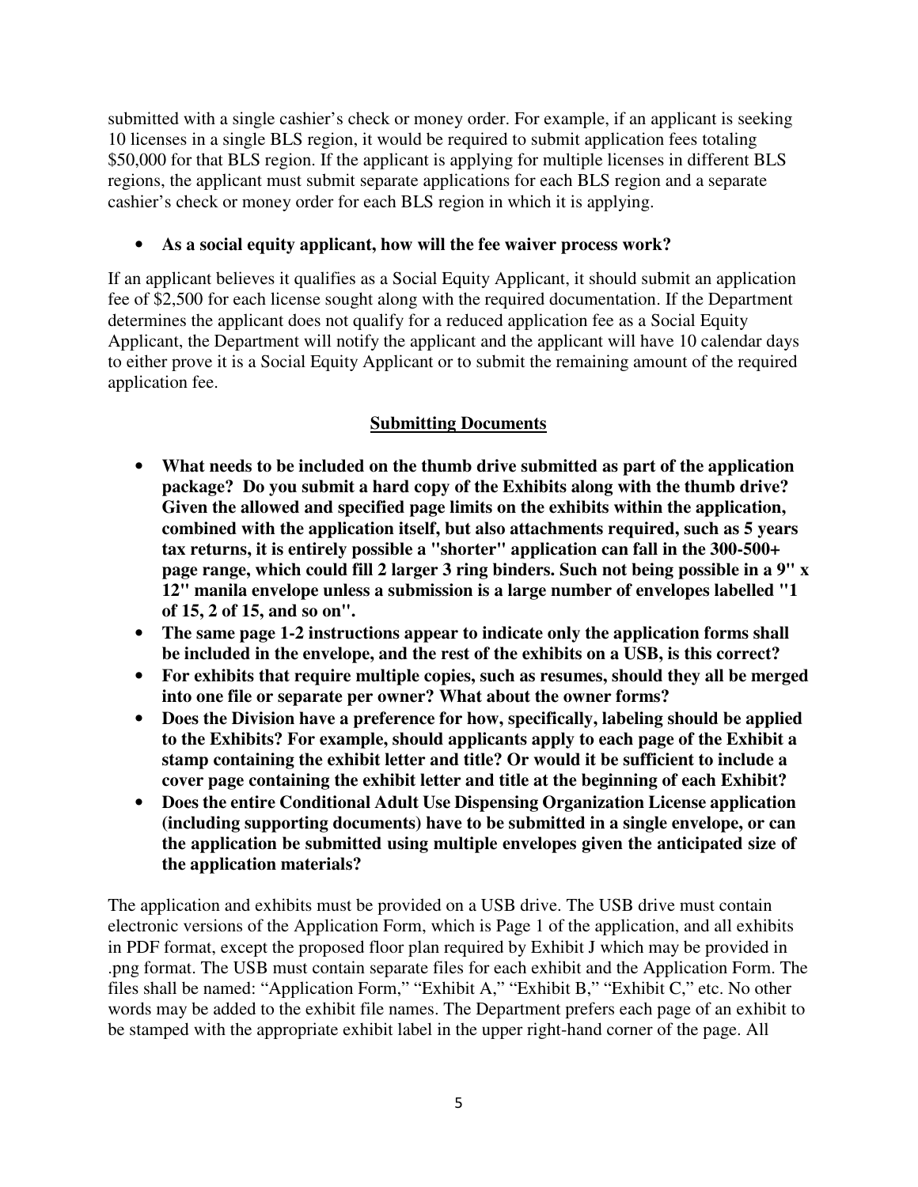submitted with a single cashier's check or money order. For example, if an applicant is seeking 10 licenses in a single BLS region, it would be required to submit application fees totaling $50,000 for that BLS region. If the applicant is applying for multiple licenses in different BLS regions, the applicant must submit separate applications for each BLS region and a separate cashier's check or money order for each BLS region in which it is applying.

- **As a social equity applicant, how will the fee waiver process work?**

If an applicant believes it qualifies as a Social Equity Applicant, it should submit an application fee of $2,500 for each license sought along with the required documentation. If the Department determines the applicant does not qualify for a reduced application fee as a Social Equity Applicant, the Department will notify the applicant and the applicant will have 10 calendar days to either prove it is a Social Equity Applicant or to submit the remaining amount of the required application fee.

## Submitting Documents

- **What needs to be included on the thumb drive submitted as part of the application package? Do you submit a hard copy of the Exhibits along with the thumb drive? Given the allowed and specified page limits on the exhibits within the application, combined with the application itself, but also attachments required, such as 5 years tax returns, it is entirely possible a "shorter" application can fall in the 300-500+ page range, which could fill 2 larger 3 ring binders. Such not being possible in a 9" x 12" manila envelope unless a submission is a large number of envelopes labelled "1 of 15, 2 of 15, and so on".**
- **The same page 1-2 instructions appear to indicate only the application forms shall be included in the envelope, and the rest of the exhibits on a USB, is this correct?**
- **For exhibits that require multiple copies, such as resumes, should they all be merged into one file or separate per owner? What about the owner forms?**
- **Does the Division have a preference for how, specifically, labeling should be applied to the Exhibits? For example, should applicants apply to each page of the Exhibit a stamp containing the exhibit letter and title? Or would it be sufficient to include a cover page containing the exhibit letter and title at the beginning of each Exhibit?**
- **Does the entire Conditional Adult Use Dispensing Organization License application (including supporting documents) have to be submitted in a single envelope, or can the application be submitted using multiple envelopes given the anticipated size of the application materials?**

The application and exhibits must be provided on a USB drive. The USB drive must contain electronic versions of the Application Form, which is Page 1 of the application, and all exhibits in PDF format, except the proposed floor plan required by Exhibit J which may be provided in .png format. The USB must contain separate files for each exhibit and the Application Form. The files shall be named: "Application Form," "Exhibit A," "Exhibit B," "Exhibit C," etc. No other words may be added to the exhibit file names. The Department prefers each page of an exhibit to be stamped with the appropriate exhibit label in the upper right-hand corner of the page. All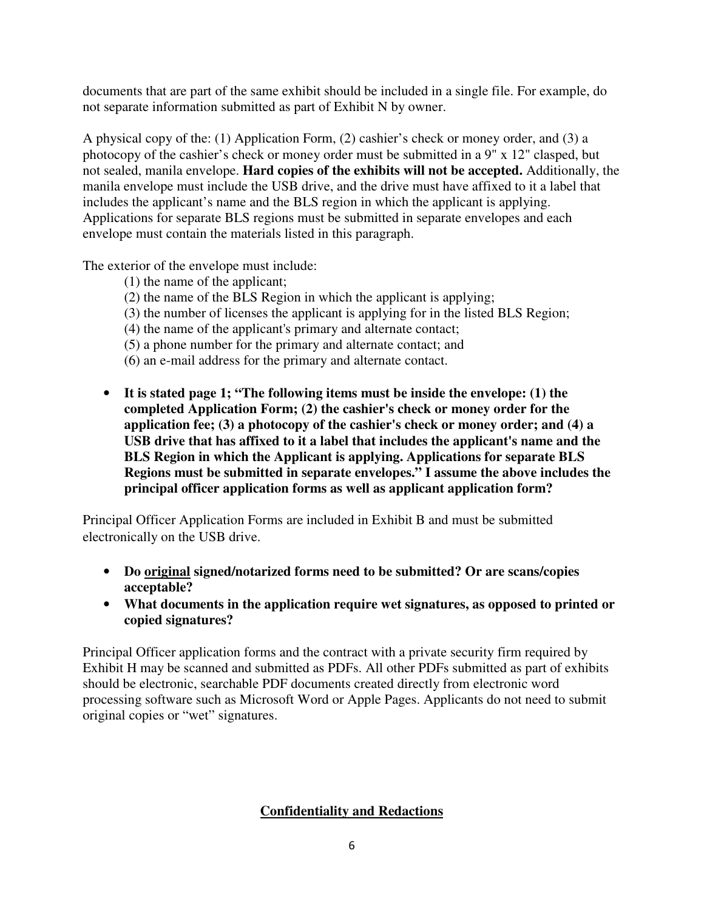documents that are part of the same exhibit should be included in a single file. For example, do not separate information submitted as part of Exhibit N by owner.

A physical copy of the: (1) Application Form, (2) cashier's check or money order, and (3) a photocopy of the cashier's check or money order must be submitted in a 9" x 12" clasped, but not sealed, manila envelope. **Hard copies of the exhibits will not be accepted.** Additionally, the manila envelope must include the USB drive, and the drive must have affixed to it a label that includes the applicant's name and the BLS region in which the applicant is applying. Applications for separate BLS regions must be submitted in separate envelopes and each envelope must contain the materials listed in this paragraph.

The exterior of the envelope must include:

(1) the name of the applicant;
(2) the name of the BLS Region in which the applicant is applying;
(3) the number of licenses the applicant is applying for in the listed BLS Region;
(4) the name of the applicant's primary and alternate contact;
(5) a phone number for the primary and alternate contact; and
(6) an e-mail address for the primary and alternate contact.

- **It is stated page 1; "The following items must be inside the envelope: (1) the completed Application Form; (2) the cashier's check or money order for the application fee; (3) a photocopy of the cashier's check or money order; and (4) a USB drive that has affixed to it a label that includes the applicant's name and the BLS Region in which the Applicant is applying. Applications for separate BLS Regions must be submitted in separate envelopes." I assume the above includes the principal officer application forms as well as applicant application form?**

Principal Officer Application Forms are included in Exhibit B and must be submitted electronically on the USB drive.

- **Do <u>original</u> signed/notarized forms need to be submitted? Or are scans/copies acceptable?**
- **What documents in the application require wet signatures, as opposed to printed or copied signatures?**

Principal Officer application forms and the contract with a private security firm required by Exhibit H may be scanned and submitted as PDFs. All other PDFs submitted as part of exhibits should be electronic, searchable PDF documents created directly from electronic word processing software such as Microsoft Word or Apple Pages. Applicants do not need to submit original copies or "wet" signatures.

## <u>Confidentiality and Redactions</u>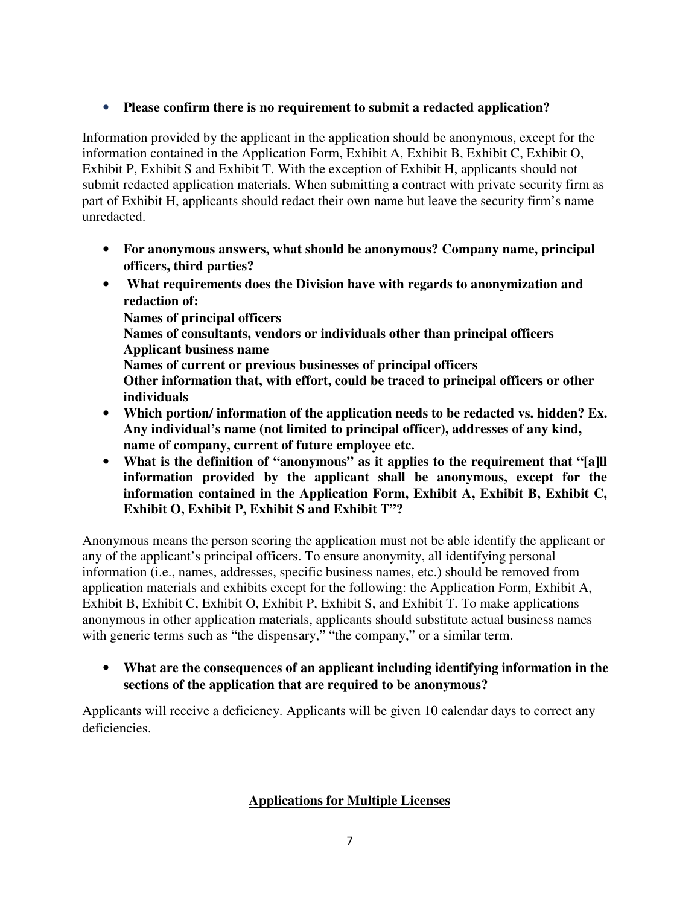- **Please confirm there is no requirement to submit a redacted application?**

Information provided by the applicant in the application should be anonymous, except for the information contained in the Application Form, Exhibit A, Exhibit B, Exhibit C, Exhibit O, Exhibit P, Exhibit S and Exhibit T. With the exception of Exhibit H, applicants should not submit redacted application materials. When submitting a contract with private security firm as part of Exhibit H, applicants should redact their own name but leave the security firm's name unredacted.

- **For anonymous answers, what should be anonymous? Company name, principal officers, third parties?**
- **What requirements does the Division have with regards to anonymization and redaction of:**
  **Names of principal officers**
  **Names of consultants, vendors or individuals other than principal officers**
  **Applicant business name**
  **Names of current or previous businesses of principal officers**
  **Other information that, with effort, could be traced to principal officers or other individuals**
- **Which portion/ information of the application needs to be redacted vs. hidden? Ex. Any individual's name (not limited to principal officer), addresses of any kind, name of company, current of future employee etc.**
- **What is the definition of "anonymous" as it applies to the requirement that "[a]ll information provided by the applicant shall be anonymous, except for the information contained in the Application Form, Exhibit A, Exhibit B, Exhibit C, Exhibit O, Exhibit P, Exhibit S and Exhibit T"?**

Anonymous means the person scoring the application must not be able identify the applicant or any of the applicant's principal officers. To ensure anonymity, all identifying personal information (i.e., names, addresses, specific business names, etc.) should be removed from application materials and exhibits except for the following: the Application Form, Exhibit A, Exhibit B, Exhibit C, Exhibit O, Exhibit P, Exhibit S, and Exhibit T. To make applications anonymous in other application materials, applicants should substitute actual business names with generic terms such as "the dispensary," "the company," or a similar term.

- **What are the consequences of an applicant including identifying information in the sections of the application that are required to be anonymous?**

Applicants will receive a deficiency. Applicants will be given 10 calendar days to correct any deficiencies.

## Applications for Multiple Licenses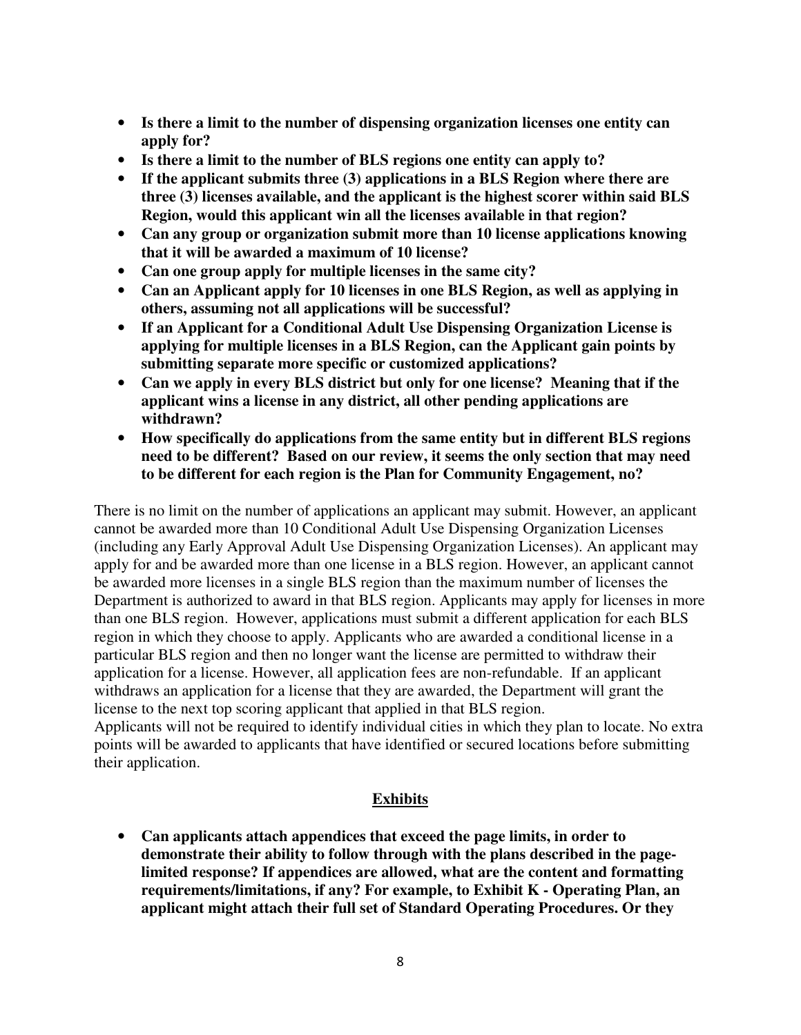- **Is there a limit to the number of dispensing organization licenses one entity can apply for?**
- **Is there a limit to the number of BLS regions one entity can apply to?**
- **If the applicant submits three (3) applications in a BLS Region where there are three (3) licenses available, and the applicant is the highest scorer within said BLS Region, would this applicant win all the licenses available in that region?**
- **Can any group or organization submit more than 10 license applications knowing that it will be awarded a maximum of 10 license?**
- **Can one group apply for multiple licenses in the same city?**
- **Can an Applicant apply for 10 licenses in one BLS Region, as well as applying in others, assuming not all applications will be successful?**
- **If an Applicant for a Conditional Adult Use Dispensing Organization License is applying for multiple licenses in a BLS Region, can the Applicant gain points by submitting separate more specific or customized applications?**
- **Can we apply in every BLS district but only for one license? Meaning that if the applicant wins a license in any district, all other pending applications are withdrawn?**
- **How specifically do applications from the same entity but in different BLS regions need to be different? Based on our review, it seems the only section that may need to be different for each region is the Plan for Community Engagement, no?**

There is no limit on the number of applications an applicant may submit. However, an applicant cannot be awarded more than 10 Conditional Adult Use Dispensing Organization Licenses (including any Early Approval Adult Use Dispensing Organization Licenses). An applicant may apply for and be awarded more than one license in a BLS region. However, an applicant cannot be awarded more licenses in a single BLS region than the maximum number of licenses the Department is authorized to award in that BLS region. Applicants may apply for licenses in more than one BLS region. However, applications must submit a different application for each BLS region in which they choose to apply. Applicants who are awarded a conditional license in a particular BLS region and then no longer want the license are permitted to withdraw their application for a license. However, all application fees are non-refundable. If an applicant withdraws an application for a license that they are awarded, the Department will grant the license to the next top scoring applicant that applied in that BLS region.
Applicants will not be required to identify individual cities in which they plan to locate. No extra points will be awarded to applicants that have identified or secured locations before submitting their application.

## Exhibits

- **Can applicants attach appendices that exceed the page limits, in order to demonstrate their ability to follow through with the plans described in the page-limited response? If appendices are allowed, what are the content and formatting requirements/limitations, if any? For example, to Exhibit K - Operating Plan, an applicant might attach their full set of Standard Operating Procedures. Or they**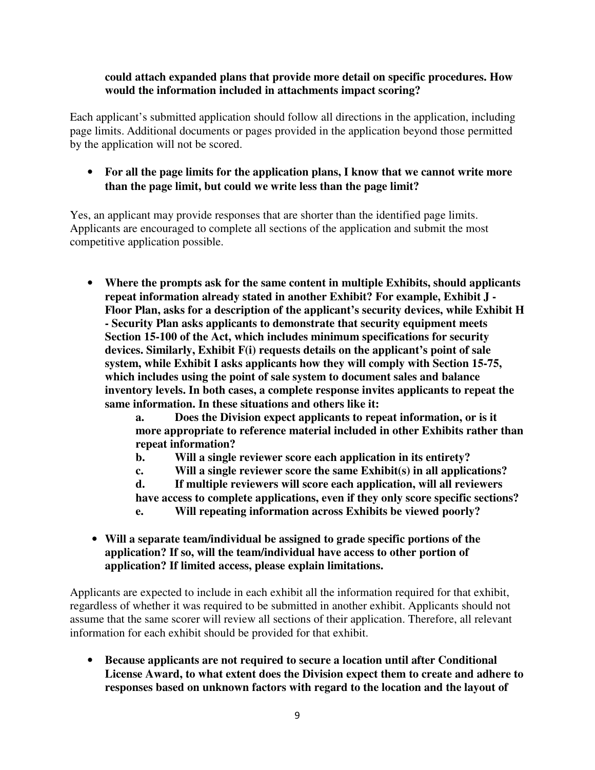**could attach expanded plans that provide more detail on specific procedures. How would the information included in attachments impact scoring?**

Each applicant's submitted application should follow all directions in the application, including page limits. Additional documents or pages provided in the application beyond those permitted by the application will not be scored.

- **For all the page limits for the application plans, I know that we cannot write more than the page limit, but could we write less than the page limit?**

Yes, an applicant may provide responses that are shorter than the identified page limits. Applicants are encouraged to complete all sections of the application and submit the most competitive application possible.

- **Where the prompts ask for the same content in multiple Exhibits, should applicants repeat information already stated in another Exhibit? For example, Exhibit J - Floor Plan, asks for a description of the applicant's security devices, while Exhibit H - Security Plan asks applicants to demonstrate that security equipment meets Section 15-100 of the Act, which includes minimum specifications for security devices. Similarly, Exhibit F(i) requests details on the applicant's point of sale system, while Exhibit I asks applicants how they will comply with Section 15-75, which includes using the point of sale system to document sales and balance inventory levels. In both cases, a complete response invites applicants to repeat the same information. In these situations and others like it:**
  - **a. Does the Division expect applicants to repeat information, or is it more appropriate to reference material included in other Exhibits rather than repeat information?**
  - **b. Will a single reviewer score each application in its entirety?**
  - **c. Will a single reviewer score the same Exhibit(s) in all applications?**
  - **d. If multiple reviewers will score each application, will all reviewers have access to complete applications, even if they only score specific sections?**
  - **e. Will repeating information across Exhibits be viewed poorly?**

- **Will a separate team/individual be assigned to grade specific portions of the application? If so, will the team/individual have access to other portion of application? If limited access, please explain limitations.**

Applicants are expected to include in each exhibit all the information required for that exhibit, regardless of whether it was required to be submitted in another exhibit. Applicants should not assume that the same scorer will review all sections of their application. Therefore, all relevant information for each exhibit should be provided for that exhibit.

- **Because applicants are not required to secure a location until after Conditional License Award, to what extent does the Division expect them to create and adhere to responses based on unknown factors with regard to the location and the layout of**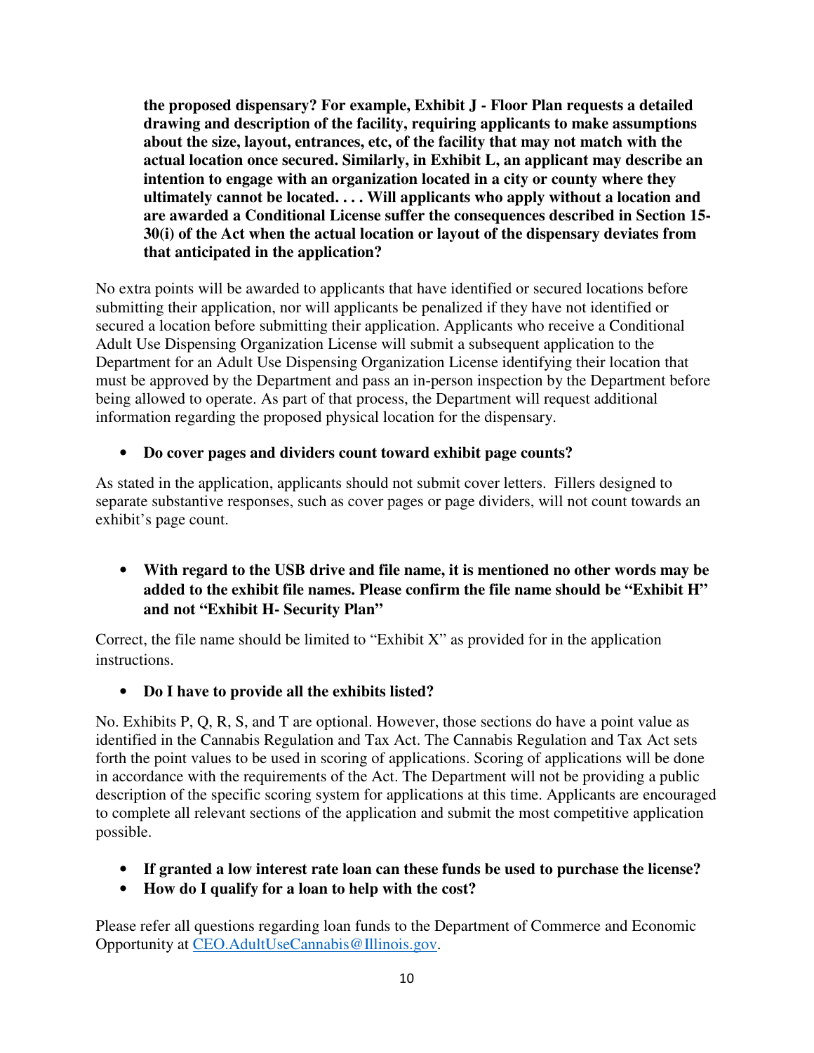**the proposed dispensary? For example, Exhibit J - Floor Plan requests a detailed drawing and description of the facility, requiring applicants to make assumptions about the size, layout, entrances, etc, of the facility that may not match with the actual location once secured. Similarly, in Exhibit L, an applicant may describe an intention to engage with an organization located in a city or county where they ultimately cannot be located. . . . Will applicants who apply without a location and are awarded a Conditional License suffer the consequences described in Section 15-30(i) of the Act when the actual location or layout of the dispensary deviates from that anticipated in the application?**

No extra points will be awarded to applicants that have identified or secured locations before submitting their application, nor will applicants be penalized if they have not identified or secured a location before submitting their application. Applicants who receive a Conditional Adult Use Dispensing Organization License will submit a subsequent application to the Department for an Adult Use Dispensing Organization License identifying their location that must be approved by the Department and pass an in-person inspection by the Department before being allowed to operate. As part of that process, the Department will request additional information regarding the proposed physical location for the dispensary.

- **Do cover pages and dividers count toward exhibit page counts?**

As stated in the application, applicants should not submit cover letters. Fillers designed to separate substantive responses, such as cover pages or page dividers, will not count towards an exhibit's page count.

- **With regard to the USB drive and file name, it is mentioned no other words may be added to the exhibit file names. Please confirm the file name should be "Exhibit H" and not "Exhibit H- Security Plan"**

Correct, the file name should be limited to "Exhibit X" as provided for in the application instructions.

- **Do I have to provide all the exhibits listed?**

No. Exhibits P, Q, R, S, and T are optional. However, those sections do have a point value as identified in the Cannabis Regulation and Tax Act. The Cannabis Regulation and Tax Act sets forth the point values to be used in scoring of applications. Scoring of applications will be done in accordance with the requirements of the Act. The Department will not be providing a public description of the specific scoring system for applications at this time. Applicants are encouraged to complete all relevant sections of the application and submit the most competitive application possible.

- **If granted a low interest rate loan can these funds be used to purchase the license?**
- **How do I qualify for a loan to help with the cost?**

Please refer all questions regarding loan funds to the Department of Commerce and Economic Opportunity at CEO.AdultUseCannabis@Illinois.gov.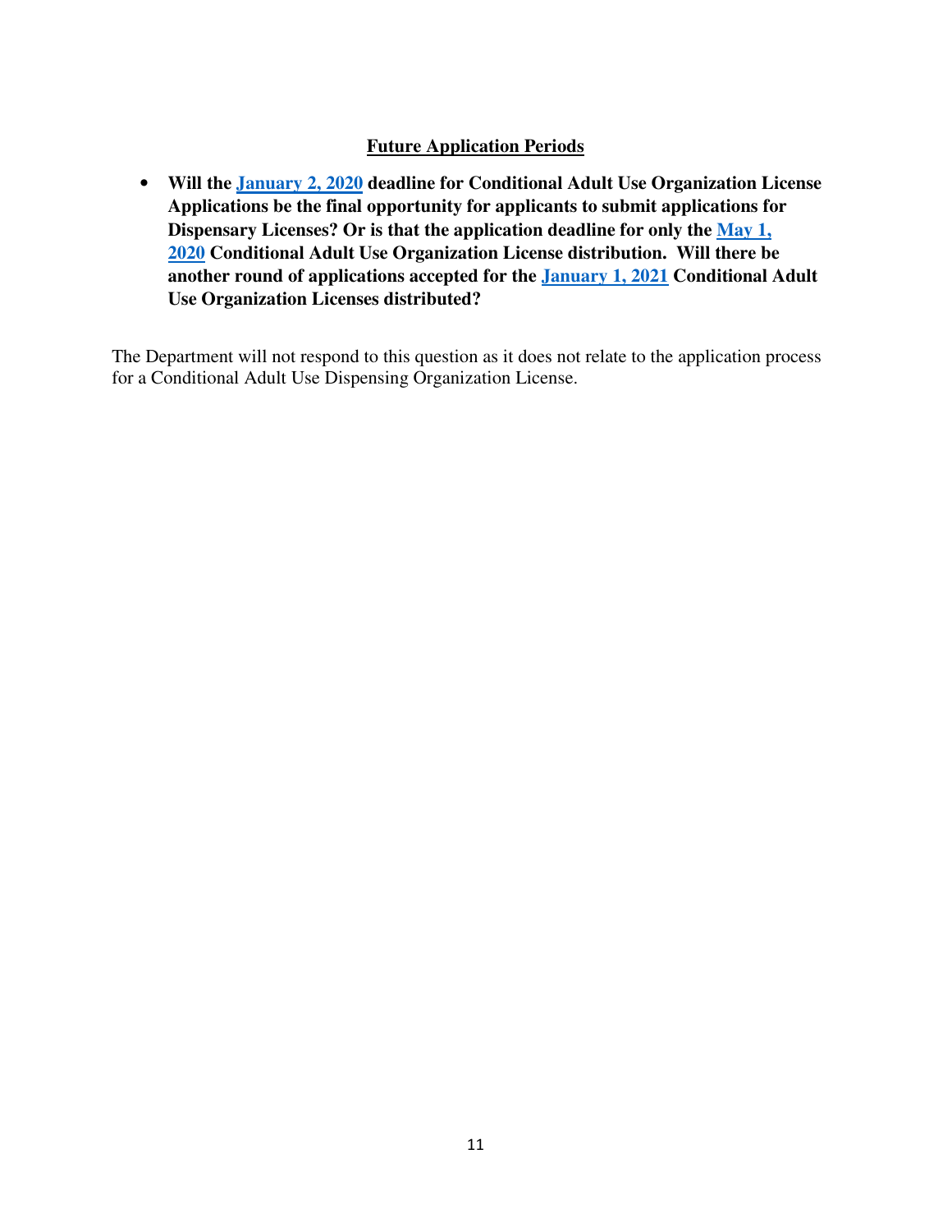## Future Application Periods

- **Will the January 2, 2020 deadline for Conditional Adult Use Organization License Applications be the final opportunity for applicants to submit applications for Dispensary Licenses? Or is that the application deadline for only the May 1, 2020 Conditional Adult Use Organization License distribution. Will there be another round of applications accepted for the January 1, 2021 Conditional Adult Use Organization Licenses distributed?**

The Department will not respond to this question as it does not relate to the application process for a Conditional Adult Use Dispensing Organization License.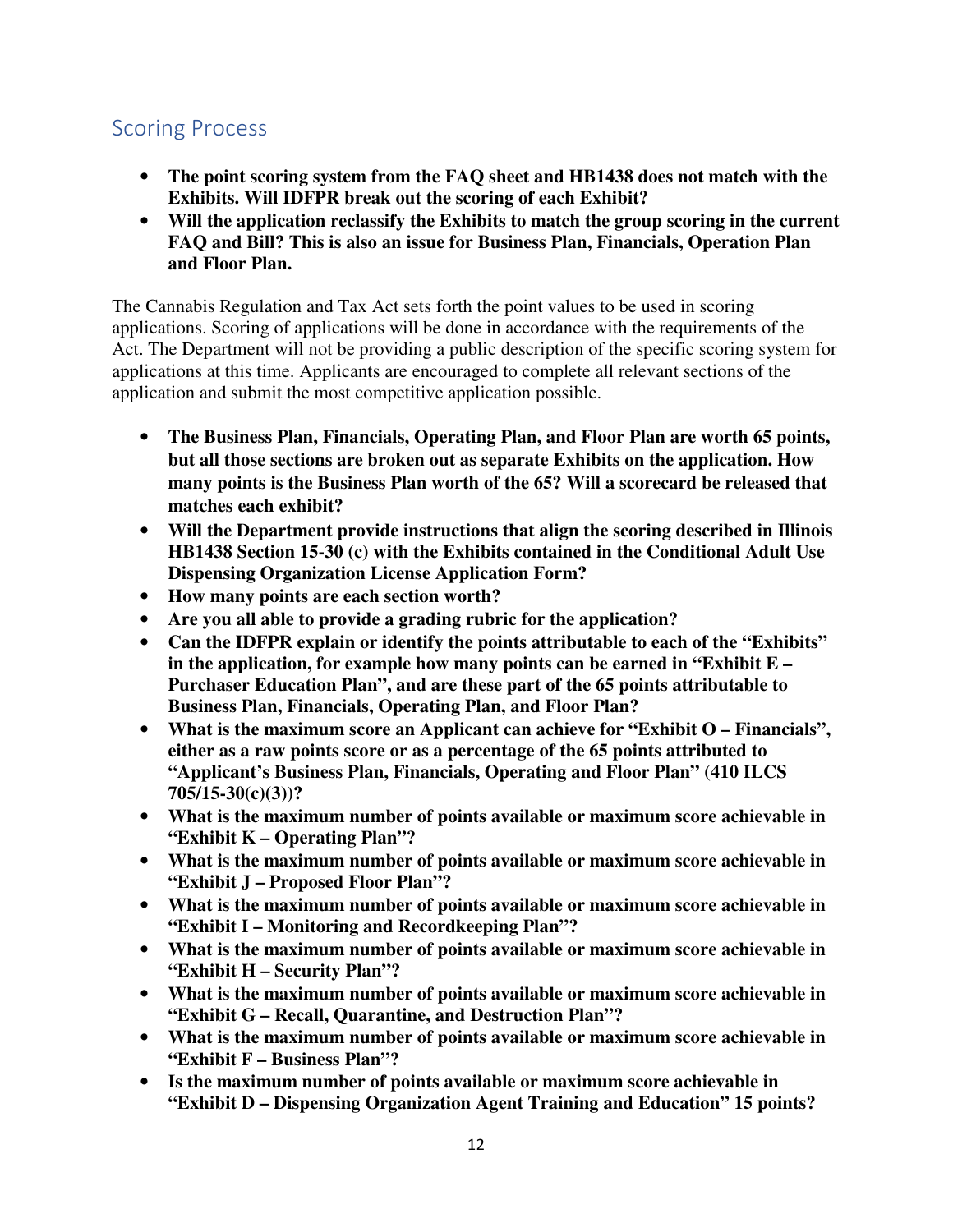## Scoring Process

- **The point scoring system from the FAQ sheet and HB1438 does not match with the Exhibits. Will IDFPR break out the scoring of each Exhibit?**
- **Will the application reclassify the Exhibits to match the group scoring in the current FAQ and Bill? This is also an issue for Business Plan, Financials, Operation Plan and Floor Plan.**

The Cannabis Regulation and Tax Act sets forth the point values to be used in scoring applications. Scoring of applications will be done in accordance with the requirements of the Act. The Department will not be providing a public description of the specific scoring system for applications at this time. Applicants are encouraged to complete all relevant sections of the application and submit the most competitive application possible.

- **The Business Plan, Financials, Operating Plan, and Floor Plan are worth 65 points, but all those sections are broken out as separate Exhibits on the application. How many points is the Business Plan worth of the 65? Will a scorecard be released that matches each exhibit?**
- **Will the Department provide instructions that align the scoring described in Illinois HB1438 Section 15-30 (c) with the Exhibits contained in the Conditional Adult Use Dispensing Organization License Application Form?**
- **How many points are each section worth?**
- **Are you all able to provide a grading rubric for the application?**
- **Can the IDFPR explain or identify the points attributable to each of the "Exhibits" in the application, for example how many points can be earned in "Exhibit E – Purchaser Education Plan", and are these part of the 65 points attributable to Business Plan, Financials, Operating Plan, and Floor Plan?**
- **What is the maximum score an Applicant can achieve for "Exhibit O – Financials", either as a raw points score or as a percentage of the 65 points attributed to "Applicant's Business Plan, Financials, Operating and Floor Plan" (410 ILCS 705/15-30(c)(3))?**
- **What is the maximum number of points available or maximum score achievable in "Exhibit K – Operating Plan"?**
- **What is the maximum number of points available or maximum score achievable in "Exhibit J – Proposed Floor Plan"?**
- **What is the maximum number of points available or maximum score achievable in "Exhibit I – Monitoring and Recordkeeping Plan"?**
- **What is the maximum number of points available or maximum score achievable in "Exhibit H – Security Plan"?**
- **What is the maximum number of points available or maximum score achievable in "Exhibit G – Recall, Quarantine, and Destruction Plan"?**
- **What is the maximum number of points available or maximum score achievable in "Exhibit F – Business Plan"?**
- **Is the maximum number of points available or maximum score achievable in "Exhibit D – Dispensing Organization Agent Training and Education" 15 points?**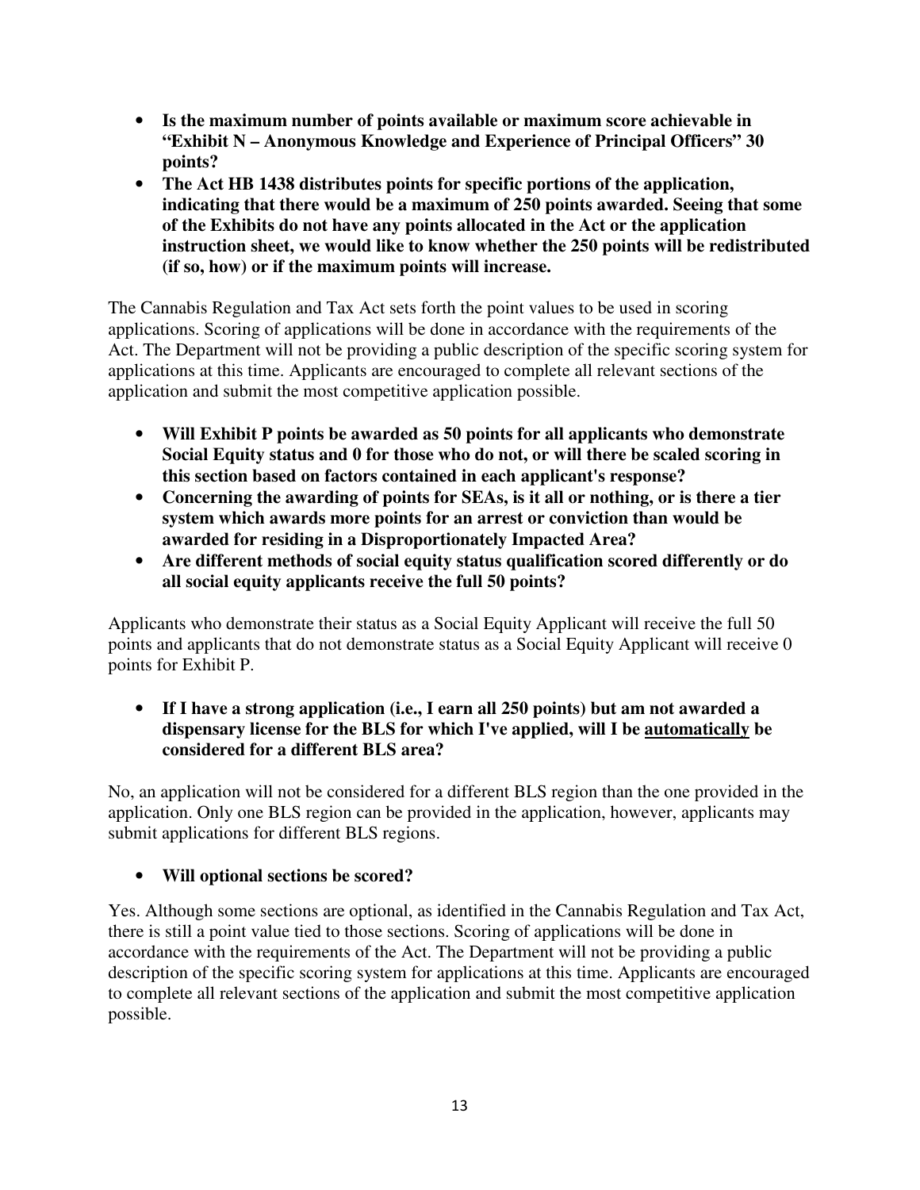- **Is the maximum number of points available or maximum score achievable in "Exhibit N – Anonymous Knowledge and Experience of Principal Officers" 30 points?**
- **The Act HB 1438 distributes points for specific portions of the application, indicating that there would be a maximum of 250 points awarded. Seeing that some of the Exhibits do not have any points allocated in the Act or the application instruction sheet, we would like to know whether the 250 points will be redistributed (if so, how) or if the maximum points will increase.**

The Cannabis Regulation and Tax Act sets forth the point values to be used in scoring applications. Scoring of applications will be done in accordance with the requirements of the Act. The Department will not be providing a public description of the specific scoring system for applications at this time. Applicants are encouraged to complete all relevant sections of the application and submit the most competitive application possible.

- **Will Exhibit P points be awarded as 50 points for all applicants who demonstrate Social Equity status and 0 for those who do not, or will there be scaled scoring in this section based on factors contained in each applicant's response?**
- **Concerning the awarding of points for SEAs, is it all or nothing, or is there a tier system which awards more points for an arrest or conviction than would be awarded for residing in a Disproportionately Impacted Area?**
- **Are different methods of social equity status qualification scored differently or do all social equity applicants receive the full 50 points?**

Applicants who demonstrate their status as a Social Equity Applicant will receive the full 50 points and applicants that do not demonstrate status as a Social Equity Applicant will receive 0 points for Exhibit P.

- **If I have a strong application (i.e., I earn all 250 points) but am not awarded a dispensary license for the BLS for which I've applied, will I be <u>automatically</u> be considered for a different BLS area?**

No, an application will not be considered for a different BLS region than the one provided in the application. Only one BLS region can be provided in the application, however, applicants may submit applications for different BLS regions.

- **Will optional sections be scored?**

Yes. Although some sections are optional, as identified in the Cannabis Regulation and Tax Act, there is still a point value tied to those sections. Scoring of applications will be done in accordance with the requirements of the Act. The Department will not be providing a public description of the specific scoring system for applications at this time. Applicants are encouraged to complete all relevant sections of the application and submit the most competitive application possible.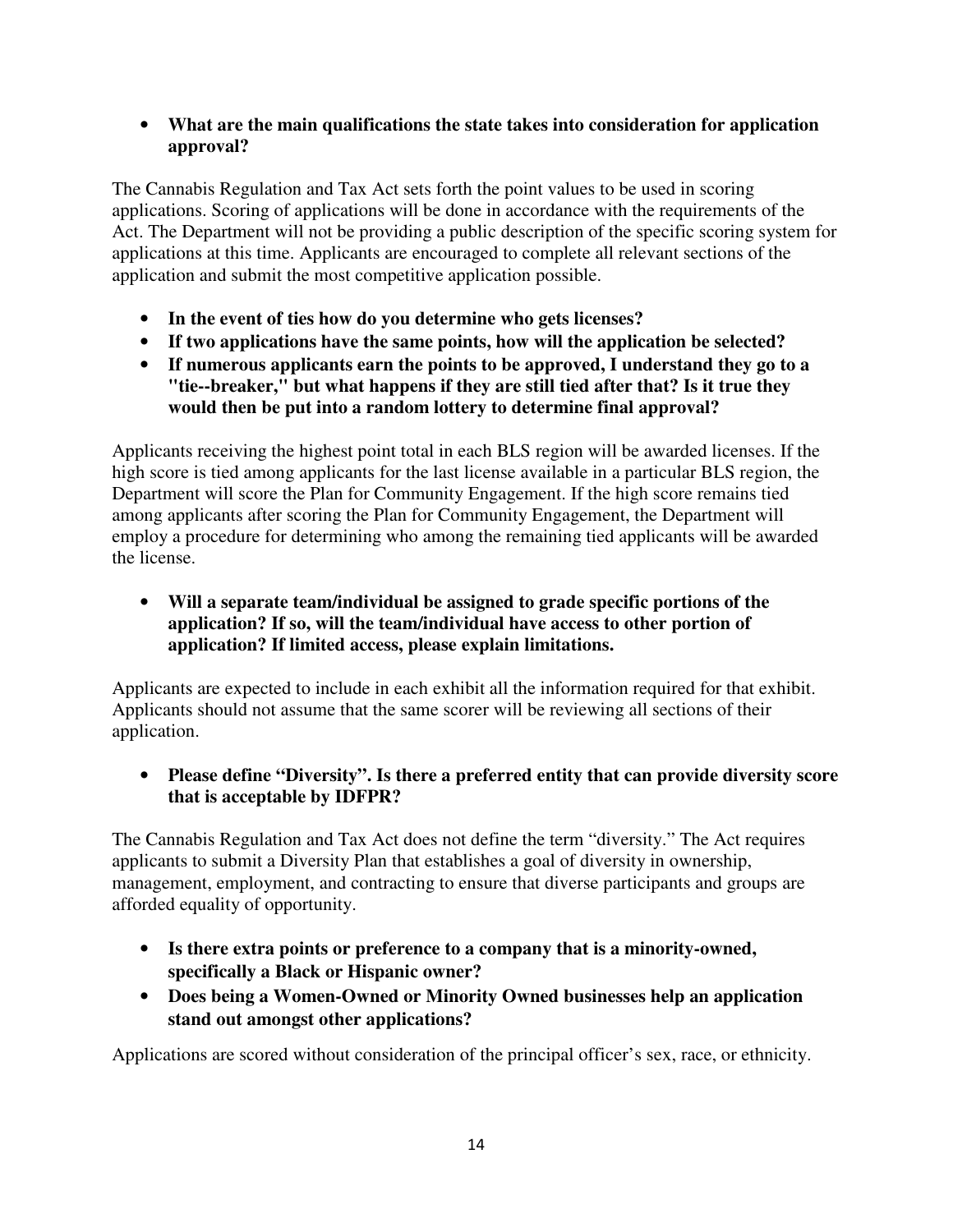- **What are the main qualifications the state takes into consideration for application approval?**

The Cannabis Regulation and Tax Act sets forth the point values to be used in scoring applications. Scoring of applications will be done in accordance with the requirements of the Act. The Department will not be providing a public description of the specific scoring system for applications at this time. Applicants are encouraged to complete all relevant sections of the application and submit the most competitive application possible.

- **In the event of ties how do you determine who gets licenses?**
- **If two applications have the same points, how will the application be selected?**
- **If numerous applicants earn the points to be approved, I understand they go to a "tie--breaker," but what happens if they are still tied after that? Is it true they would then be put into a random lottery to determine final approval?**

Applicants receiving the highest point total in each BLS region will be awarded licenses. If the high score is tied among applicants for the last license available in a particular BLS region, the Department will score the Plan for Community Engagement. If the high score remains tied among applicants after scoring the Plan for Community Engagement, the Department will employ a procedure for determining who among the remaining tied applicants will be awarded the license.

- **Will a separate team/individual be assigned to grade specific portions of the application? If so, will the team/individual have access to other portion of application? If limited access, please explain limitations.**

Applicants are expected to include in each exhibit all the information required for that exhibit. Applicants should not assume that the same scorer will be reviewing all sections of their application.

- **Please define "Diversity". Is there a preferred entity that can provide diversity score that is acceptable by IDFPR?**

The Cannabis Regulation and Tax Act does not define the term "diversity." The Act requires applicants to submit a Diversity Plan that establishes a goal of diversity in ownership, management, employment, and contracting to ensure that diverse participants and groups are afforded equality of opportunity.

- **Is there extra points or preference to a company that is a minority-owned, specifically a Black or Hispanic owner?**
- **Does being a Women-Owned or Minority Owned businesses help an application stand out amongst other applications?**

Applications are scored without consideration of the principal officer's sex, race, or ethnicity.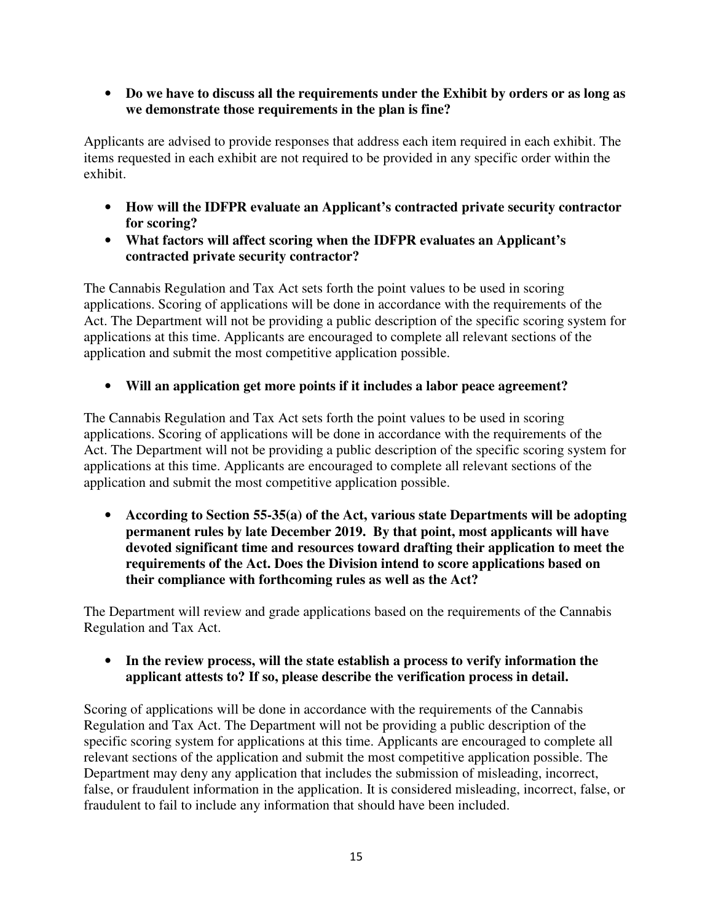- **Do we have to discuss all the requirements under the Exhibit by orders or as long as we demonstrate those requirements in the plan is fine?**

Applicants are advised to provide responses that address each item required in each exhibit. The items requested in each exhibit are not required to be provided in any specific order within the exhibit.

- **How will the IDFPR evaluate an Applicant's contracted private security contractor for scoring?**
- **What factors will affect scoring when the IDFPR evaluates an Applicant's contracted private security contractor?**

The Cannabis Regulation and Tax Act sets forth the point values to be used in scoring applications. Scoring of applications will be done in accordance with the requirements of the Act. The Department will not be providing a public description of the specific scoring system for applications at this time. Applicants are encouraged to complete all relevant sections of the application and submit the most competitive application possible.

- **Will an application get more points if it includes a labor peace agreement?**

The Cannabis Regulation and Tax Act sets forth the point values to be used in scoring applications. Scoring of applications will be done in accordance with the requirements of the Act. The Department will not be providing a public description of the specific scoring system for applications at this time. Applicants are encouraged to complete all relevant sections of the application and submit the most competitive application possible.

- **According to Section 55-35(a) of the Act, various state Departments will be adopting permanent rules by late December 2019. By that point, most applicants will have devoted significant time and resources toward drafting their application to meet the requirements of the Act. Does the Division intend to score applications based on their compliance with forthcoming rules as well as the Act?**

The Department will review and grade applications based on the requirements of the Cannabis Regulation and Tax Act.

- **In the review process, will the state establish a process to verify information the applicant attests to? If so, please describe the verification process in detail.**

Scoring of applications will be done in accordance with the requirements of the Cannabis Regulation and Tax Act. The Department will not be providing a public description of the specific scoring system for applications at this time. Applicants are encouraged to complete all relevant sections of the application and submit the most competitive application possible. The Department may deny any application that includes the submission of misleading, incorrect, false, or fraudulent information in the application. It is considered misleading, incorrect, false, or fraudulent to fail to include any information that should have been included.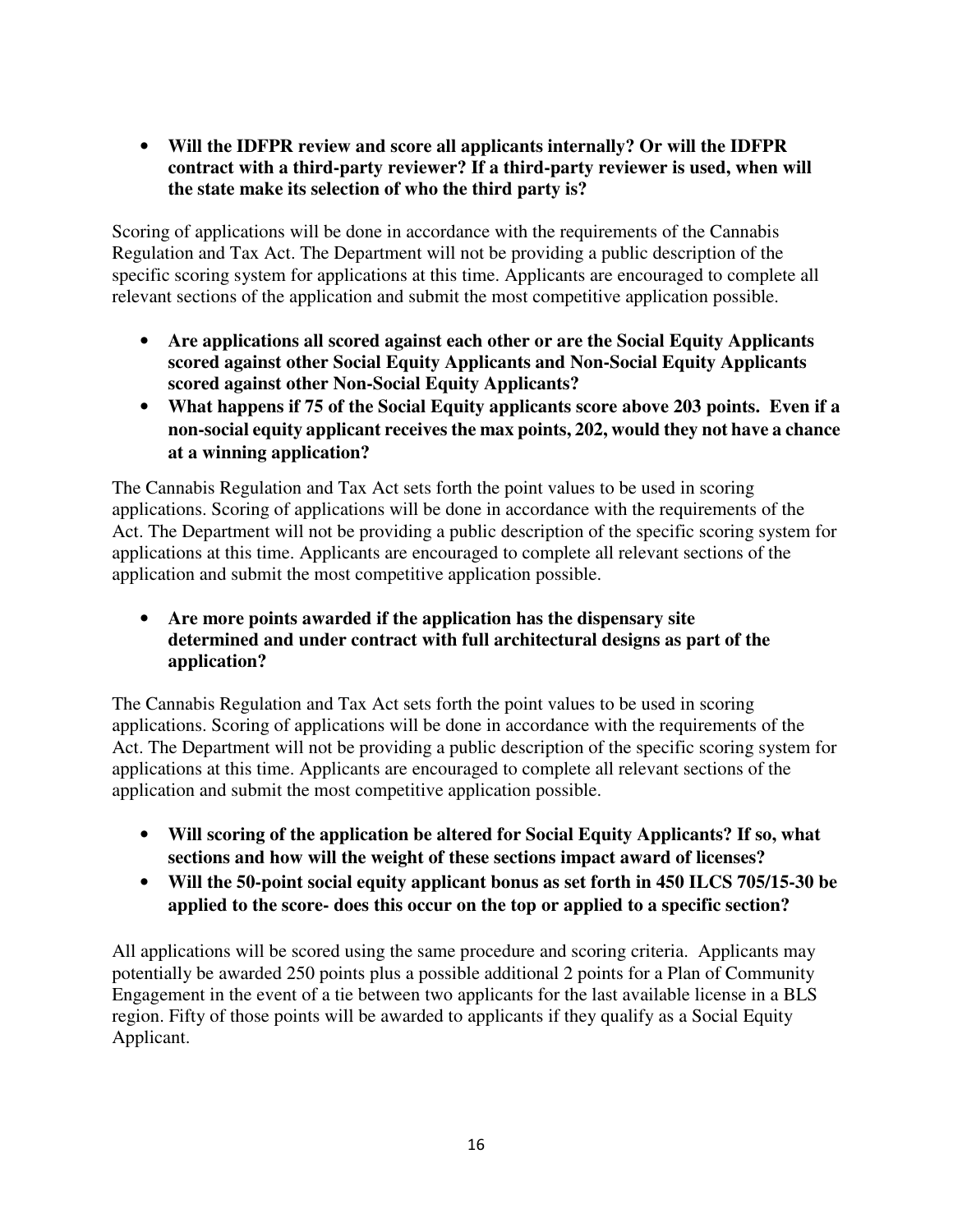- **Will the IDFPR review and score all applicants internally? Or will the IDFPR contract with a third-party reviewer? If a third-party reviewer is used, when will the state make its selection of who the third party is?**

Scoring of applications will be done in accordance with the requirements of the Cannabis Regulation and Tax Act. The Department will not be providing a public description of the specific scoring system for applications at this time. Applicants are encouraged to complete all relevant sections of the application and submit the most competitive application possible.

- **Are applications all scored against each other or are the Social Equity Applicants scored against other Social Equity Applicants and Non-Social Equity Applicants scored against other Non-Social Equity Applicants?**
- **What happens if 75 of the Social Equity applicants score above 203 points. Even if a non-social equity applicant receives the max points, 202, would they not have a chance at a winning application?**

The Cannabis Regulation and Tax Act sets forth the point values to be used in scoring applications. Scoring of applications will be done in accordance with the requirements of the Act. The Department will not be providing a public description of the specific scoring system for applications at this time. Applicants are encouraged to complete all relevant sections of the application and submit the most competitive application possible.

- **Are more points awarded if the application has the dispensary site determined and under contract with full architectural designs as part of the application?**

The Cannabis Regulation and Tax Act sets forth the point values to be used in scoring applications. Scoring of applications will be done in accordance with the requirements of the Act. The Department will not be providing a public description of the specific scoring system for applications at this time. Applicants are encouraged to complete all relevant sections of the application and submit the most competitive application possible.

- **Will scoring of the application be altered for Social Equity Applicants? If so, what sections and how will the weight of these sections impact award of licenses?**
- **Will the 50-point social equity applicant bonus as set forth in 450 ILCS 705/15-30 be applied to the score- does this occur on the top or applied to a specific section?**

All applications will be scored using the same procedure and scoring criteria. Applicants may potentially be awarded 250 points plus a possible additional 2 points for a Plan of Community Engagement in the event of a tie between two applicants for the last available license in a BLS region. Fifty of those points will be awarded to applicants if they qualify as a Social Equity Applicant.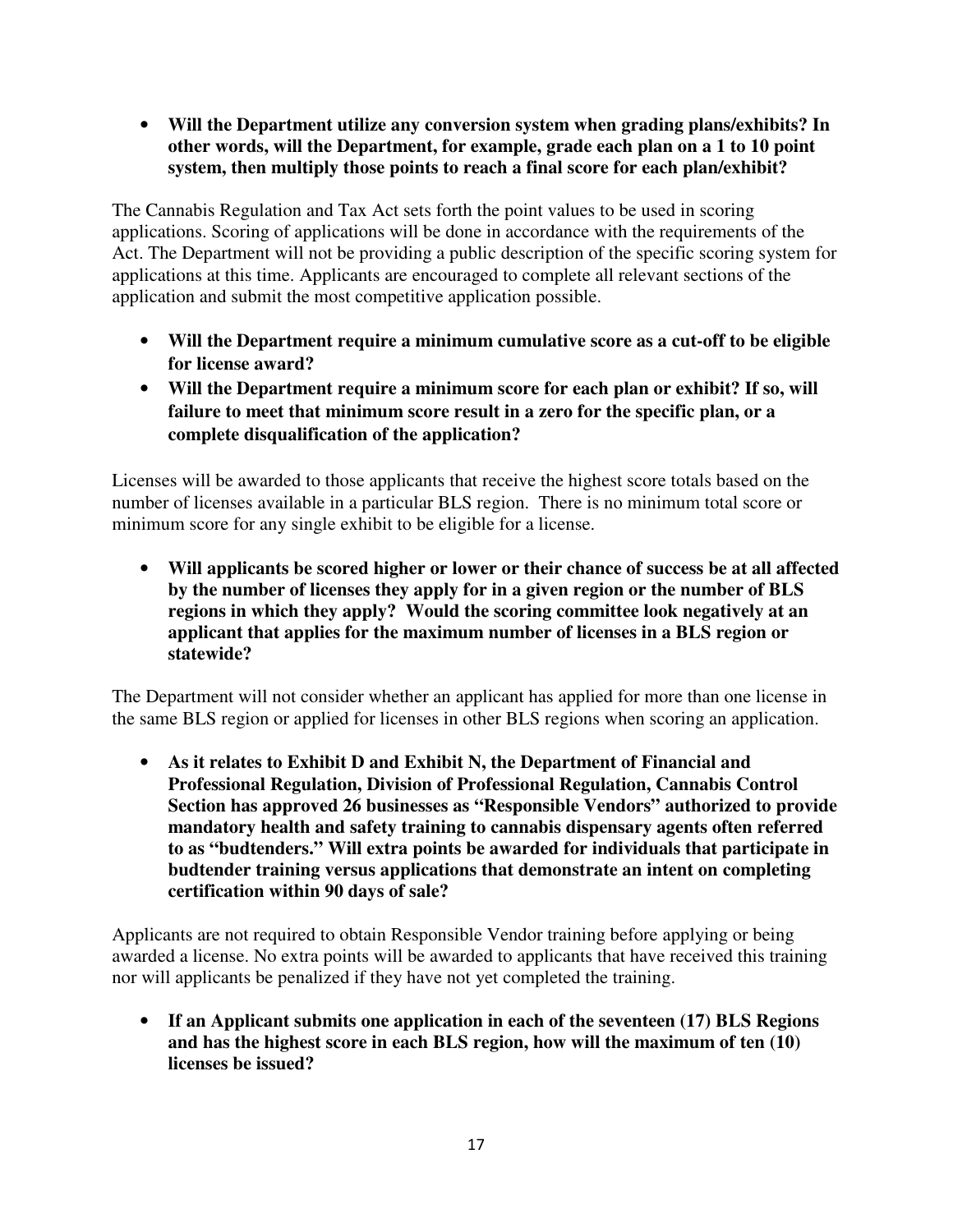- **Will the Department utilize any conversion system when grading plans/exhibits? In other words, will the Department, for example, grade each plan on a 1 to 10 point system, then multiply those points to reach a final score for each plan/exhibit?**

The Cannabis Regulation and Tax Act sets forth the point values to be used in scoring applications. Scoring of applications will be done in accordance with the requirements of the Act. The Department will not be providing a public description of the specific scoring system for applications at this time. Applicants are encouraged to complete all relevant sections of the application and submit the most competitive application possible.

- **Will the Department require a minimum cumulative score as a cut-off to be eligible for license award?**
- **Will the Department require a minimum score for each plan or exhibit? If so, will failure to meet that minimum score result in a zero for the specific plan, or a complete disqualification of the application?**

Licenses will be awarded to those applicants that receive the highest score totals based on the number of licenses available in a particular BLS region. There is no minimum total score or minimum score for any single exhibit to be eligible for a license.

- **Will applicants be scored higher or lower or their chance of success be at all affected by the number of licenses they apply for in a given region or the number of BLS regions in which they apply? Would the scoring committee look negatively at an applicant that applies for the maximum number of licenses in a BLS region or statewide?**

The Department will not consider whether an applicant has applied for more than one license in the same BLS region or applied for licenses in other BLS regions when scoring an application.

- **As it relates to Exhibit D and Exhibit N, the Department of Financial and Professional Regulation, Division of Professional Regulation, Cannabis Control Section has approved 26 businesses as "Responsible Vendors" authorized to provide mandatory health and safety training to cannabis dispensary agents often referred to as "budtenders." Will extra points be awarded for individuals that participate in budtender training versus applications that demonstrate an intent on completing certification within 90 days of sale?**

Applicants are not required to obtain Responsible Vendor training before applying or being awarded a license. No extra points will be awarded to applicants that have received this training nor will applicants be penalized if they have not yet completed the training.

- **If an Applicant submits one application in each of the seventeen (17) BLS Regions and has the highest score in each BLS region, how will the maximum of ten (10) licenses be issued?**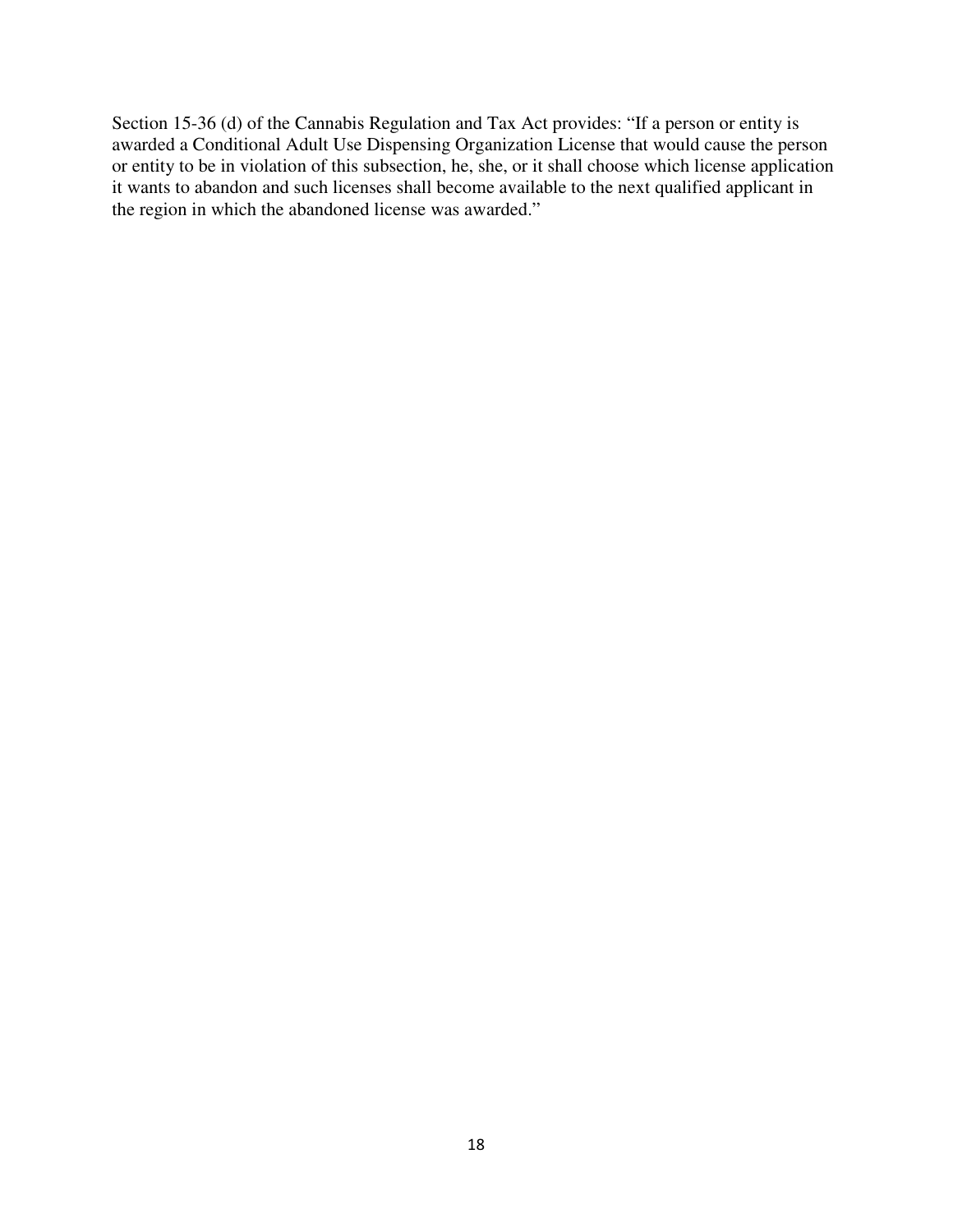Section 15-36 (d) of the Cannabis Regulation and Tax Act provides: "If a person or entity is awarded a Conditional Adult Use Dispensing Organization License that would cause the person or entity to be in violation of this subsection, he, she, or it shall choose which license application it wants to abandon and such licenses shall become available to the next qualified applicant in the region in which the abandoned license was awarded."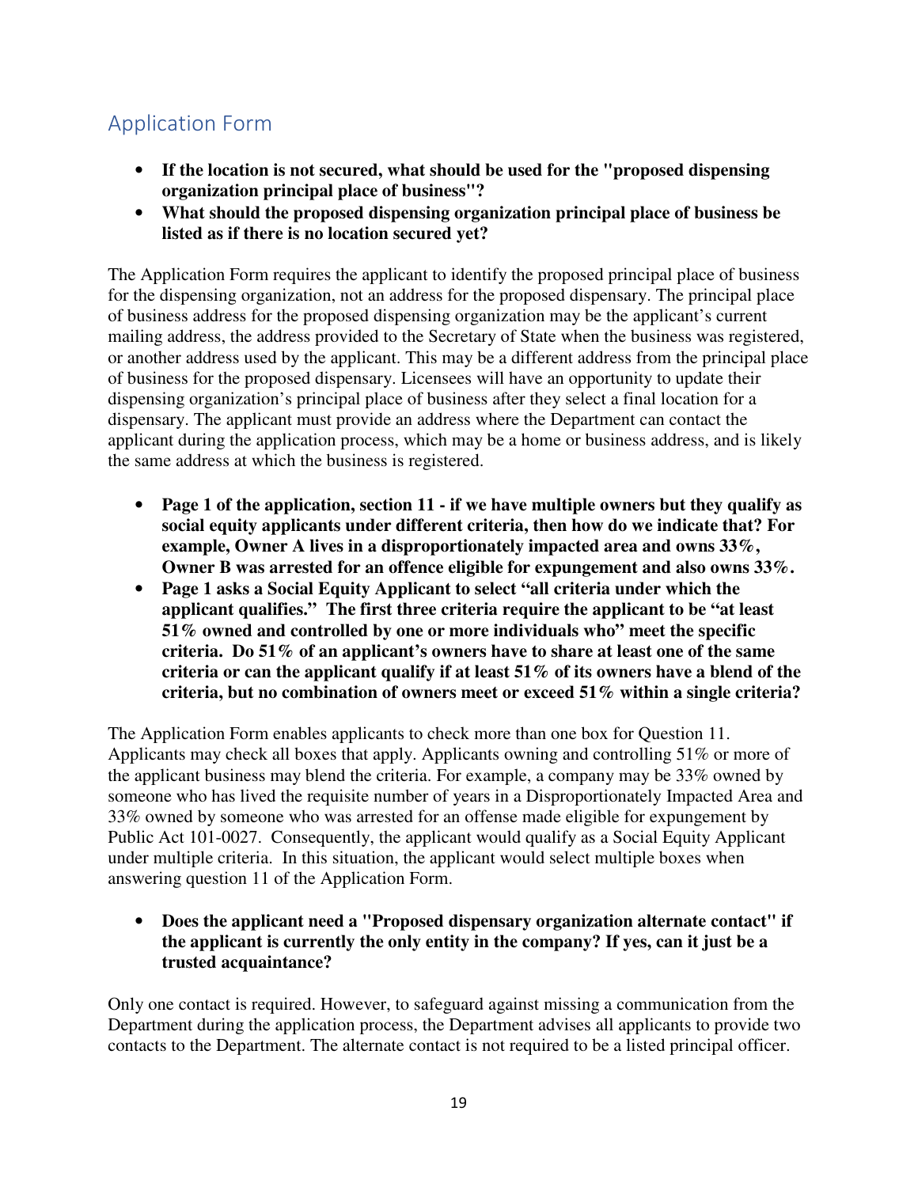## Application Form

- **If the location is not secured, what should be used for the "proposed dispensing organization principal place of business"?**
- **What should the proposed dispensing organization principal place of business be listed as if there is no location secured yet?**

The Application Form requires the applicant to identify the proposed principal place of business for the dispensing organization, not an address for the proposed dispensary. The principal place of business address for the proposed dispensing organization may be the applicant's current mailing address, the address provided to the Secretary of State when the business was registered, or another address used by the applicant. This may be a different address from the principal place of business for the proposed dispensary. Licensees will have an opportunity to update their dispensing organization's principal place of business after they select a final location for a dispensary. The applicant must provide an address where the Department can contact the applicant during the application process, which may be a home or business address, and is likely the same address at which the business is registered.

- **Page 1 of the application, section 11 - if we have multiple owners but they qualify as social equity applicants under different criteria, then how do we indicate that? For example, Owner A lives in a disproportionately impacted area and owns 33%, Owner B was arrested for an offence eligible for expungement and also owns 33%.**
- **Page 1 asks a Social Equity Applicant to select "all criteria under which the applicant qualifies." The first three criteria require the applicant to be "at least 51% owned and controlled by one or more individuals who" meet the specific criteria. Do 51% of an applicant's owners have to share at least one of the same criteria or can the applicant qualify if at least 51% of its owners have a blend of the criteria, but no combination of owners meet or exceed 51% within a single criteria?**

The Application Form enables applicants to check more than one box for Question 11. Applicants may check all boxes that apply. Applicants owning and controlling 51% or more of the applicant business may blend the criteria. For example, a company may be 33% owned by someone who has lived the requisite number of years in a Disproportionately Impacted Area and 33% owned by someone who was arrested for an offense made eligible for expungement by Public Act 101-0027. Consequently, the applicant would qualify as a Social Equity Applicant under multiple criteria. In this situation, the applicant would select multiple boxes when answering question 11 of the Application Form.

- **Does the applicant need a "Proposed dispensary organization alternate contact" if the applicant is currently the only entity in the company? If yes, can it just be a trusted acquaintance?**

Only one contact is required. However, to safeguard against missing a communication from the Department during the application process, the Department advises all applicants to provide two contacts to the Department. The alternate contact is not required to be a listed principal officer.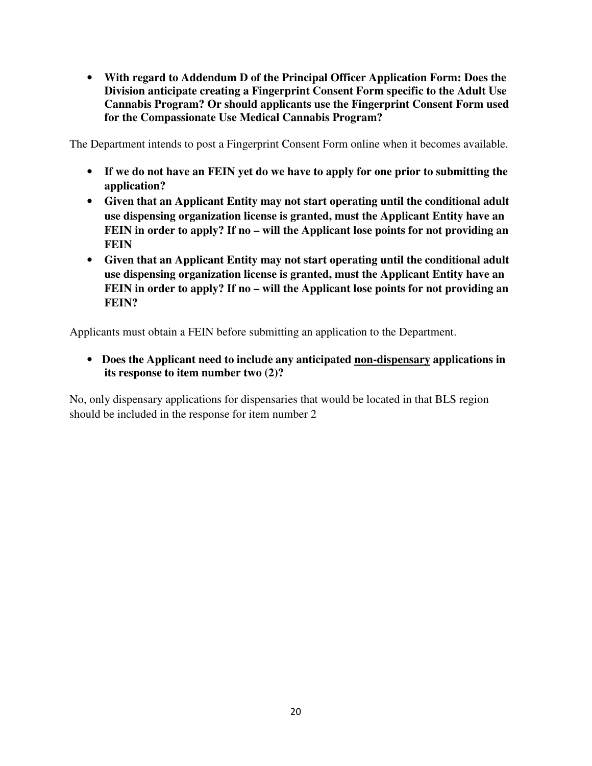- **With regard to Addendum D of the Principal Officer Application Form: Does the Division anticipate creating a Fingerprint Consent Form specific to the Adult Use Cannabis Program? Or should applicants use the Fingerprint Consent Form used for the Compassionate Use Medical Cannabis Program?**

The Department intends to post a Fingerprint Consent Form online when it becomes available.

- **If we do not have an FEIN yet do we have to apply for one prior to submitting the application?**
- **Given that an Applicant Entity may not start operating until the conditional adult use dispensing organization license is granted, must the Applicant Entity have an FEIN in order to apply? If no – will the Applicant lose points for not providing an FEIN**
- **Given that an Applicant Entity may not start operating until the conditional adult use dispensing organization license is granted, must the Applicant Entity have an FEIN in order to apply? If no – will the Applicant lose points for not providing an FEIN?**

Applicants must obtain a FEIN before submitting an application to the Department.

- **Does the Applicant need to include any anticipated <u>non-dispensary</u> applications in its response to item number two (2)?**

No, only dispensary applications for dispensaries that would be located in that BLS region should be included in the response for item number 2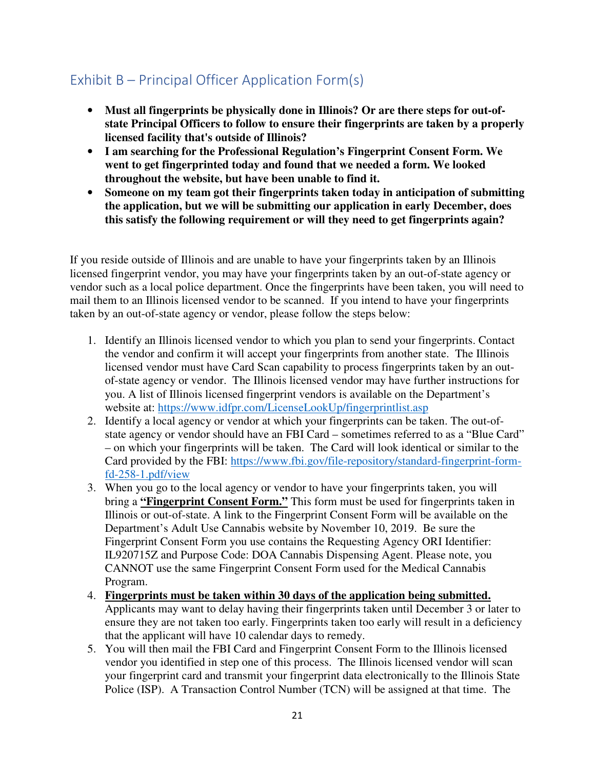## Exhibit B – Principal Officer Application Form(s)

- **Must all fingerprints be physically done in Illinois? Or are there steps for out-of-state Principal Officers to follow to ensure their fingerprints are taken by a properly licensed facility that's outside of Illinois?**
- **I am searching for the Professional Regulation's Fingerprint Consent Form. We went to get fingerprinted today and found that we needed a form. We looked throughout the website, but have been unable to find it.**
- **Someone on my team got their fingerprints taken today in anticipation of submitting the application, but we will be submitting our application in early December, does this satisfy the following requirement or will they need to get fingerprints again?**

If you reside outside of Illinois and are unable to have your fingerprints taken by an Illinois licensed fingerprint vendor, you may have your fingerprints taken by an out-of-state agency or vendor such as a local police department. Once the fingerprints have been taken, you will need to mail them to an Illinois licensed vendor to be scanned. If you intend to have your fingerprints taken by an out-of-state agency or vendor, please follow the steps below:

1. Identify an Illinois licensed vendor to which you plan to send your fingerprints. Contact the vendor and confirm it will accept your fingerprints from another state. The Illinois licensed vendor must have Card Scan capability to process fingerprints taken by an out-of-state agency or vendor. The Illinois licensed vendor may have further instructions for you. A list of Illinois licensed fingerprint vendors is available on the Department's website at: https://www.idfpr.com/LicenseLookUp/fingerprintlist.asp
2. Identify a local agency or vendor at which your fingerprints can be taken. The out-of-state agency or vendor should have an FBI Card – sometimes referred to as a "Blue Card" – on which your fingerprints will be taken. The Card will look identical or similar to the Card provided by the FBI: https://www.fbi.gov/file-repository/standard-fingerprint-form-fd-258-1.pdf/view
3. When you go to the local agency or vendor to have your fingerprints taken, you will bring a **"Fingerprint Consent Form."** This form must be used for fingerprints taken in Illinois or out-of-state. A link to the Fingerprint Consent Form will be available on the Department's Adult Use Cannabis website by November 10, 2019. Be sure the Fingerprint Consent Form you use contains the Requesting Agency ORI Identifier: IL920715Z and Purpose Code: DOA Cannabis Dispensing Agent. Please note, you CANNOT use the same Fingerprint Consent Form used for the Medical Cannabis Program.
4. **Fingerprints must be taken within 30 days of the application being submitted.** Applicants may want to delay having their fingerprints taken until December 3 or later to ensure they are not taken too early. Fingerprints taken too early will result in a deficiency that the applicant will have 10 calendar days to remedy.
5. You will then mail the FBI Card and Fingerprint Consent Form to the Illinois licensed vendor you identified in step one of this process. The Illinois licensed vendor will scan your fingerprint card and transmit your fingerprint data electronically to the Illinois State Police (ISP). A Transaction Control Number (TCN) will be assigned at that time. The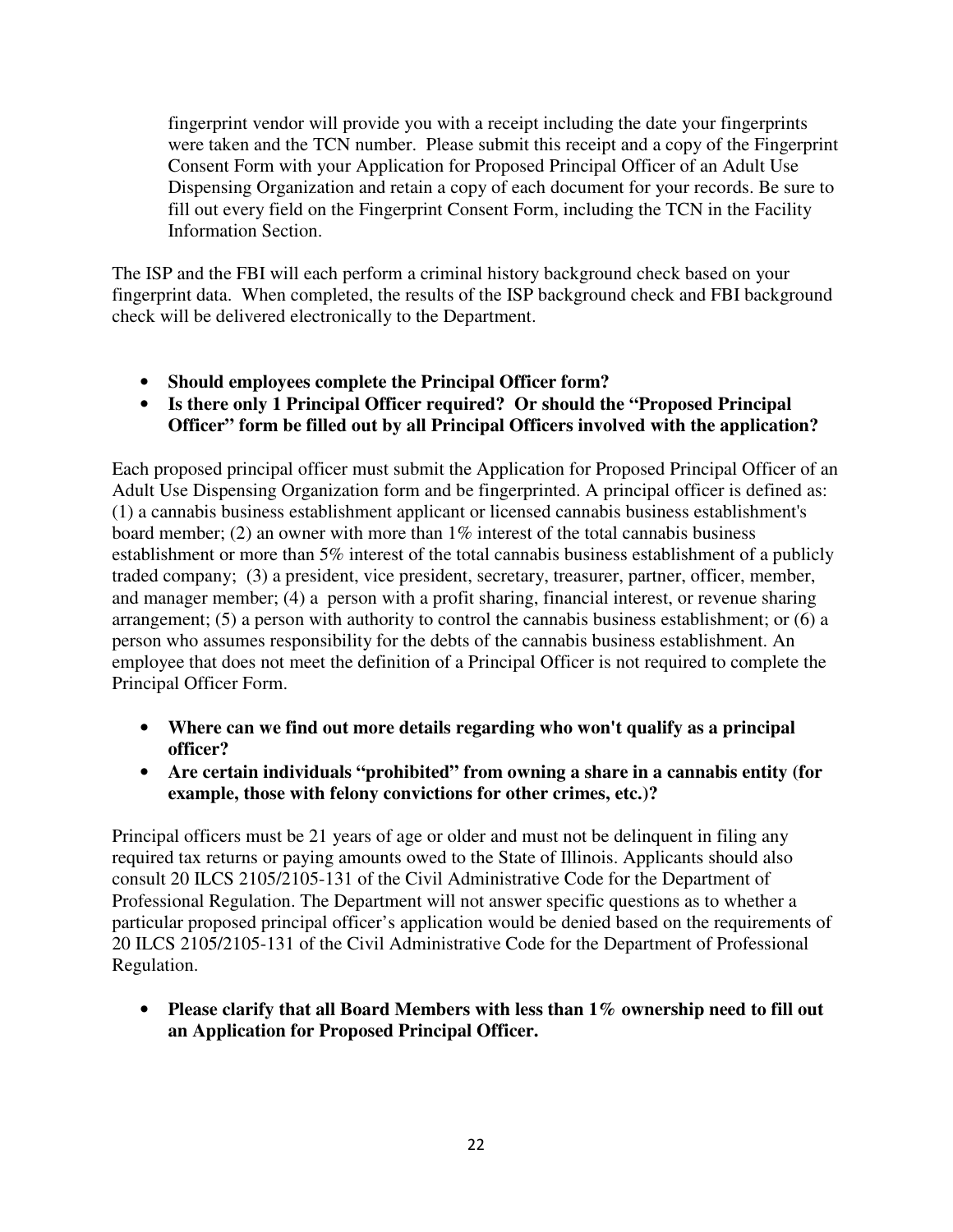fingerprint vendor will provide you with a receipt including the date your fingerprints were taken and the TCN number. Please submit this receipt and a copy of the Fingerprint Consent Form with your Application for Proposed Principal Officer of an Adult Use Dispensing Organization and retain a copy of each document for your records. Be sure to fill out every field on the Fingerprint Consent Form, including the TCN in the Facility Information Section.

The ISP and the FBI will each perform a criminal history background check based on your fingerprint data. When completed, the results of the ISP background check and FBI background check will be delivered electronically to the Department.

- **Should employees complete the Principal Officer form?**
- **Is there only 1 Principal Officer required? Or should the "Proposed Principal Officer" form be filled out by all Principal Officers involved with the application?**

Each proposed principal officer must submit the Application for Proposed Principal Officer of an Adult Use Dispensing Organization form and be fingerprinted. A principal officer is defined as: (1) a cannabis business establishment applicant or licensed cannabis business establishment's board member; (2) an owner with more than 1% interest of the total cannabis business establishment or more than 5% interest of the total cannabis business establishment of a publicly traded company; (3) a president, vice president, secretary, treasurer, partner, officer, member, and manager member; (4) a person with a profit sharing, financial interest, or revenue sharing arrangement; (5) a person with authority to control the cannabis business establishment; or (6) a person who assumes responsibility for the debts of the cannabis business establishment. An employee that does not meet the definition of a Principal Officer is not required to complete the Principal Officer Form.

- **Where can we find out more details regarding who won't qualify as a principal officer?**
- **Are certain individuals "prohibited" from owning a share in a cannabis entity (for example, those with felony convictions for other crimes, etc.)?**

Principal officers must be 21 years of age or older and must not be delinquent in filing any required tax returns or paying amounts owed to the State of Illinois. Applicants should also consult 20 ILCS 2105/2105-131 of the Civil Administrative Code for the Department of Professional Regulation. The Department will not answer specific questions as to whether a particular proposed principal officer's application would be denied based on the requirements of 20 ILCS 2105/2105-131 of the Civil Administrative Code for the Department of Professional Regulation.

- **Please clarify that all Board Members with less than 1% ownership need to fill out an Application for Proposed Principal Officer.**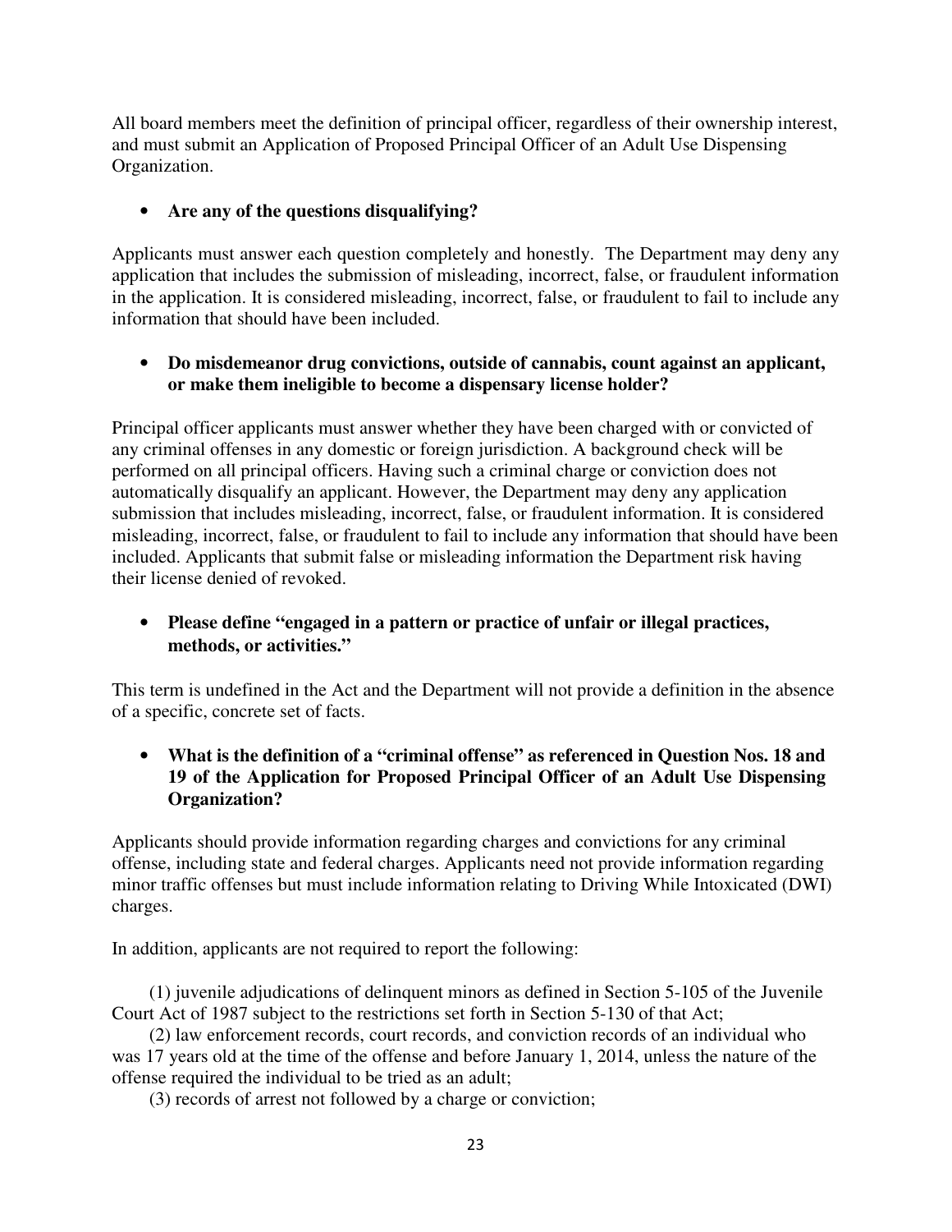All board members meet the definition of principal officer, regardless of their ownership interest, and must submit an Application of Proposed Principal Officer of an Adult Use Dispensing Organization.

- **Are any of the questions disqualifying?**

Applicants must answer each question completely and honestly. The Department may deny any application that includes the submission of misleading, incorrect, false, or fraudulent information in the application. It is considered misleading, incorrect, false, or fraudulent to fail to include any information that should have been included.

- **Do misdemeanor drug convictions, outside of cannabis, count against an applicant, or make them ineligible to become a dispensary license holder?**

Principal officer applicants must answer whether they have been charged with or convicted of any criminal offenses in any domestic or foreign jurisdiction. A background check will be performed on all principal officers. Having such a criminal charge or conviction does not automatically disqualify an applicant. However, the Department may deny any application submission that includes misleading, incorrect, false, or fraudulent information. It is considered misleading, incorrect, false, or fraudulent to fail to include any information that should have been included. Applicants that submit false or misleading information the Department risk having their license denied of revoked.

- **Please define "engaged in a pattern or practice of unfair or illegal practices, methods, or activities."**

This term is undefined in the Act and the Department will not provide a definition in the absence of a specific, concrete set of facts.

- **What is the definition of a "criminal offense" as referenced in Question Nos. 18 and 19 of the Application for Proposed Principal Officer of an Adult Use Dispensing Organization?**

Applicants should provide information regarding charges and convictions for any criminal offense, including state and federal charges. Applicants need not provide information regarding minor traffic offenses but must include information relating to Driving While Intoxicated (DWI) charges.

In addition, applicants are not required to report the following:

(1) juvenile adjudications of delinquent minors as defined in Section 5-105 of the Juvenile Court Act of 1987 subject to the restrictions set forth in Section 5-130 of that Act;

(2) law enforcement records, court records, and conviction records of an individual who was 17 years old at the time of the offense and before January 1, 2014, unless the nature of the offense required the individual to be tried as an adult;

(3) records of arrest not followed by a charge or conviction;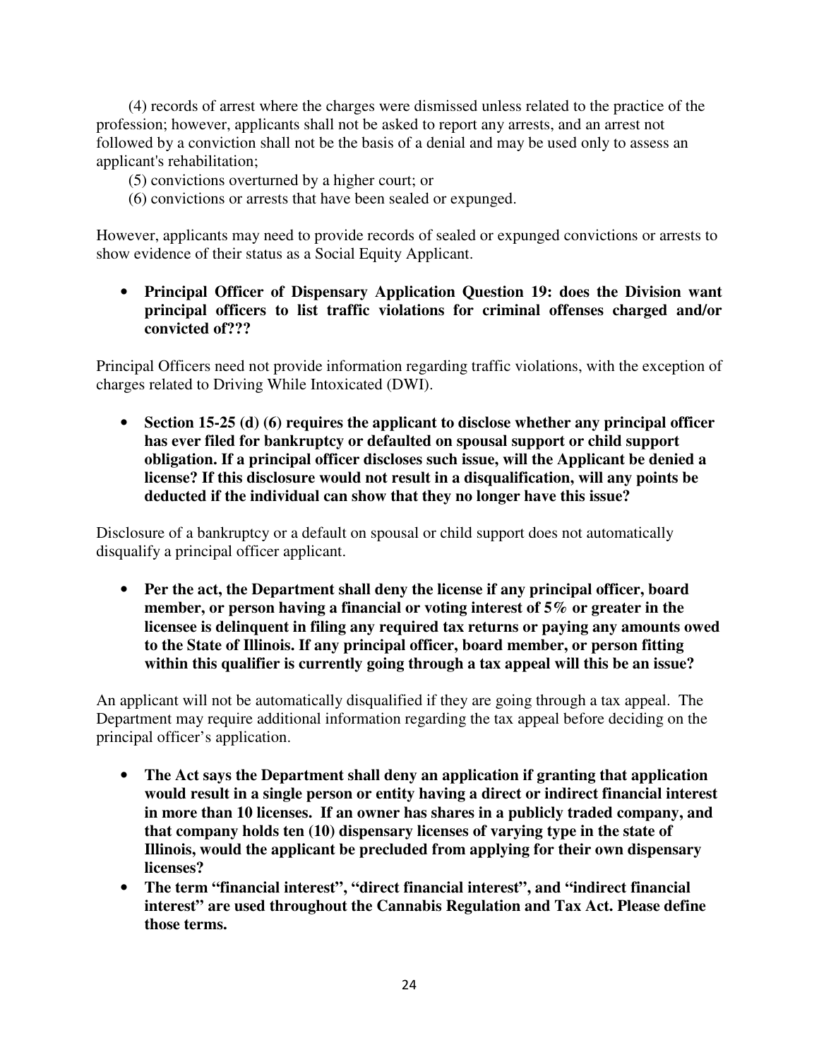(4) records of arrest where the charges were dismissed unless related to the practice of the profession; however, applicants shall not be asked to report any arrests, and an arrest not followed by a conviction shall not be the basis of a denial and may be used only to assess an applicant's rehabilitation;

(5) convictions overturned by a higher court; or

(6) convictions or arrests that have been sealed or expunged.

However, applicants may need to provide records of sealed or expunged convictions or arrests to show evidence of their status as a Social Equity Applicant.

- **Principal Officer of Dispensary Application Question 19: does the Division want principal officers to list traffic violations for criminal offenses charged and/or convicted of???**

Principal Officers need not provide information regarding traffic violations, with the exception of charges related to Driving While Intoxicated (DWI).

- **Section 15-25 (d) (6) requires the applicant to disclose whether any principal officer has ever filed for bankruptcy or defaulted on spousal support or child support obligation. If a principal officer discloses such issue, will the Applicant be denied a license? If this disclosure would not result in a disqualification, will any points be deducted if the individual can show that they no longer have this issue?**

Disclosure of a bankruptcy or a default on spousal or child support does not automatically disqualify a principal officer applicant.

- **Per the act, the Department shall deny the license if any principal officer, board member, or person having a financial or voting interest of 5% or greater in the licensee is delinquent in filing any required tax returns or paying any amounts owed to the State of Illinois. If any principal officer, board member, or person fitting within this qualifier is currently going through a tax appeal will this be an issue?**

An applicant will not be automatically disqualified if they are going through a tax appeal. The Department may require additional information regarding the tax appeal before deciding on the principal officer's application.

- **The Act says the Department shall deny an application if granting that application would result in a single person or entity having a direct or indirect financial interest in more than 10 licenses. If an owner has shares in a publicly traded company, and that company holds ten (10) dispensary licenses of varying type in the state of Illinois, would the applicant be precluded from applying for their own dispensary licenses?**
- **The term "financial interest", "direct financial interest", and "indirect financial interest" are used throughout the Cannabis Regulation and Tax Act. Please define those terms.**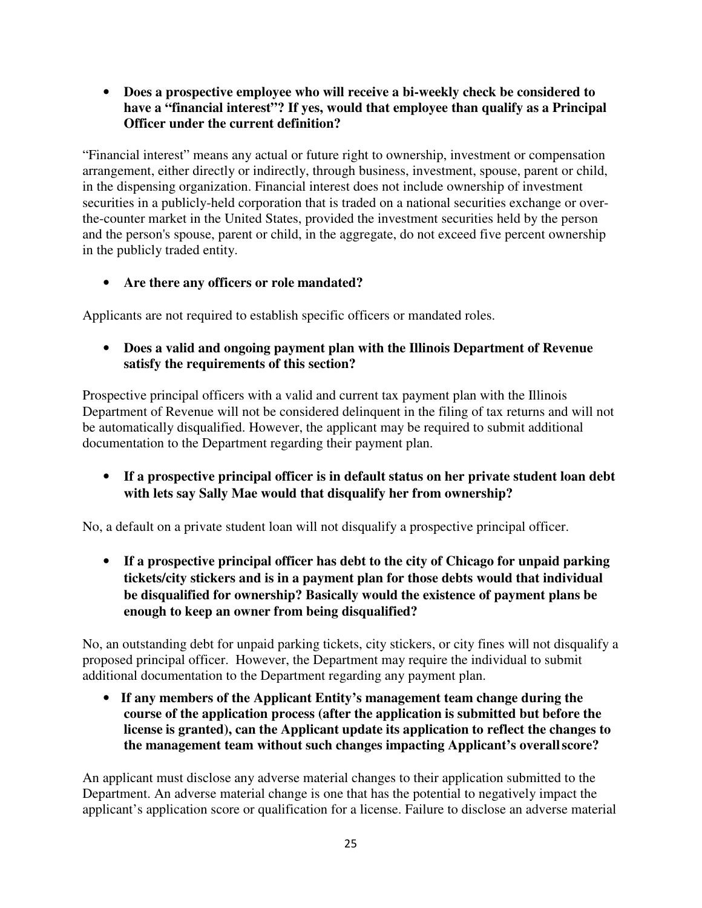- **Does a prospective employee who will receive a bi-weekly check be considered to have a "financial interest"? If yes, would that employee than qualify as a Principal Officer under the current definition?**

"Financial interest" means any actual or future right to ownership, investment or compensation arrangement, either directly or indirectly, through business, investment, spouse, parent or child, in the dispensing organization. Financial interest does not include ownership of investment securities in a publicly-held corporation that is traded on a national securities exchange or over-the-counter market in the United States, provided the investment securities held by the person and the person's spouse, parent or child, in the aggregate, do not exceed five percent ownership in the publicly traded entity.

- **Are there any officers or role mandated?**

Applicants are not required to establish specific officers or mandated roles.

- **Does a valid and ongoing payment plan with the Illinois Department of Revenue satisfy the requirements of this section?**

Prospective principal officers with a valid and current tax payment plan with the Illinois Department of Revenue will not be considered delinquent in the filing of tax returns and will not be automatically disqualified. However, the applicant may be required to submit additional documentation to the Department regarding their payment plan.

- **If a prospective principal officer is in default status on her private student loan debt with lets say Sally Mae would that disqualify her from ownership?**

No, a default on a private student loan will not disqualify a prospective principal officer.

- **If a prospective principal officer has debt to the city of Chicago for unpaid parking tickets/city stickers and is in a payment plan for those debts would that individual be disqualified for ownership? Basically would the existence of payment plans be enough to keep an owner from being disqualified?**

No, an outstanding debt for unpaid parking tickets, city stickers, or city fines will not disqualify a proposed principal officer. However, the Department may require the individual to submit additional documentation to the Department regarding any payment plan.

- **If any members of the Applicant Entity's management team change during the course of the application process (after the application is submitted but before the license is granted), can the Applicant update its application to reflect the changes to the management team without such changes impacting Applicant's overall score?**

An applicant must disclose any adverse material changes to their application submitted to the Department. An adverse material change is one that has the potential to negatively impact the applicant's application score or qualification for a license. Failure to disclose an adverse material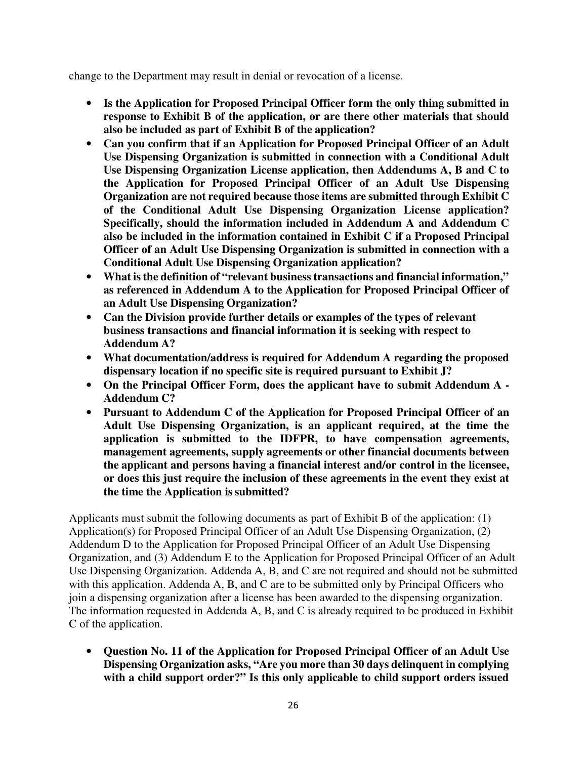change to the Department may result in denial or revocation of a license.

- **Is the Application for Proposed Principal Officer form the only thing submitted in response to Exhibit B of the application, or are there other materials that should also be included as part of Exhibit B of the application?**
- **Can you confirm that if an Application for Proposed Principal Officer of an Adult Use Dispensing Organization is submitted in connection with a Conditional Adult Use Dispensing Organization License application, then Addendums A, B and C to the Application for Proposed Principal Officer of an Adult Use Dispensing Organization are not required because those items are submitted through Exhibit C of the Conditional Adult Use Dispensing Organization License application? Specifically, should the information included in Addendum A and Addendum C also be included in the information contained in Exhibit C if a Proposed Principal Officer of an Adult Use Dispensing Organization is submitted in connection with a Conditional Adult Use Dispensing Organization application?**
- **What is the definition of "relevant business transactions and financial information," as referenced in Addendum A to the Application for Proposed Principal Officer of an Adult Use Dispensing Organization?**
- **Can the Division provide further details or examples of the types of relevant business transactions and financial information it is seeking with respect to Addendum A?**
- **What documentation/address is required for Addendum A regarding the proposed dispensary location if no specific site is required pursuant to Exhibit J?**
- **On the Principal Officer Form, does the applicant have to submit Addendum A - Addendum C?**
- **Pursuant to Addendum C of the Application for Proposed Principal Officer of an Adult Use Dispensing Organization, is an applicant required, at the time the application is submitted to the IDFPR, to have compensation agreements, management agreements, supply agreements or other financial documents between the applicant and persons having a financial interest and/or control in the licensee, or does this just require the inclusion of these agreements in the event they exist at the time the Application is submitted?**

Applicants must submit the following documents as part of Exhibit B of the application: (1) Application(s) for Proposed Principal Officer of an Adult Use Dispensing Organization, (2) Addendum D to the Application for Proposed Principal Officer of an Adult Use Dispensing Organization, and (3) Addendum E to the Application for Proposed Principal Officer of an Adult Use Dispensing Organization. Addenda A, B, and C are not required and should not be submitted with this application. Addenda A, B, and C are to be submitted only by Principal Officers who join a dispensing organization after a license has been awarded to the dispensing organization. The information requested in Addenda A, B, and C is already required to be produced in Exhibit C of the application.

- **Question No. 11 of the Application for Proposed Principal Officer of an Adult Use Dispensing Organization asks, "Are you more than 30 days delinquent in complying with a child support order?" Is this only applicable to child support orders issued**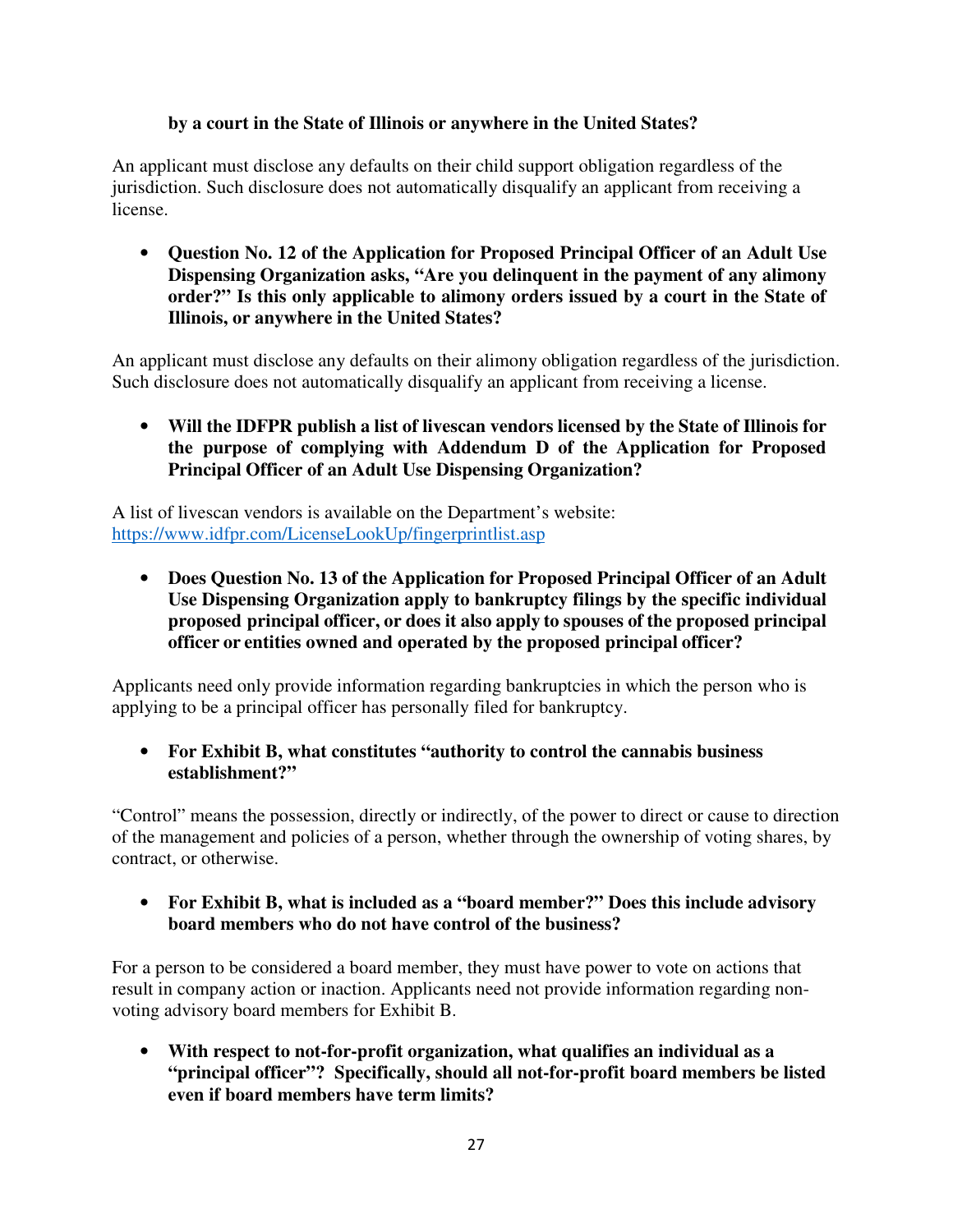**by a court in the State of Illinois or anywhere in the United States?**

An applicant must disclose any defaults on their child support obligation regardless of the jurisdiction. Such disclosure does not automatically disqualify an applicant from receiving a license.

- **Question No. 12 of the Application for Proposed Principal Officer of an Adult Use Dispensing Organization asks, "Are you delinquent in the payment of any alimony order?" Is this only applicable to alimony orders issued by a court in the State of Illinois, or anywhere in the United States?**

An applicant must disclose any defaults on their alimony obligation regardless of the jurisdiction. Such disclosure does not automatically disqualify an applicant from receiving a license.

- **Will the IDFPR publish a list of livescan vendors licensed by the State of Illinois for the purpose of complying with Addendum D of the Application for Proposed Principal Officer of an Adult Use Dispensing Organization?**

A list of livescan vendors is available on the Department's website:
https://www.idfpr.com/LicenseLookUp/fingerprintlist.asp

- **Does Question No. 13 of the Application for Proposed Principal Officer of an Adult Use Dispensing Organization apply to bankruptcy filings by the specific individual proposed principal officer, or does it also apply to spouses of the proposed principal officer or entities owned and operated by the proposed principal officer?**

Applicants need only provide information regarding bankruptcies in which the person who is applying to be a principal officer has personally filed for bankruptcy.

- **For Exhibit B, what constitutes "authority to control the cannabis business establishment?"**

"Control" means the possession, directly or indirectly, of the power to direct or cause to direction of the management and policies of a person, whether through the ownership of voting shares, by contract, or otherwise.

- **For Exhibit B, what is included as a "board member?" Does this include advisory board members who do not have control of the business?**

For a person to be considered a board member, they must have power to vote on actions that result in company action or inaction. Applicants need not provide information regarding non-voting advisory board members for Exhibit B.

- **With respect to not-for-profit organization, what qualifies an individual as a "principal officer"? Specifically, should all not-for-profit board members be listed even if board members have term limits?**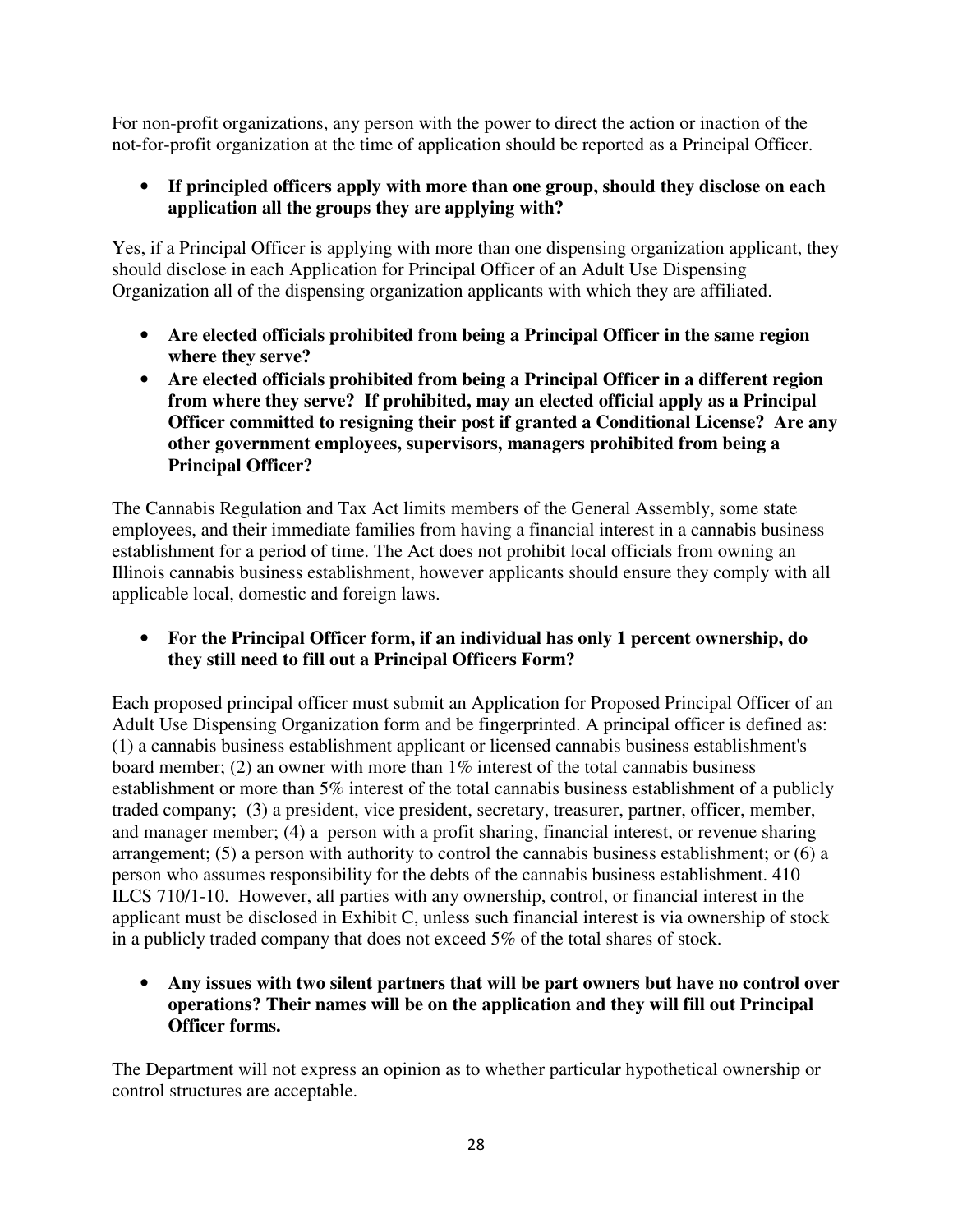For non-profit organizations, any person with the power to direct the action or inaction of the not-for-profit organization at the time of application should be reported as a Principal Officer.

- **If principled officers apply with more than one group, should they disclose on each application all the groups they are applying with?**

Yes, if a Principal Officer is applying with more than one dispensing organization applicant, they should disclose in each Application for Principal Officer of an Adult Use Dispensing Organization all of the dispensing organization applicants with which they are affiliated.

- **Are elected officials prohibited from being a Principal Officer in the same region where they serve?**
- **Are elected officials prohibited from being a Principal Officer in a different region from where they serve? If prohibited, may an elected official apply as a Principal Officer committed to resigning their post if granted a Conditional License? Are any other government employees, supervisors, managers prohibited from being a Principal Officer?**

The Cannabis Regulation and Tax Act limits members of the General Assembly, some state employees, and their immediate families from having a financial interest in a cannabis business establishment for a period of time. The Act does not prohibit local officials from owning an Illinois cannabis business establishment, however applicants should ensure they comply with all applicable local, domestic and foreign laws.

- **For the Principal Officer form, if an individual has only 1 percent ownership, do they still need to fill out a Principal Officers Form?**

Each proposed principal officer must submit an Application for Proposed Principal Officer of an Adult Use Dispensing Organization form and be fingerprinted. A principal officer is defined as: (1) a cannabis business establishment applicant or licensed cannabis business establishment's board member; (2) an owner with more than 1% interest of the total cannabis business establishment or more than 5% interest of the total cannabis business establishment of a publicly traded company; (3) a president, vice president, secretary, treasurer, partner, officer, member, and manager member; (4) a person with a profit sharing, financial interest, or revenue sharing arrangement; (5) a person with authority to control the cannabis business establishment; or (6) a person who assumes responsibility for the debts of the cannabis business establishment. 410 ILCS 710/1-10. However, all parties with any ownership, control, or financial interest in the applicant must be disclosed in Exhibit C, unless such financial interest is via ownership of stock in a publicly traded company that does not exceed 5% of the total shares of stock.

- **Any issues with two silent partners that will be part owners but have no control over operations? Their names will be on the application and they will fill out Principal Officer forms.**

The Department will not express an opinion as to whether particular hypothetical ownership or control structures are acceptable.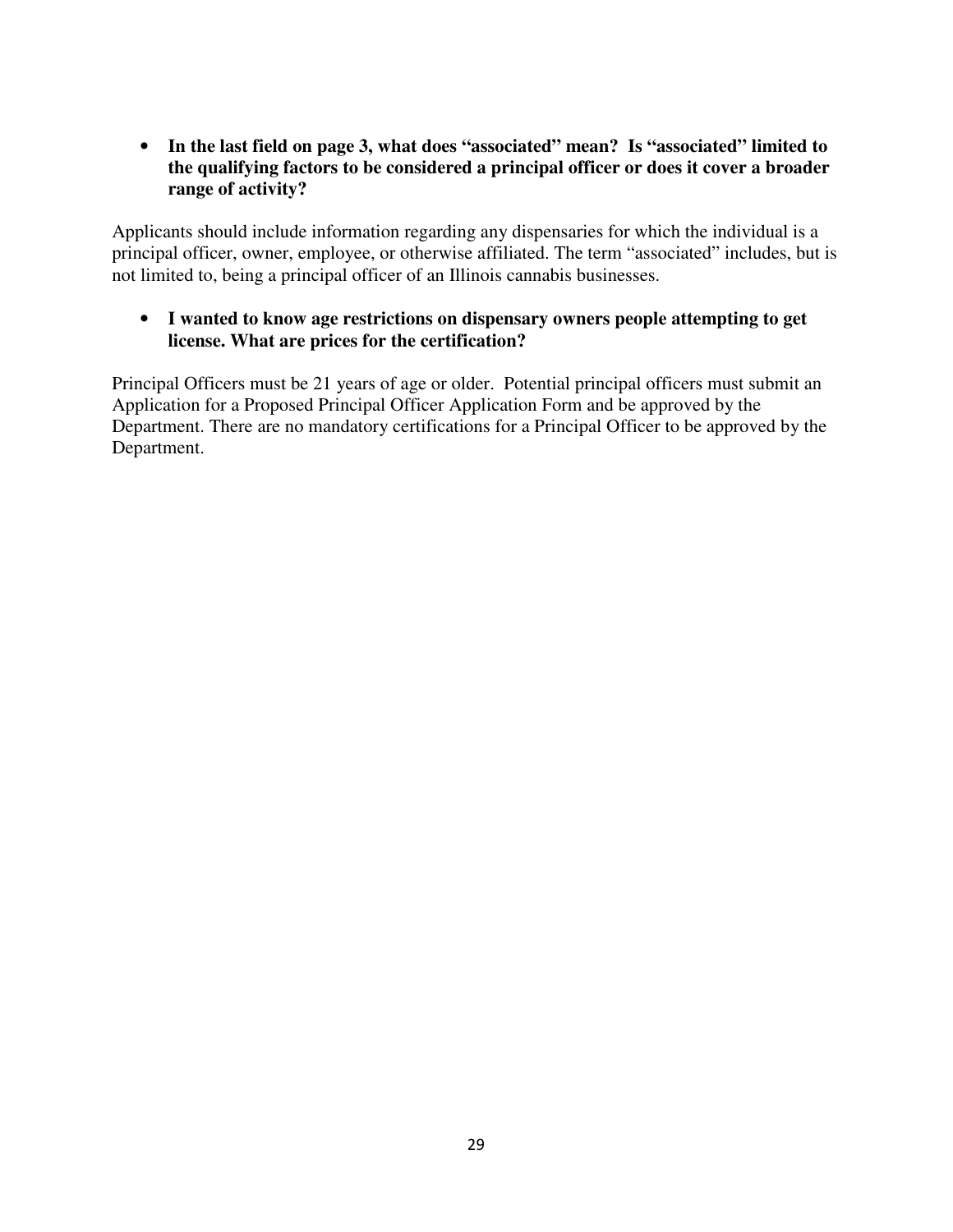- **In the last field on page 3, what does "associated" mean? Is "associated" limited to the qualifying factors to be considered a principal officer or does it cover a broader range of activity?**

Applicants should include information regarding any dispensaries for which the individual is a principal officer, owner, employee, or otherwise affiliated. The term "associated" includes, but is not limited to, being a principal officer of an Illinois cannabis businesses.

- **I wanted to know age restrictions on dispensary owners people attempting to get license. What are prices for the certification?**

Principal Officers must be 21 years of age or older. Potential principal officers must submit an Application for a Proposed Principal Officer Application Form and be approved by the Department. There are no mandatory certifications for a Principal Officer to be approved by the Department.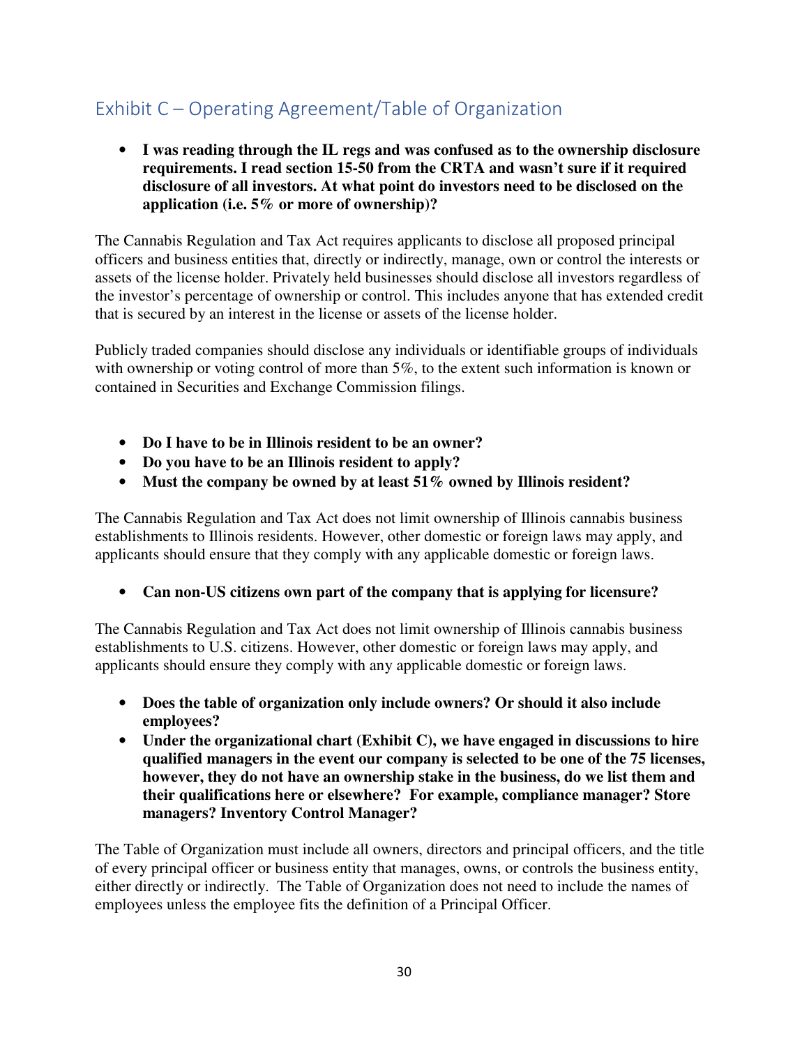## Exhibit C – Operating Agreement/Table of Organization

- **I was reading through the IL regs and was confused as to the ownership disclosure requirements. I read section 15-50 from the CRTA and wasn't sure if it required disclosure of all investors. At what point do investors need to be disclosed on the application (i.e. 5% or more of ownership)?**

The Cannabis Regulation and Tax Act requires applicants to disclose all proposed principal officers and business entities that, directly or indirectly, manage, own or control the interests or assets of the license holder. Privately held businesses should disclose all investors regardless of the investor's percentage of ownership or control. This includes anyone that has extended credit that is secured by an interest in the license or assets of the license holder.

Publicly traded companies should disclose any individuals or identifiable groups of individuals with ownership or voting control of more than 5%, to the extent such information is known or contained in Securities and Exchange Commission filings.

- **Do I have to be in Illinois resident to be an owner?**
- **Do you have to be an Illinois resident to apply?**
- **Must the company be owned by at least 51% owned by Illinois resident?**

The Cannabis Regulation and Tax Act does not limit ownership of Illinois cannabis business establishments to Illinois residents. However, other domestic or foreign laws may apply, and applicants should ensure that they comply with any applicable domestic or foreign laws.

- **Can non-US citizens own part of the company that is applying for licensure?**

The Cannabis Regulation and Tax Act does not limit ownership of Illinois cannabis business establishments to U.S. citizens. However, other domestic or foreign laws may apply, and applicants should ensure they comply with any applicable domestic or foreign laws.

- **Does the table of organization only include owners? Or should it also include employees?**
- **Under the organizational chart (Exhibit C), we have engaged in discussions to hire qualified managers in the event our company is selected to be one of the 75 licenses, however, they do not have an ownership stake in the business, do we list them and their qualifications here or elsewhere? For example, compliance manager? Store managers? Inventory Control Manager?**

The Table of Organization must include all owners, directors and principal officers, and the title of every principal officer or business entity that manages, owns, or controls the business entity, either directly or indirectly. The Table of Organization does not need to include the names of employees unless the employee fits the definition of a Principal Officer.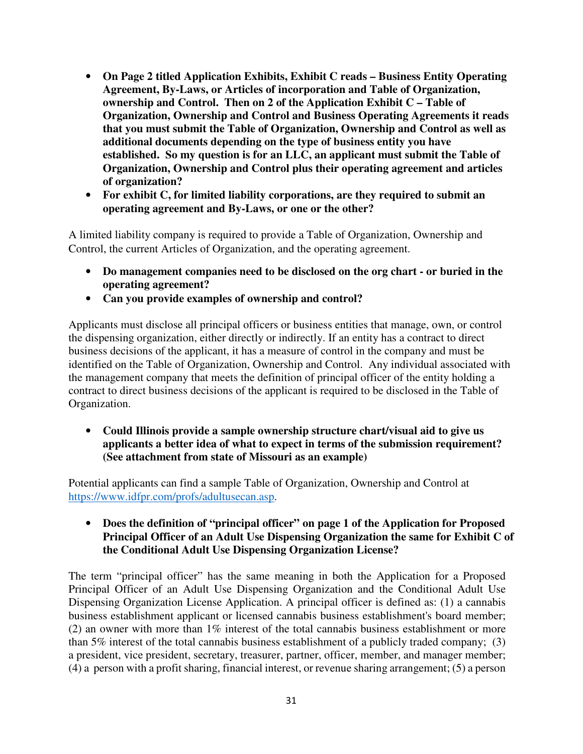- **On Page 2 titled Application Exhibits, Exhibit C reads – Business Entity Operating Agreement, By-Laws, or Articles of incorporation and Table of Organization, ownership and Control. Then on 2 of the Application Exhibit C – Table of Organization, Ownership and Control and Business Operating Agreements it reads that you must submit the Table of Organization, Ownership and Control as well as additional documents depending on the type of business entity you have established. So my question is for an LLC, an applicant must submit the Table of Organization, Ownership and Control plus their operating agreement and articles of organization?**
- **For exhibit C, for limited liability corporations, are they required to submit an operating agreement and By-Laws, or one or the other?**

A limited liability company is required to provide a Table of Organization, Ownership and Control, the current Articles of Organization, and the operating agreement.

- **Do management companies need to be disclosed on the org chart - or buried in the operating agreement?**
- **Can you provide examples of ownership and control?**

Applicants must disclose all principal officers or business entities that manage, own, or control the dispensing organization, either directly or indirectly. If an entity has a contract to direct business decisions of the applicant, it has a measure of control in the company and must be identified on the Table of Organization, Ownership and Control. Any individual associated with the management company that meets the definition of principal officer of the entity holding a contract to direct business decisions of the applicant is required to be disclosed in the Table of Organization.

- **Could Illinois provide a sample ownership structure chart/visual aid to give us applicants a better idea of what to expect in terms of the submission requirement? (See attachment from state of Missouri as an example)**

Potential applicants can find a sample Table of Organization, Ownership and Control at [https://www.idfpr.com/profs/adultusecan.asp](https://www.idfpr.com/profs/adultusecan.asp).

- **Does the definition of "principal officer" on page 1 of the Application for Proposed Principal Officer of an Adult Use Dispensing Organization the same for Exhibit C of the Conditional Adult Use Dispensing Organization License?**

The term "principal officer" has the same meaning in both the Application for a Proposed Principal Officer of an Adult Use Dispensing Organization and the Conditional Adult Use Dispensing Organization License Application. A principal officer is defined as: (1) a cannabis business establishment applicant or licensed cannabis business establishment's board member; (2) an owner with more than 1% interest of the total cannabis business establishment or more than 5% interest of the total cannabis business establishment of a publicly traded company; (3) a president, vice president, secretary, treasurer, partner, officer, member, and manager member; (4) a person with a profit sharing, financial interest, or revenue sharing arrangement; (5) a person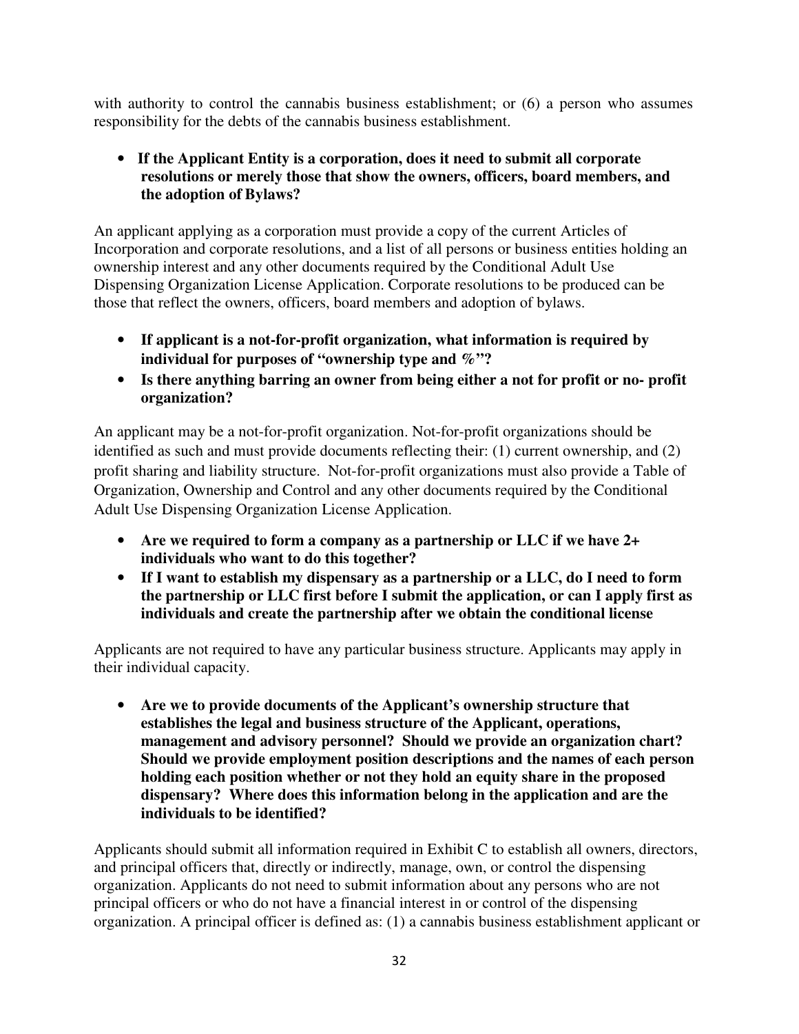with authority to control the cannabis business establishment; or (6) a person who assumes responsibility for the debts of the cannabis business establishment.

- **If the Applicant Entity is a corporation, does it need to submit all corporate resolutions or merely those that show the owners, officers, board members, and the adoption of Bylaws?**

An applicant applying as a corporation must provide a copy of the current Articles of Incorporation and corporate resolutions, and a list of all persons or business entities holding an ownership interest and any other documents required by the Conditional Adult Use Dispensing Organization License Application. Corporate resolutions to be produced can be those that reflect the owners, officers, board members and adoption of bylaws.

- **If applicant is a not-for-profit organization, what information is required by individual for purposes of "ownership type and %"?**
- **Is there anything barring an owner from being either a not for profit or no- profit organization?**

An applicant may be a not-for-profit organization. Not-for-profit organizations should be identified as such and must provide documents reflecting their: (1) current ownership, and (2) profit sharing and liability structure. Not-for-profit organizations must also provide a Table of Organization, Ownership and Control and any other documents required by the Conditional Adult Use Dispensing Organization License Application.

- **Are we required to form a company as a partnership or LLC if we have 2+ individuals who want to do this together?**
- **If I want to establish my dispensary as a partnership or a LLC, do I need to form the partnership or LLC first before I submit the application, or can I apply first as individuals and create the partnership after we obtain the conditional license**

Applicants are not required to have any particular business structure. Applicants may apply in their individual capacity.

- **Are we to provide documents of the Applicant's ownership structure that establishes the legal and business structure of the Applicant, operations, management and advisory personnel? Should we provide an organization chart? Should we provide employment position descriptions and the names of each person holding each position whether or not they hold an equity share in the proposed dispensary? Where does this information belong in the application and are the individuals to be identified?**

Applicants should submit all information required in Exhibit C to establish all owners, directors, and principal officers that, directly or indirectly, manage, own, or control the dispensing organization. Applicants do not need to submit information about any persons who are not principal officers or who do not have a financial interest in or control of the dispensing organization. A principal officer is defined as: (1) a cannabis business establishment applicant or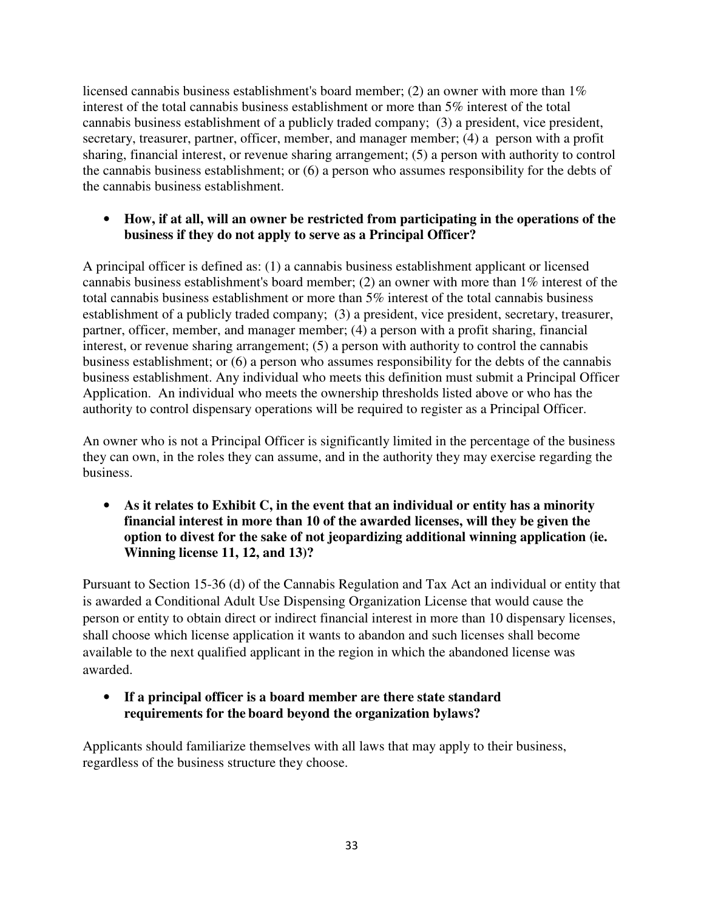licensed cannabis business establishment's board member; (2) an owner with more than 1% interest of the total cannabis business establishment or more than 5% interest of the total cannabis business establishment of a publicly traded company; (3) a president, vice president, secretary, treasurer, partner, officer, member, and manager member; (4) a person with a profit sharing, financial interest, or revenue sharing arrangement; (5) a person with authority to control the cannabis business establishment; or (6) a person who assumes responsibility for the debts of the cannabis business establishment.

- **How, if at all, will an owner be restricted from participating in the operations of the business if they do not apply to serve as a Principal Officer?**

A principal officer is defined as: (1) a cannabis business establishment applicant or licensed cannabis business establishment's board member; (2) an owner with more than 1% interest of the total cannabis business establishment or more than 5% interest of the total cannabis business establishment of a publicly traded company; (3) a president, vice president, secretary, treasurer, partner, officer, member, and manager member; (4) a person with a profit sharing, financial interest, or revenue sharing arrangement; (5) a person with authority to control the cannabis business establishment; or (6) a person who assumes responsibility for the debts of the cannabis business establishment. Any individual who meets this definition must submit a Principal Officer Application. An individual who meets the ownership thresholds listed above or who has the authority to control dispensary operations will be required to register as a Principal Officer.

An owner who is not a Principal Officer is significantly limited in the percentage of the business they can own, in the roles they can assume, and in the authority they may exercise regarding the business.

- **As it relates to Exhibit C, in the event that an individual or entity has a minority financial interest in more than 10 of the awarded licenses, will they be given the option to divest for the sake of not jeopardizing additional winning application (ie. Winning license 11, 12, and 13)?**

Pursuant to Section 15-36 (d) of the Cannabis Regulation and Tax Act an individual or entity that is awarded a Conditional Adult Use Dispensing Organization License that would cause the person or entity to obtain direct or indirect financial interest in more than 10 dispensary licenses, shall choose which license application it wants to abandon and such licenses shall become available to the next qualified applicant in the region in which the abandoned license was awarded.

- **If a principal officer is a board member are there state standard requirements for the board beyond the organization bylaws?**

Applicants should familiarize themselves with all laws that may apply to their business, regardless of the business structure they choose.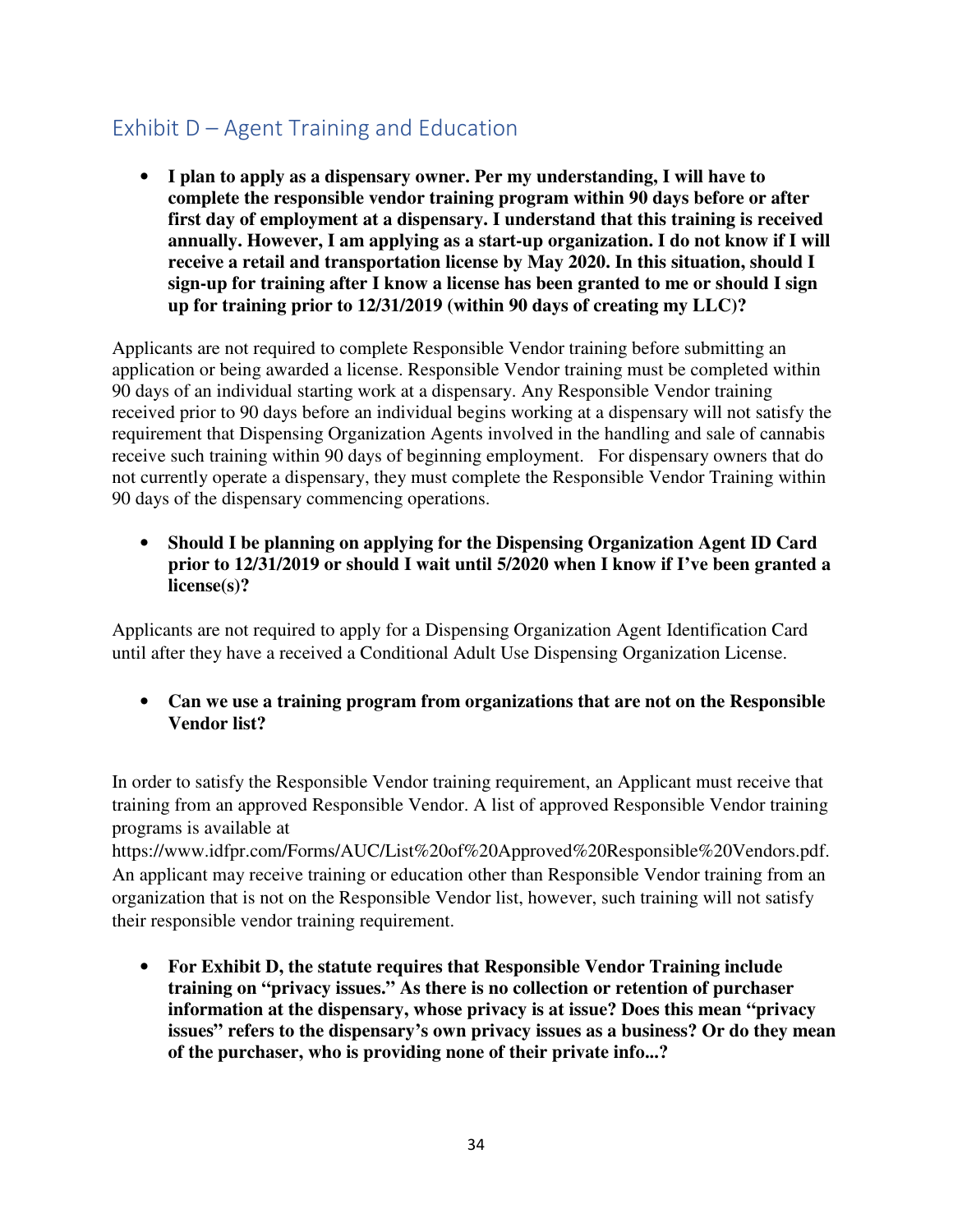## Exhibit D – Agent Training and Education

- **I plan to apply as a dispensary owner. Per my understanding, I will have to complete the responsible vendor training program within 90 days before or after first day of employment at a dispensary. I understand that this training is received annually. However, I am applying as a start-up organization. I do not know if I will receive a retail and transportation license by May 2020. In this situation, should I sign-up for training after I know a license has been granted to me or should I sign up for training prior to 12/31/2019 (within 90 days of creating my LLC)?**

Applicants are not required to complete Responsible Vendor training before submitting an application or being awarded a license. Responsible Vendor training must be completed within 90 days of an individual starting work at a dispensary. Any Responsible Vendor training received prior to 90 days before an individual begins working at a dispensary will not satisfy the requirement that Dispensing Organization Agents involved in the handling and sale of cannabis receive such training within 90 days of beginning employment. For dispensary owners that do not currently operate a dispensary, they must complete the Responsible Vendor Training within 90 days of the dispensary commencing operations.

- **Should I be planning on applying for the Dispensing Organization Agent ID Card prior to 12/31/2019 or should I wait until 5/2020 when I know if I've been granted a license(s)?**

Applicants are not required to apply for a Dispensing Organization Agent Identification Card until after they have a received a Conditional Adult Use Dispensing Organization License.

- **Can we use a training program from organizations that are not on the Responsible Vendor list?**

In order to satisfy the Responsible Vendor training requirement, an Applicant must receive that training from an approved Responsible Vendor. A list of approved Responsible Vendor training programs is available at https://www.idfpr.com/Forms/AUC/List%20of%20Approved%20Responsible%20Vendors.pdf. An applicant may receive training or education other than Responsible Vendor training from an organization that is not on the Responsible Vendor list, however, such training will not satisfy their responsible vendor training requirement.

- **For Exhibit D, the statute requires that Responsible Vendor Training include training on "privacy issues." As there is no collection or retention of purchaser information at the dispensary, whose privacy is at issue? Does this mean "privacy issues" refers to the dispensary's own privacy issues as a business? Or do they mean of the purchaser, who is providing none of their private info...?**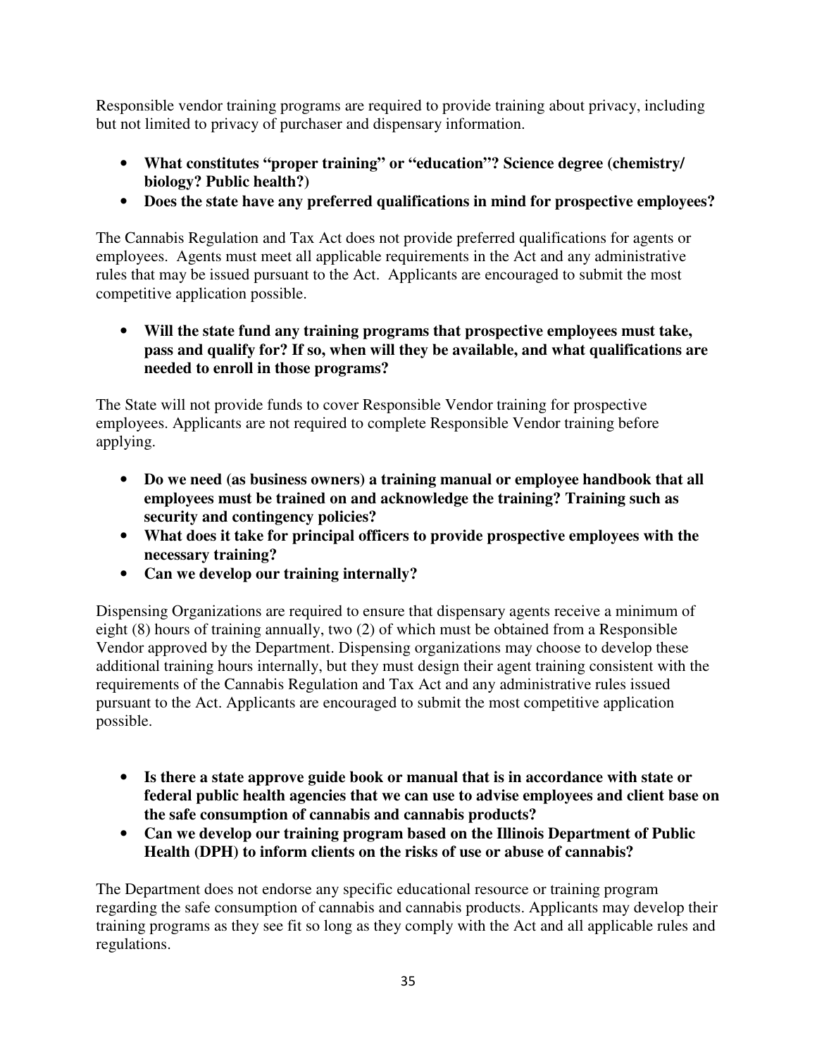Responsible vendor training programs are required to provide training about privacy, including but not limited to privacy of purchaser and dispensary information.

- **What constitutes "proper training" or "education"? Science degree (chemistry/ biology? Public health?)**
- **Does the state have any preferred qualifications in mind for prospective employees?**

The Cannabis Regulation and Tax Act does not provide preferred qualifications for agents or employees. Agents must meet all applicable requirements in the Act and any administrative rules that may be issued pursuant to the Act. Applicants are encouraged to submit the most competitive application possible.

- **Will the state fund any training programs that prospective employees must take, pass and qualify for? If so, when will they be available, and what qualifications are needed to enroll in those programs?**

The State will not provide funds to cover Responsible Vendor training for prospective employees. Applicants are not required to complete Responsible Vendor training before applying.

- **Do we need (as business owners) a training manual or employee handbook that all employees must be trained on and acknowledge the training? Training such as security and contingency policies?**
- **What does it take for principal officers to provide prospective employees with the necessary training?**
- **Can we develop our training internally?**

Dispensing Organizations are required to ensure that dispensary agents receive a minimum of eight (8) hours of training annually, two (2) of which must be obtained from a Responsible Vendor approved by the Department. Dispensing organizations may choose to develop these additional training hours internally, but they must design their agent training consistent with the requirements of the Cannabis Regulation and Tax Act and any administrative rules issued pursuant to the Act. Applicants are encouraged to submit the most competitive application possible.

- **Is there a state approve guide book or manual that is in accordance with state or federal public health agencies that we can use to advise employees and client base on the safe consumption of cannabis and cannabis products?**
- **Can we develop our training program based on the Illinois Department of Public Health (DPH) to inform clients on the risks of use or abuse of cannabis?**

The Department does not endorse any specific educational resource or training program regarding the safe consumption of cannabis and cannabis products. Applicants may develop their training programs as they see fit so long as they comply with the Act and all applicable rules and regulations.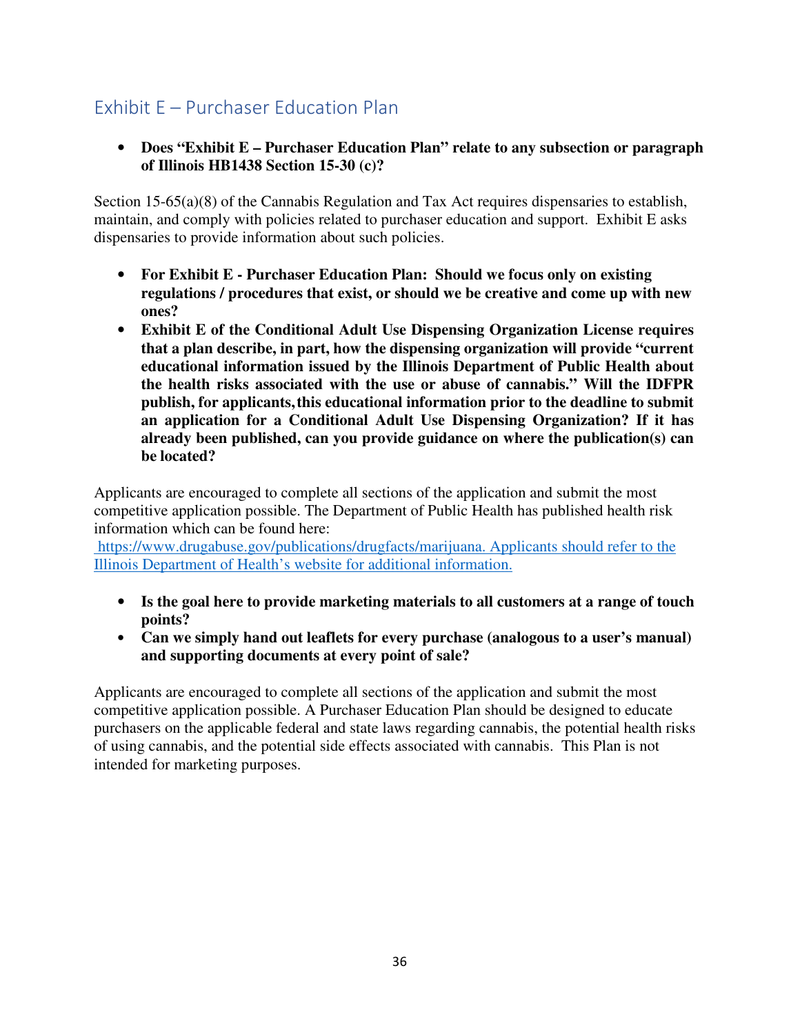## Exhibit E – Purchaser Education Plan

- **Does "Exhibit E – Purchaser Education Plan" relate to any subsection or paragraph of Illinois HB1438 Section 15-30 (c)?**

Section 15-65(a)(8) of the Cannabis Regulation and Tax Act requires dispensaries to establish, maintain, and comply with policies related to purchaser education and support. Exhibit E asks dispensaries to provide information about such policies.

- **For Exhibit E - Purchaser Education Plan: Should we focus only on existing regulations / procedures that exist, or should we be creative and come up with new ones?**
- **Exhibit E of the Conditional Adult Use Dispensing Organization License requires that a plan describe, in part, how the dispensing organization will provide "current educational information issued by the Illinois Department of Public Health about the health risks associated with the use or abuse of cannabis." Will the IDFPR publish, for applicants, this educational information prior to the deadline to submit an application for a Conditional Adult Use Dispensing Organization? If it has already been published, can you provide guidance on where the publication(s) can be located?**

Applicants are encouraged to complete all sections of the application and submit the most competitive application possible. The Department of Public Health has published health risk information which can be found here: https://www.drugabuse.gov/publications/drugfacts/marijuana. Applicants should refer to the Illinois Department of Health's website for additional information.

- **Is the goal here to provide marketing materials to all customers at a range of touch points?**
- **Can we simply hand out leaflets for every purchase (analogous to a user's manual) and supporting documents at every point of sale?**

Applicants are encouraged to complete all sections of the application and submit the most competitive application possible. A Purchaser Education Plan should be designed to educate purchasers on the applicable federal and state laws regarding cannabis, the potential health risks of using cannabis, and the potential side effects associated with cannabis. This Plan is not intended for marketing purposes.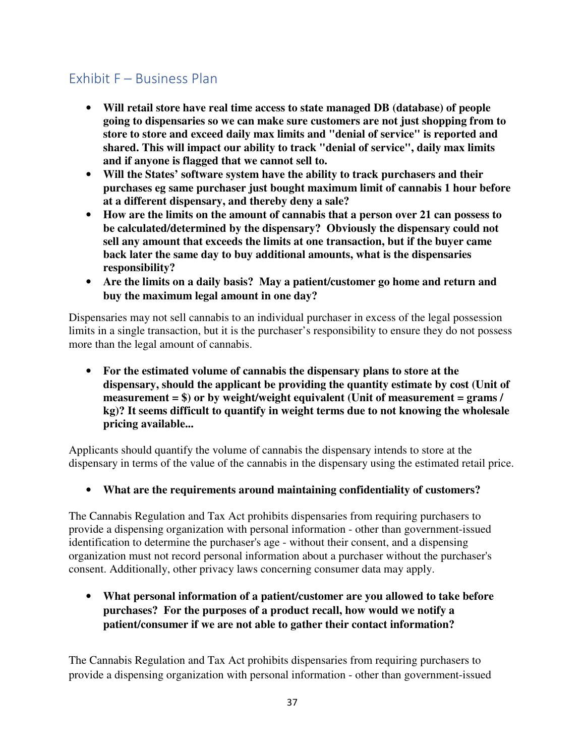## Exhibit F – Business Plan

- **Will retail store have real time access to state managed DB (database) of people going to dispensaries so we can make sure customers are not just shopping from to store to store and exceed daily max limits and "denial of service" is reported and shared. This will impact our ability to track "denial of service", daily max limits and if anyone is flagged that we cannot sell to.**
- **Will the States' software system have the ability to track purchasers and their purchases eg same purchaser just bought maximum limit of cannabis 1 hour before at a different dispensary, and thereby deny a sale?**
- **How are the limits on the amount of cannabis that a person over 21 can possess to be calculated/determined by the dispensary? Obviously the dispensary could not sell any amount that exceeds the limits at one transaction, but if the buyer came back later the same day to buy additional amounts, what is the dispensaries responsibility?**
- **Are the limits on a daily basis? May a patient/customer go home and return and buy the maximum legal amount in one day?**

Dispensaries may not sell cannabis to an individual purchaser in excess of the legal possession limits in a single transaction, but it is the purchaser's responsibility to ensure they do not possess more than the legal amount of cannabis.

- **For the estimated volume of cannabis the dispensary plans to store at the dispensary, should the applicant be providing the quantity estimate by cost (Unit of measurement = $) or by weight/weight equivalent (Unit of measurement = grams / kg)? It seems difficult to quantify in weight terms due to not knowing the wholesale pricing available...**

Applicants should quantify the volume of cannabis the dispensary intends to store at the dispensary in terms of the value of the cannabis in the dispensary using the estimated retail price.

- **What are the requirements around maintaining confidentiality of customers?**

The Cannabis Regulation and Tax Act prohibits dispensaries from requiring purchasers to provide a dispensing organization with personal information - other than government-issued identification to determine the purchaser's age - without their consent, and a dispensing organization must not record personal information about a purchaser without the purchaser's consent. Additionally, other privacy laws concerning consumer data may apply.

- **What personal information of a patient/customer are you allowed to take before purchases? For the purposes of a product recall, how would we notify a patient/consumer if we are not able to gather their contact information?**

The Cannabis Regulation and Tax Act prohibits dispensaries from requiring purchasers to provide a dispensing organization with personal information - other than government-issued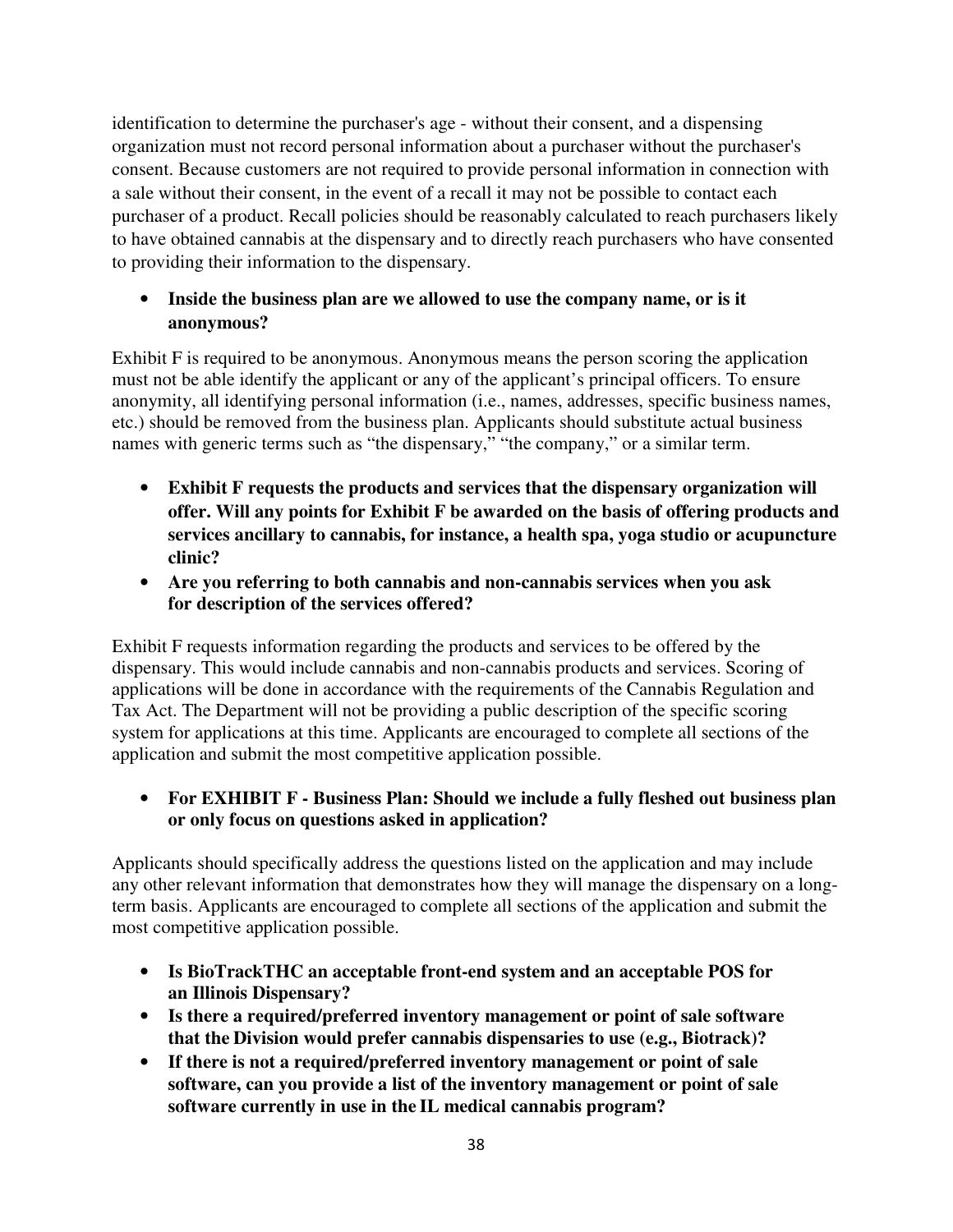identification to determine the purchaser's age - without their consent, and a dispensing organization must not record personal information about a purchaser without the purchaser's consent. Because customers are not required to provide personal information in connection with a sale without their consent, in the event of a recall it may not be possible to contact each purchaser of a product. Recall policies should be reasonably calculated to reach purchasers likely to have obtained cannabis at the dispensary and to directly reach purchasers who have consented to providing their information to the dispensary.

- **Inside the business plan are we allowed to use the company name, or is it anonymous?**

Exhibit F is required to be anonymous. Anonymous means the person scoring the application must not be able identify the applicant or any of the applicant's principal officers. To ensure anonymity, all identifying personal information (i.e., names, addresses, specific business names, etc.) should be removed from the business plan. Applicants should substitute actual business names with generic terms such as "the dispensary," "the company," or a similar term.

- **Exhibit F requests the products and services that the dispensary organization will offer. Will any points for Exhibit F be awarded on the basis of offering products and services ancillary to cannabis, for instance, a health spa, yoga studio or acupuncture clinic?**
- **Are you referring to both cannabis and non-cannabis services when you ask for description of the services offered?**

Exhibit F requests information regarding the products and services to be offered by the dispensary. This would include cannabis and non-cannabis products and services. Scoring of applications will be done in accordance with the requirements of the Cannabis Regulation and Tax Act. The Department will not be providing a public description of the specific scoring system for applications at this time. Applicants are encouraged to complete all sections of the application and submit the most competitive application possible.

- **For EXHIBIT F - Business Plan: Should we include a fully fleshed out business plan or only focus on questions asked in application?**

Applicants should specifically address the questions listed on the application and may include any other relevant information that demonstrates how they will manage the dispensary on a long-term basis. Applicants are encouraged to complete all sections of the application and submit the most competitive application possible.

- **Is BioTrackTHC an acceptable front-end system and an acceptable POS for an Illinois Dispensary?**
- **Is there a required/preferred inventory management or point of sale software that the Division would prefer cannabis dispensaries to use (e.g., Biotrack)?**
- **If there is not a required/preferred inventory management or point of sale software, can you provide a list of the inventory management or point of sale software currently in use in the IL medical cannabis program?**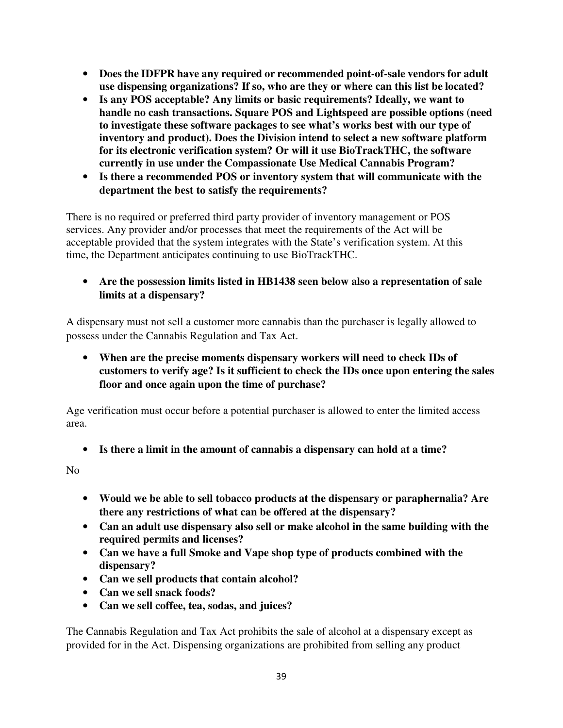- **Does the IDFPR have any required or recommended point-of-sale vendors for adult use dispensing organizations? If so, who are they or where can this list be located?**
- **Is any POS acceptable? Any limits or basic requirements? Ideally, we want to handle no cash transactions. Square POS and Lightspeed are possible options (need to investigate these software packages to see what's works best with our type of inventory and product). Does the Division intend to select a new software platform for its electronic verification system? Or will it use BioTrackTHC, the software currently in use under the Compassionate Use Medical Cannabis Program?**
- **Is there a recommended POS or inventory system that will communicate with the department the best to satisfy the requirements?**

There is no required or preferred third party provider of inventory management or POS services. Any provider and/or processes that meet the requirements of the Act will be acceptable provided that the system integrates with the State's verification system. At this time, the Department anticipates continuing to use BioTrackTHC.

- **Are the possession limits listed in HB1438 seen below also a representation of sale limits at a dispensary?**

A dispensary must not sell a customer more cannabis than the purchaser is legally allowed to possess under the Cannabis Regulation and Tax Act.

- **When are the precise moments dispensary workers will need to check IDs of customers to verify age? Is it sufficient to check the IDs once upon entering the sales floor and once again upon the time of purchase?**

Age verification must occur before a potential purchaser is allowed to enter the limited access area.

- **Is there a limit in the amount of cannabis a dispensary can hold at a time?**

No

- **Would we be able to sell tobacco products at the dispensary or paraphernalia? Are there any restrictions of what can be offered at the dispensary?**
- **Can an adult use dispensary also sell or make alcohol in the same building with the required permits and licenses?**
- **Can we have a full Smoke and Vape shop type of products combined with the dispensary?**
- **Can we sell products that contain alcohol?**
- **Can we sell snack foods?**
- **Can we sell coffee, tea, sodas, and juices?**

The Cannabis Regulation and Tax Act prohibits the sale of alcohol at a dispensary except as provided for in the Act. Dispensing organizations are prohibited from selling any product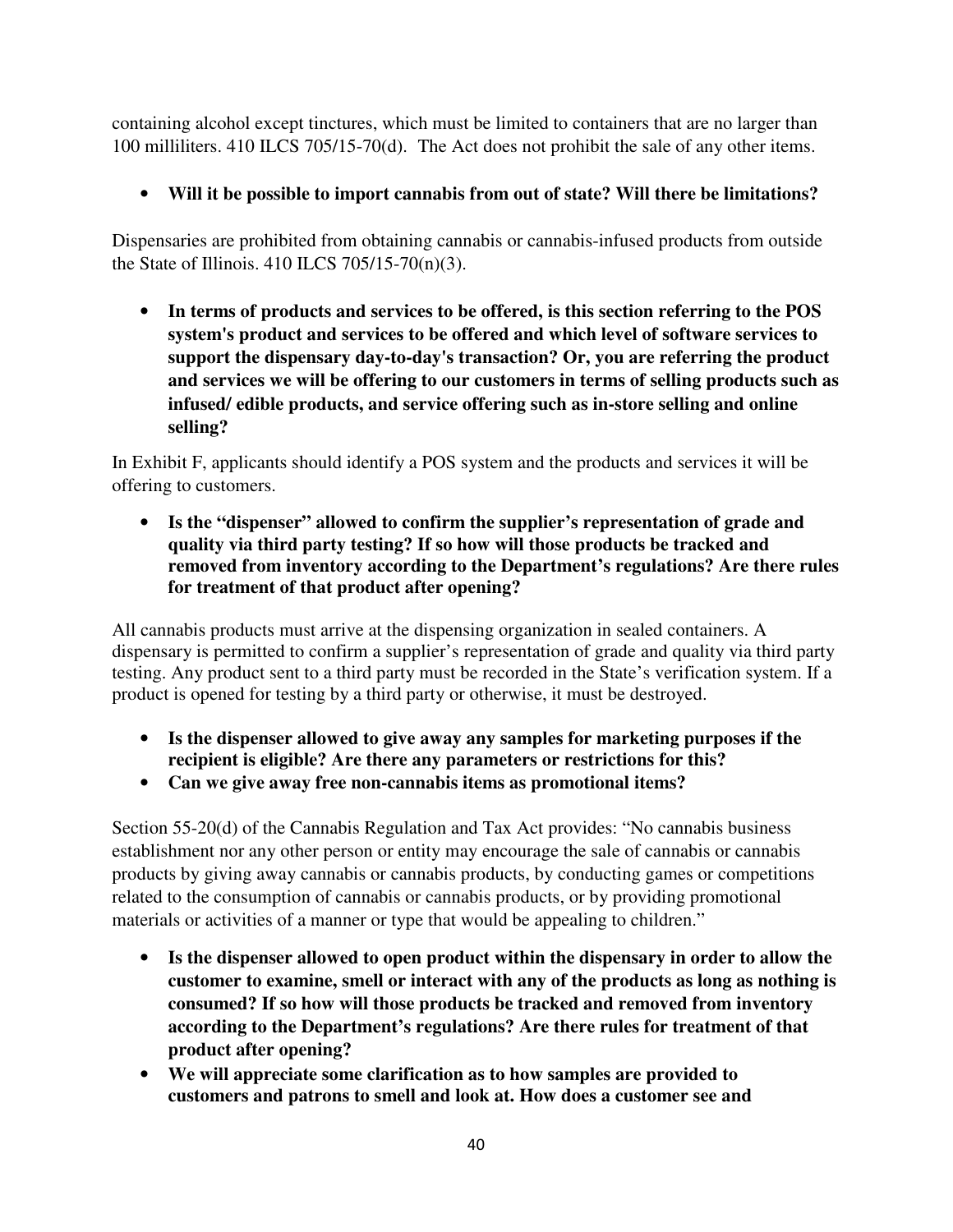containing alcohol except tinctures, which must be limited to containers that are no larger than 100 milliliters. 410 ILCS 705/15-70(d). The Act does not prohibit the sale of any other items.

- **Will it be possible to import cannabis from out of state? Will there be limitations?**

Dispensaries are prohibited from obtaining cannabis or cannabis-infused products from outside the State of Illinois. 410 ILCS 705/15-70(n)(3).

- **In terms of products and services to be offered, is this section referring to the POS system's product and services to be offered and which level of software services to support the dispensary day-to-day's transaction? Or, you are referring the product and services we will be offering to our customers in terms of selling products such as infused/ edible products, and service offering such as in-store selling and online selling?**

In Exhibit F, applicants should identify a POS system and the products and services it will be offering to customers.

- **Is the "dispenser" allowed to confirm the supplier's representation of grade and quality via third party testing? If so how will those products be tracked and removed from inventory according to the Department's regulations? Are there rules for treatment of that product after opening?**

All cannabis products must arrive at the dispensing organization in sealed containers. A dispensary is permitted to confirm a supplier's representation of grade and quality via third party testing. Any product sent to a third party must be recorded in the State's verification system. If a product is opened for testing by a third party or otherwise, it must be destroyed.

- **Is the dispenser allowed to give away any samples for marketing purposes if the recipient is eligible? Are there any parameters or restrictions for this?**
- **Can we give away free non-cannabis items as promotional items?**

Section 55-20(d) of the Cannabis Regulation and Tax Act provides: "No cannabis business establishment nor any other person or entity may encourage the sale of cannabis or cannabis products by giving away cannabis or cannabis products, by conducting games or competitions related to the consumption of cannabis or cannabis products, or by providing promotional materials or activities of a manner or type that would be appealing to children."

- **Is the dispenser allowed to open product within the dispensary in order to allow the customer to examine, smell or interact with any of the products as long as nothing is consumed? If so how will those products be tracked and removed from inventory according to the Department's regulations? Are there rules for treatment of that product after opening?**
- **We will appreciate some clarification as to how samples are provided to customers and patrons to smell and look at. How does a customer see and**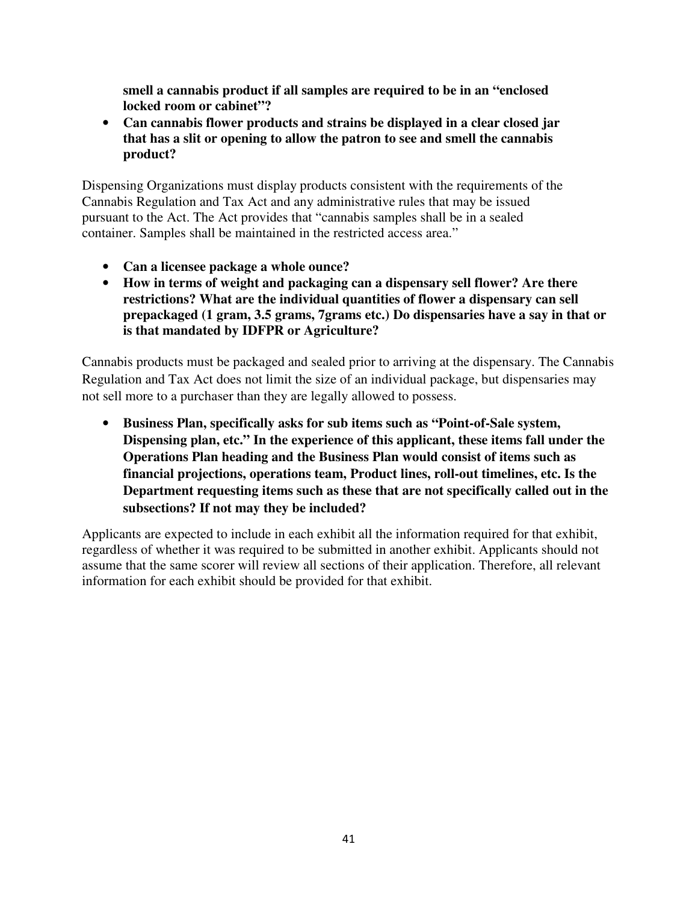**smell a cannabis product if all samples are required to be in an "enclosed locked room or cabinet"?**

- **Can cannabis flower products and strains be displayed in a clear closed jar that has a slit or opening to allow the patron to see and smell the cannabis product?**

Dispensing Organizations must display products consistent with the requirements of the Cannabis Regulation and Tax Act and any administrative rules that may be issued pursuant to the Act. The Act provides that "cannabis samples shall be in a sealed container. Samples shall be maintained in the restricted access area."

- **Can a licensee package a whole ounce?**
- **How in terms of weight and packaging can a dispensary sell flower? Are there restrictions? What are the individual quantities of flower a dispensary can sell prepackaged (1 gram, 3.5 grams, 7grams etc.) Do dispensaries have a say in that or is that mandated by IDFPR or Agriculture?**

Cannabis products must be packaged and sealed prior to arriving at the dispensary. The Cannabis Regulation and Tax Act does not limit the size of an individual package, but dispensaries may not sell more to a purchaser than they are legally allowed to possess.

- **Business Plan, specifically asks for sub items such as "Point-of-Sale system, Dispensing plan, etc." In the experience of this applicant, these items fall under the Operations Plan heading and the Business Plan would consist of items such as financial projections, operations team, Product lines, roll-out timelines, etc. Is the Department requesting items such as these that are not specifically called out in the subsections? If not may they be included?**

Applicants are expected to include in each exhibit all the information required for that exhibit, regardless of whether it was required to be submitted in another exhibit. Applicants should not assume that the same scorer will review all sections of their application. Therefore, all relevant information for each exhibit should be provided for that exhibit.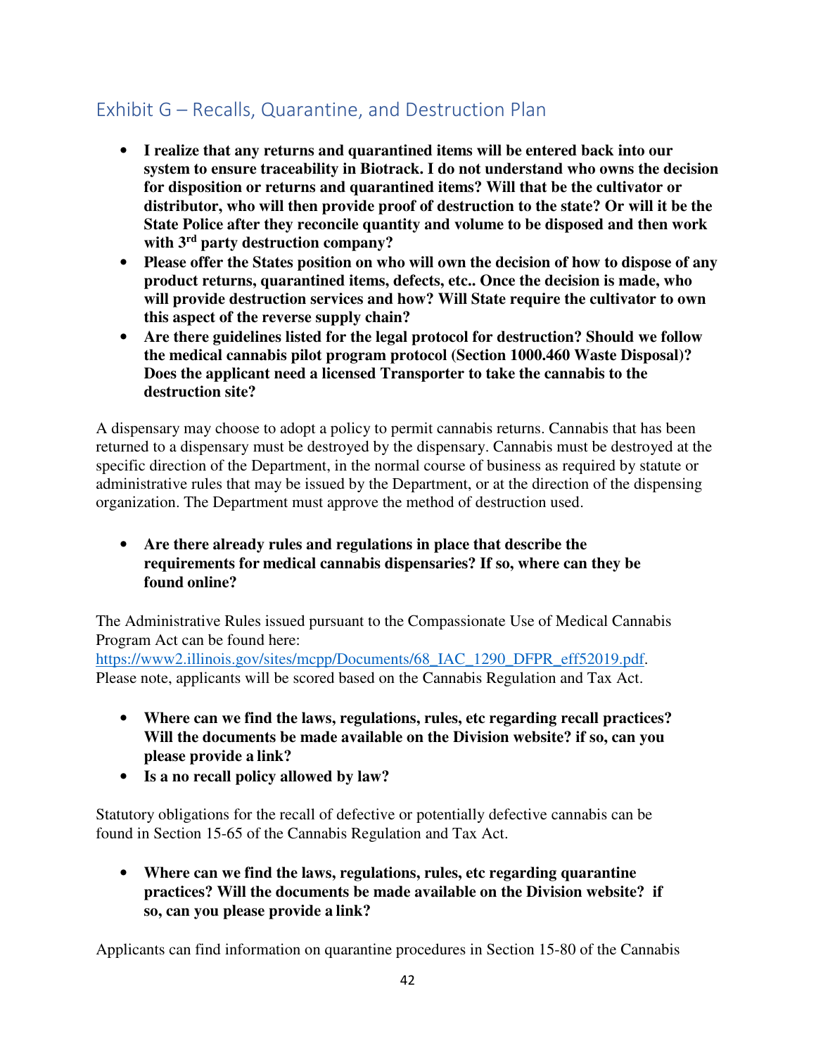## Exhibit G – Recalls, Quarantine, and Destruction Plan

- **I realize that any returns and quarantined items will be entered back into our system to ensure traceability in Biotrack. I do not understand who owns the decision for disposition or returns and quarantined items? Will that be the cultivator or distributor, who will then provide proof of destruction to the state? Or will it be the State Police after they reconcile quantity and volume to be disposed and then work with 3rd party destruction company?**
- **Please offer the States position on who will own the decision of how to dispose of any product returns, quarantined items, defects, etc.. Once the decision is made, who will provide destruction services and how? Will State require the cultivator to own this aspect of the reverse supply chain?**
- **Are there guidelines listed for the legal protocol for destruction? Should we follow the medical cannabis pilot program protocol (Section 1000.460 Waste Disposal)? Does the applicant need a licensed Transporter to take the cannabis to the destruction site?**

A dispensary may choose to adopt a policy to permit cannabis returns. Cannabis that has been returned to a dispensary must be destroyed by the dispensary. Cannabis must be destroyed at the specific direction of the Department, in the normal course of business as required by statute or administrative rules that may be issued by the Department, or at the direction of the dispensing organization. The Department must approve the method of destruction used.

- **Are there already rules and regulations in place that describe the requirements for medical cannabis dispensaries? If so, where can they be found online?**

The Administrative Rules issued pursuant to the Compassionate Use of Medical Cannabis Program Act can be found here: [https://www2.illinois.gov/sites/mcpp/Documents/68_IAC_1290_DFPR_eff52019.pdf](https://www2.illinois.gov/sites/mcpp/Documents/68_IAC_1290_DFPR_eff52019.pdf). Please note, applicants will be scored based on the Cannabis Regulation and Tax Act.

- **Where can we find the laws, regulations, rules, etc regarding recall practices? Will the documents be made available on the Division website? if so, can you please provide a link?**
- **Is a no recall policy allowed by law?**

Statutory obligations for the recall of defective or potentially defective cannabis can be found in Section 15-65 of the Cannabis Regulation and Tax Act.

- **Where can we find the laws, regulations, rules, etc regarding quarantine practices? Will the documents be made available on the Division website? if so, can you please provide a link?**

Applicants can find information on quarantine procedures in Section 15-80 of the Cannabis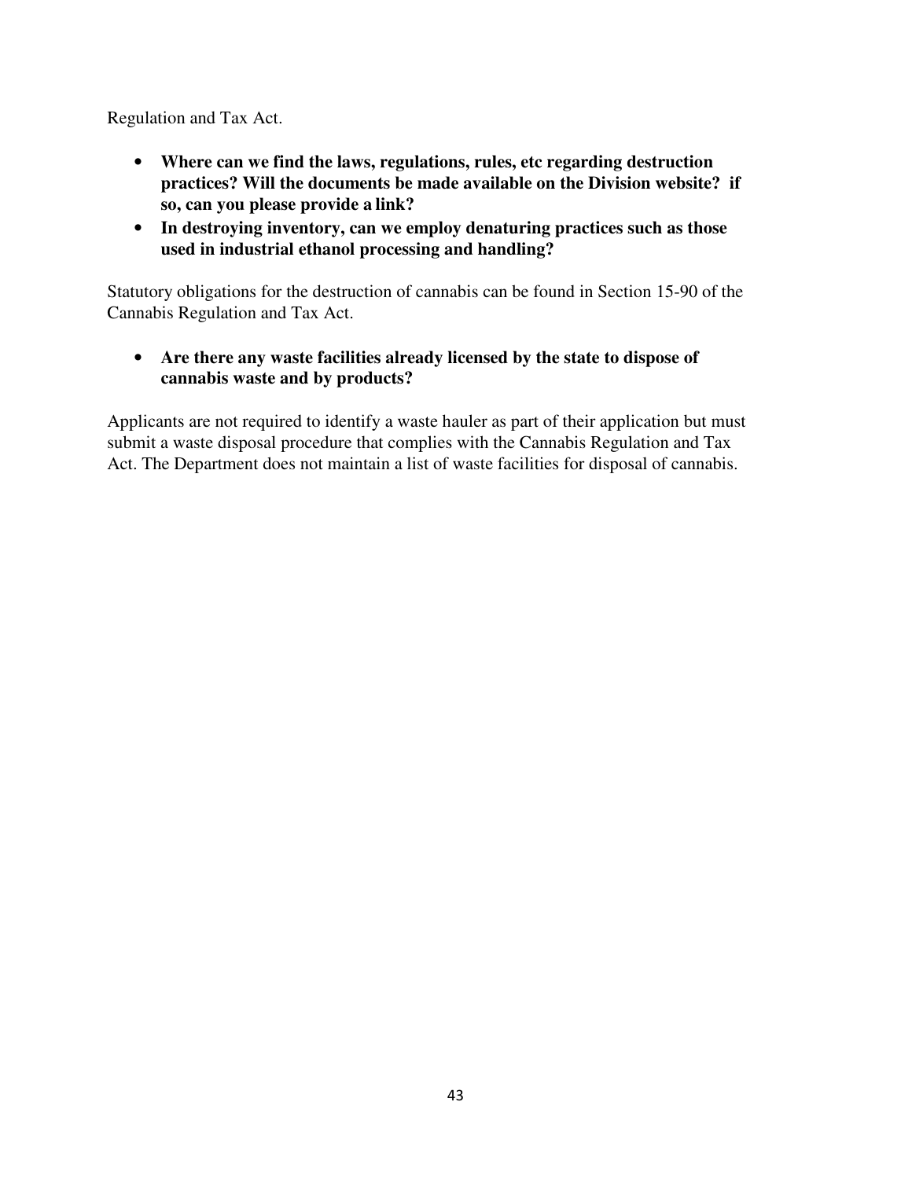Regulation and Tax Act.

- **Where can we find the laws, regulations, rules, etc regarding destruction practices? Will the documents be made available on the Division website? if so, can you please provide a link?**
- **In destroying inventory, can we employ denaturing practices such as those used in industrial ethanol processing and handling?**

Statutory obligations for the destruction of cannabis can be found in Section 15-90 of the Cannabis Regulation and Tax Act.

- **Are there any waste facilities already licensed by the state to dispose of cannabis waste and by products?**

Applicants are not required to identify a waste hauler as part of their application but must submit a waste disposal procedure that complies with the Cannabis Regulation and Tax Act. The Department does not maintain a list of waste facilities for disposal of cannabis.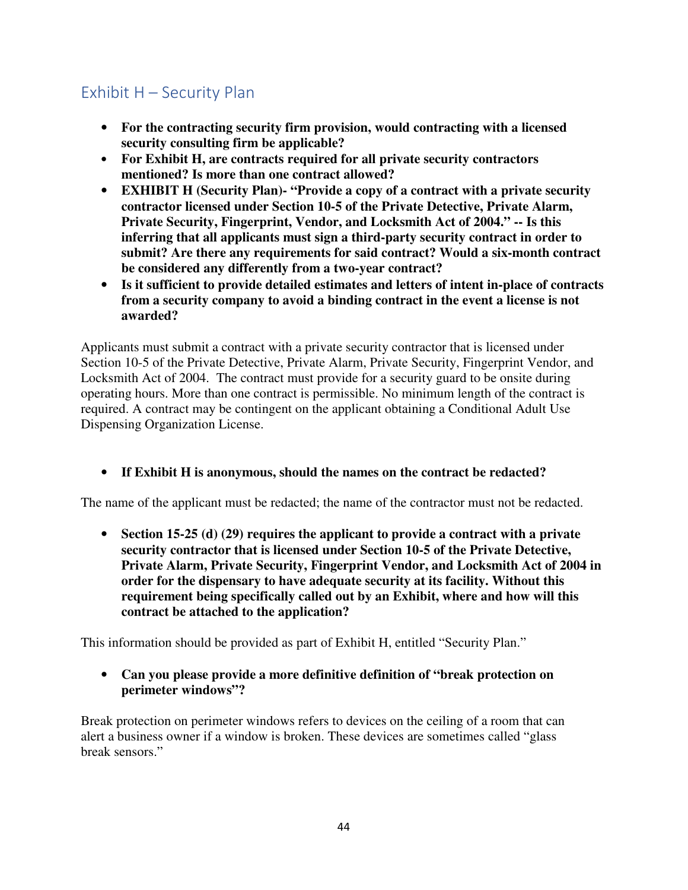## Exhibit H – Security Plan

- **For the contracting security firm provision, would contracting with a licensed security consulting firm be applicable?**
- **For Exhibit H, are contracts required for all private security contractors mentioned? Is more than one contract allowed?**
- **EXHIBIT H (Security Plan)- "Provide a copy of a contract with a private security contractor licensed under Section 10-5 of the Private Detective, Private Alarm, Private Security, Fingerprint, Vendor, and Locksmith Act of 2004." -- Is this inferring that all applicants must sign a third-party security contract in order to submit? Are there any requirements for said contract? Would a six-month contract be considered any differently from a two-year contract?**
- **Is it sufficient to provide detailed estimates and letters of intent in-place of contracts from a security company to avoid a binding contract in the event a license is not awarded?**

Applicants must submit a contract with a private security contractor that is licensed under Section 10-5 of the Private Detective, Private Alarm, Private Security, Fingerprint Vendor, and Locksmith Act of 2004. The contract must provide for a security guard to be onsite during operating hours. More than one contract is permissible. No minimum length of the contract is required. A contract may be contingent on the applicant obtaining a Conditional Adult Use Dispensing Organization License.

- **If Exhibit H is anonymous, should the names on the contract be redacted?**

The name of the applicant must be redacted; the name of the contractor must not be redacted.

- **Section 15-25 (d) (29) requires the applicant to provide a contract with a private security contractor that is licensed under Section 10-5 of the Private Detective, Private Alarm, Private Security, Fingerprint Vendor, and Locksmith Act of 2004 in order for the dispensary to have adequate security at its facility. Without this requirement being specifically called out by an Exhibit, where and how will this contract be attached to the application?**

This information should be provided as part of Exhibit H, entitled "Security Plan."

- **Can you please provide a more definitive definition of "break protection on perimeter windows"?**

Break protection on perimeter windows refers to devices on the ceiling of a room that can alert a business owner if a window is broken. These devices are sometimes called "glass break sensors."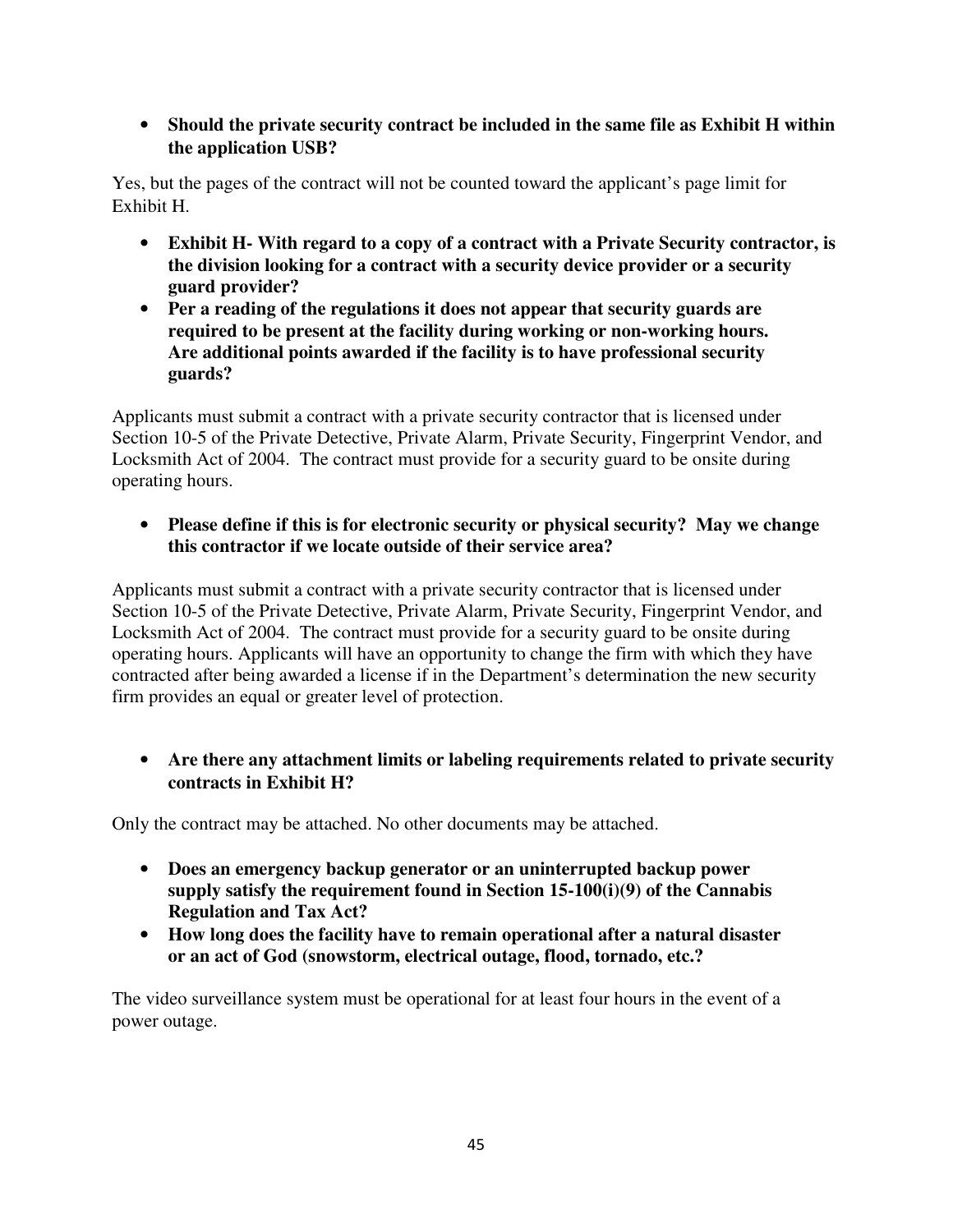- **Should the private security contract be included in the same file as Exhibit H within the application USB?**

Yes, but the pages of the contract will not be counted toward the applicant's page limit for Exhibit H.

- **Exhibit H- With regard to a copy of a contract with a Private Security contractor, is the division looking for a contract with a security device provider or a security guard provider?**
- **Per a reading of the regulations it does not appear that security guards are required to be present at the facility during working or non-working hours. Are additional points awarded if the facility is to have professional security guards?**

Applicants must submit a contract with a private security contractor that is licensed under Section 10-5 of the Private Detective, Private Alarm, Private Security, Fingerprint Vendor, and Locksmith Act of 2004. The contract must provide for a security guard to be onsite during operating hours.

- **Please define if this is for electronic security or physical security? May we change this contractor if we locate outside of their service area?**

Applicants must submit a contract with a private security contractor that is licensed under Section 10-5 of the Private Detective, Private Alarm, Private Security, Fingerprint Vendor, and Locksmith Act of 2004. The contract must provide for a security guard to be onsite during operating hours. Applicants will have an opportunity to change the firm with which they have contracted after being awarded a license if in the Department's determination the new security firm provides an equal or greater level of protection.

- **Are there any attachment limits or labeling requirements related to private security contracts in Exhibit H?**

Only the contract may be attached. No other documents may be attached.

- **Does an emergency backup generator or an uninterrupted backup power supply satisfy the requirement found in Section 15-100(i)(9) of the Cannabis Regulation and Tax Act?**
- **How long does the facility have to remain operational after a natural disaster or an act of God (snowstorm, electrical outage, flood, tornado, etc.?**

The video surveillance system must be operational for at least four hours in the event of a power outage.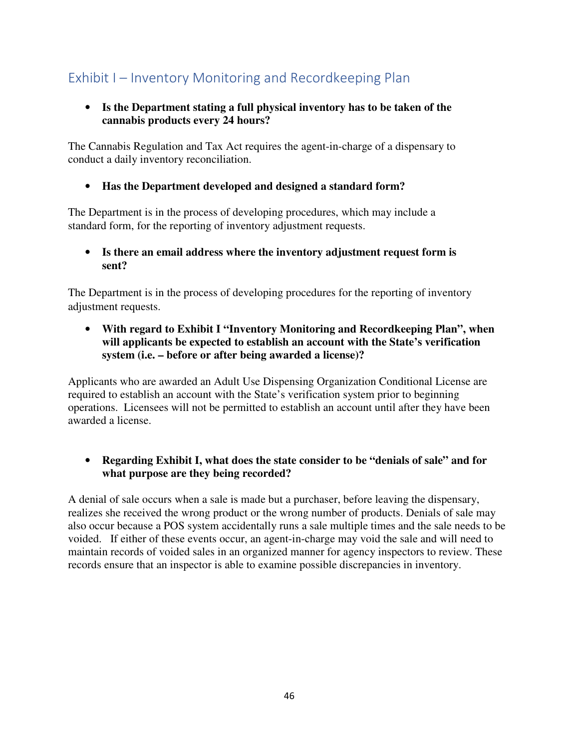## Exhibit I – Inventory Monitoring and Recordkeeping Plan

- **Is the Department stating a full physical inventory has to be taken of the cannabis products every 24 hours?**

The Cannabis Regulation and Tax Act requires the agent-in-charge of a dispensary to conduct a daily inventory reconciliation.

- **Has the Department developed and designed a standard form?**

The Department is in the process of developing procedures, which may include a standard form, for the reporting of inventory adjustment requests.

- **Is there an email address where the inventory adjustment request form is sent?**

The Department is in the process of developing procedures for the reporting of inventory adjustment requests.

- **With regard to Exhibit I "Inventory Monitoring and Recordkeeping Plan", when will applicants be expected to establish an account with the State's verification system (i.e. – before or after being awarded a license)?**

Applicants who are awarded an Adult Use Dispensing Organization Conditional License are required to establish an account with the State's verification system prior to beginning operations. Licensees will not be permitted to establish an account until after they have been awarded a license.

- **Regarding Exhibit I, what does the state consider to be "denials of sale" and for what purpose are they being recorded?**

A denial of sale occurs when a sale is made but a purchaser, before leaving the dispensary, realizes she received the wrong product or the wrong number of products. Denials of sale may also occur because a POS system accidentally runs a sale multiple times and the sale needs to be voided. If either of these events occur, an agent-in-charge may void the sale and will need to maintain records of voided sales in an organized manner for agency inspectors to review. These records ensure that an inspector is able to examine possible discrepancies in inventory.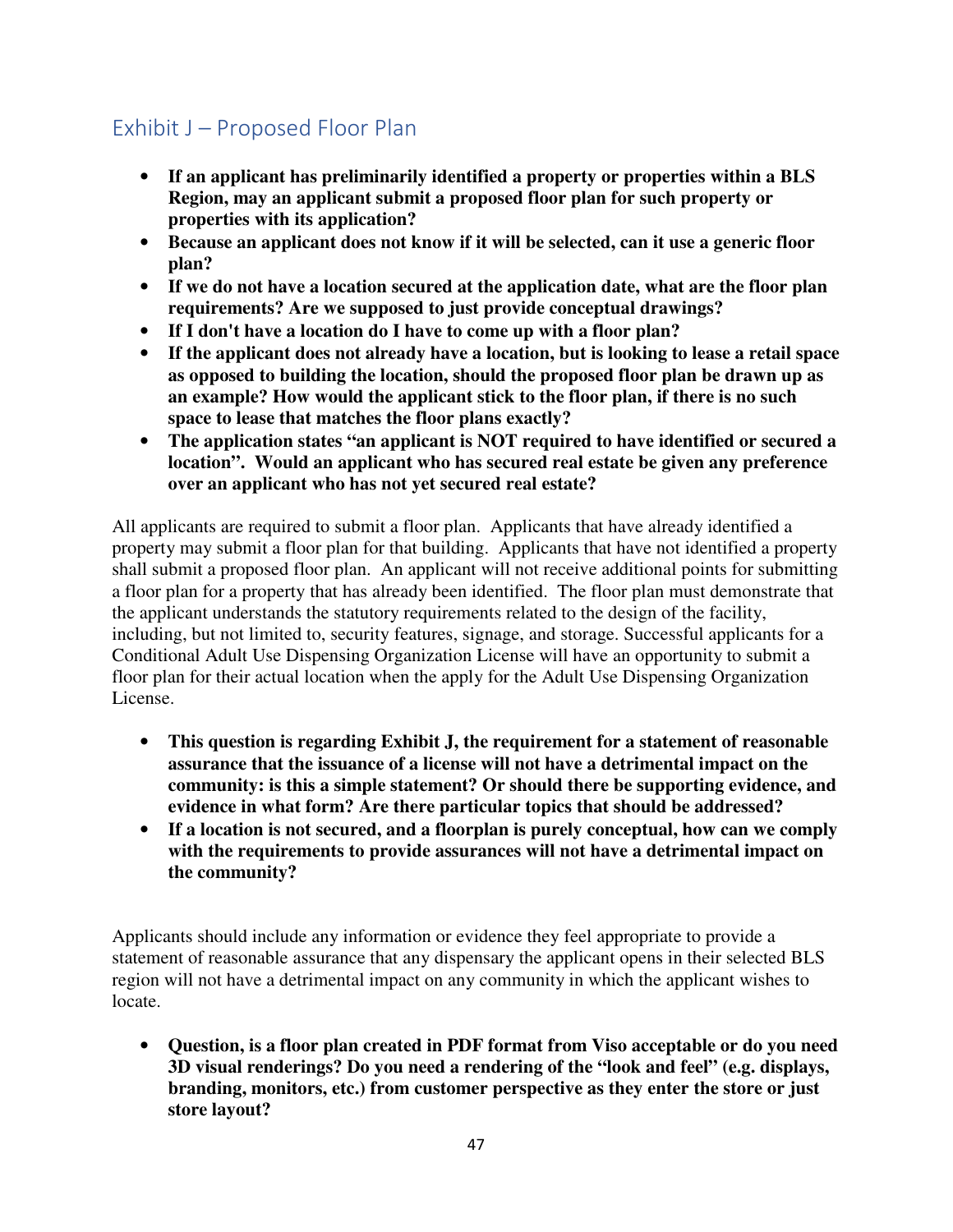## Exhibit J – Proposed Floor Plan

- **If an applicant has preliminarily identified a property or properties within a BLS Region, may an applicant submit a proposed floor plan for such property or properties with its application?**
- **Because an applicant does not know if it will be selected, can it use a generic floor plan?**
- **If we do not have a location secured at the application date, what are the floor plan requirements? Are we supposed to just provide conceptual drawings?**
- **If I don't have a location do I have to come up with a floor plan?**
- **If the applicant does not already have a location, but is looking to lease a retail space as opposed to building the location, should the proposed floor plan be drawn up as an example? How would the applicant stick to the floor plan, if there is no such space to lease that matches the floor plans exactly?**
- **The application states "an applicant is NOT required to have identified or secured a location". Would an applicant who has secured real estate be given any preference over an applicant who has not yet secured real estate?**

All applicants are required to submit a floor plan. Applicants that have already identified a property may submit a floor plan for that building. Applicants that have not identified a property shall submit a proposed floor plan. An applicant will not receive additional points for submitting a floor plan for a property that has already been identified. The floor plan must demonstrate that the applicant understands the statutory requirements related to the design of the facility, including, but not limited to, security features, signage, and storage. Successful applicants for a Conditional Adult Use Dispensing Organization License will have an opportunity to submit a floor plan for their actual location when the apply for the Adult Use Dispensing Organization License.

- **This question is regarding Exhibit J, the requirement for a statement of reasonable assurance that the issuance of a license will not have a detrimental impact on the community: is this a simple statement? Or should there be supporting evidence, and evidence in what form? Are there particular topics that should be addressed?**
- **If a location is not secured, and a floorplan is purely conceptual, how can we comply with the requirements to provide assurances will not have a detrimental impact on the community?**

Applicants should include any information or evidence they feel appropriate to provide a statement of reasonable assurance that any dispensary the applicant opens in their selected BLS region will not have a detrimental impact on any community in which the applicant wishes to locate.

- **Question, is a floor plan created in PDF format from Viso acceptable or do you need 3D visual renderings? Do you need a rendering of the "look and feel" (e.g. displays, branding, monitors, etc.) from customer perspective as they enter the store or just store layout?**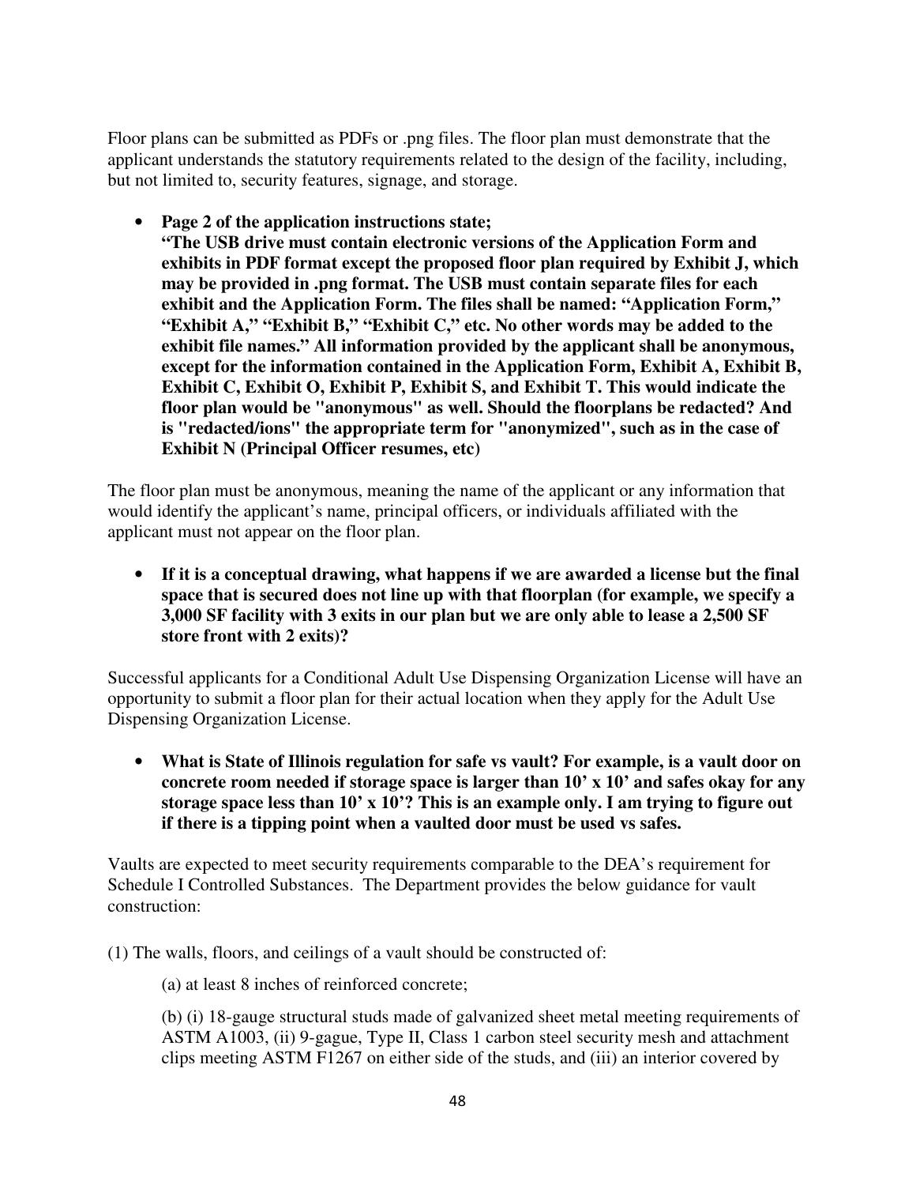Floor plans can be submitted as PDFs or .png files. The floor plan must demonstrate that the applicant understands the statutory requirements related to the design of the facility, including, but not limited to, security features, signage, and storage.

- **Page 2 of the application instructions state; "The USB drive must contain electronic versions of the Application Form and exhibits in PDF format except the proposed floor plan required by Exhibit J, which may be provided in .png format. The USB must contain separate files for each exhibit and the Application Form. The files shall be named: "Application Form," "Exhibit A," "Exhibit B," "Exhibit C," etc. No other words may be added to the exhibit file names." All information provided by the applicant shall be anonymous, except for the information contained in the Application Form, Exhibit A, Exhibit B, Exhibit C, Exhibit O, Exhibit P, Exhibit S, and Exhibit T. This would indicate the floor plan would be "anonymous" as well. Should the floorplans be redacted? And is "redacted/ions" the appropriate term for "anonymized", such as in the case of Exhibit N (Principal Officer resumes, etc)**

The floor plan must be anonymous, meaning the name of the applicant or any information that would identify the applicant's name, principal officers, or individuals affiliated with the applicant must not appear on the floor plan.

- **If it is a conceptual drawing, what happens if we are awarded a license but the final space that is secured does not line up with that floorplan (for example, we specify a 3,000 SF facility with 3 exits in our plan but we are only able to lease a 2,500 SF store front with 2 exits)?**

Successful applicants for a Conditional Adult Use Dispensing Organization License will have an opportunity to submit a floor plan for their actual location when they apply for the Adult Use Dispensing Organization License.

- **What is State of Illinois regulation for safe vs vault? For example, is a vault door on concrete room needed if storage space is larger than 10' x 10' and safes okay for any storage space less than 10' x 10'? This is an example only. I am trying to figure out if there is a tipping point when a vaulted door must be used vs safes.**

Vaults are expected to meet security requirements comparable to the DEA's requirement for Schedule I Controlled Substances. The Department provides the below guidance for vault construction:

(1) The walls, floors, and ceilings of a vault should be constructed of:

(a) at least 8 inches of reinforced concrete;

(b) (i) 18-gauge structural studs made of galvanized sheet metal meeting requirements of ASTM A1003, (ii) 9-gague, Type II, Class 1 carbon steel security mesh and attachment clips meeting ASTM F1267 on either side of the studs, and (iii) an interior covered by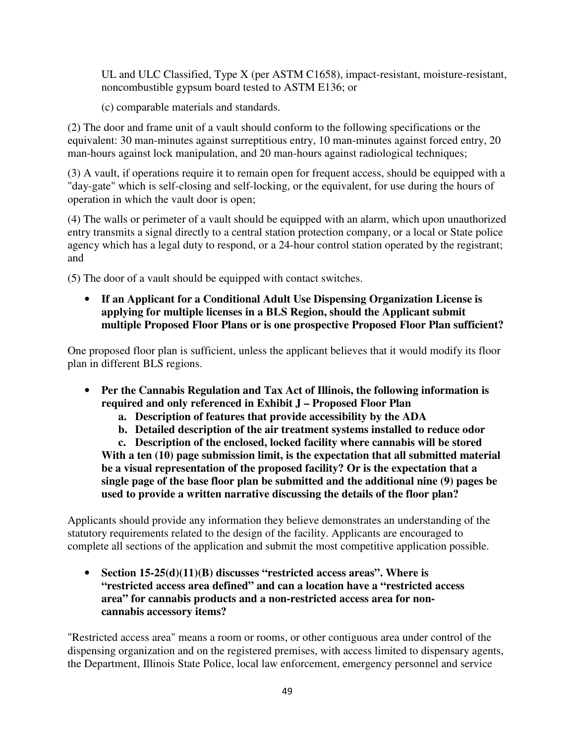UL and ULC Classified, Type X (per ASTM C1658), impact-resistant, moisture-resistant, noncombustible gypsum board tested to ASTM E136; or

(c) comparable materials and standards.

(2) The door and frame unit of a vault should conform to the following specifications or the equivalent: 30 man-minutes against surreptitious entry, 10 man-minutes against forced entry, 20 man-hours against lock manipulation, and 20 man-hours against radiological techniques;

(3) A vault, if operations require it to remain open for frequent access, should be equipped with a "day-gate" which is self-closing and self-locking, or the equivalent, for use during the hours of operation in which the vault door is open;

(4) The walls or perimeter of a vault should be equipped with an alarm, which upon unauthorized entry transmits a signal directly to a central station protection company, or a local or State police agency which has a legal duty to respond, or a 24-hour control station operated by the registrant; and

(5) The door of a vault should be equipped with contact switches.

- **If an Applicant for a Conditional Adult Use Dispensing Organization License is applying for multiple licenses in a BLS Region, should the Applicant submit multiple Proposed Floor Plans or is one prospective Proposed Floor Plan sufficient?**

One proposed floor plan is sufficient, unless the applicant believes that it would modify its floor plan in different BLS regions.

- **Per the Cannabis Regulation and Tax Act of Illinois, the following information is required and only referenced in Exhibit J – Proposed Floor Plan**
  - **a. Description of features that provide accessibility by the ADA**
  - **b. Detailed description of the air treatment systems installed to reduce odor**
  - **c. Description of the enclosed, locked facility where cannabis will be stored**

  **With a ten (10) page submission limit, is the expectation that all submitted material be a visual representation of the proposed facility? Or is the expectation that a single page of the base floor plan be submitted and the additional nine (9) pages be used to provide a written narrative discussing the details of the floor plan?**

Applicants should provide any information they believe demonstrates an understanding of the statutory requirements related to the design of the facility. Applicants are encouraged to complete all sections of the application and submit the most competitive application possible.

- **Section 15-25(d)(11)(B) discusses "restricted access areas". Where is "restricted access area defined" and can a location have a "restricted access area" for cannabis products and a non-restricted access area for non-cannabis accessory items?**

"Restricted access area" means a room or rooms, or other contiguous area under control of the dispensing organization and on the registered premises, with access limited to dispensary agents, the Department, Illinois State Police, local law enforcement, emergency personnel and service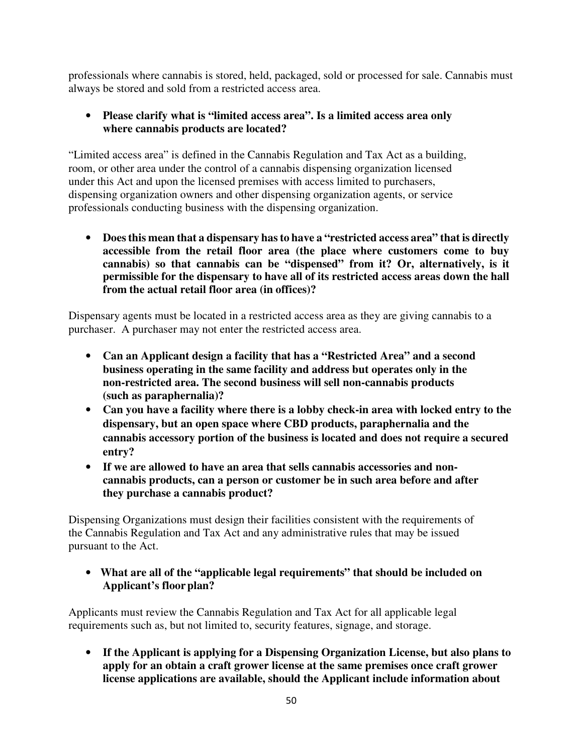professionals where cannabis is stored, held, packaged, sold or processed for sale. Cannabis must always be stored and sold from a restricted access area.

- **Please clarify what is "limited access area". Is a limited access area only where cannabis products are located?**

"Limited access area" is defined in the Cannabis Regulation and Tax Act as a building, room, or other area under the control of a cannabis dispensing organization licensed under this Act and upon the licensed premises with access limited to purchasers, dispensing organization owners and other dispensing organization agents, or service professionals conducting business with the dispensing organization.

- **Does this mean that a dispensary has to have a "restricted access area" that is directly accessible from the retail floor area (the place where customers come to buy cannabis) so that cannabis can be "dispensed" from it? Or, alternatively, is it permissible for the dispensary to have all of its restricted access areas down the hall from the actual retail floor area (in offices)?**

Dispensary agents must be located in a restricted access area as they are giving cannabis to a purchaser. A purchaser may not enter the restricted access area.

- **Can an Applicant design a facility that has a "Restricted Area" and a second business operating in the same facility and address but operates only in the non-restricted area. The second business will sell non-cannabis products (such as paraphernalia)?**
- **Can you have a facility where there is a lobby check-in area with locked entry to the dispensary, but an open space where CBD products, paraphernalia and the cannabis accessory portion of the business is located and does not require a secured entry?**
- **If we are allowed to have an area that sells cannabis accessories and non-cannabis products, can a person or customer be in such area before and after they purchase a cannabis product?**

Dispensing Organizations must design their facilities consistent with the requirements of the Cannabis Regulation and Tax Act and any administrative rules that may be issued pursuant to the Act.

- **What are all of the "applicable legal requirements" that should be included on Applicant's floor plan?**

Applicants must review the Cannabis Regulation and Tax Act for all applicable legal requirements such as, but not limited to, security features, signage, and storage.

- **If the Applicant is applying for a Dispensing Organization License, but also plans to apply for an obtain a craft grower license at the same premises once craft grower license applications are available, should the Applicant include information about**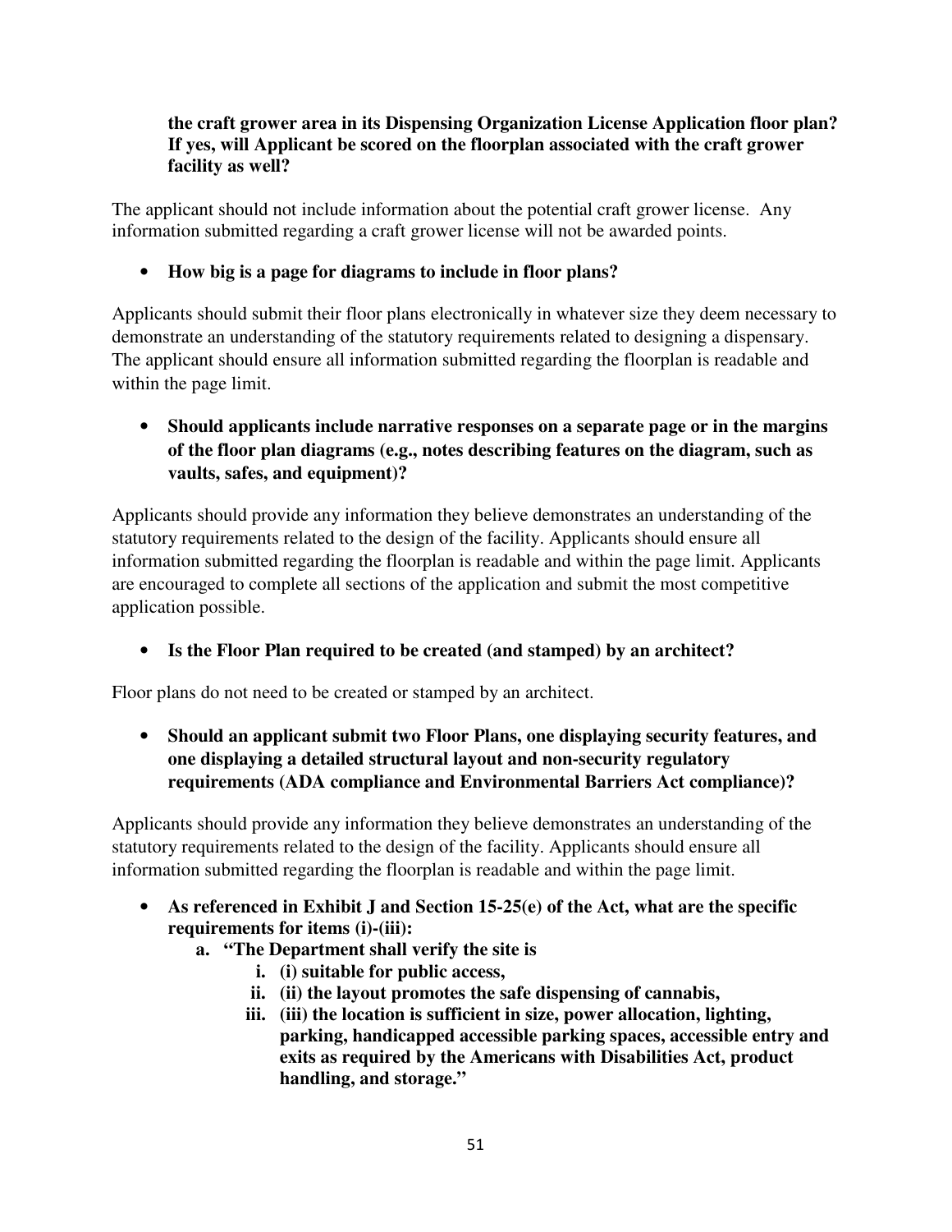**the craft grower area in its Dispensing Organization License Application floor plan? If yes, will Applicant be scored on the floorplan associated with the craft grower facility as well?**

The applicant should not include information about the potential craft grower license. Any information submitted regarding a craft grower license will not be awarded points.

- **How big is a page for diagrams to include in floor plans?**

Applicants should submit their floor plans electronically in whatever size they deem necessary to demonstrate an understanding of the statutory requirements related to designing a dispensary. The applicant should ensure all information submitted regarding the floorplan is readable and within the page limit.

- **Should applicants include narrative responses on a separate page or in the margins of the floor plan diagrams (e.g., notes describing features on the diagram, such as vaults, safes, and equipment)?**

Applicants should provide any information they believe demonstrates an understanding of the statutory requirements related to the design of the facility. Applicants should ensure all information submitted regarding the floorplan is readable and within the page limit. Applicants are encouraged to complete all sections of the application and submit the most competitive application possible.

- **Is the Floor Plan required to be created (and stamped) by an architect?**

Floor plans do not need to be created or stamped by an architect.

- **Should an applicant submit two Floor Plans, one displaying security features, and one displaying a detailed structural layout and non-security regulatory requirements (ADA compliance and Environmental Barriers Act compliance)?**

Applicants should provide any information they believe demonstrates an understanding of the statutory requirements related to the design of the facility. Applicants should ensure all information submitted regarding the floorplan is readable and within the page limit.

- **As referenced in Exhibit J and Section 15-25(e) of the Act, what are the specific requirements for items (i)-(iii):**
  a. **"The Department shall verify the site is**
     i. **(i) suitable for public access,**
     ii. **(ii) the layout promotes the safe dispensing of cannabis,**
     iii. **(iii) the location is sufficient in size, power allocation, lighting, parking, handicapped accessible parking spaces, accessible entry and exits as required by the Americans with Disabilities Act, product handling, and storage."**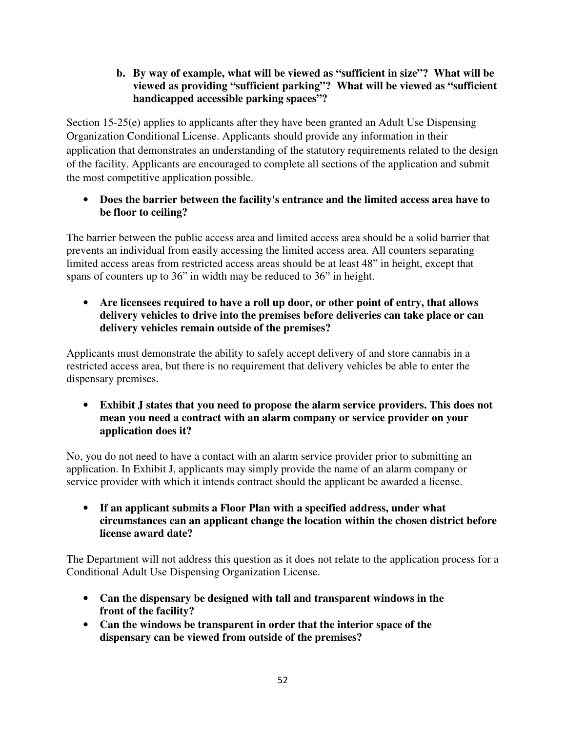b. **By way of example, what will be viewed as "sufficient in size"? What will be viewed as providing "sufficient parking"? What will be viewed as "sufficient handicapped accessible parking spaces"?**

Section 15-25(e) applies to applicants after they have been granted an Adult Use Dispensing Organization Conditional License. Applicants should provide any information in their application that demonstrates an understanding of the statutory requirements related to the design of the facility. Applicants are encouraged to complete all sections of the application and submit the most competitive application possible.

- **Does the barrier between the facility's entrance and the limited access area have to be floor to ceiling?**

The barrier between the public access area and limited access area should be a solid barrier that prevents an individual from easily accessing the limited access area. All counters separating limited access areas from restricted access areas should be at least 48" in height, except that spans of counters up to 36" in width may be reduced to 36" in height.

- **Are licensees required to have a roll up door, or other point of entry, that allows delivery vehicles to drive into the premises before deliveries can take place or can delivery vehicles remain outside of the premises?**

Applicants must demonstrate the ability to safely accept delivery of and store cannabis in a restricted access area, but there is no requirement that delivery vehicles be able to enter the dispensary premises.

- **Exhibit J states that you need to propose the alarm service providers. This does not mean you need a contract with an alarm company or service provider on your application does it?**

No, you do not need to have a contact with an alarm service provider prior to submitting an application. In Exhibit J, applicants may simply provide the name of an alarm company or service provider with which it intends contract should the applicant be awarded a license.

- **If an applicant submits a Floor Plan with a specified address, under what circumstances can an applicant change the location within the chosen district before license award date?**

The Department will not address this question as it does not relate to the application process for a Conditional Adult Use Dispensing Organization License.

- **Can the dispensary be designed with tall and transparent windows in the front of the facility?**
- **Can the windows be transparent in order that the interior space of the dispensary can be viewed from outside of the premises?**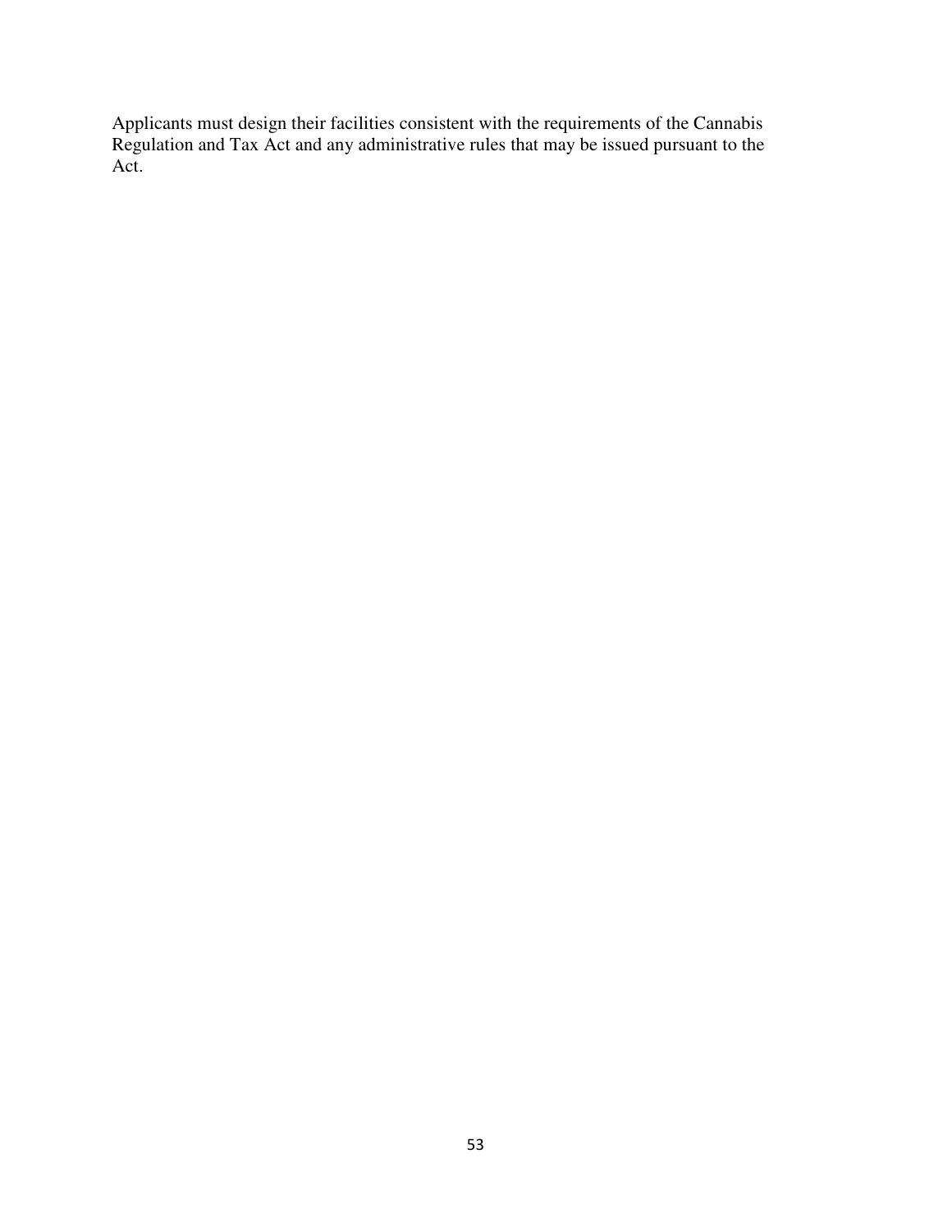Applicants must design their facilities consistent with the requirements of the Cannabis Regulation and Tax Act and any administrative rules that may be issued pursuant to the Act.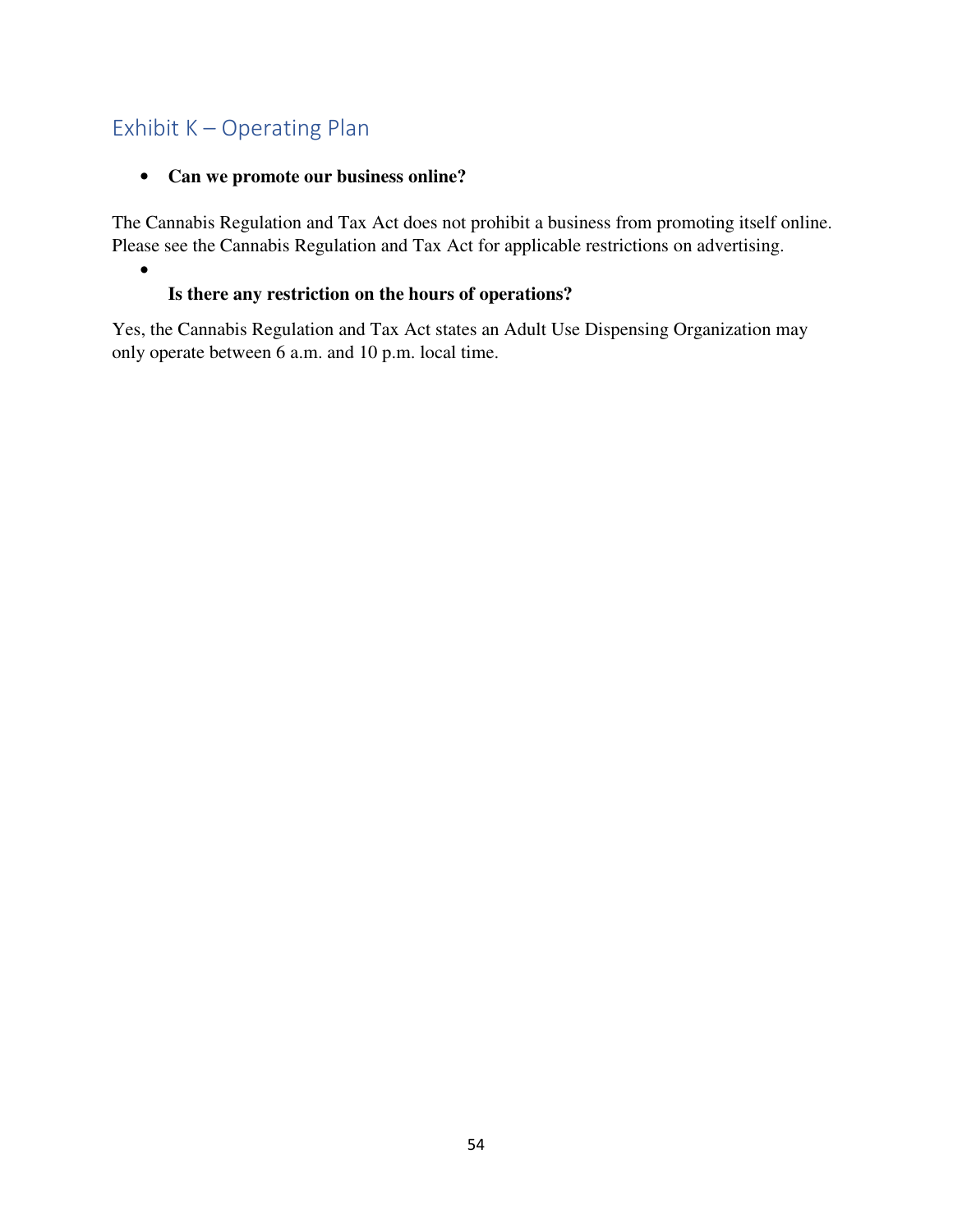## Exhibit K – Operating Plan

- **Can we promote our business online?**

The Cannabis Regulation and Tax Act does not prohibit a business from promoting itself online. Please see the Cannabis Regulation and Tax Act for applicable restrictions on advertising.

- **Is there any restriction on the hours of operations?**

Yes, the Cannabis Regulation and Tax Act states an Adult Use Dispensing Organization may only operate between 6 a.m. and 10 p.m. local time.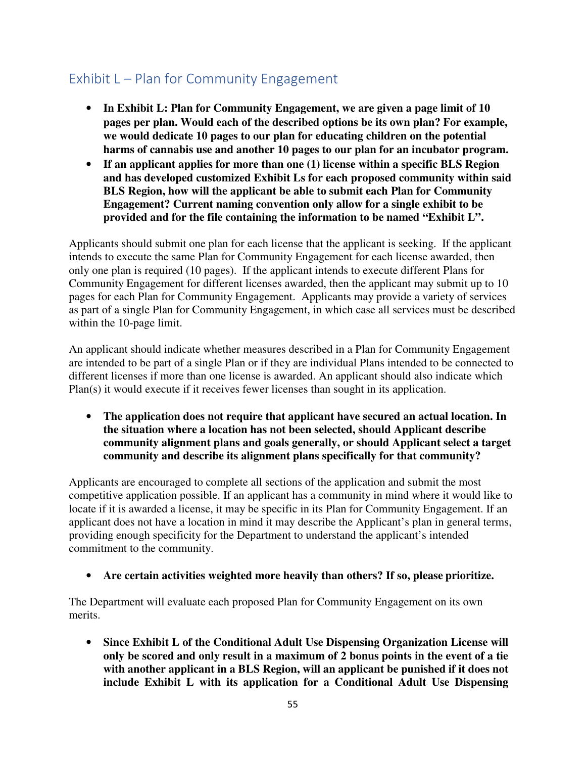## Exhibit L – Plan for Community Engagement

- **In Exhibit L: Plan for Community Engagement, we are given a page limit of 10 pages per plan. Would each of the described options be its own plan? For example, we would dedicate 10 pages to our plan for educating children on the potential harms of cannabis use and another 10 pages to our plan for an incubator program.**
- **If an applicant applies for more than one (1) license within a specific BLS Region and has developed customized Exhibit Ls for each proposed community within said BLS Region, how will the applicant be able to submit each Plan for Community Engagement? Current naming convention only allow for a single exhibit to be provided and for the file containing the information to be named "Exhibit L".**

Applicants should submit one plan for each license that the applicant is seeking. If the applicant intends to execute the same Plan for Community Engagement for each license awarded, then only one plan is required (10 pages). If the applicant intends to execute different Plans for Community Engagement for different licenses awarded, then the applicant may submit up to 10 pages for each Plan for Community Engagement. Applicants may provide a variety of services as part of a single Plan for Community Engagement, in which case all services must be described within the 10-page limit.

An applicant should indicate whether measures described in a Plan for Community Engagement are intended to be part of a single Plan or if they are individual Plans intended to be connected to different licenses if more than one license is awarded. An applicant should also indicate which Plan(s) it would execute if it receives fewer licenses than sought in its application.

- **The application does not require that applicant have secured an actual location. In the situation where a location has not been selected, should Applicant describe community alignment plans and goals generally, or should Applicant select a target community and describe its alignment plans specifically for that community?**

Applicants are encouraged to complete all sections of the application and submit the most competitive application possible. If an applicant has a community in mind where it would like to locate if it is awarded a license, it may be specific in its Plan for Community Engagement. If an applicant does not have a location in mind it may describe the Applicant's plan in general terms, providing enough specificity for the Department to understand the applicant's intended commitment to the community.

- **Are certain activities weighted more heavily than others? If so, please prioritize.**

The Department will evaluate each proposed Plan for Community Engagement on its own merits.

- **Since Exhibit L of the Conditional Adult Use Dispensing Organization License will only be scored and only result in a maximum of 2 bonus points in the event of a tie with another applicant in a BLS Region, will an applicant be punished if it does not include Exhibit L with its application for a Conditional Adult Use Dispensing**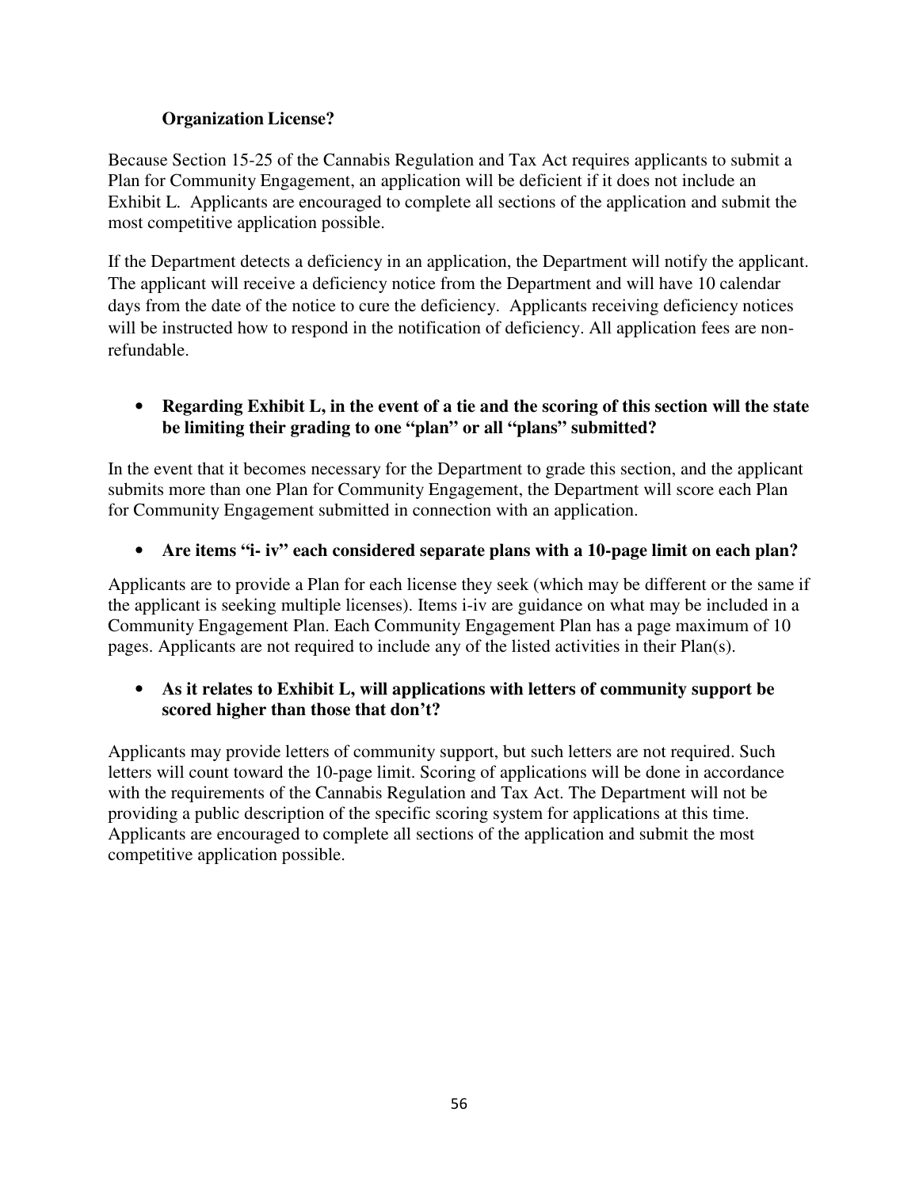**Organization License?**

Because Section 15-25 of the Cannabis Regulation and Tax Act requires applicants to submit a Plan for Community Engagement, an application will be deficient if it does not include an Exhibit L. Applicants are encouraged to complete all sections of the application and submit the most competitive application possible.

If the Department detects a deficiency in an application, the Department will notify the applicant. The applicant will receive a deficiency notice from the Department and will have 10 calendar days from the date of the notice to cure the deficiency. Applicants receiving deficiency notices will be instructed how to respond in the notification of deficiency. All application fees are non-refundable.

- **Regarding Exhibit L, in the event of a tie and the scoring of this section will the state be limiting their grading to one "plan" or all "plans" submitted?**

In the event that it becomes necessary for the Department to grade this section, and the applicant submits more than one Plan for Community Engagement, the Department will score each Plan for Community Engagement submitted in connection with an application.

- **Are items "i- iv" each considered separate plans with a 10-page limit on each plan?**

Applicants are to provide a Plan for each license they seek (which may be different or the same if the applicant is seeking multiple licenses). Items i-iv are guidance on what may be included in a Community Engagement Plan. Each Community Engagement Plan has a page maximum of 10 pages. Applicants are not required to include any of the listed activities in their Plan(s).

- **As it relates to Exhibit L, will applications with letters of community support be scored higher than those that don't?**

Applicants may provide letters of community support, but such letters are not required. Such letters will count toward the 10-page limit. Scoring of applications will be done in accordance with the requirements of the Cannabis Regulation and Tax Act. The Department will not be providing a public description of the specific scoring system for applications at this time. Applicants are encouraged to complete all sections of the application and submit the most competitive application possible.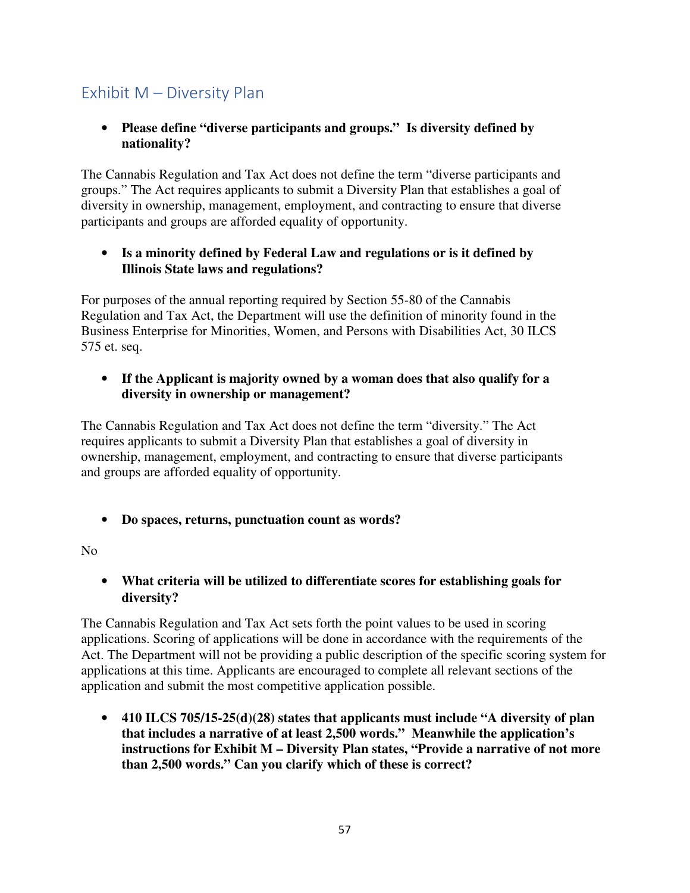## Exhibit M – Diversity Plan

- **Please define "diverse participants and groups." Is diversity defined by nationality?**

The Cannabis Regulation and Tax Act does not define the term "diverse participants and groups." The Act requires applicants to submit a Diversity Plan that establishes a goal of diversity in ownership, management, employment, and contracting to ensure that diverse participants and groups are afforded equality of opportunity.

- **Is a minority defined by Federal Law and regulations or is it defined by Illinois State laws and regulations?**

For purposes of the annual reporting required by Section 55-80 of the Cannabis Regulation and Tax Act, the Department will use the definition of minority found in the Business Enterprise for Minorities, Women, and Persons with Disabilities Act, 30 ILCS 575 et. seq.

- **If the Applicant is majority owned by a woman does that also qualify for a diversity in ownership or management?**

The Cannabis Regulation and Tax Act does not define the term "diversity." The Act requires applicants to submit a Diversity Plan that establishes a goal of diversity in ownership, management, employment, and contracting to ensure that diverse participants and groups are afforded equality of opportunity.

- **Do spaces, returns, punctuation count as words?**

No

- **What criteria will be utilized to differentiate scores for establishing goals for diversity?**

The Cannabis Regulation and Tax Act sets forth the point values to be used in scoring applications. Scoring of applications will be done in accordance with the requirements of the Act. The Department will not be providing a public description of the specific scoring system for applications at this time. Applicants are encouraged to complete all relevant sections of the application and submit the most competitive application possible.

- **410 ILCS 705/15-25(d)(28) states that applicants must include "A diversity of plan that includes a narrative of at least 2,500 words." Meanwhile the application's instructions for Exhibit M – Diversity Plan states, "Provide a narrative of not more than 2,500 words." Can you clarify which of these is correct?**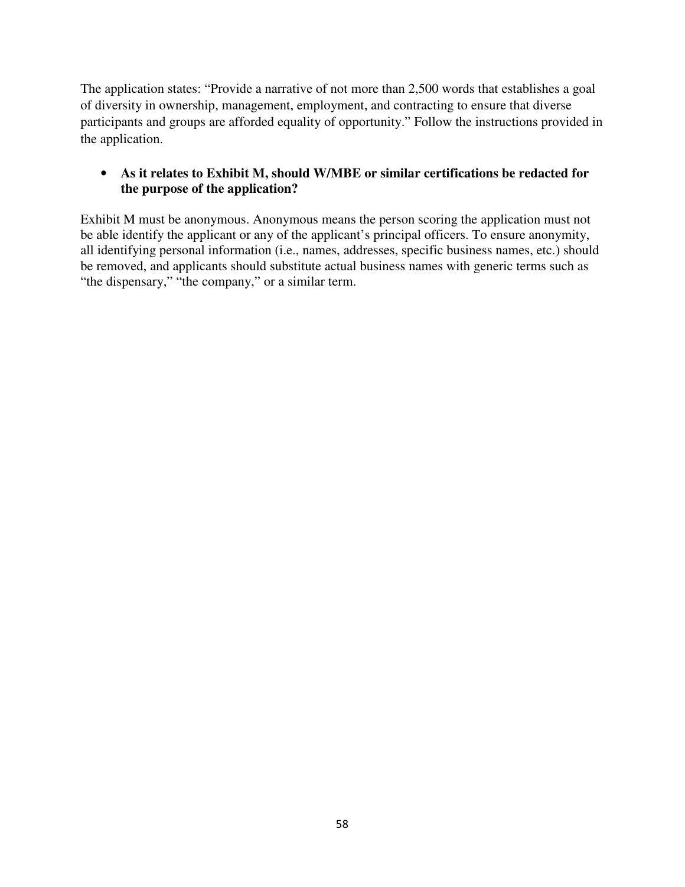The application states: "Provide a narrative of not more than 2,500 words that establishes a goal of diversity in ownership, management, employment, and contracting to ensure that diverse participants and groups are afforded equality of opportunity." Follow the instructions provided in the application.

- **As it relates to Exhibit M, should W/MBE or similar certifications be redacted for the purpose of the application?**

Exhibit M must be anonymous. Anonymous means the person scoring the application must not be able identify the applicant or any of the applicant's principal officers. To ensure anonymity, all identifying personal information (i.e., names, addresses, specific business names, etc.) should be removed, and applicants should substitute actual business names with generic terms such as "the dispensary," "the company," or a similar term.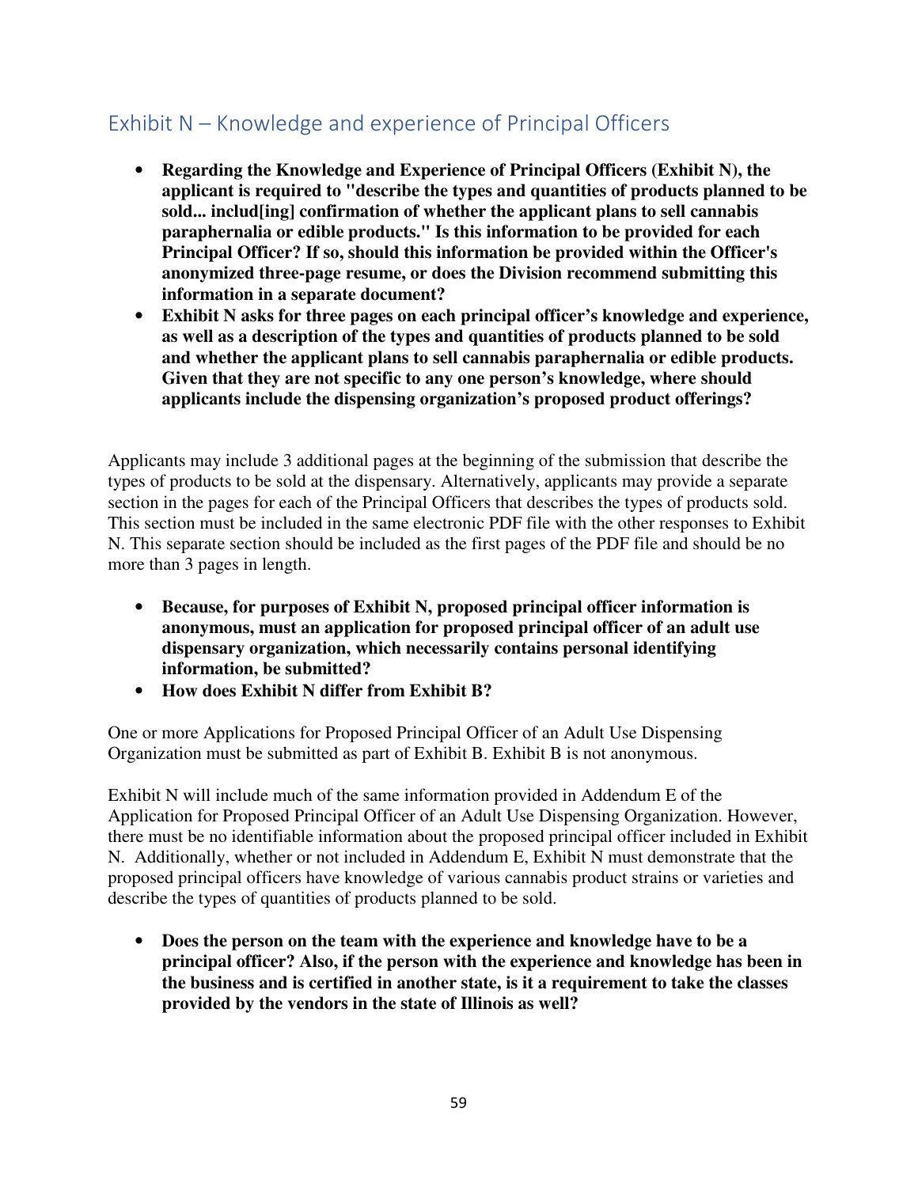## Exhibit N – Knowledge and experience of Principal Officers

- **Regarding the Knowledge and Experience of Principal Officers (Exhibit N), the applicant is required to "describe the types and quantities of products planned to be sold... includ[ing] confirmation of whether the applicant plans to sell cannabis paraphernalia or edible products." Is this information to be provided for each Principal Officer? If so, should this information be provided within the Officer's anonymized three-page resume, or does the Division recommend submitting this information in a separate document?**
- **Exhibit N asks for three pages on each principal officer's knowledge and experience, as well as a description of the types and quantities of products planned to be sold and whether the applicant plans to sell cannabis paraphernalia or edible products. Given that they are not specific to any one person's knowledge, where should applicants include the dispensing organization's proposed product offerings?**

Applicants may include 3 additional pages at the beginning of the submission that describe the types of products to be sold at the dispensary. Alternatively, applicants may provide a separate section in the pages for each of the Principal Officers that describes the types of products sold. This section must be included in the same electronic PDF file with the other responses to Exhibit N. This separate section should be included as the first pages of the PDF file and should be no more than 3 pages in length.

- **Because, for purposes of Exhibit N, proposed principal officer information is anonymous, must an application for proposed principal officer of an adult use dispensary organization, which necessarily contains personal identifying information, be submitted?**
- **How does Exhibit N differ from Exhibit B?**

One or more Applications for Proposed Principal Officer of an Adult Use Dispensing Organization must be submitted as part of Exhibit B. Exhibit B is not anonymous.

Exhibit N will include much of the same information provided in Addendum E of the Application for Proposed Principal Officer of an Adult Use Dispensing Organization. However, there must be no identifiable information about the proposed principal officer included in Exhibit N. Additionally, whether or not included in Addendum E, Exhibit N must demonstrate that the proposed principal officers have knowledge of various cannabis product strains or varieties and describe the types of quantities of products planned to be sold.

- **Does the person on the team with the experience and knowledge have to be a principal officer? Also, if the person with the experience and knowledge has been in the business and is certified in another state, is it a requirement to take the classes provided by the vendors in the state of Illinois as well?**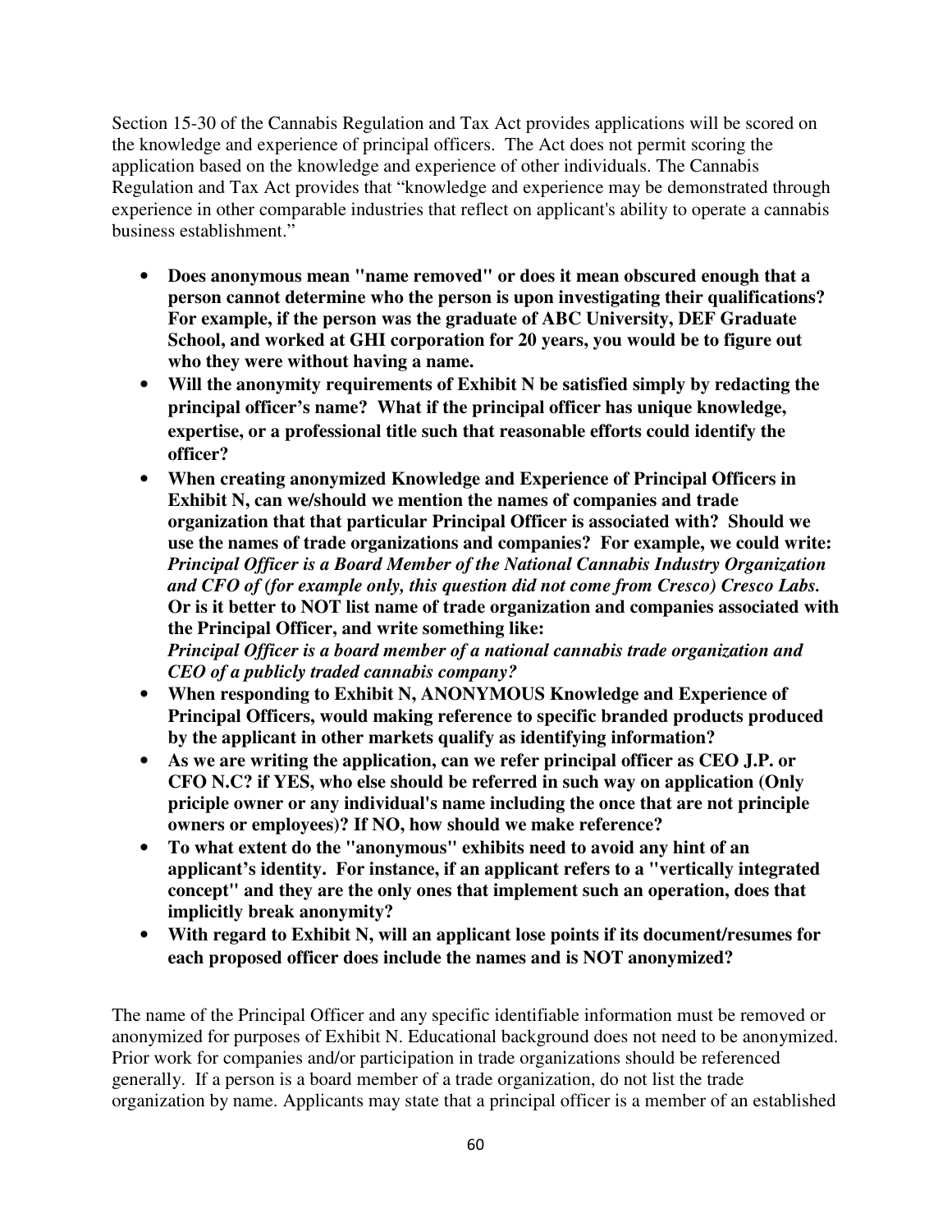Section 15-30 of the Cannabis Regulation and Tax Act provides applications will be scored on the knowledge and experience of principal officers. The Act does not permit scoring the application based on the knowledge and experience of other individuals. The Cannabis Regulation and Tax Act provides that "knowledge and experience may be demonstrated through experience in other comparable industries that reflect on applicant's ability to operate a cannabis business establishment."

- **Does anonymous mean "name removed" or does it mean obscured enough that a person cannot determine who the person is upon investigating their qualifications? For example, if the person was the graduate of ABC University, DEF Graduate School, and worked at GHI corporation for 20 years, you would be to figure out who they were without having a name.**
- **Will the anonymity requirements of Exhibit N be satisfied simply by redacting the principal officer's name? What if the principal officer has unique knowledge, expertise, or a professional title such that reasonable efforts could identify the officer?**
- **When creating anonymized Knowledge and Experience of Principal Officers in Exhibit N, can we/should we mention the names of companies and trade organization that that particular Principal Officer is associated with? Should we use the names of trade organizations and companies? For example, we could write:** ***Principal Officer is a Board Member of the National Cannabis Industry Organization and CFO of (for example only, this question did not come from Cresco) Cresco Labs.*** **Or is it better to NOT list name of trade organization and companies associated with the Principal Officer, and write something like:** ***Principal Officer is a board member of a national cannabis trade organization and CEO of a publicly traded cannabis company?***
- **When responding to Exhibit N, ANONYMOUS Knowledge and Experience of Principal Officers, would making reference to specific branded products produced by the applicant in other markets qualify as identifying information?**
- **As we are writing the application, can we refer principal officer as CEO J.P. or CFO N.C? if YES, who else should be referred in such way on application (Only priciple owner or any individual's name including the once that are not principle owners or employees)? If NO, how should we make reference?**
- **To what extent do the "anonymous" exhibits need to avoid any hint of an applicant's identity. For instance, if an applicant refers to a "vertically integrated concept" and they are the only ones that implement such an operation, does that implicitly break anonymity?**
- **With regard to Exhibit N, will an applicant lose points if its document/resumes for each proposed officer does include the names and is NOT anonymized?**

The name of the Principal Officer and any specific identifiable information must be removed or anonymized for purposes of Exhibit N. Educational background does not need to be anonymized. Prior work for companies and/or participation in trade organizations should be referenced generally. If a person is a board member of a trade organization, do not list the trade organization by name. Applicants may state that a principal officer is a member of an established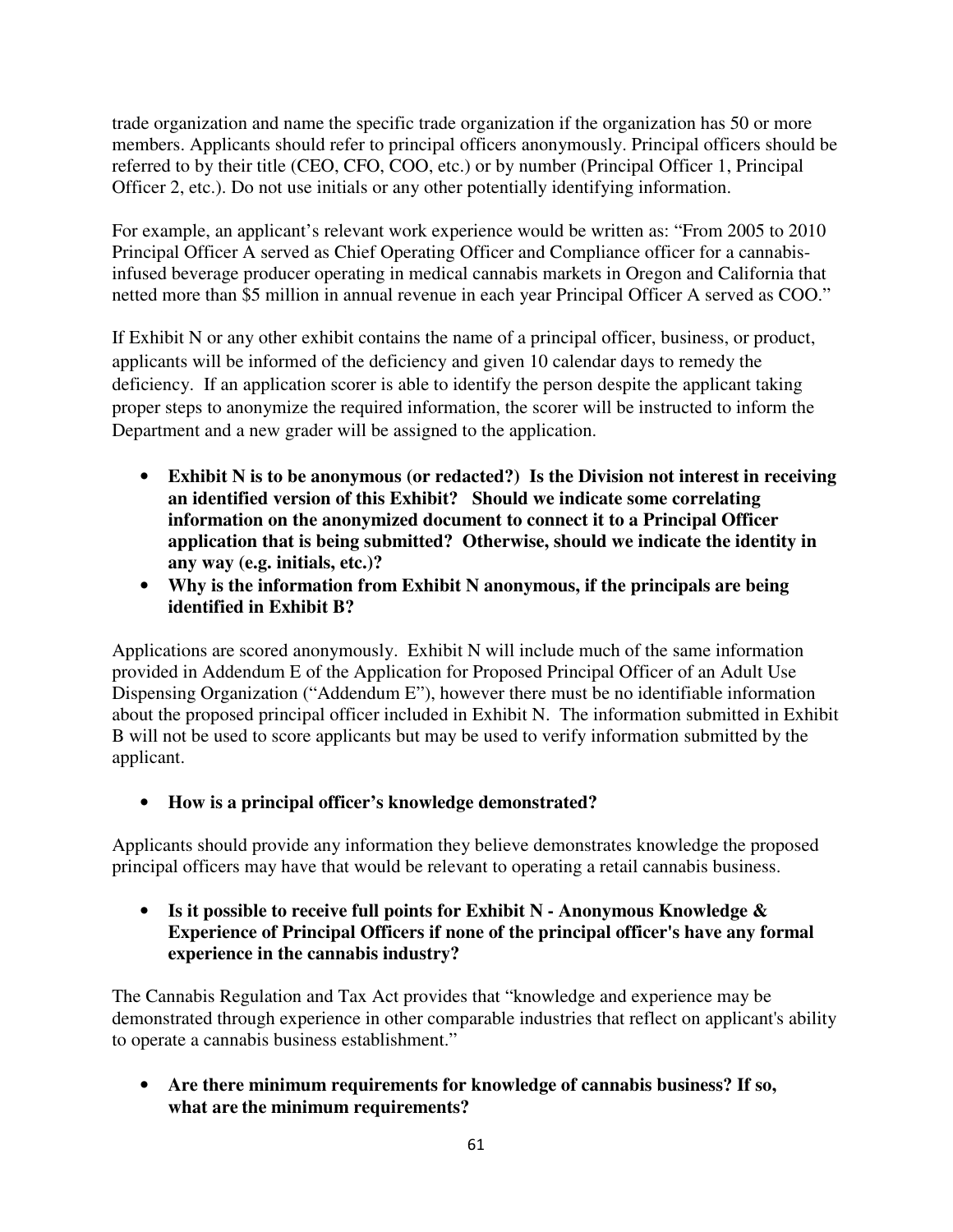trade organization and name the specific trade organization if the organization has 50 or more members. Applicants should refer to principal officers anonymously. Principal officers should be referred to by their title (CEO, CFO, COO, etc.) or by number (Principal Officer 1, Principal Officer 2, etc.). Do not use initials or any other potentially identifying information.

For example, an applicant's relevant work experience would be written as: "From 2005 to 2010 Principal Officer A served as Chief Operating Officer and Compliance officer for a cannabis-infused beverage producer operating in medical cannabis markets in Oregon and California that netted more than $5 million in annual revenue in each year Principal Officer A served as COO."

If Exhibit N or any other exhibit contains the name of a principal officer, business, or product, applicants will be informed of the deficiency and given 10 calendar days to remedy the deficiency. If an application scorer is able to identify the person despite the applicant taking proper steps to anonymize the required information, the scorer will be instructed to inform the Department and a new grader will be assigned to the application.

- **Exhibit N is to be anonymous (or redacted?) Is the Division not interest in receiving an identified version of this Exhibit? Should we indicate some correlating information on the anonymized document to connect it to a Principal Officer application that is being submitted? Otherwise, should we indicate the identity in any way (e.g. initials, etc.)?**
- **Why is the information from Exhibit N anonymous, if the principals are being identified in Exhibit B?**

Applications are scored anonymously. Exhibit N will include much of the same information provided in Addendum E of the Application for Proposed Principal Officer of an Adult Use Dispensing Organization ("Addendum E"), however there must be no identifiable information about the proposed principal officer included in Exhibit N. The information submitted in Exhibit B will not be used to score applicants but may be used to verify information submitted by the applicant.

- **How is a principal officer's knowledge demonstrated?**

Applicants should provide any information they believe demonstrates knowledge the proposed principal officers may have that would be relevant to operating a retail cannabis business.

- **Is it possible to receive full points for Exhibit N - Anonymous Knowledge & Experience of Principal Officers if none of the principal officer's have any formal experience in the cannabis industry?**

The Cannabis Regulation and Tax Act provides that "knowledge and experience may be demonstrated through experience in other comparable industries that reflect on applicant's ability to operate a cannabis business establishment."

- **Are there minimum requirements for knowledge of cannabis business? If so, what are the minimum requirements?**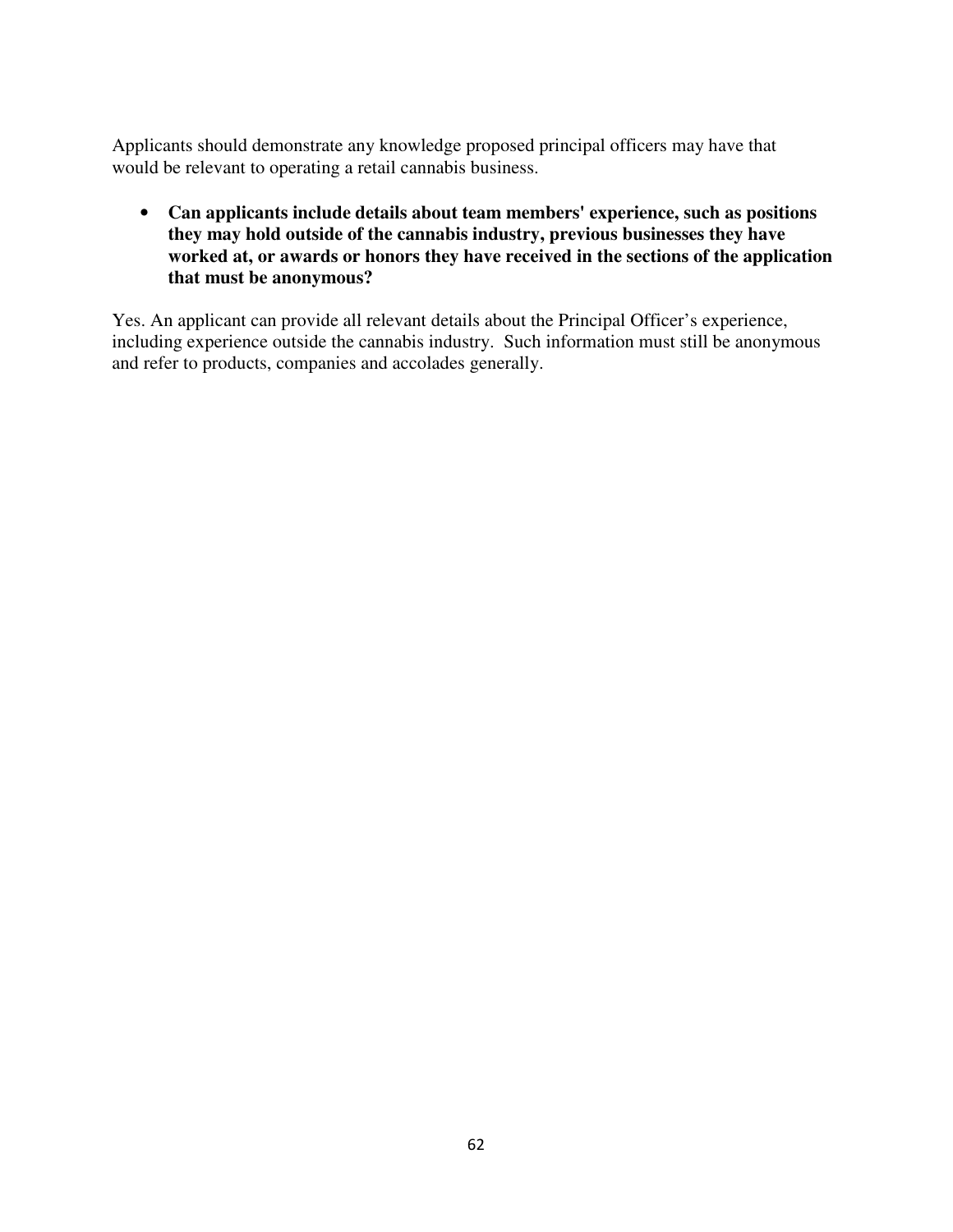Applicants should demonstrate any knowledge proposed principal officers may have that would be relevant to operating a retail cannabis business.

- **Can applicants include details about team members' experience, such as positions they may hold outside of the cannabis industry, previous businesses they have worked at, or awards or honors they have received in the sections of the application that must be anonymous?**

Yes. An applicant can provide all relevant details about the Principal Officer's experience, including experience outside the cannabis industry. Such information must still be anonymous and refer to products, companies and accolades generally.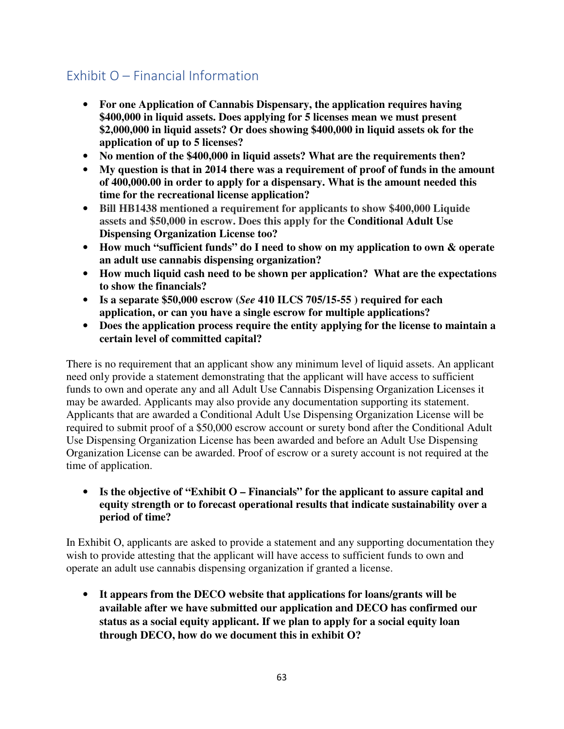## Exhibit O – Financial Information

- **For one Application of Cannabis Dispensary, the application requires having $400,000 in liquid assets. Does applying for 5 licenses mean we must present $2,000,000 in liquid assets? Or does showing $400,000 in liquid assets ok for the application of up to 5 licenses?**
- **No mention of the $400,000 in liquid assets? What are the requirements then?**
- **My question is that in 2014 there was a requirement of proof of funds in the amount of 400,000.00 in order to apply for a dispensary. What is the amount needed this time for the recreational license application?**
- **Bill HB1438 mentioned a requirement for applicants to show $400,000 Liquide assets and $50,000 in escrow. Does this apply for the Conditional Adult Use Dispensing Organization License too?**
- **How much "sufficient funds" do I need to show on my application to own & operate an adult use cannabis dispensing organization?**
- **How much liquid cash need to be shown per application? What are the expectations to show the financials?**
- **Is a separate $50,000 escrow (*See* 410 ILCS 705/15-55 ) required for each application, or can you have a single escrow for multiple applications?**
- **Does the application process require the entity applying for the license to maintain a certain level of committed capital?**

There is no requirement that an applicant show any minimum level of liquid assets. An applicant need only provide a statement demonstrating that the applicant will have access to sufficient funds to own and operate any and all Adult Use Cannabis Dispensing Organization Licenses it may be awarded. Applicants may also provide any documentation supporting its statement. Applicants that are awarded a Conditional Adult Use Dispensing Organization License will be required to submit proof of a $50,000 escrow account or surety bond after the Conditional Adult Use Dispensing Organization License has been awarded and before an Adult Use Dispensing Organization License can be awarded. Proof of escrow or a surety account is not required at the time of application.

- **Is the objective of "Exhibit O – Financials" for the applicant to assure capital and equity strength or to forecast operational results that indicate sustainability over a period of time?**

In Exhibit O, applicants are asked to provide a statement and any supporting documentation they wish to provide attesting that the applicant will have access to sufficient funds to own and operate an adult use cannabis dispensing organization if granted a license.

- **It appears from the DECO website that applications for loans/grants will be available after we have submitted our application and DECO has confirmed our status as a social equity applicant. If we plan to apply for a social equity loan through DECO, how do we document this in exhibit O?**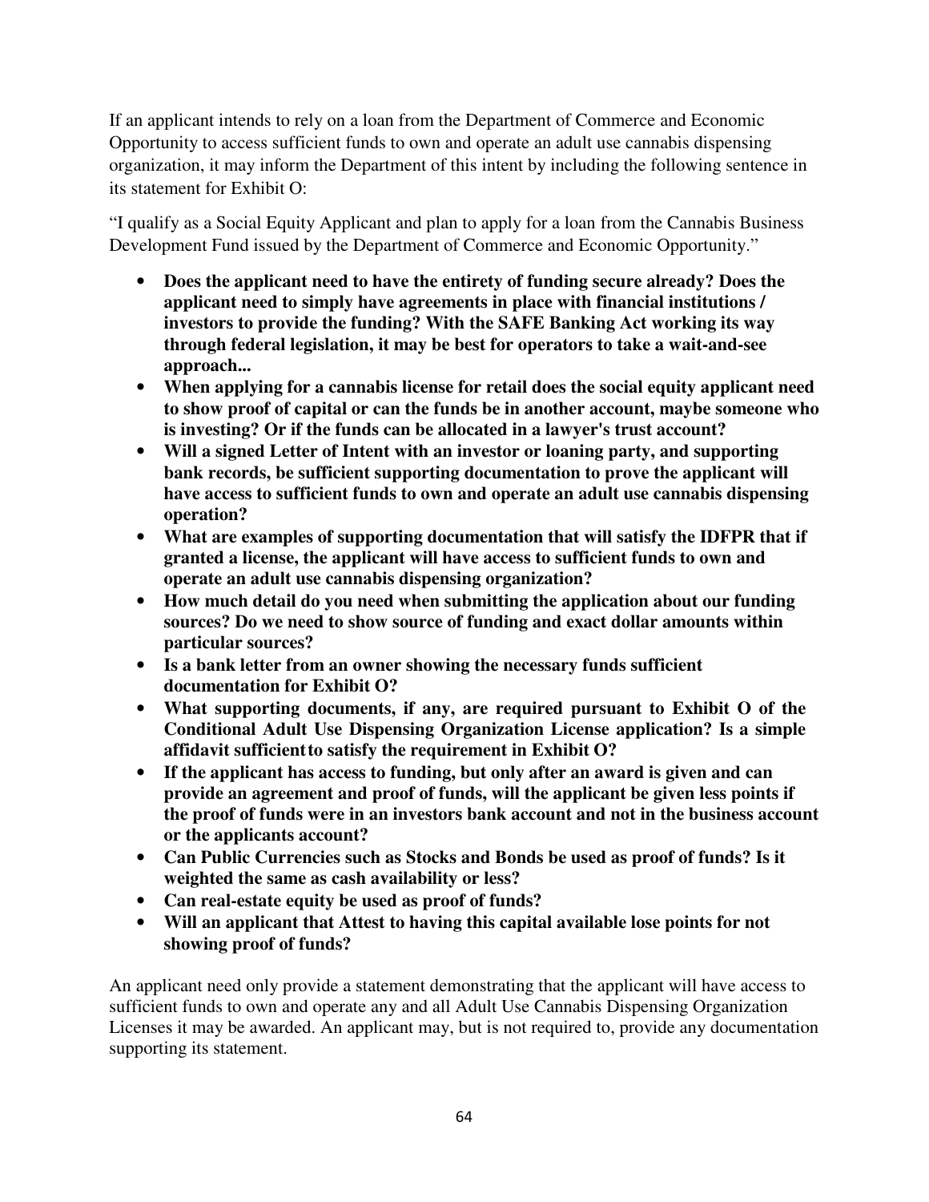If an applicant intends to rely on a loan from the Department of Commerce and Economic Opportunity to access sufficient funds to own and operate an adult use cannabis dispensing organization, it may inform the Department of this intent by including the following sentence in its statement for Exhibit O:

"I qualify as a Social Equity Applicant and plan to apply for a loan from the Cannabis Business Development Fund issued by the Department of Commerce and Economic Opportunity."

- **Does the applicant need to have the entirety of funding secure already? Does the applicant need to simply have agreements in place with financial institutions / investors to provide the funding? With the SAFE Banking Act working its way through federal legislation, it may be best for operators to take a wait-and-see approach...**
- **When applying for a cannabis license for retail does the social equity applicant need to show proof of capital or can the funds be in another account, maybe someone who is investing? Or if the funds can be allocated in a lawyer's trust account?**
- **Will a signed Letter of Intent with an investor or loaning party, and supporting bank records, be sufficient supporting documentation to prove the applicant will have access to sufficient funds to own and operate an adult use cannabis dispensing operation?**
- **What are examples of supporting documentation that will satisfy the IDFPR that if granted a license, the applicant will have access to sufficient funds to own and operate an adult use cannabis dispensing organization?**
- **How much detail do you need when submitting the application about our funding sources? Do we need to show source of funding and exact dollar amounts within particular sources?**
- **Is a bank letter from an owner showing the necessary funds sufficient documentation for Exhibit O?**
- **What supporting documents, if any, are required pursuant to Exhibit O of the Conditional Adult Use Dispensing Organization License application? Is a simple affidavit sufficient to satisfy the requirement in Exhibit O?**
- **If the applicant has access to funding, but only after an award is given and can provide an agreement and proof of funds, will the applicant be given less points if the proof of funds were in an investors bank account and not in the business account or the applicants account?**
- **Can Public Currencies such as Stocks and Bonds be used as proof of funds? Is it weighted the same as cash availability or less?**
- **Can real-estate equity be used as proof of funds?**
- **Will an applicant that Attest to having this capital available lose points for not showing proof of funds?**

An applicant need only provide a statement demonstrating that the applicant will have access to sufficient funds to own and operate any and all Adult Use Cannabis Dispensing Organization Licenses it may be awarded. An applicant may, but is not required to, provide any documentation supporting its statement.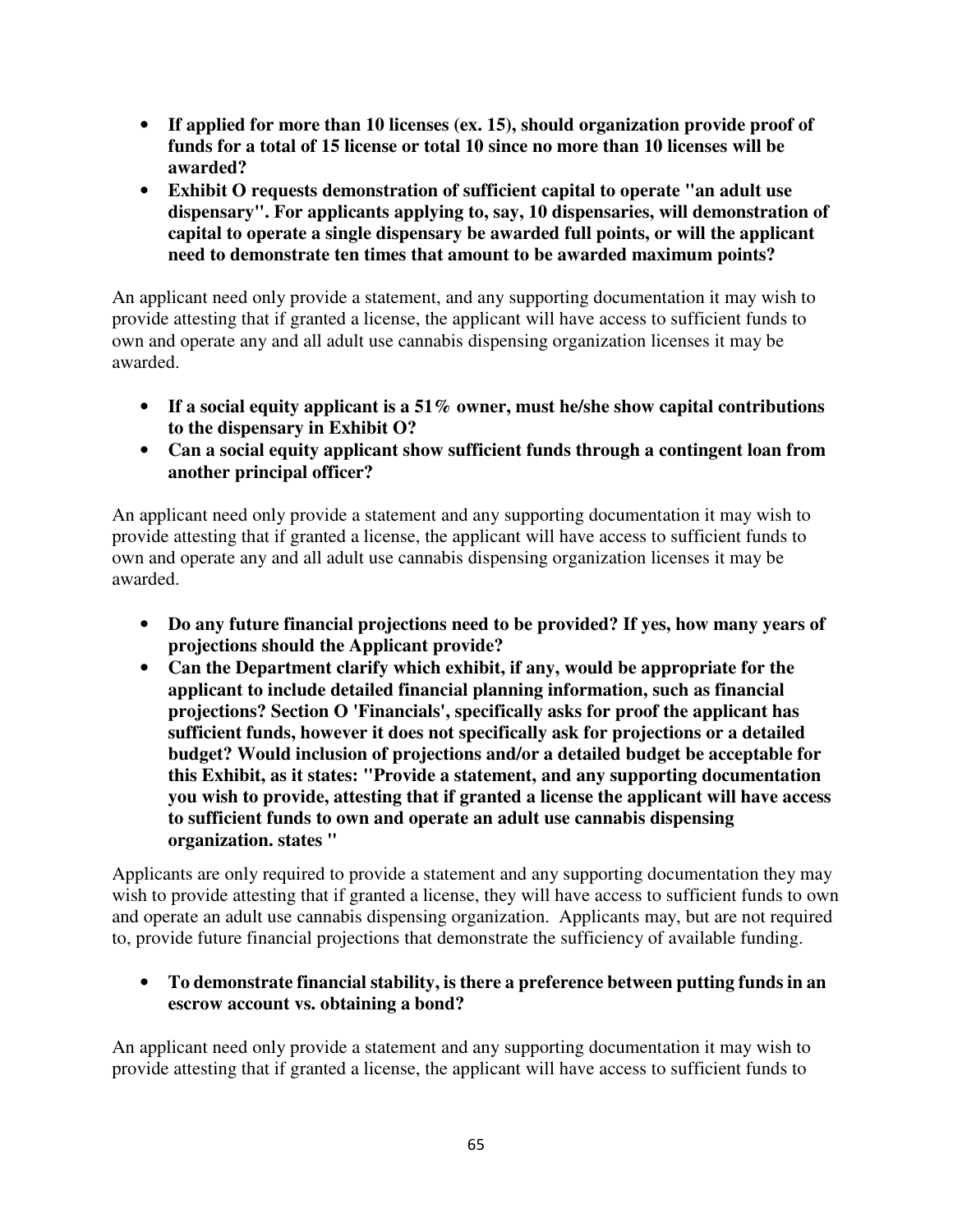- **If applied for more than 10 licenses (ex. 15), should organization provide proof of funds for a total of 15 license or total 10 since no more than 10 licenses will be awarded?**
- **Exhibit O requests demonstration of sufficient capital to operate "an adult use dispensary". For applicants applying to, say, 10 dispensaries, will demonstration of capital to operate a single dispensary be awarded full points, or will the applicant need to demonstrate ten times that amount to be awarded maximum points?**

An applicant need only provide a statement, and any supporting documentation it may wish to provide attesting that if granted a license, the applicant will have access to sufficient funds to own and operate any and all adult use cannabis dispensing organization licenses it may be awarded.

- **If a social equity applicant is a 51% owner, must he/she show capital contributions to the dispensary in Exhibit O?**
- **Can a social equity applicant show sufficient funds through a contingent loan from another principal officer?**

An applicant need only provide a statement and any supporting documentation it may wish to provide attesting that if granted a license, the applicant will have access to sufficient funds to own and operate any and all adult use cannabis dispensing organization licenses it may be awarded.

- **Do any future financial projections need to be provided? If yes, how many years of projections should the Applicant provide?**
- **Can the Department clarify which exhibit, if any, would be appropriate for the applicant to include detailed financial planning information, such as financial projections? Section O 'Financials', specifically asks for proof the applicant has sufficient funds, however it does not specifically ask for projections or a detailed budget? Would inclusion of projections and/or a detailed budget be acceptable for this Exhibit, as it states: "Provide a statement, and any supporting documentation you wish to provide, attesting that if granted a license the applicant will have access to sufficient funds to own and operate an adult use cannabis dispensing organization. states "**

Applicants are only required to provide a statement and any supporting documentation they may wish to provide attesting that if granted a license, they will have access to sufficient funds to own and operate an adult use cannabis dispensing organization. Applicants may, but are not required to, provide future financial projections that demonstrate the sufficiency of available funding.

- **To demonstrate financial stability, is there a preference between putting funds in an escrow account vs. obtaining a bond?**

An applicant need only provide a statement and any supporting documentation it may wish to provide attesting that if granted a license, the applicant will have access to sufficient funds to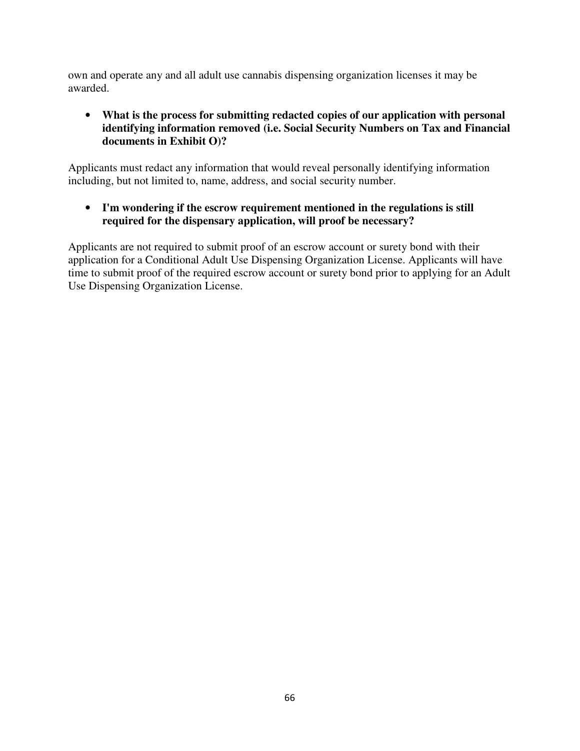own and operate any and all adult use cannabis dispensing organization licenses it may be awarded.

- **What is the process for submitting redacted copies of our application with personal identifying information removed (i.e. Social Security Numbers on Tax and Financial documents in Exhibit O)?**

Applicants must redact any information that would reveal personally identifying information including, but not limited to, name, address, and social security number.

- **I'm wondering if the escrow requirement mentioned in the regulations is still required for the dispensary application, will proof be necessary?**

Applicants are not required to submit proof of an escrow account or surety bond with their application for a Conditional Adult Use Dispensing Organization License. Applicants will have time to submit proof of the required escrow account or surety bond prior to applying for an Adult Use Dispensing Organization License.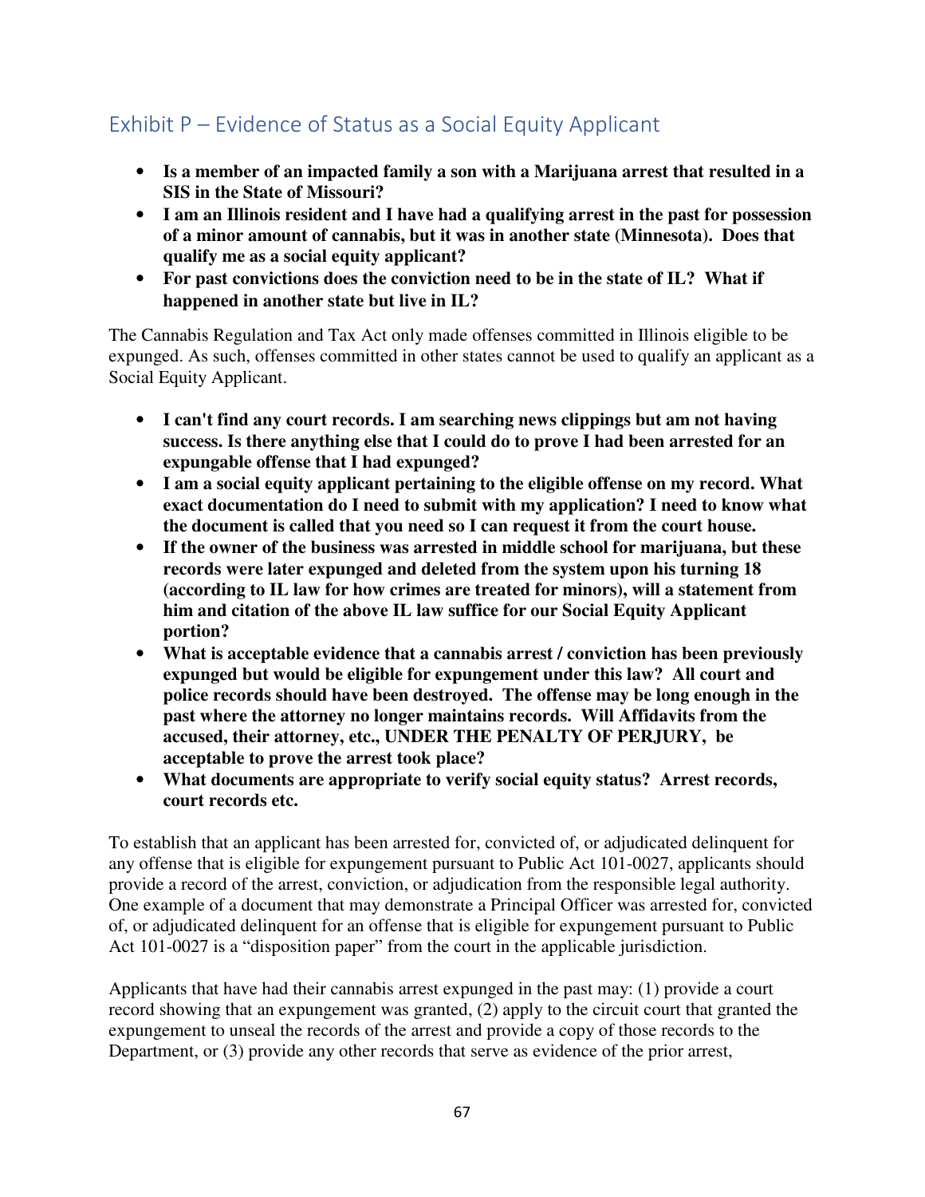## Exhibit P – Evidence of Status as a Social Equity Applicant

- **Is a member of an impacted family a son with a Marijuana arrest that resulted in a SIS in the State of Missouri?**
- **I am an Illinois resident and I have had a qualifying arrest in the past for possession of a minor amount of cannabis, but it was in another state (Minnesota). Does that qualify me as a social equity applicant?**
- **For past convictions does the conviction need to be in the state of IL? What if happened in another state but live in IL?**

The Cannabis Regulation and Tax Act only made offenses committed in Illinois eligible to be expunged. As such, offenses committed in other states cannot be used to qualify an applicant as a Social Equity Applicant.

- **I can't find any court records. I am searching news clippings but am not having success. Is there anything else that I could do to prove I had been arrested for an expungable offense that I had expunged?**
- **I am a social equity applicant pertaining to the eligible offense on my record. What exact documentation do I need to submit with my application? I need to know what the document is called that you need so I can request it from the court house.**
- **If the owner of the business was arrested in middle school for marijuana, but these records were later expunged and deleted from the system upon his turning 18 (according to IL law for how crimes are treated for minors), will a statement from him and citation of the above IL law suffice for our Social Equity Applicant portion?**
- **What is acceptable evidence that a cannabis arrest / conviction has been previously expunged but would be eligible for expungement under this law? All court and police records should have been destroyed. The offense may be long enough in the past where the attorney no longer maintains records. Will Affidavits from the accused, their attorney, etc., UNDER THE PENALTY OF PERJURY, be acceptable to prove the arrest took place?**
- **What documents are appropriate to verify social equity status? Arrest records, court records etc.**

To establish that an applicant has been arrested for, convicted of, or adjudicated delinquent for any offense that is eligible for expungement pursuant to Public Act 101-0027, applicants should provide a record of the arrest, conviction, or adjudication from the responsible legal authority. One example of a document that may demonstrate a Principal Officer was arrested for, convicted of, or adjudicated delinquent for an offense that is eligible for expungement pursuant to Public Act 101-0027 is a "disposition paper" from the court in the applicable jurisdiction.

Applicants that have had their cannabis arrest expunged in the past may: (1) provide a court record showing that an expungement was granted, (2) apply to the circuit court that granted the expungement to unseal the records of the arrest and provide a copy of those records to the Department, or (3) provide any other records that serve as evidence of the prior arrest,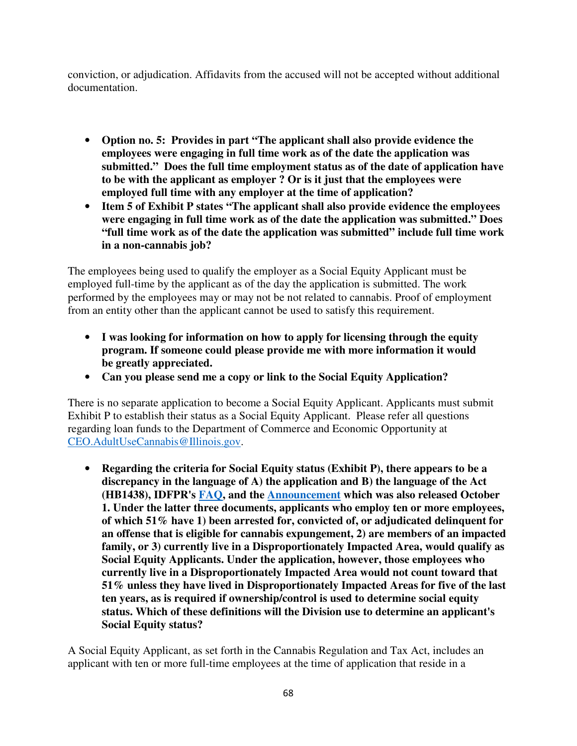conviction, or adjudication. Affidavits from the accused will not be accepted without additional documentation.

- **Option no. 5: Provides in part "The applicant shall also provide evidence the employees were engaging in full time work as of the date the application was submitted." Does the full time employment status as of the date of application have to be with the applicant as employer ? Or is it just that the employees were employed full time with any employer at the time of application?**
- **Item 5 of Exhibit P states "The applicant shall also provide evidence the employees were engaging in full time work as of the date the application was submitted." Does "full time work as of the date the application was submitted" include full time work in a non-cannabis job?**

The employees being used to qualify the employer as a Social Equity Applicant must be employed full-time by the applicant as of the day the application is submitted. The work performed by the employees may or may not be not related to cannabis. Proof of employment from an entity other than the applicant cannot be used to satisfy this requirement.

- **I was looking for information on how to apply for licensing through the equity program. If someone could please provide me with more information it would be greatly appreciated.**
- **Can you please send me a copy or link to the Social Equity Application?**

There is no separate application to become a Social Equity Applicant. Applicants must submit Exhibit P to establish their status as a Social Equity Applicant. Please refer all questions regarding loan funds to the Department of Commerce and Economic Opportunity at [CEO.AdultUseCannabis@Illinois.gov](mailto:CEO.AdultUseCannabis@Illinois.gov).

- **Regarding the criteria for Social Equity status (Exhibit P), there appears to be a discrepancy in the language of A) the application and B) the language of the Act (HB1438), IDFPR's [FAQ](), and the [Announcement]() which was also released October 1. Under the latter three documents, applicants who employ ten or more employees, of which 51% have 1) been arrested for, convicted of, or adjudicated delinquent for an offense that is eligible for cannabis expungement, 2) are members of an impacted family, or 3) currently live in a Disproportionately Impacted Area, would qualify as Social Equity Applicants. Under the application, however, those employees who currently live in a Disproportionately Impacted Area would not count toward that 51% unless they have lived in Disproportionately Impacted Areas for five of the last ten years, as is required if ownership/control is used to determine social equity status. Which of these definitions will the Division use to determine an applicant's Social Equity status?**

A Social Equity Applicant, as set forth in the Cannabis Regulation and Tax Act, includes an applicant with ten or more full-time employees at the time of application that reside in a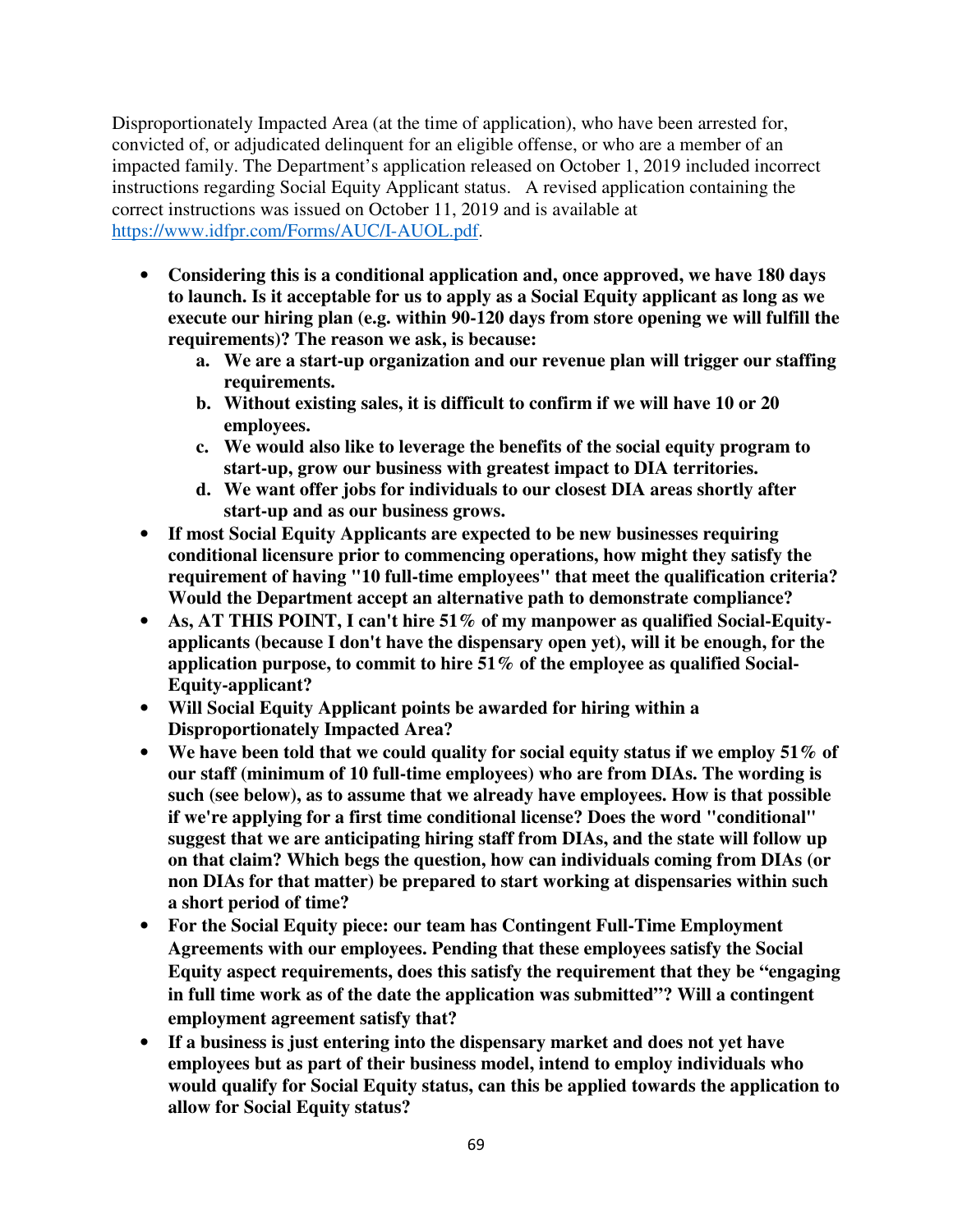Disproportionately Impacted Area (at the time of application), who have been arrested for, convicted of, or adjudicated delinquent for an eligible offense, or who are a member of an impacted family. The Department's application released on October 1, 2019 included incorrect instructions regarding Social Equity Applicant status. A revised application containing the correct instructions was issued on October 11, 2019 and is available at [https://www.idfpr.com/Forms/AUC/I-AUOL.pdf](https://www.idfpr.com/Forms/AUC/I-AUOL.pdf).

- **Considering this is a conditional application and, once approved, we have 180 days to launch. Is it acceptable for us to apply as a Social Equity applicant as long as we execute our hiring plan (e.g. within 90-120 days from store opening we will fulfill the requirements)? The reason we ask, is because:**
    a. **We are a start-up organization and our revenue plan will trigger our staffing requirements.**
    b. **Without existing sales, it is difficult to confirm if we will have 10 or 20 employees.**
    c. **We would also like to leverage the benefits of the social equity program to start-up, grow our business with greatest impact to DIA territories.**
    d. **We want offer jobs for individuals to our closest DIA areas shortly after start-up and as our business grows.**
- **If most Social Equity Applicants are expected to be new businesses requiring conditional licensure prior to commencing operations, how might they satisfy the requirement of having "10 full-time employees" that meet the qualification criteria? Would the Department accept an alternative path to demonstrate compliance?**
- **As, AT THIS POINT, I can't hire 51% of my manpower as qualified Social-Equity-applicants (because I don't have the dispensary open yet), will it be enough, for the application purpose, to commit to hire 51% of the employee as qualified Social-Equity-applicant?**
- **Will Social Equity Applicant points be awarded for hiring within a Disproportionately Impacted Area?**
- **We have been told that we could quality for social equity status if we employ 51% of our staff (minimum of 10 full-time employees) who are from DIAs. The wording is such (see below), as to assume that we already have employees. How is that possible if we're applying for a first time conditional license? Does the word "conditional" suggest that we are anticipating hiring staff from DIAs, and the state will follow up on that claim? Which begs the question, how can individuals coming from DIAs (or non DIAs for that matter) be prepared to start working at dispensaries within such a short period of time?**
- **For the Social Equity piece: our team has Contingent Full-Time Employment Agreements with our employees. Pending that these employees satisfy the Social Equity aspect requirements, does this satisfy the requirement that they be "engaging in full time work as of the date the application was submitted"? Will a contingent employment agreement satisfy that?**
- **If a business is just entering into the dispensary market and does not yet have employees but as part of their business model, intend to employ individuals who would qualify for Social Equity status, can this be applied towards the application to allow for Social Equity status?**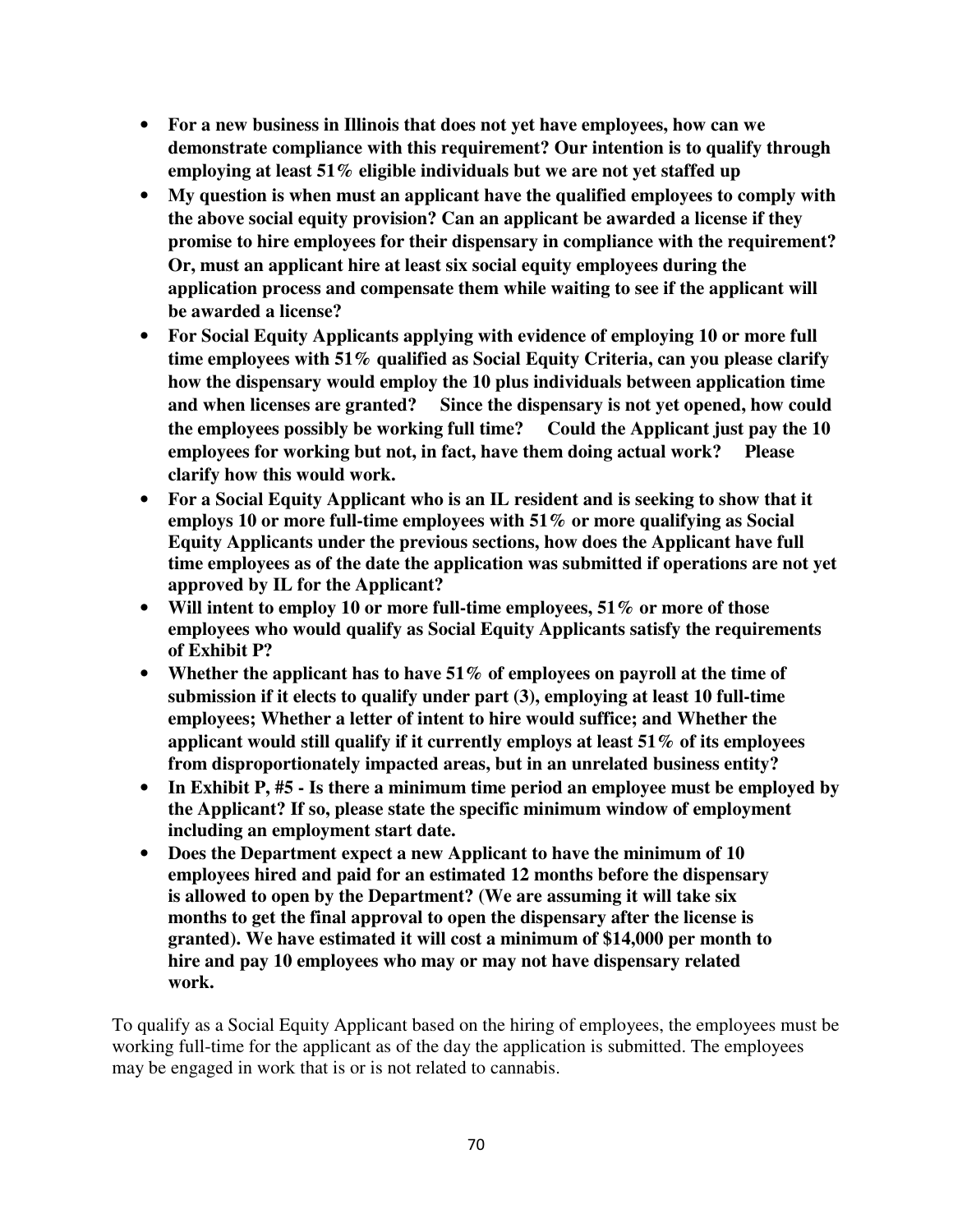- **For a new business in Illinois that does not yet have employees, how can we demonstrate compliance with this requirement? Our intention is to qualify through employing at least 51% eligible individuals but we are not yet staffed up**
- **My question is when must an applicant have the qualified employees to comply with the above social equity provision? Can an applicant be awarded a license if they promise to hire employees for their dispensary in compliance with the requirement? Or, must an applicant hire at least six social equity employees during the application process and compensate them while waiting to see if the applicant will be awarded a license?**
- **For Social Equity Applicants applying with evidence of employing 10 or more full time employees with 51% qualified as Social Equity Criteria, can you please clarify how the dispensary would employ the 10 plus individuals between application time and when licenses are granted? Since the dispensary is not yet opened, how could the employees possibly be working full time? Could the Applicant just pay the 10 employees for working but not, in fact, have them doing actual work? Please clarify how this would work.**
- **For a Social Equity Applicant who is an IL resident and is seeking to show that it employs 10 or more full-time employees with 51% or more qualifying as Social Equity Applicants under the previous sections, how does the Applicant have full time employees as of the date the application was submitted if operations are not yet approved by IL for the Applicant?**
- **Will intent to employ 10 or more full-time employees, 51% or more of those employees who would qualify as Social Equity Applicants satisfy the requirements of Exhibit P?**
- **Whether the applicant has to have 51% of employees on payroll at the time of submission if it elects to qualify under part (3), employing at least 10 full-time employees; Whether a letter of intent to hire would suffice; and Whether the applicant would still qualify if it currently employs at least 51% of its employees from disproportionately impacted areas, but in an unrelated business entity?**
- **In Exhibit P, #5 - Is there a minimum time period an employee must be employed by the Applicant? If so, please state the specific minimum window of employment including an employment start date.**
- **Does the Department expect a new Applicant to have the minimum of 10 employees hired and paid for an estimated 12 months before the dispensary is allowed to open by the Department? (We are assuming it will take six months to get the final approval to open the dispensary after the license is granted). We have estimated it will cost a minimum of $14,000 per month to hire and pay 10 employees who may or may not have dispensary related work.**

To qualify as a Social Equity Applicant based on the hiring of employees, the employees must be working full-time for the applicant as of the day the application is submitted. The employees may be engaged in work that is or is not related to cannabis.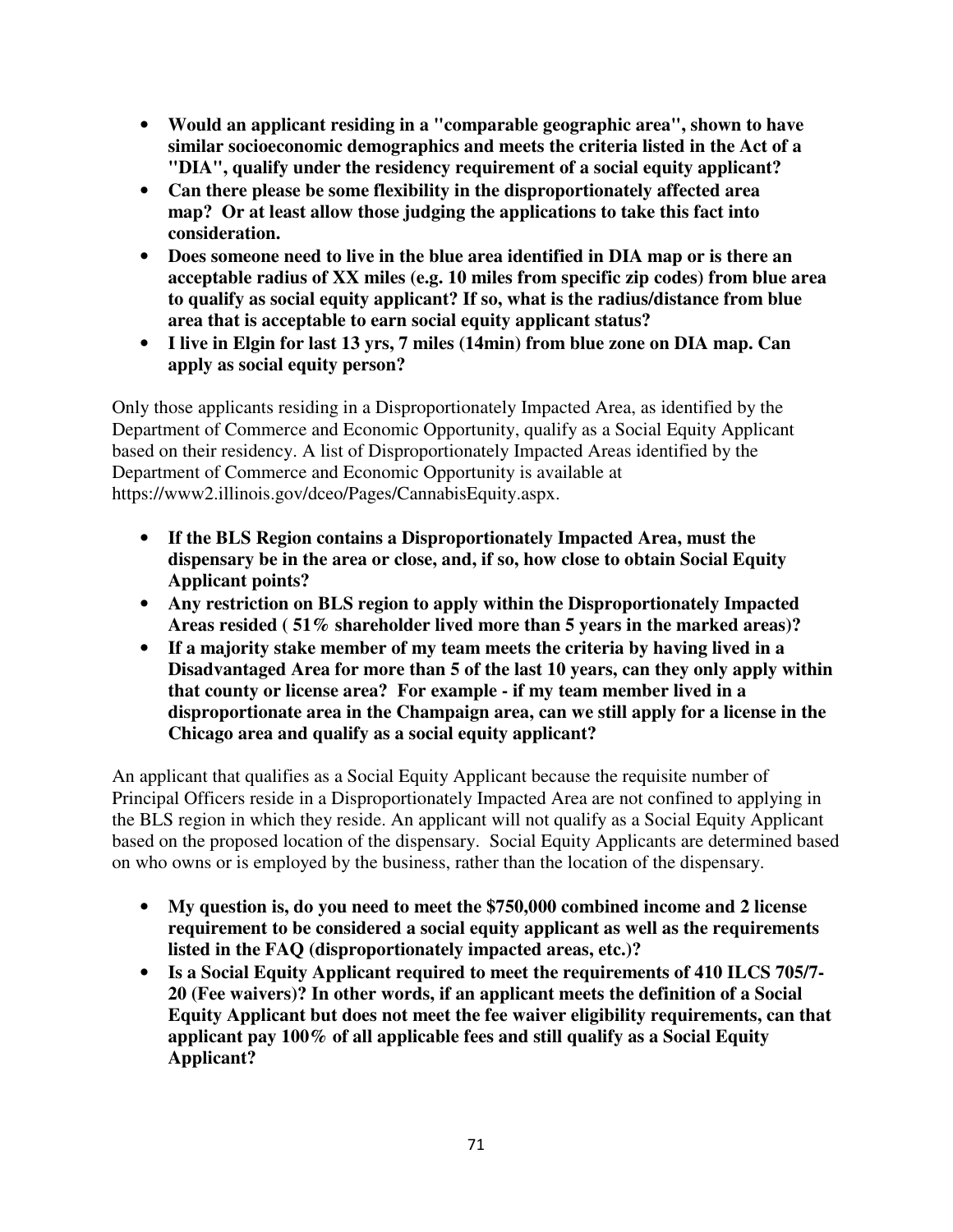- **Would an applicant residing in a "comparable geographic area", shown to have similar socioeconomic demographics and meets the criteria listed in the Act of a "DIA", qualify under the residency requirement of a social equity applicant?**
- **Can there please be some flexibility in the disproportionately affected area map? Or at least allow those judging the applications to take this fact into consideration.**
- **Does someone need to live in the blue area identified in DIA map or is there an acceptable radius of XX miles (e.g. 10 miles from specific zip codes) from blue area to qualify as social equity applicant? If so, what is the radius/distance from blue area that is acceptable to earn social equity applicant status?**
- **I live in Elgin for last 13 yrs, 7 miles (14min) from blue zone on DIA map. Can apply as social equity person?**

Only those applicants residing in a Disproportionately Impacted Area, as identified by the Department of Commerce and Economic Opportunity, qualify as a Social Equity Applicant based on their residency. A list of Disproportionately Impacted Areas identified by the Department of Commerce and Economic Opportunity is available at https://www2.illinois.gov/dceo/Pages/CannabisEquity.aspx.

- **If the BLS Region contains a Disproportionately Impacted Area, must the dispensary be in the area or close, and, if so, how close to obtain Social Equity Applicant points?**
- **Any restriction on BLS region to apply within the Disproportionately Impacted Areas resided ( 51% shareholder lived more than 5 years in the marked areas)?**
- **If a majority stake member of my team meets the criteria by having lived in a Disadvantaged Area for more than 5 of the last 10 years, can they only apply within that county or license area? For example - if my team member lived in a disproportionate area in the Champaign area, can we still apply for a license in the Chicago area and qualify as a social equity applicant?**

An applicant that qualifies as a Social Equity Applicant because the requisite number of Principal Officers reside in a Disproportionately Impacted Area are not confined to applying in the BLS region in which they reside. An applicant will not qualify as a Social Equity Applicant based on the proposed location of the dispensary. Social Equity Applicants are determined based on who owns or is employed by the business, rather than the location of the dispensary.

- **My question is, do you need to meet the $750,000 combined income and 2 license requirement to be considered a social equity applicant as well as the requirements listed in the FAQ (disproportionately impacted areas, etc.)?**
- **Is a Social Equity Applicant required to meet the requirements of 410 ILCS 705/7-20 (Fee waivers)? In other words, if an applicant meets the definition of a Social Equity Applicant but does not meet the fee waiver eligibility requirements, can that applicant pay 100% of all applicable fees and still qualify as a Social Equity Applicant?**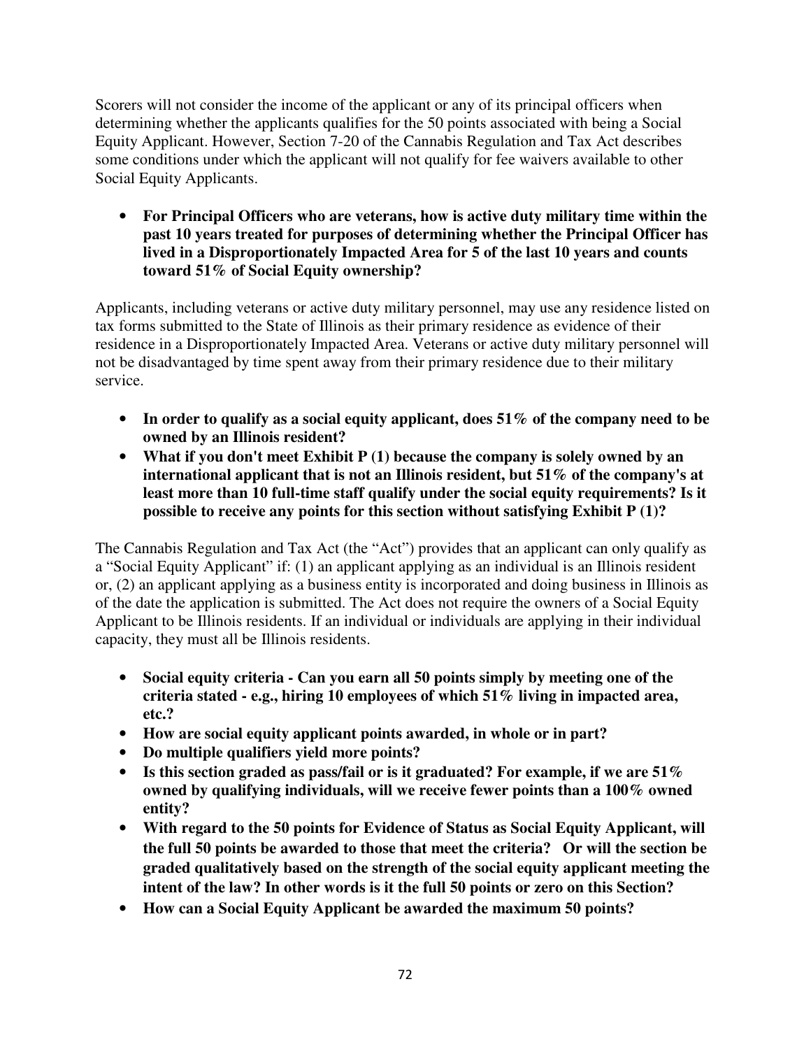Scorers will not consider the income of the applicant or any of its principal officers when determining whether the applicants qualifies for the 50 points associated with being a Social Equity Applicant. However, Section 7-20 of the Cannabis Regulation and Tax Act describes some conditions under which the applicant will not qualify for fee waivers available to other Social Equity Applicants.

- **For Principal Officers who are veterans, how is active duty military time within the past 10 years treated for purposes of determining whether the Principal Officer has lived in a Disproportionately Impacted Area for 5 of the last 10 years and counts toward 51% of Social Equity ownership?**

Applicants, including veterans or active duty military personnel, may use any residence listed on tax forms submitted to the State of Illinois as their primary residence as evidence of their residence in a Disproportionately Impacted Area. Veterans or active duty military personnel will not be disadvantaged by time spent away from their primary residence due to their military service.

- **In order to qualify as a social equity applicant, does 51% of the company need to be owned by an Illinois resident?**
- **What if you don't meet Exhibit P (1) because the company is solely owned by an international applicant that is not an Illinois resident, but 51% of the company's at least more than 10 full-time staff qualify under the social equity requirements? Is it possible to receive any points for this section without satisfying Exhibit P (1)?**

The Cannabis Regulation and Tax Act (the "Act") provides that an applicant can only qualify as a "Social Equity Applicant" if: (1) an applicant applying as an individual is an Illinois resident or, (2) an applicant applying as a business entity is incorporated and doing business in Illinois as of the date the application is submitted. The Act does not require the owners of a Social Equity Applicant to be Illinois residents. If an individual or individuals are applying in their individual capacity, they must all be Illinois residents.

- **Social equity criteria - Can you earn all 50 points simply by meeting one of the criteria stated - e.g., hiring 10 employees of which 51% living in impacted area, etc.?**
- **How are social equity applicant points awarded, in whole or in part?**
- **Do multiple qualifiers yield more points?**
- **Is this section graded as pass/fail or is it graduated? For example, if we are 51% owned by qualifying individuals, will we receive fewer points than a 100% owned entity?**
- **With regard to the 50 points for Evidence of Status as Social Equity Applicant, will the full 50 points be awarded to those that meet the criteria? Or will the section be graded qualitatively based on the strength of the social equity applicant meeting the intent of the law? In other words is it the full 50 points or zero on this Section?**
- **How can a Social Equity Applicant be awarded the maximum 50 points?**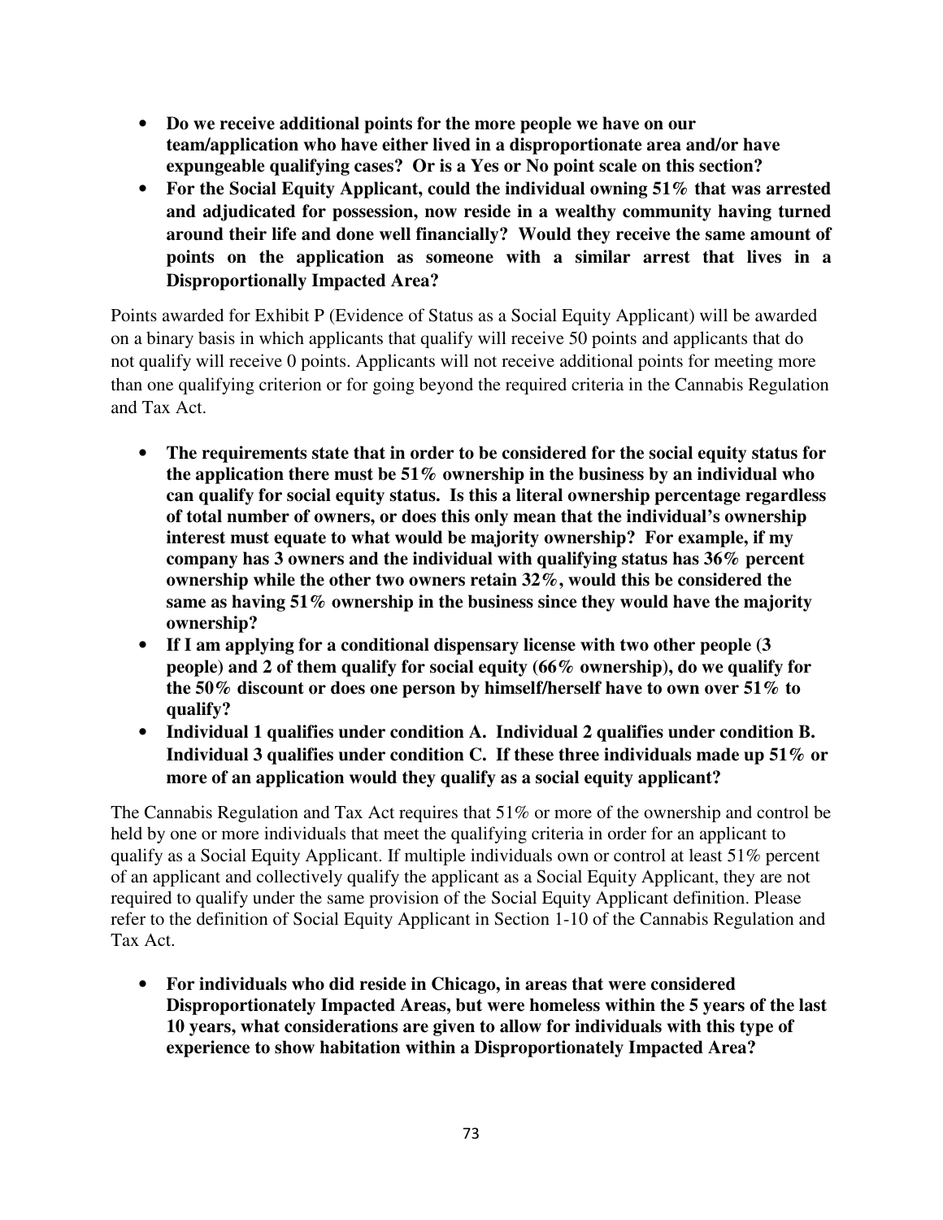- **Do we receive additional points for the more people we have on our team/application who have either lived in a disproportionate area and/or have expungeable qualifying cases? Or is a Yes or No point scale on this section?**
- **For the Social Equity Applicant, could the individual owning 51% that was arrested and adjudicated for possession, now reside in a wealthy community having turned around their life and done well financially? Would they receive the same amount of points on the application as someone with a similar arrest that lives in a Disproportionally Impacted Area?**

Points awarded for Exhibit P (Evidence of Status as a Social Equity Applicant) will be awarded on a binary basis in which applicants that qualify will receive 50 points and applicants that do not qualify will receive 0 points. Applicants will not receive additional points for meeting more than one qualifying criterion or for going beyond the required criteria in the Cannabis Regulation and Tax Act.

- **The requirements state that in order to be considered for the social equity status for the application there must be 51% ownership in the business by an individual who can qualify for social equity status. Is this a literal ownership percentage regardless of total number of owners, or does this only mean that the individual's ownership interest must equate to what would be majority ownership? For example, if my company has 3 owners and the individual with qualifying status has 36% percent ownership while the other two owners retain 32%, would this be considered the same as having 51% ownership in the business since they would have the majority ownership?**
- **If I am applying for a conditional dispensary license with two other people (3 people) and 2 of them qualify for social equity (66% ownership), do we qualify for the 50% discount or does one person by himself/herself have to own over 51% to qualify?**
- **Individual 1 qualifies under condition A. Individual 2 qualifies under condition B. Individual 3 qualifies under condition C. If these three individuals made up 51% or more of an application would they qualify as a social equity applicant?**

The Cannabis Regulation and Tax Act requires that 51% or more of the ownership and control be held by one or more individuals that meet the qualifying criteria in order for an applicant to qualify as a Social Equity Applicant. If multiple individuals own or control at least 51% percent of an applicant and collectively qualify the applicant as a Social Equity Applicant, they are not required to qualify under the same provision of the Social Equity Applicant definition. Please refer to the definition of Social Equity Applicant in Section 1-10 of the Cannabis Regulation and Tax Act.

- **For individuals who did reside in Chicago, in areas that were considered Disproportionately Impacted Areas, but were homeless within the 5 years of the last 10 years, what considerations are given to allow for individuals with this type of experience to show habitation within a Disproportionately Impacted Area?**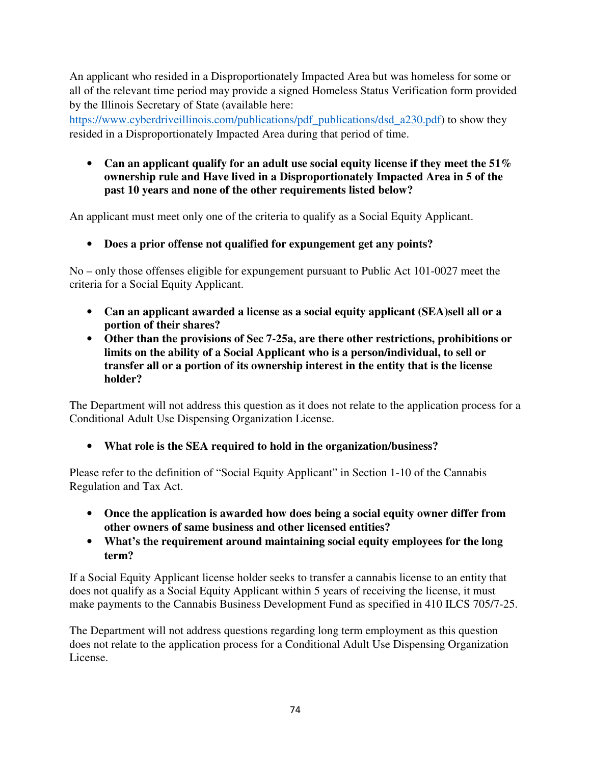An applicant who resided in a Disproportionately Impacted Area but was homeless for some or all of the relevant time period may provide a signed Homeless Status Verification form provided by the Illinois Secretary of State (available here: https://www.cyberdriveillinois.com/publications/pdf_publications/dsd_a230.pdf) to show they resided in a Disproportionately Impacted Area during that period of time.

- **Can an applicant qualify for an adult use social equity license if they meet the 51% ownership rule and Have lived in a Disproportionately Impacted Area in 5 of the past 10 years and none of the other requirements listed below?**

An applicant must meet only one of the criteria to qualify as a Social Equity Applicant.

- **Does a prior offense not qualified for expungement get any points?**

No – only those offenses eligible for expungement pursuant to Public Act 101-0027 meet the criteria for a Social Equity Applicant.

- **Can an applicant awarded a license as a social equity applicant (SEA)sell all or a portion of their shares?**
- **Other than the provisions of Sec 7-25a, are there other restrictions, prohibitions or limits on the ability of a Social Applicant who is a person/individual, to sell or transfer all or a portion of its ownership interest in the entity that is the license holder?**

The Department will not address this question as it does not relate to the application process for a Conditional Adult Use Dispensing Organization License.

- **What role is the SEA required to hold in the organization/business?**

Please refer to the definition of "Social Equity Applicant" in Section 1-10 of the Cannabis Regulation and Tax Act.

- **Once the application is awarded how does being a social equity owner differ from other owners of same business and other licensed entities?**
- **What's the requirement around maintaining social equity employees for the long term?**

If a Social Equity Applicant license holder seeks to transfer a cannabis license to an entity that does not qualify as a Social Equity Applicant within 5 years of receiving the license, it must make payments to the Cannabis Business Development Fund as specified in 410 ILCS 705/7-25.

The Department will not address questions regarding long term employment as this question does not relate to the application process for a Conditional Adult Use Dispensing Organization License.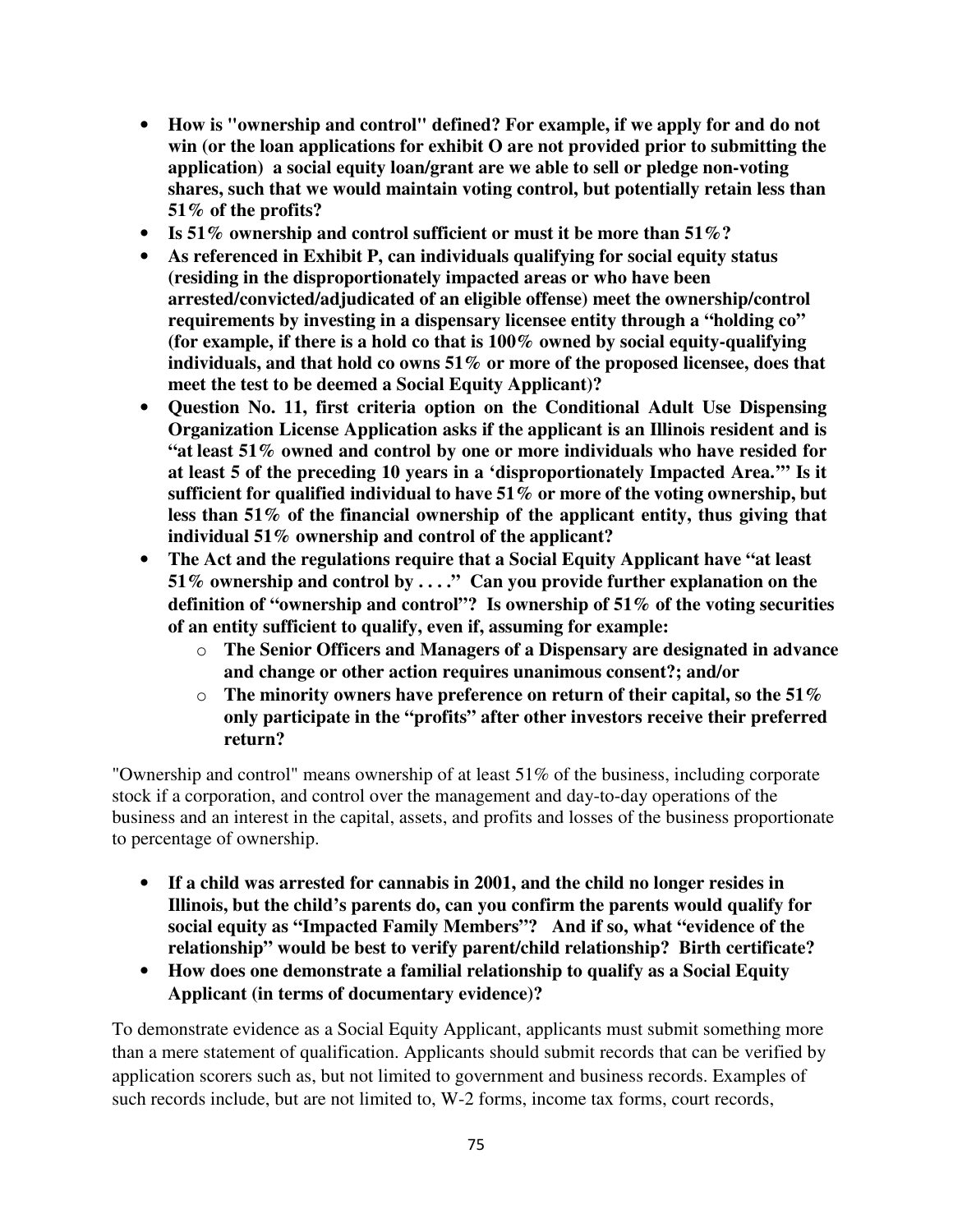- **How is "ownership and control" defined? For example, if we apply for and do not win (or the loan applications for exhibit O are not provided prior to submitting the application) a social equity loan/grant are we able to sell or pledge non-voting shares, such that we would maintain voting control, but potentially retain less than 51% of the profits?**
- **Is 51% ownership and control sufficient or must it be more than 51%?**
- **As referenced in Exhibit P, can individuals qualifying for social equity status (residing in the disproportionately impacted areas or who have been arrested/convicted/adjudicated of an eligible offense) meet the ownership/control requirements by investing in a dispensary licensee entity through a "holding co" (for example, if there is a hold co that is 100% owned by social equity-qualifying individuals, and that hold co owns 51% or more of the proposed licensee, does that meet the test to be deemed a Social Equity Applicant)?**
- **Question No. 11, first criteria option on the Conditional Adult Use Dispensing Organization License Application asks if the applicant is an Illinois resident and is "at least 51% owned and control by one or more individuals who have resided for at least 5 of the preceding 10 years in a 'disproportionately Impacted Area.'" Is it sufficient for qualified individual to have 51% or more of the voting ownership, but less than 51% of the financial ownership of the applicant entity, thus giving that individual 51% ownership and control of the applicant?**
- **The Act and the regulations require that a Social Equity Applicant have "at least 51% ownership and control by . . . ." Can you provide further explanation on the definition of "ownership and control"? Is ownership of 51% of the voting securities of an entity sufficient to qualify, even if, assuming for example:**
  - **The Senior Officers and Managers of a Dispensary are designated in advance and change or other action requires unanimous consent?; and/or**
  - **The minority owners have preference on return of their capital, so the 51% only participate in the "profits" after other investors receive their preferred return?**

"Ownership and control" means ownership of at least 51% of the business, including corporate stock if a corporation, and control over the management and day-to-day operations of the business and an interest in the capital, assets, and profits and losses of the business proportionate to percentage of ownership.

- **If a child was arrested for cannabis in 2001, and the child no longer resides in Illinois, but the child's parents do, can you confirm the parents would qualify for social equity as "Impacted Family Members"? And if so, what "evidence of the relationship" would be best to verify parent/child relationship? Birth certificate?**
- **How does one demonstrate a familial relationship to qualify as a Social Equity Applicant (in terms of documentary evidence)?**

To demonstrate evidence as a Social Equity Applicant, applicants must submit something more than a mere statement of qualification. Applicants should submit records that can be verified by application scorers such as, but not limited to government and business records. Examples of such records include, but are not limited to, W-2 forms, income tax forms, court records,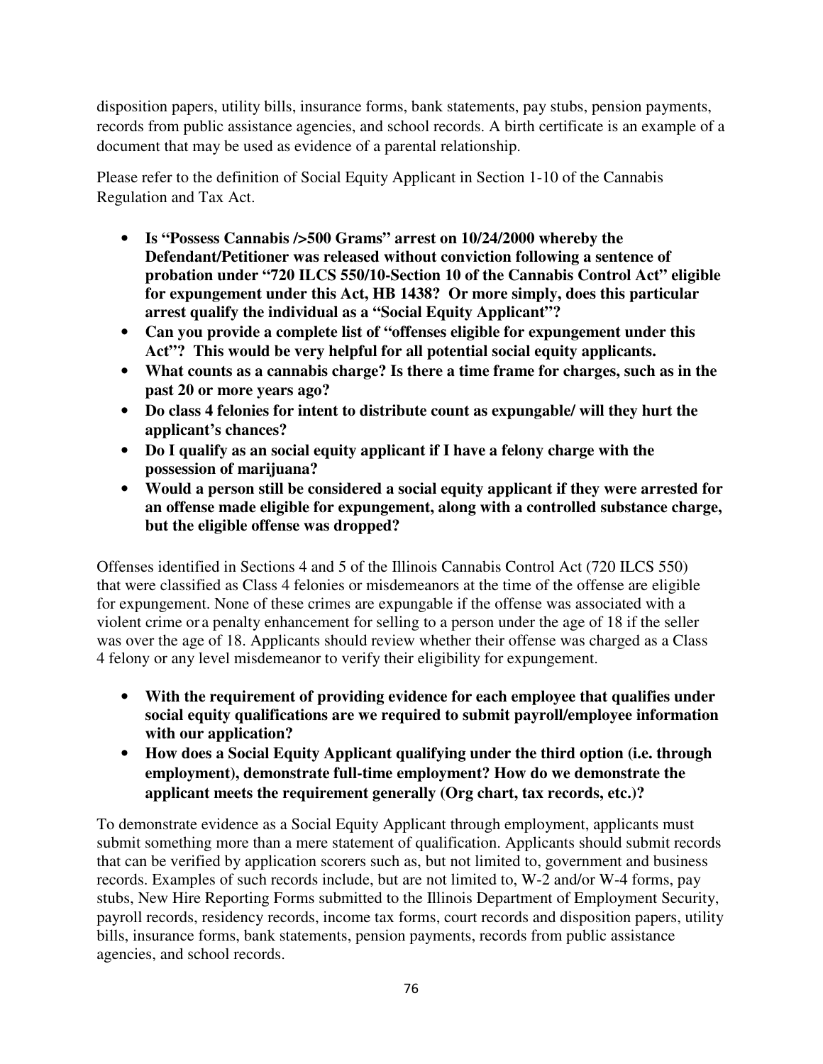disposition papers, utility bills, insurance forms, bank statements, pay stubs, pension payments, records from public assistance agencies, and school records. A birth certificate is an example of a document that may be used as evidence of a parental relationship.

Please refer to the definition of Social Equity Applicant in Section 1-10 of the Cannabis Regulation and Tax Act.

- **Is "Possess Cannabis />500 Grams" arrest on 10/24/2000 whereby the Defendant/Petitioner was released without conviction following a sentence of probation under "720 ILCS 550/10-Section 10 of the Cannabis Control Act" eligible for expungement under this Act, HB 1438? Or more simply, does this particular arrest qualify the individual as a "Social Equity Applicant"?**
- **Can you provide a complete list of "offenses eligible for expungement under this Act"? This would be very helpful for all potential social equity applicants.**
- **What counts as a cannabis charge? Is there a time frame for charges, such as in the past 20 or more years ago?**
- **Do class 4 felonies for intent to distribute count as expungable/ will they hurt the applicant's chances?**
- **Do I qualify as an social equity applicant if I have a felony charge with the possession of marijuana?**
- **Would a person still be considered a social equity applicant if they were arrested for an offense made eligible for expungement, along with a controlled substance charge, but the eligible offense was dropped?**

Offenses identified in Sections 4 and 5 of the Illinois Cannabis Control Act (720 ILCS 550) that were classified as Class 4 felonies or misdemeanors at the time of the offense are eligible for expungement. None of these crimes are expungable if the offense was associated with a violent crime or a penalty enhancement for selling to a person under the age of 18 if the seller was over the age of 18. Applicants should review whether their offense was charged as a Class 4 felony or any level misdemeanor to verify their eligibility for expungement.

- **With the requirement of providing evidence for each employee that qualifies under social equity qualifications are we required to submit payroll/employee information with our application?**
- **How does a Social Equity Applicant qualifying under the third option (i.e. through employment), demonstrate full-time employment? How do we demonstrate the applicant meets the requirement generally (Org chart, tax records, etc.)?**

To demonstrate evidence as a Social Equity Applicant through employment, applicants must submit something more than a mere statement of qualification. Applicants should submit records that can be verified by application scorers such as, but not limited to, government and business records. Examples of such records include, but are not limited to, W-2 and/or W-4 forms, pay stubs, New Hire Reporting Forms submitted to the Illinois Department of Employment Security, payroll records, residency records, income tax forms, court records and disposition papers, utility bills, insurance forms, bank statements, pension payments, records from public assistance agencies, and school records.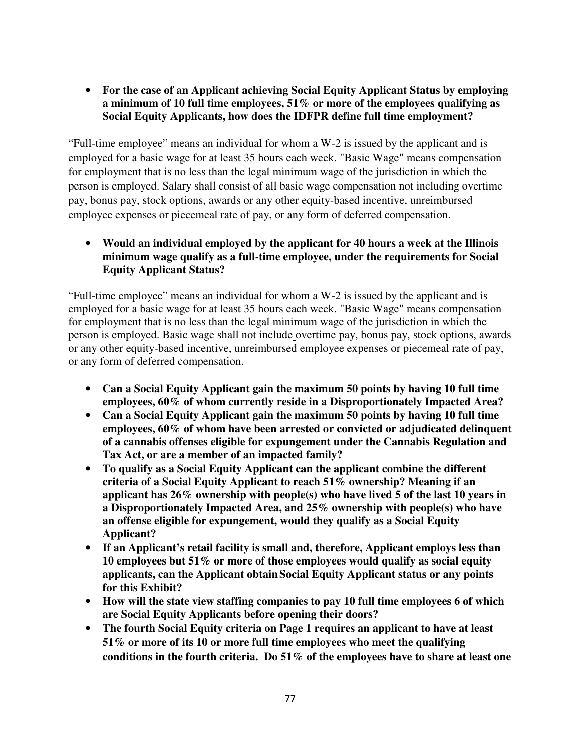- **For the case of an Applicant achieving Social Equity Applicant Status by employing a minimum of 10 full time employees, 51% or more of the employees qualifying as Social Equity Applicants, how does the IDFPR define full time employment?**

"Full-time employee" means an individual for whom a W-2 is issued by the applicant and is employed for a basic wage for at least 35 hours each week. "Basic Wage" means compensation for employment that is no less than the legal minimum wage of the jurisdiction in which the person is employed. Salary shall consist of all basic wage compensation not including overtime pay, bonus pay, stock options, awards or any other equity-based incentive, unreimbursed employee expenses or piecemeal rate of pay, or any form of deferred compensation.

- **Would an individual employed by the applicant for 40 hours a week at the Illinois minimum wage qualify as a full-time employee, under the requirements for Social Equity Applicant Status?**

"Full-time employee" means an individual for whom a W-2 is issued by the applicant and is employed for a basic wage for at least 35 hours each week. "Basic Wage" means compensation for employment that is no less than the legal minimum wage of the jurisdiction in which the person is employed. Basic wage shall not include overtime pay, bonus pay, stock options, awards or any other equity-based incentive, unreimbursed employee expenses or piecemeal rate of pay, or any form of deferred compensation.

- **Can a Social Equity Applicant gain the maximum 50 points by having 10 full time employees, 60% of whom currently reside in a Disproportionately Impacted Area?**
- **Can a Social Equity Applicant gain the maximum 50 points by having 10 full time employees, 60% of whom have been arrested or convicted or adjudicated delinquent of a cannabis offenses eligible for expungement under the Cannabis Regulation and Tax Act, or are a member of an impacted family?**
- **To qualify as a Social Equity Applicant can the applicant combine the different criteria of a Social Equity Applicant to reach 51% ownership? Meaning if an applicant has 26% ownership with people(s) who have lived 5 of the last 10 years in a Disproportionately Impacted Area, and 25% ownership with people(s) who have an offense eligible for expungement, would they qualify as a Social Equity Applicant?**
- **If an Applicant's retail facility is small and, therefore, Applicant employs less than 10 employees but 51% or more of those employees would qualify as social equity applicants, can the Applicant obtain Social Equity Applicant status or any points for this Exhibit?**
- **How will the state view staffing companies to pay 10 full time employees 6 of which are Social Equity Applicants before opening their doors?**
- **The fourth Social Equity criteria on Page 1 requires an applicant to have at least 51% or more of its 10 or more full time employees who meet the qualifying conditions in the fourth criteria. Do 51% of the employees have to share at least one**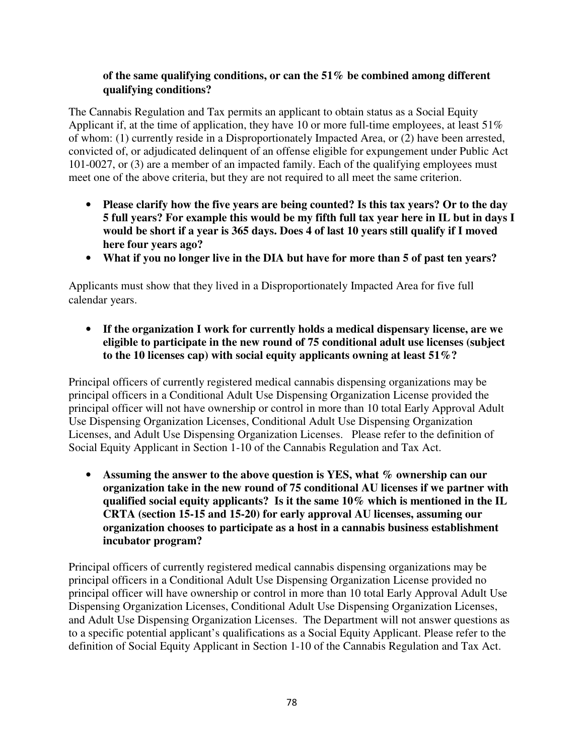**of the same qualifying conditions, or can the 51% be combined among different qualifying conditions?**

The Cannabis Regulation and Tax permits an applicant to obtain status as a Social Equity Applicant if, at the time of application, they have 10 or more full-time employees, at least 51% of whom: (1) currently reside in a Disproportionately Impacted Area, or (2) have been arrested, convicted of, or adjudicated delinquent of an offense eligible for expungement under Public Act 101-0027, or (3) are a member of an impacted family. Each of the qualifying employees must meet one of the above criteria, but they are not required to all meet the same criterion.

- **Please clarify how the five years are being counted? Is this tax years? Or to the day 5 full years? For example this would be my fifth full tax year here in IL but in days I would be short if a year is 365 days. Does 4 of last 10 years still qualify if I moved here four years ago?**
- **What if you no longer live in the DIA but have for more than 5 of past ten years?**

Applicants must show that they lived in a Disproportionately Impacted Area for five full calendar years.

- **If the organization I work for currently holds a medical dispensary license, are we eligible to participate in the new round of 75 conditional adult use licenses (subject to the 10 licenses cap) with social equity applicants owning at least 51%?**

Principal officers of currently registered medical cannabis dispensing organizations may be principal officers in a Conditional Adult Use Dispensing Organization License provided the principal officer will not have ownership or control in more than 10 total Early Approval Adult Use Dispensing Organization Licenses, Conditional Adult Use Dispensing Organization Licenses, and Adult Use Dispensing Organization Licenses. Please refer to the definition of Social Equity Applicant in Section 1-10 of the Cannabis Regulation and Tax Act.

- **Assuming the answer to the above question is YES, what % ownership can our organization take in the new round of 75 conditional AU licenses if we partner with qualified social equity applicants? Is it the same 10% which is mentioned in the IL CRTA (section 15-15 and 15-20) for early approval AU licenses, assuming our organization chooses to participate as a host in a cannabis business establishment incubator program?**

Principal officers of currently registered medical cannabis dispensing organizations may be principal officers in a Conditional Adult Use Dispensing Organization License provided no principal officer will have ownership or control in more than 10 total Early Approval Adult Use Dispensing Organization Licenses, Conditional Adult Use Dispensing Organization Licenses, and Adult Use Dispensing Organization Licenses. The Department will not answer questions as to a specific potential applicant's qualifications as a Social Equity Applicant. Please refer to the definition of Social Equity Applicant in Section 1-10 of the Cannabis Regulation and Tax Act.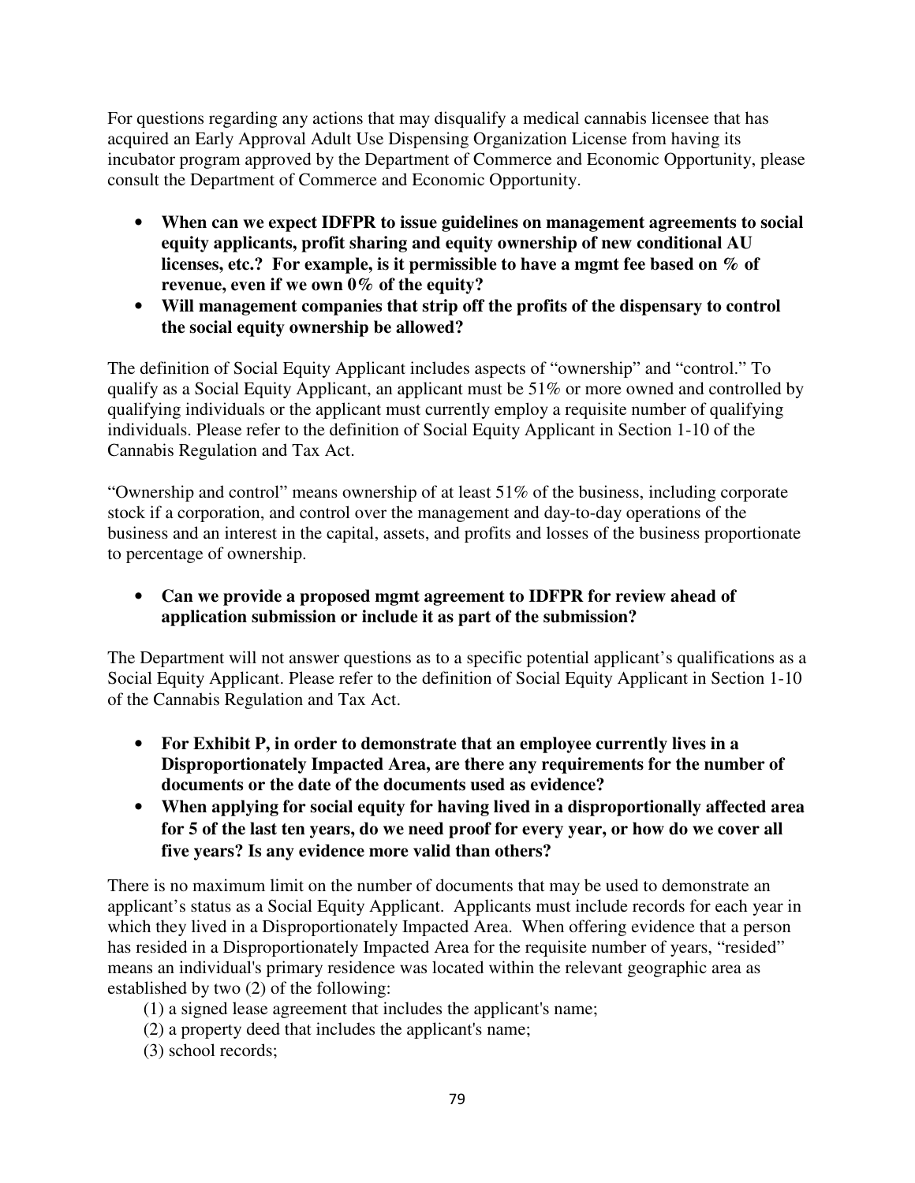For questions regarding any actions that may disqualify a medical cannabis licensee that has acquired an Early Approval Adult Use Dispensing Organization License from having its incubator program approved by the Department of Commerce and Economic Opportunity, please consult the Department of Commerce and Economic Opportunity.

- **When can we expect IDFPR to issue guidelines on management agreements to social equity applicants, profit sharing and equity ownership of new conditional AU licenses, etc.? For example, is it permissible to have a mgmt fee based on % of revenue, even if we own 0% of the equity?**
- **Will management companies that strip off the profits of the dispensary to control the social equity ownership be allowed?**

The definition of Social Equity Applicant includes aspects of "ownership" and "control." To qualify as a Social Equity Applicant, an applicant must be 51% or more owned and controlled by qualifying individuals or the applicant must currently employ a requisite number of qualifying individuals. Please refer to the definition of Social Equity Applicant in Section 1-10 of the Cannabis Regulation and Tax Act.

"Ownership and control" means ownership of at least 51% of the business, including corporate stock if a corporation, and control over the management and day-to-day operations of the business and an interest in the capital, assets, and profits and losses of the business proportionate to percentage of ownership.

- **Can we provide a proposed mgmt agreement to IDFPR for review ahead of application submission or include it as part of the submission?**

The Department will not answer questions as to a specific potential applicant's qualifications as a Social Equity Applicant. Please refer to the definition of Social Equity Applicant in Section 1-10 of the Cannabis Regulation and Tax Act.

- **For Exhibit P, in order to demonstrate that an employee currently lives in a Disproportionately Impacted Area, are there any requirements for the number of documents or the date of the documents used as evidence?**
- **When applying for social equity for having lived in a disproportionally affected area for 5 of the last ten years, do we need proof for every year, or how do we cover all five years? Is any evidence more valid than others?**

There is no maximum limit on the number of documents that may be used to demonstrate an applicant's status as a Social Equity Applicant. Applicants must include records for each year in which they lived in a Disproportionately Impacted Area. When offering evidence that a person has resided in a Disproportionately Impacted Area for the requisite number of years, "resided" means an individual's primary residence was located within the relevant geographic area as established by two (2) of the following:

(1) a signed lease agreement that includes the applicant's name;
(2) a property deed that includes the applicant's name;
(3) school records;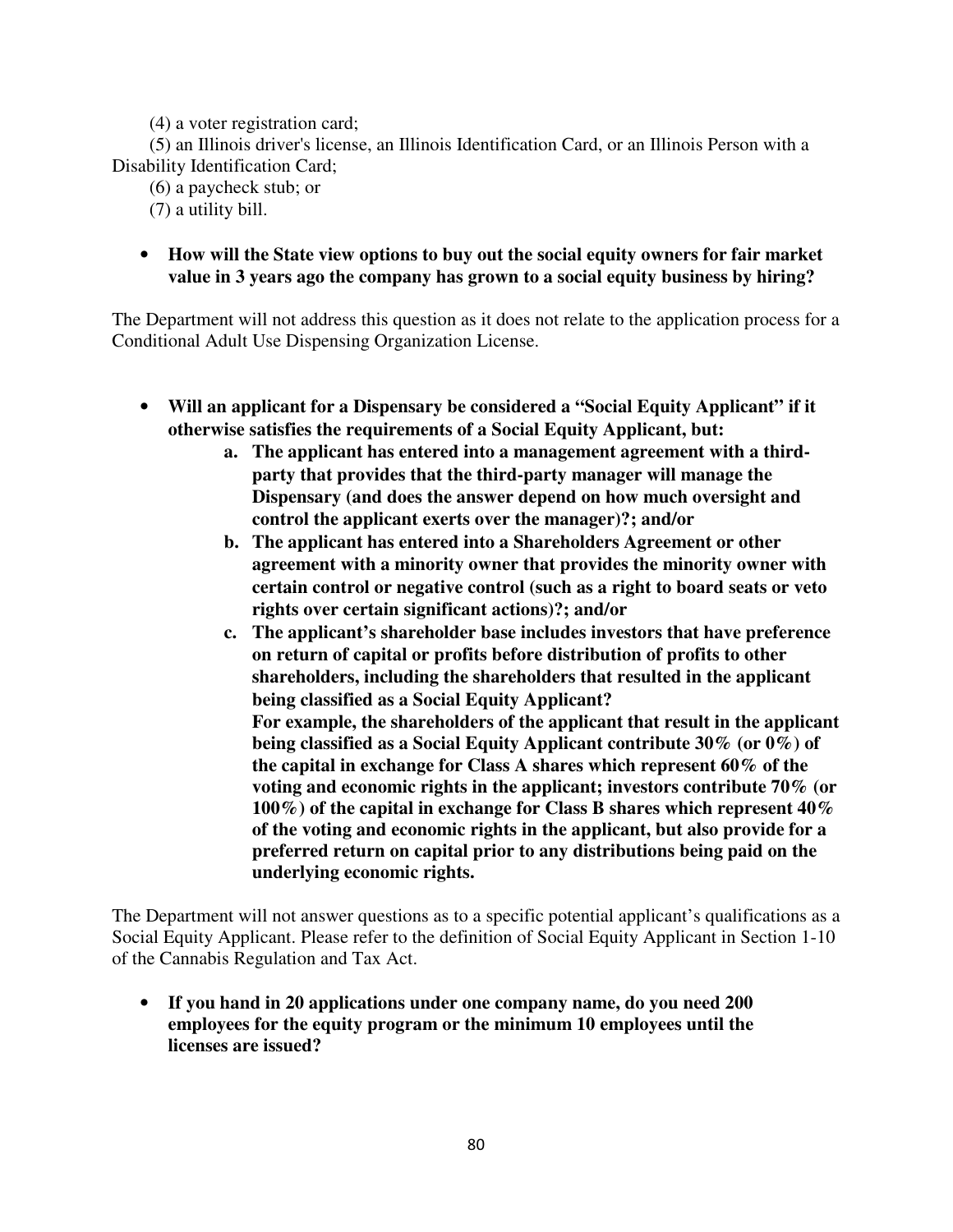(4) a voter registration card;

(5) an Illinois driver's license, an Illinois Identification Card, or an Illinois Person with a Disability Identification Card;

(6) a paycheck stub; or

(7) a utility bill.

- **How will the State view options to buy out the social equity owners for fair market value in 3 years ago the company has grown to a social equity business by hiring?**

The Department will not address this question as it does not relate to the application process for a Conditional Adult Use Dispensing Organization License.

- **Will an applicant for a Dispensary be considered a "Social Equity Applicant" if it otherwise satisfies the requirements of a Social Equity Applicant, but:**
  - **a. The applicant has entered into a management agreement with a third-party that provides that the third-party manager will manage the Dispensary (and does the answer depend on how much oversight and control the applicant exerts over the manager)?; and/or**
  - **b. The applicant has entered into a Shareholders Agreement or other agreement with a minority owner that provides the minority owner with certain control or negative control (such as a right to board seats or veto rights over certain significant actions)?; and/or**
  - **c. The applicant's shareholder base includes investors that have preference on return of capital or profits before distribution of profits to other shareholders, including the shareholders that resulted in the applicant being classified as a Social Equity Applicant?**
    **For example, the shareholders of the applicant that result in the applicant being classified as a Social Equity Applicant contribute 30% (or 0%) of the capital in exchange for Class A shares which represent 60% of the voting and economic rights in the applicant; investors contribute 70% (or 100%) of the capital in exchange for Class B shares which represent 40% of the voting and economic rights in the applicant, but also provide for a preferred return on capital prior to any distributions being paid on the underlying economic rights.**

The Department will not answer questions as to a specific potential applicant's qualifications as a Social Equity Applicant. Please refer to the definition of Social Equity Applicant in Section 1-10 of the Cannabis Regulation and Tax Act.

- **If you hand in 20 applications under one company name, do you need 200 employees for the equity program or the minimum 10 employees until the licenses are issued?**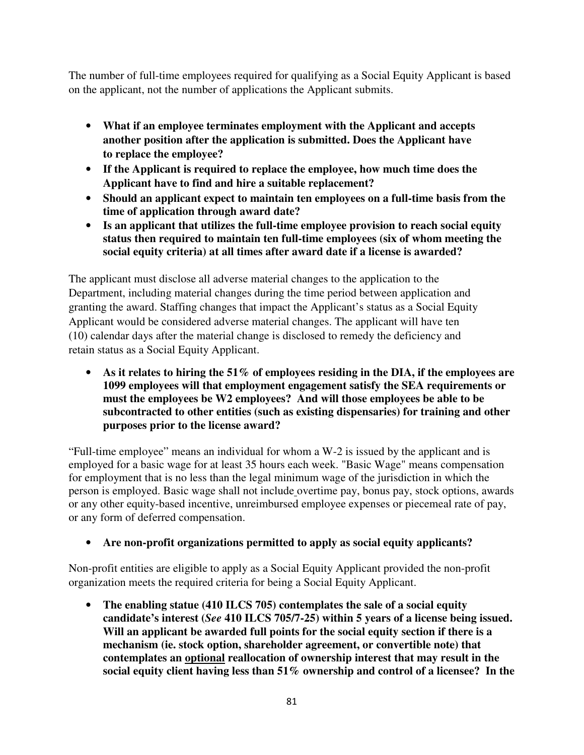The number of full-time employees required for qualifying as a Social Equity Applicant is based on the applicant, not the number of applications the Applicant submits.

- **What if an employee terminates employment with the Applicant and accepts another position after the application is submitted. Does the Applicant have to replace the employee?**
- **If the Applicant is required to replace the employee, how much time does the Applicant have to find and hire a suitable replacement?**
- **Should an applicant expect to maintain ten employees on a full-time basis from the time of application through award date?**
- **Is an applicant that utilizes the full-time employee provision to reach social equity status then required to maintain ten full-time employees (six of whom meeting the social equity criteria) at all times after award date if a license is awarded?**

The applicant must disclose all adverse material changes to the application to the Department, including material changes during the time period between application and granting the award. Staffing changes that impact the Applicant's status as a Social Equity Applicant would be considered adverse material changes. The applicant will have ten (10) calendar days after the material change is disclosed to remedy the deficiency and retain status as a Social Equity Applicant.

- **As it relates to hiring the 51% of employees residing in the DIA, if the employees are 1099 employees will that employment engagement satisfy the SEA requirements or must the employees be W2 employees? And will those employees be able to be subcontracted to other entities (such as existing dispensaries) for training and other purposes prior to the license award?**

"Full-time employee" means an individual for whom a W-2 is issued by the applicant and is employed for a basic wage for at least 35 hours each week. "Basic Wage" means compensation for employment that is no less than the legal minimum wage of the jurisdiction in which the person is employed. Basic wage shall not include overtime pay, bonus pay, stock options, awards or any other equity-based incentive, unreimbursed employee expenses or piecemeal rate of pay, or any form of deferred compensation.

- **Are non-profit organizations permitted to apply as social equity applicants?**

Non-profit entities are eligible to apply as a Social Equity Applicant provided the non-profit organization meets the required criteria for being a Social Equity Applicant.

- **The enabling statue (410 ILCS 705) contemplates the sale of a social equity candidate's interest (*See* 410 ILCS 705/7-25) within 5 years of a license being issued. Will an applicant be awarded full points for the social equity section if there is a mechanism (ie. stock option, shareholder agreement, or convertible note) that contemplates an <u>optional</u> reallocation of ownership interest that may result in the social equity client having less than 51% ownership and control of a licensee? In the**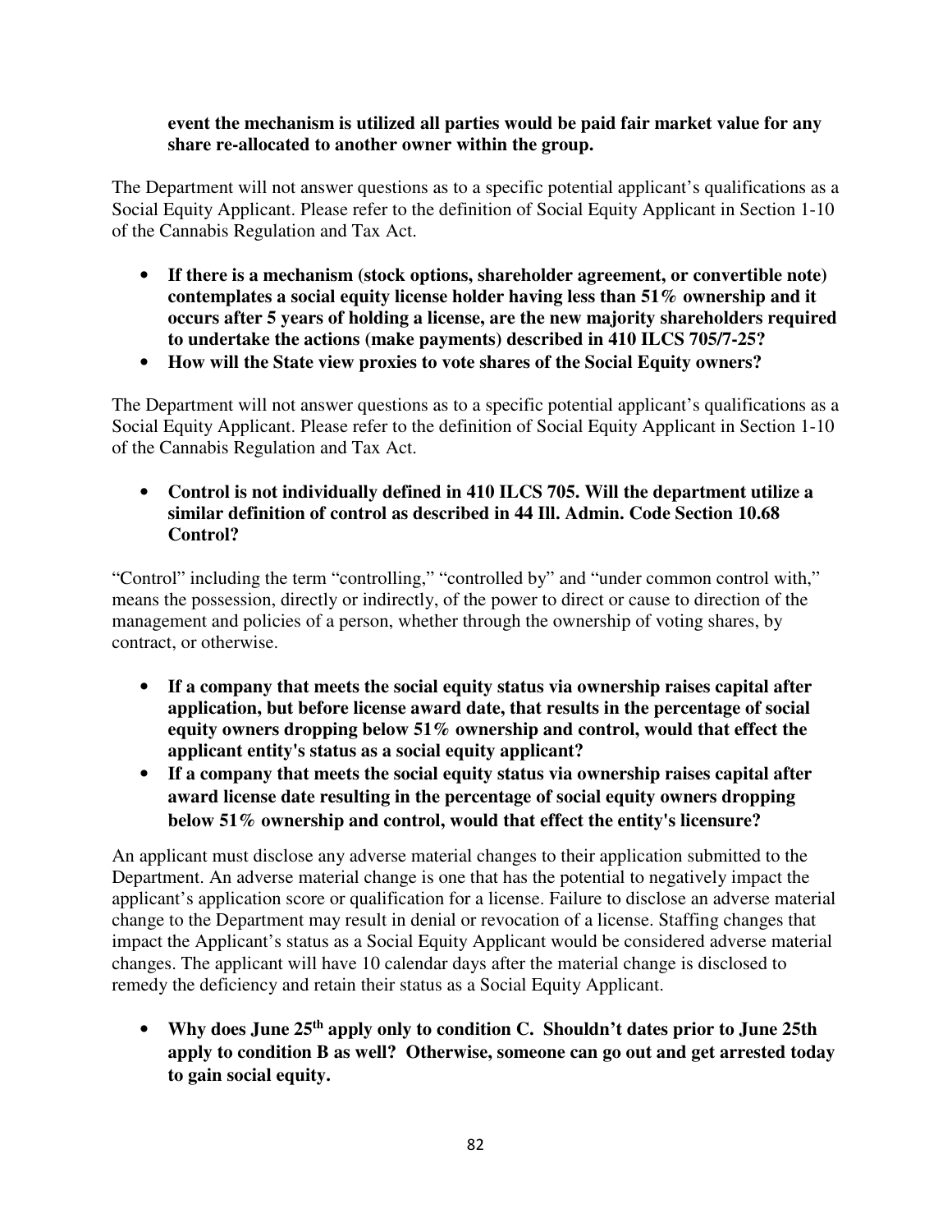**event the mechanism is utilized all parties would be paid fair market value for any share re-allocated to another owner within the group.**

The Department will not answer questions as to a specific potential applicant's qualifications as a Social Equity Applicant. Please refer to the definition of Social Equity Applicant in Section 1-10 of the Cannabis Regulation and Tax Act.

- **If there is a mechanism (stock options, shareholder agreement, or convertible note) contemplates a social equity license holder having less than 51% ownership and it occurs after 5 years of holding a license, are the new majority shareholders required to undertake the actions (make payments) described in 410 ILCS 705/7-25?**
- **How will the State view proxies to vote shares of the Social Equity owners?**

The Department will not answer questions as to a specific potential applicant's qualifications as a Social Equity Applicant. Please refer to the definition of Social Equity Applicant in Section 1-10 of the Cannabis Regulation and Tax Act.

- **Control is not individually defined in 410 ILCS 705. Will the department utilize a similar definition of control as described in 44 Ill. Admin. Code Section 10.68 Control?**

"Control" including the term "controlling," "controlled by" and "under common control with," means the possession, directly or indirectly, of the power to direct or cause to direction of the management and policies of a person, whether through the ownership of voting shares, by contract, or otherwise.

- **If a company that meets the social equity status via ownership raises capital after application, but before license award date, that results in the percentage of social equity owners dropping below 51% ownership and control, would that effect the applicant entity's status as a social equity applicant?**
- **If a company that meets the social equity status via ownership raises capital after award license date resulting in the percentage of social equity owners dropping below 51% ownership and control, would that effect the entity's licensure?**

An applicant must disclose any adverse material changes to their application submitted to the Department. An adverse material change is one that has the potential to negatively impact the applicant's application score or qualification for a license. Failure to disclose an adverse material change to the Department may result in denial or revocation of a license. Staffing changes that impact the Applicant's status as a Social Equity Applicant would be considered adverse material changes. The applicant will have 10 calendar days after the material change is disclosed to remedy the deficiency and retain their status as a Social Equity Applicant.

- **Why does June 25th apply only to condition C. Shouldn't dates prior to June 25th apply to condition B as well? Otherwise, someone can go out and get arrested today to gain social equity.**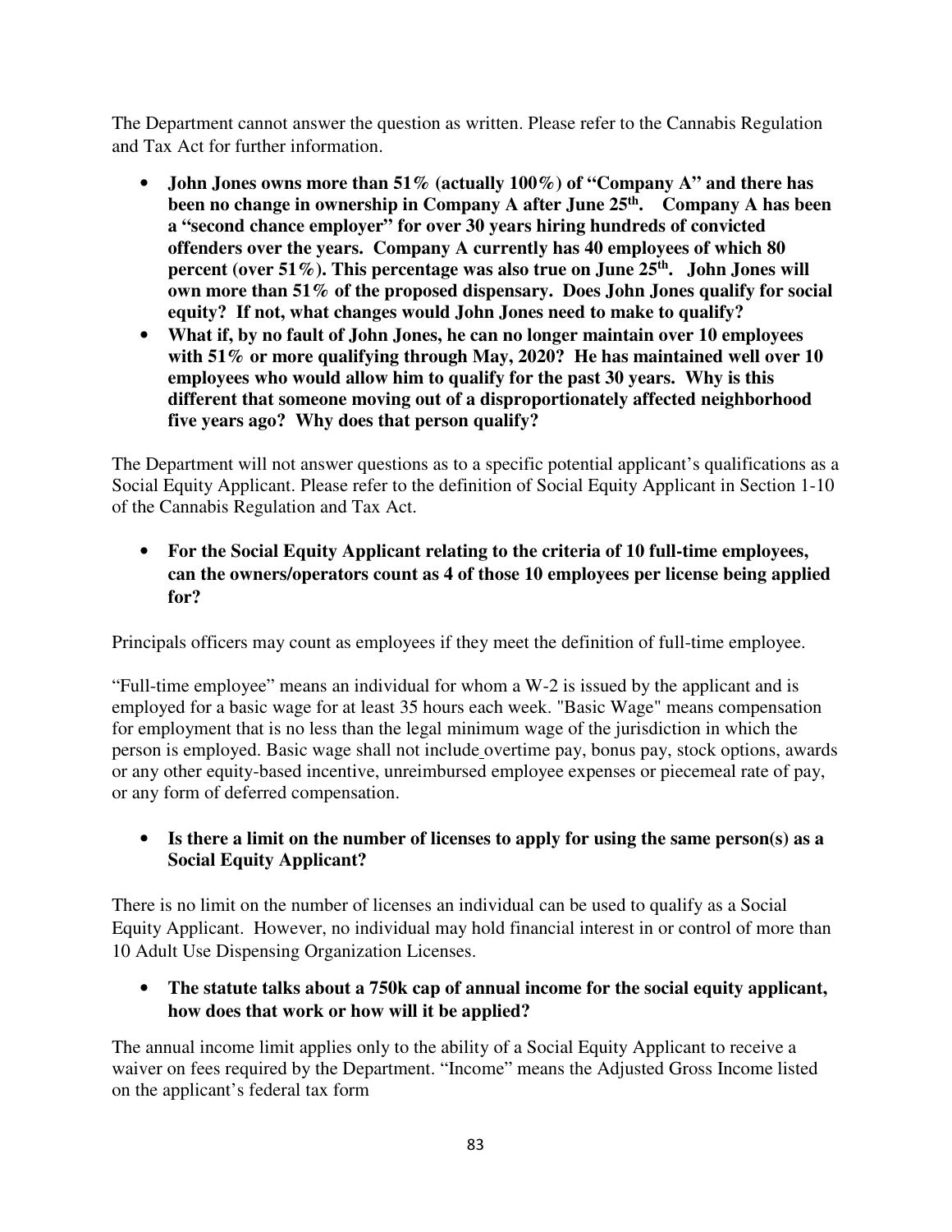The Department cannot answer the question as written. Please refer to the Cannabis Regulation and Tax Act for further information.

- **John Jones owns more than 51% (actually 100%) of "Company A" and there has been no change in ownership in Company A after June 25th. Company A has been a "second chance employer" for over 30 years hiring hundreds of convicted offenders over the years. Company A currently has 40 employees of which 80 percent (over 51%). This percentage was also true on June 25th. John Jones will own more than 51% of the proposed dispensary. Does John Jones qualify for social equity? If not, what changes would John Jones need to make to qualify?**
- **What if, by no fault of John Jones, he can no longer maintain over 10 employees with 51% or more qualifying through May, 2020? He has maintained well over 10 employees who would allow him to qualify for the past 30 years. Why is this different that someone moving out of a disproportionately affected neighborhood five years ago? Why does that person qualify?**

The Department will not answer questions as to a specific potential applicant's qualifications as a Social Equity Applicant. Please refer to the definition of Social Equity Applicant in Section 1-10 of the Cannabis Regulation and Tax Act.

- **For the Social Equity Applicant relating to the criteria of 10 full-time employees, can the owners/operators count as 4 of those 10 employees per license being applied for?**

Principals officers may count as employees if they meet the definition of full-time employee.

"Full-time employee" means an individual for whom a W-2 is issued by the applicant and is employed for a basic wage for at least 35 hours each week. "Basic Wage" means compensation for employment that is no less than the legal minimum wage of the jurisdiction in which the person is employed. Basic wage shall not include overtime pay, bonus pay, stock options, awards or any other equity-based incentive, unreimbursed employee expenses or piecemeal rate of pay, or any form of deferred compensation.

- **Is there a limit on the number of licenses to apply for using the same person(s) as a Social Equity Applicant?**

There is no limit on the number of licenses an individual can be used to qualify as a Social Equity Applicant. However, no individual may hold financial interest in or control of more than 10 Adult Use Dispensing Organization Licenses.

- **The statute talks about a 750k cap of annual income for the social equity applicant, how does that work or how will it be applied?**

The annual income limit applies only to the ability of a Social Equity Applicant to receive a waiver on fees required by the Department. "Income" means the Adjusted Gross Income listed on the applicant's federal tax form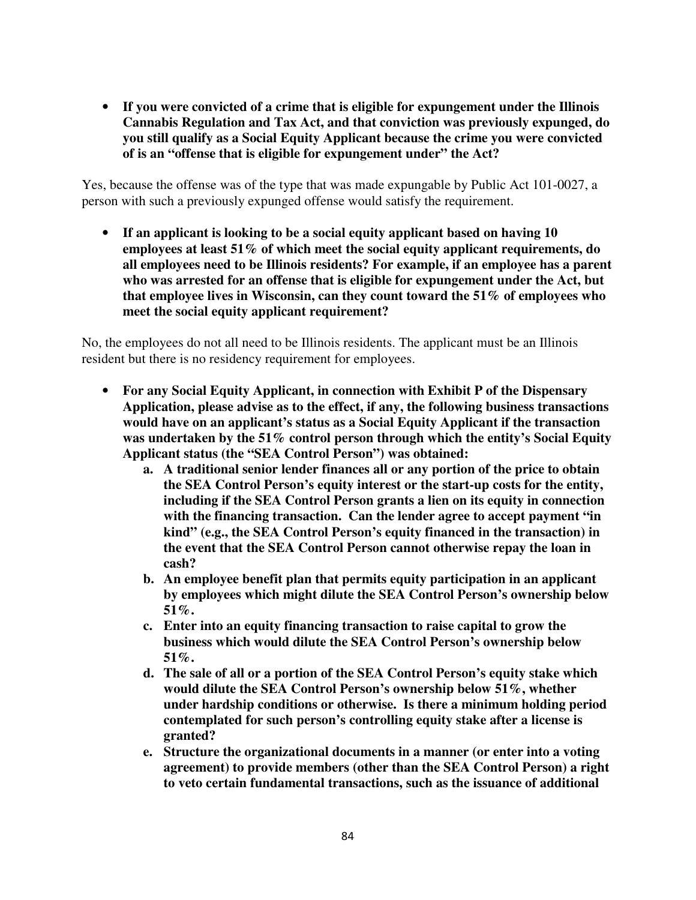- **If you were convicted of a crime that is eligible for expungement under the Illinois Cannabis Regulation and Tax Act, and that conviction was previously expunged, do you still qualify as a Social Equity Applicant because the crime you were convicted of is an "offense that is eligible for expungement under" the Act?**

Yes, because the offense was of the type that was made expungable by Public Act 101-0027, a person with such a previously expunged offense would satisfy the requirement.

- **If an applicant is looking to be a social equity applicant based on having 10 employees at least 51% of which meet the social equity applicant requirements, do all employees need to be Illinois residents? For example, if an employee has a parent who was arrested for an offense that is eligible for expungement under the Act, but that employee lives in Wisconsin, can they count toward the 51% of employees who meet the social equity applicant requirement?**

No, the employees do not all need to be Illinois residents. The applicant must be an Illinois resident but there is no residency requirement for employees.

- **For any Social Equity Applicant, in connection with Exhibit P of the Dispensary Application, please advise as to the effect, if any, the following business transactions would have on an applicant's status as a Social Equity Applicant if the transaction was undertaken by the 51% control person through which the entity's Social Equity Applicant status (the "SEA Control Person") was obtained:**
    a. **A traditional senior lender finances all or any portion of the price to obtain the SEA Control Person's equity interest or the start-up costs for the entity, including if the SEA Control Person grants a lien on its equity in connection with the financing transaction. Can the lender agree to accept payment "in kind" (e.g., the SEA Control Person's equity financed in the transaction) in the event that the SEA Control Person cannot otherwise repay the loan in cash?**
    b. **An employee benefit plan that permits equity participation in an applicant by employees which might dilute the SEA Control Person's ownership below 51%.**
    c. **Enter into an equity financing transaction to raise capital to grow the business which would dilute the SEA Control Person's ownership below 51%.**
    d. **The sale of all or a portion of the SEA Control Person's equity stake which would dilute the SEA Control Person's ownership below 51%, whether under hardship conditions or otherwise. Is there a minimum holding period contemplated for such person's controlling equity stake after a license is granted?**
    e. **Structure the organizational documents in a manner (or enter into a voting agreement) to provide members (other than the SEA Control Person) a right to veto certain fundamental transactions, such as the issuance of additional**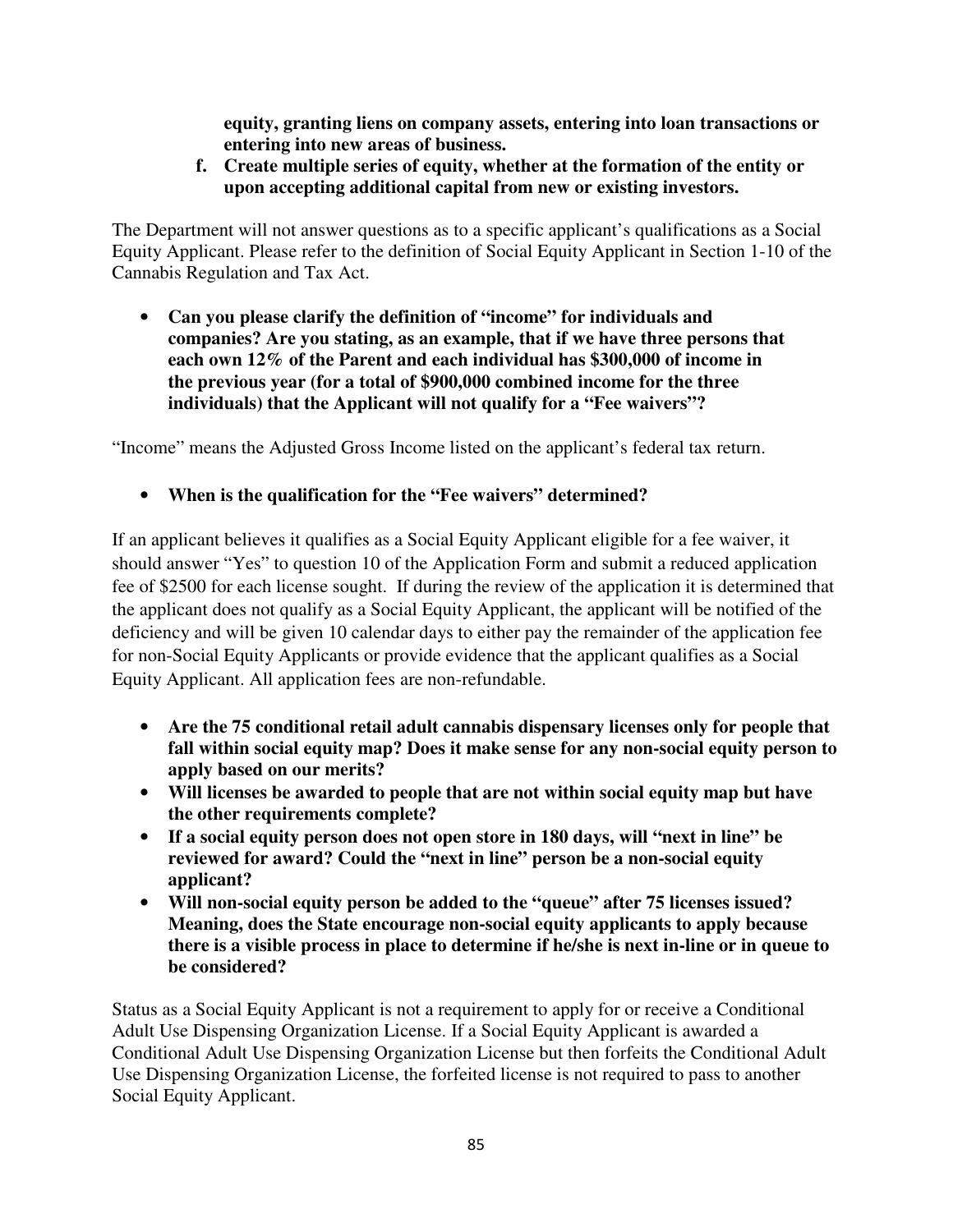**equity, granting liens on company assets, entering into loan transactions or entering into new areas of business.**

f. **Create multiple series of equity, whether at the formation of the entity or upon accepting additional capital from new or existing investors.**

The Department will not answer questions as to a specific applicant's qualifications as a Social Equity Applicant. Please refer to the definition of Social Equity Applicant in Section 1-10 of the Cannabis Regulation and Tax Act.

- **Can you please clarify the definition of "income" for individuals and companies? Are you stating, as an example, that if we have three persons that each own 12% of the Parent and each individual has $300,000 of income in the previous year (for a total of $900,000 combined income for the three individuals) that the Applicant will not qualify for a "Fee waivers"?**

"Income" means the Adjusted Gross Income listed on the applicant's federal tax return.

- **When is the qualification for the "Fee waivers" determined?**

If an applicant believes it qualifies as a Social Equity Applicant eligible for a fee waiver, it should answer "Yes" to question 10 of the Application Form and submit a reduced application fee of $2500 for each license sought. If during the review of the application it is determined that the applicant does not qualify as a Social Equity Applicant, the applicant will be notified of the deficiency and will be given 10 calendar days to either pay the remainder of the application fee for non-Social Equity Applicants or provide evidence that the applicant qualifies as a Social Equity Applicant. All application fees are non-refundable.

- **Are the 75 conditional retail adult cannabis dispensary licenses only for people that fall within social equity map? Does it make sense for any non-social equity person to apply based on our merits?**
- **Will licenses be awarded to people that are not within social equity map but have the other requirements complete?**
- **If a social equity person does not open store in 180 days, will "next in line" be reviewed for award? Could the "next in line" person be a non-social equity applicant?**
- **Will non-social equity person be added to the "queue" after 75 licenses issued? Meaning, does the State encourage non-social equity applicants to apply because there is a visible process in place to determine if he/she is next in-line or in queue to be considered?**

Status as a Social Equity Applicant is not a requirement to apply for or receive a Conditional Adult Use Dispensing Organization License. If a Social Equity Applicant is awarded a Conditional Adult Use Dispensing Organization License but then forfeits the Conditional Adult Use Dispensing Organization License, the forfeited license is not required to pass to another Social Equity Applicant.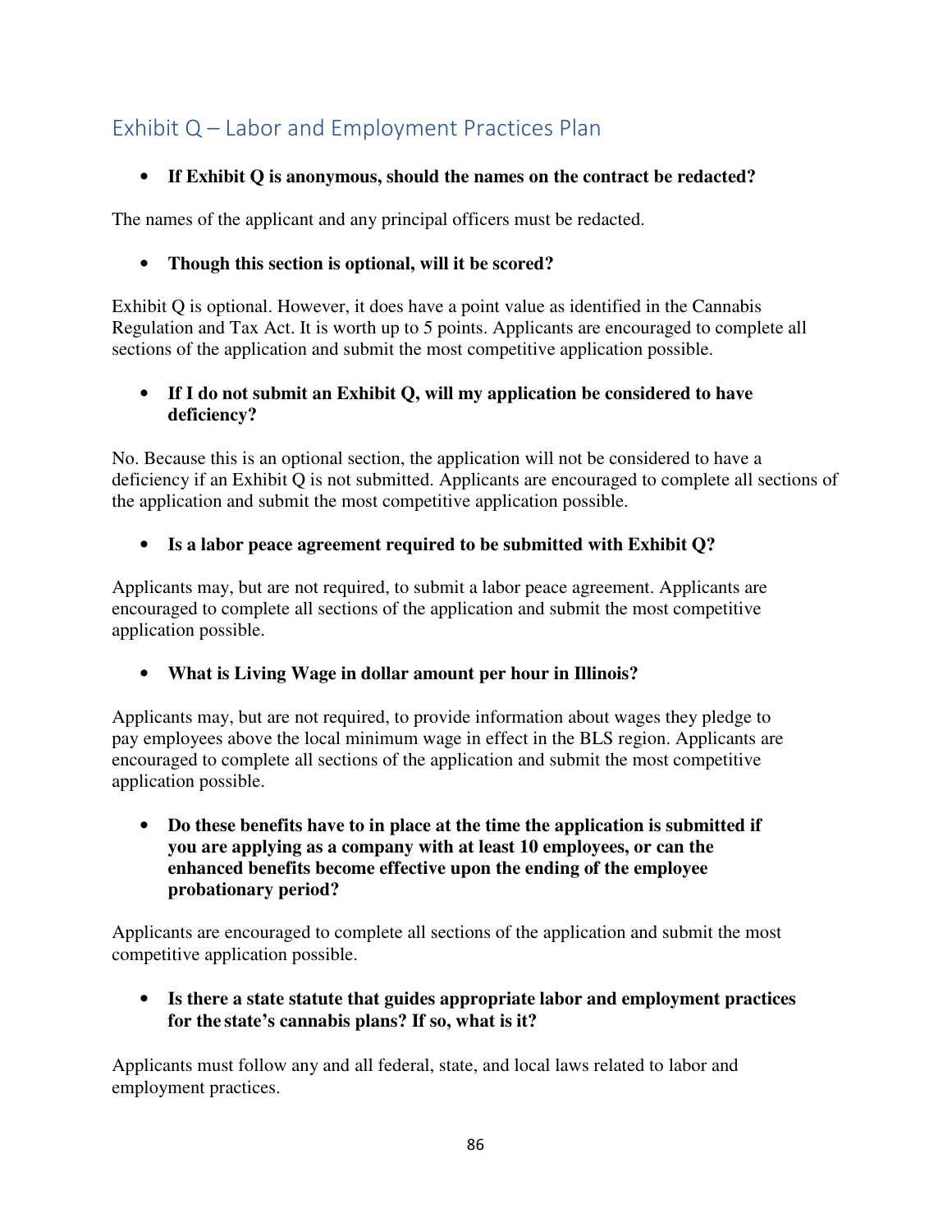## Exhibit Q – Labor and Employment Practices Plan

- **If Exhibit Q is anonymous, should the names on the contract be redacted?**

The names of the applicant and any principal officers must be redacted.

- **Though this section is optional, will it be scored?**

Exhibit Q is optional. However, it does have a point value as identified in the Cannabis Regulation and Tax Act. It is worth up to 5 points. Applicants are encouraged to complete all sections of the application and submit the most competitive application possible.

- **If I do not submit an Exhibit Q, will my application be considered to have deficiency?**

No. Because this is an optional section, the application will not be considered to have a deficiency if an Exhibit Q is not submitted. Applicants are encouraged to complete all sections of the application and submit the most competitive application possible.

- **Is a labor peace agreement required to be submitted with Exhibit Q?**

Applicants may, but are not required, to submit a labor peace agreement. Applicants are encouraged to complete all sections of the application and submit the most competitive application possible.

- **What is Living Wage in dollar amount per hour in Illinois?**

Applicants may, but are not required, to provide information about wages they pledge to pay employees above the local minimum wage in effect in the BLS region. Applicants are encouraged to complete all sections of the application and submit the most competitive application possible.

- **Do these benefits have to in place at the time the application is submitted if you are applying as a company with at least 10 employees, or can the enhanced benefits become effective upon the ending of the employee probationary period?**

Applicants are encouraged to complete all sections of the application and submit the most competitive application possible.

- **Is there a state statute that guides appropriate labor and employment practices for the state's cannabis plans? If so, what is it?**

Applicants must follow any and all federal, state, and local laws related to labor and employment practices.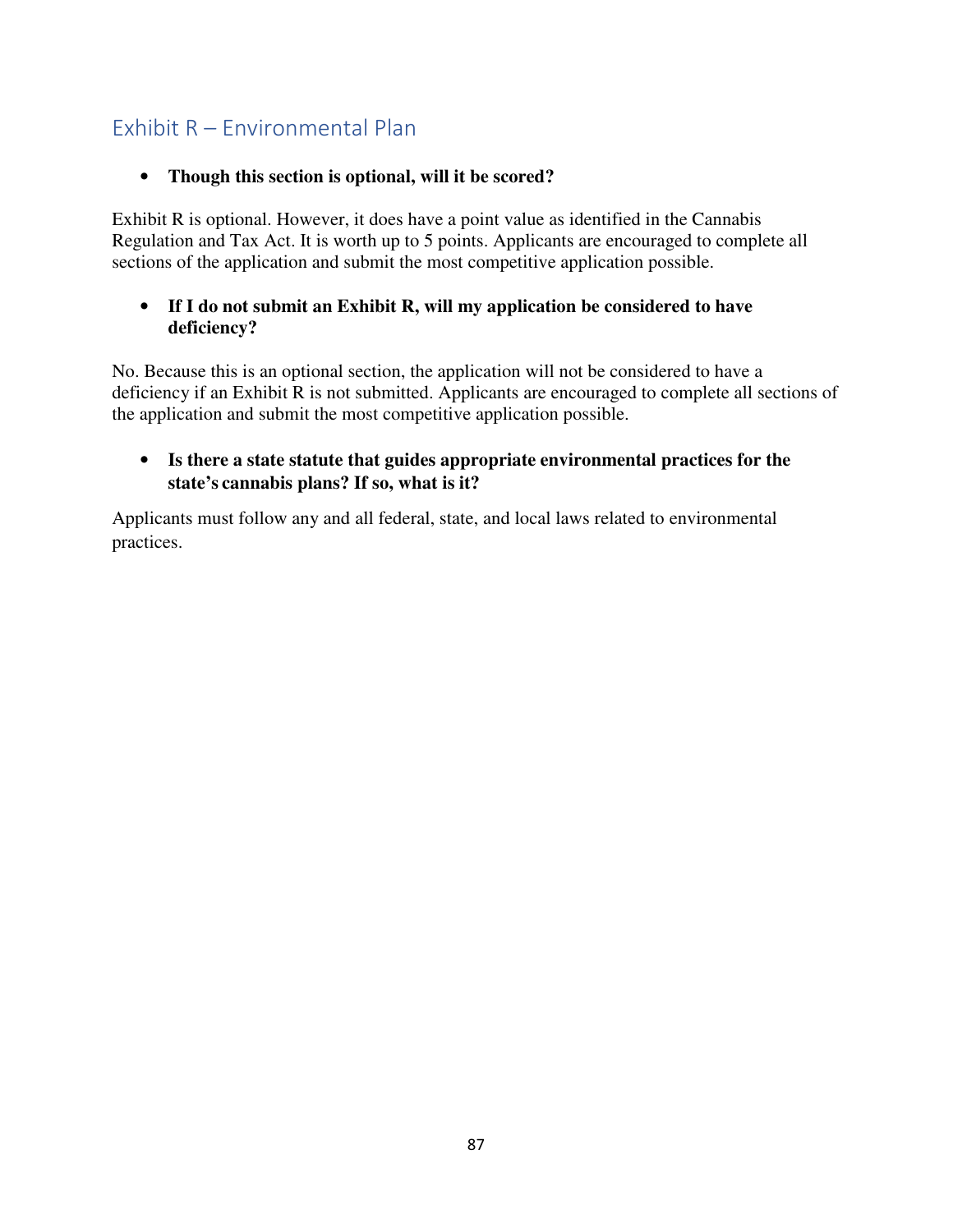## Exhibit R – Environmental Plan

- **Though this section is optional, will it be scored?**

Exhibit R is optional. However, it does have a point value as identified in the Cannabis Regulation and Tax Act. It is worth up to 5 points. Applicants are encouraged to complete all sections of the application and submit the most competitive application possible.

- **If I do not submit an Exhibit R, will my application be considered to have deficiency?**

No. Because this is an optional section, the application will not be considered to have a deficiency if an Exhibit R is not submitted. Applicants are encouraged to complete all sections of the application and submit the most competitive application possible.

- **Is there a state statute that guides appropriate environmental practices for the state's cannabis plans? If so, what is it?**

Applicants must follow any and all federal, state, and local laws related to environmental practices.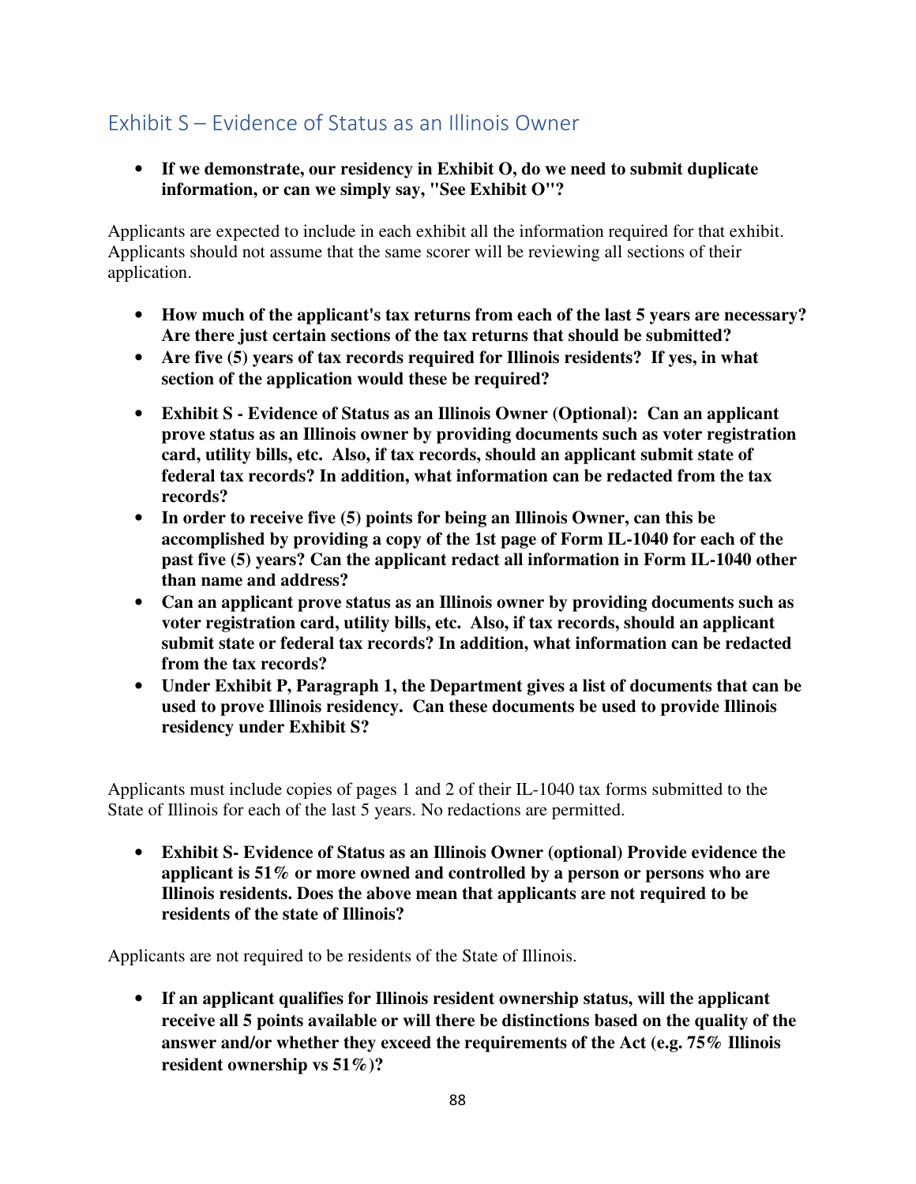## Exhibit S – Evidence of Status as an Illinois Owner

- **If we demonstrate, our residency in Exhibit O, do we need to submit duplicate information, or can we simply say, "See Exhibit O"?**

Applicants are expected to include in each exhibit all the information required for that exhibit. Applicants should not assume that the same scorer will be reviewing all sections of their application.

- **How much of the applicant's tax returns from each of the last 5 years are necessary? Are there just certain sections of the tax returns that should be submitted?**
- **Are five (5) years of tax records required for Illinois residents? If yes, in what section of the application would these be required?**
- **Exhibit S - Evidence of Status as an Illinois Owner (Optional): Can an applicant prove status as an Illinois owner by providing documents such as voter registration card, utility bills, etc. Also, if tax records, should an applicant submit state of federal tax records? In addition, what information can be redacted from the tax records?**
- **In order to receive five (5) points for being an Illinois Owner, can this be accomplished by providing a copy of the 1st page of Form IL-1040 for each of the past five (5) years? Can the applicant redact all information in Form IL-1040 other than name and address?**
- **Can an applicant prove status as an Illinois owner by providing documents such as voter registration card, utility bills, etc. Also, if tax records, should an applicant submit state or federal tax records? In addition, what information can be redacted from the tax records?**
- **Under Exhibit P, Paragraph 1, the Department gives a list of documents that can be used to prove Illinois residency. Can these documents be used to provide Illinois residency under Exhibit S?**

Applicants must include copies of pages 1 and 2 of their IL-1040 tax forms submitted to the State of Illinois for each of the last 5 years. No redactions are permitted.

- **Exhibit S- Evidence of Status as an Illinois Owner (optional) Provide evidence the applicant is 51% or more owned and controlled by a person or persons who are Illinois residents. Does the above mean that applicants are not required to be residents of the state of Illinois?**

Applicants are not required to be residents of the State of Illinois.

- **If an applicant qualifies for Illinois resident ownership status, will the applicant receive all 5 points available or will there be distinctions based on the quality of the answer and/or whether they exceed the requirements of the Act (e.g. 75% Illinois resident ownership vs 51%)?**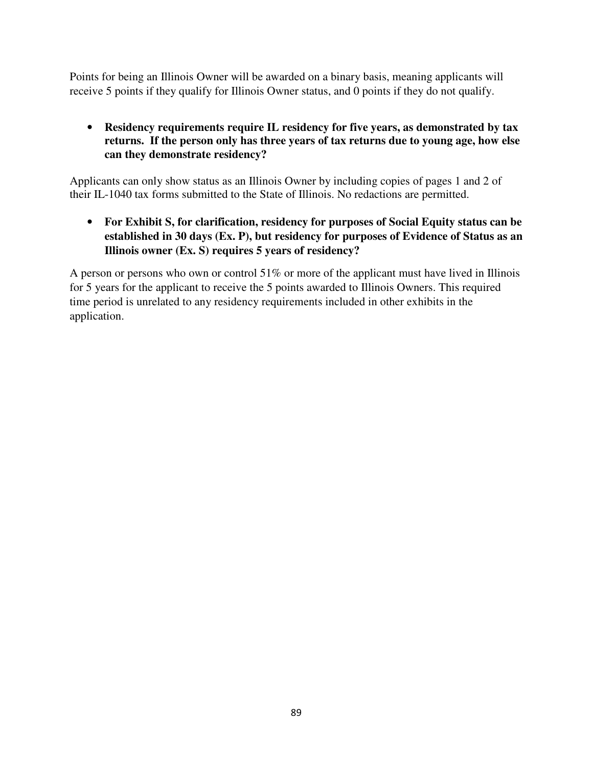Points for being an Illinois Owner will be awarded on a binary basis, meaning applicants will receive 5 points if they qualify for Illinois Owner status, and 0 points if they do not qualify.

- **Residency requirements require IL residency for five years, as demonstrated by tax returns. If the person only has three years of tax returns due to young age, how else can they demonstrate residency?**

Applicants can only show status as an Illinois Owner by including copies of pages 1 and 2 of their IL-1040 tax forms submitted to the State of Illinois. No redactions are permitted.

- **For Exhibit S, for clarification, residency for purposes of Social Equity status can be established in 30 days (Ex. P), but residency for purposes of Evidence of Status as an Illinois owner (Ex. S) requires 5 years of residency?**

A person or persons who own or control 51% or more of the applicant must have lived in Illinois for 5 years for the applicant to receive the 5 points awarded to Illinois Owners. This required time period is unrelated to any residency requirements included in other exhibits in the application.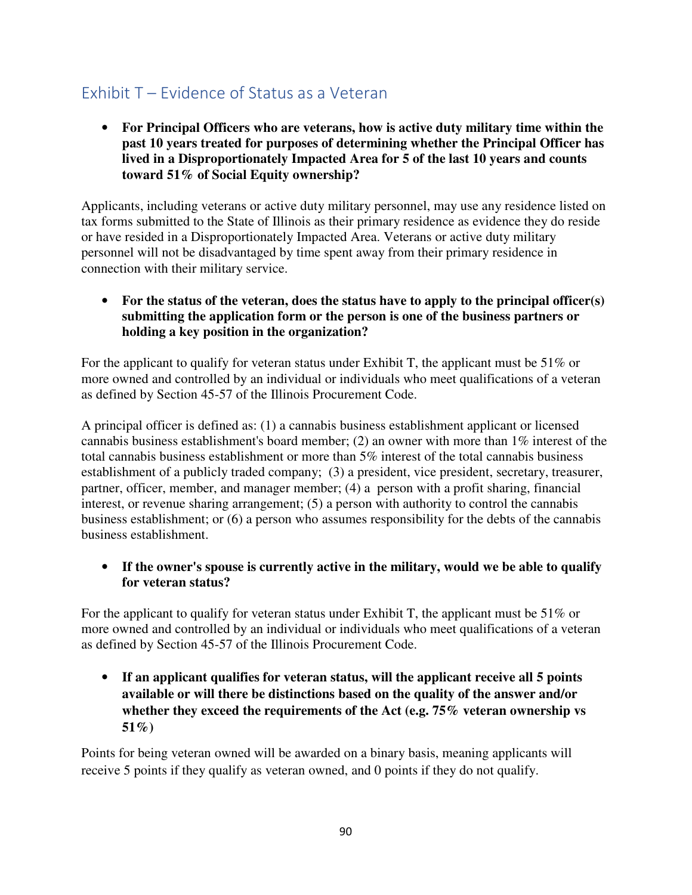## Exhibit T – Evidence of Status as a Veteran

- **For Principal Officers who are veterans, how is active duty military time within the past 10 years treated for purposes of determining whether the Principal Officer has lived in a Disproportionately Impacted Area for 5 of the last 10 years and counts toward 51% of Social Equity ownership?**

Applicants, including veterans or active duty military personnel, may use any residence listed on tax forms submitted to the State of Illinois as their primary residence as evidence they do reside or have resided in a Disproportionately Impacted Area. Veterans or active duty military personnel will not be disadvantaged by time spent away from their primary residence in connection with their military service.

- **For the status of the veteran, does the status have to apply to the principal officer(s) submitting the application form or the person is one of the business partners or holding a key position in the organization?**

For the applicant to qualify for veteran status under Exhibit T, the applicant must be 51% or more owned and controlled by an individual or individuals who meet qualifications of a veteran as defined by Section 45-57 of the Illinois Procurement Code.

A principal officer is defined as: (1) a cannabis business establishment applicant or licensed cannabis business establishment's board member; (2) an owner with more than 1% interest of the total cannabis business establishment or more than 5% interest of the total cannabis business establishment of a publicly traded company; (3) a president, vice president, secretary, treasurer, partner, officer, member, and manager member; (4) a person with a profit sharing, financial interest, or revenue sharing arrangement; (5) a person with authority to control the cannabis business establishment; or (6) a person who assumes responsibility for the debts of the cannabis business establishment.

- **If the owner's spouse is currently active in the military, would we be able to qualify for veteran status?**

For the applicant to qualify for veteran status under Exhibit T, the applicant must be 51% or more owned and controlled by an individual or individuals who meet qualifications of a veteran as defined by Section 45-57 of the Illinois Procurement Code.

- **If an applicant qualifies for veteran status, will the applicant receive all 5 points available or will there be distinctions based on the quality of the answer and/or whether they exceed the requirements of the Act (e.g. 75% veteran ownership vs 51%)**

Points for being veteran owned will be awarded on a binary basis, meaning applicants will receive 5 points if they qualify as veteran owned, and 0 points if they do not qualify.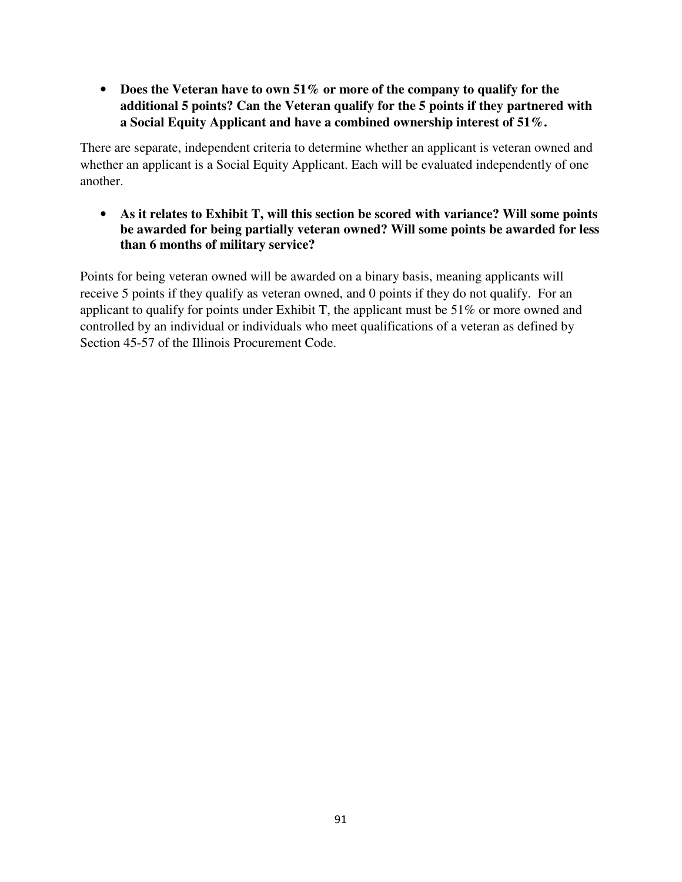- **Does the Veteran have to own 51% or more of the company to qualify for the additional 5 points? Can the Veteran qualify for the 5 points if they partnered with a Social Equity Applicant and have a combined ownership interest of 51%.**

There are separate, independent criteria to determine whether an applicant is veteran owned and whether an applicant is a Social Equity Applicant. Each will be evaluated independently of one another.

- **As it relates to Exhibit T, will this section be scored with variance? Will some points be awarded for being partially veteran owned? Will some points be awarded for less than 6 months of military service?**

Points for being veteran owned will be awarded on a binary basis, meaning applicants will receive 5 points if they qualify as veteran owned, and 0 points if they do not qualify. For an applicant to qualify for points under Exhibit T, the applicant must be 51% or more owned and controlled by an individual or individuals who meet qualifications of a veteran as defined by Section 45-57 of the Illinois Procurement Code.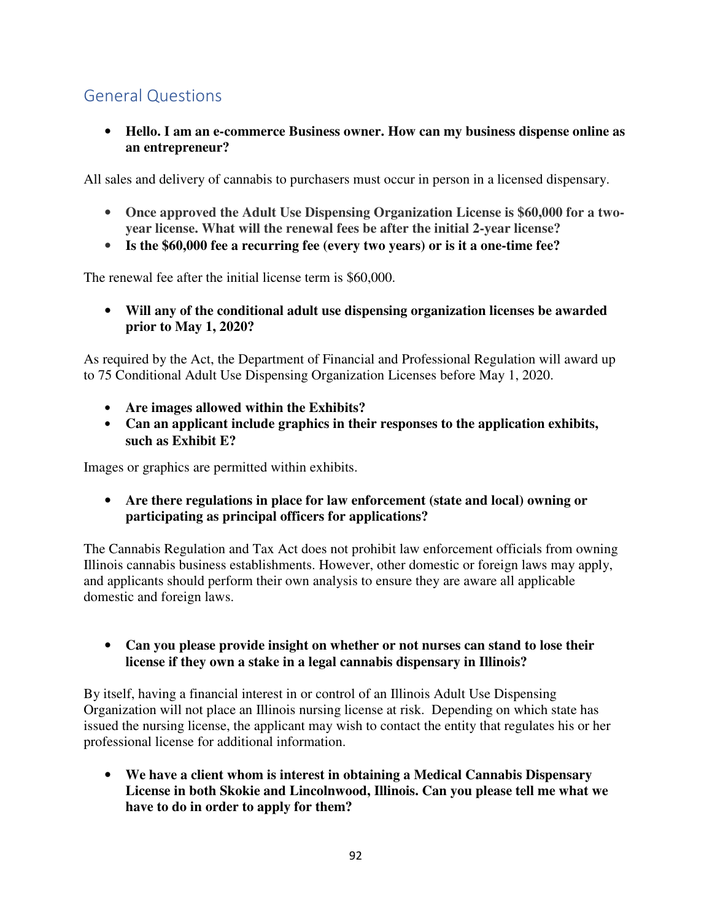## General Questions

- **Hello. I am an e-commerce Business owner. How can my business dispense online as an entrepreneur?**

All sales and delivery of cannabis to purchasers must occur in person in a licensed dispensary.

- **Once approved the Adult Use Dispensing Organization License is $60,000 for a two-year license. What will the renewal fees be after the initial 2-year license?**
- **Is the $60,000 fee a recurring fee (every two years) or is it a one-time fee?**

The renewal fee after the initial license term is $60,000.

- **Will any of the conditional adult use dispensing organization licenses be awarded prior to May 1, 2020?**

As required by the Act, the Department of Financial and Professional Regulation will award up to 75 Conditional Adult Use Dispensing Organization Licenses before May 1, 2020.

- **Are images allowed within the Exhibits?**
- **Can an applicant include graphics in their responses to the application exhibits, such as Exhibit E?**

Images or graphics are permitted within exhibits.

- **Are there regulations in place for law enforcement (state and local) owning or participating as principal officers for applications?**

The Cannabis Regulation and Tax Act does not prohibit law enforcement officials from owning Illinois cannabis business establishments. However, other domestic or foreign laws may apply, and applicants should perform their own analysis to ensure they are aware all applicable domestic and foreign laws.

- **Can you please provide insight on whether or not nurses can stand to lose their license if they own a stake in a legal cannabis dispensary in Illinois?**

By itself, having a financial interest in or control of an Illinois Adult Use Dispensing Organization will not place an Illinois nursing license at risk. Depending on which state has issued the nursing license, the applicant may wish to contact the entity that regulates his or her professional license for additional information.

- **We have a client whom is interest in obtaining a Medical Cannabis Dispensary License in both Skokie and Lincolnwood, Illinois. Can you please tell me what we have to do in order to apply for them?**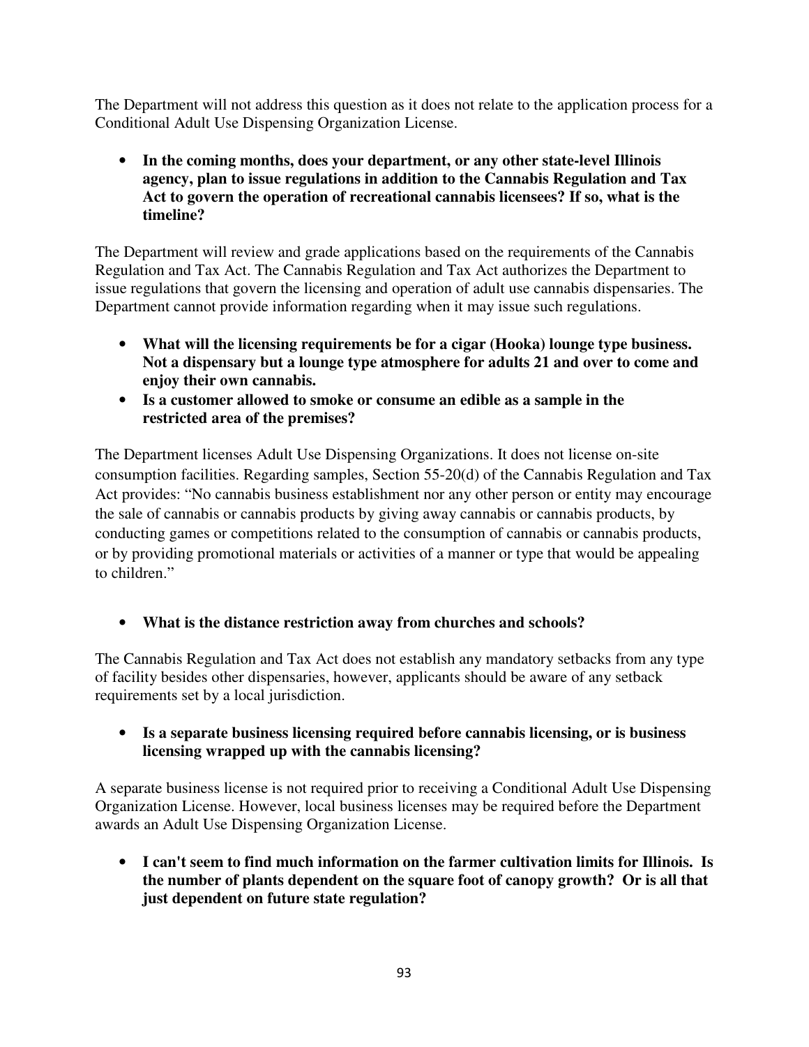The Department will not address this question as it does not relate to the application process for a Conditional Adult Use Dispensing Organization License.

- **In the coming months, does your department, or any other state-level Illinois agency, plan to issue regulations in addition to the Cannabis Regulation and Tax Act to govern the operation of recreational cannabis licensees? If so, what is the timeline?**

The Department will review and grade applications based on the requirements of the Cannabis Regulation and Tax Act. The Cannabis Regulation and Tax Act authorizes the Department to issue regulations that govern the licensing and operation of adult use cannabis dispensaries. The Department cannot provide information regarding when it may issue such regulations.

- **What will the licensing requirements be for a cigar (Hooka) lounge type business. Not a dispensary but a lounge type atmosphere for adults 21 and over to come and enjoy their own cannabis.**
- **Is a customer allowed to smoke or consume an edible as a sample in the restricted area of the premises?**

The Department licenses Adult Use Dispensing Organizations. It does not license on-site consumption facilities. Regarding samples, Section 55-20(d) of the Cannabis Regulation and Tax Act provides: "No cannabis business establishment nor any other person or entity may encourage the sale of cannabis or cannabis products by giving away cannabis or cannabis products, by conducting games or competitions related to the consumption of cannabis or cannabis products, or by providing promotional materials or activities of a manner or type that would be appealing to children."

- **What is the distance restriction away from churches and schools?**

The Cannabis Regulation and Tax Act does not establish any mandatory setbacks from any type of facility besides other dispensaries, however, applicants should be aware of any setback requirements set by a local jurisdiction.

- **Is a separate business licensing required before cannabis licensing, or is business licensing wrapped up with the cannabis licensing?**

A separate business license is not required prior to receiving a Conditional Adult Use Dispensing Organization License. However, local business licenses may be required before the Department awards an Adult Use Dispensing Organization License.

- **I can't seem to find much information on the farmer cultivation limits for Illinois. Is the number of plants dependent on the square foot of canopy growth? Or is all that just dependent on future state regulation?**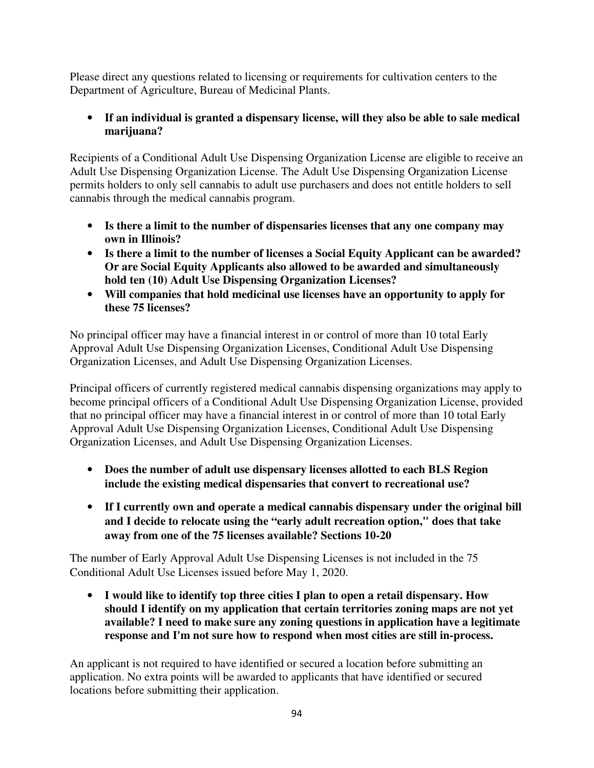Please direct any questions related to licensing or requirements for cultivation centers to the Department of Agriculture, Bureau of Medicinal Plants.

- **If an individual is granted a dispensary license, will they also be able to sale medical marijuana?**

Recipients of a Conditional Adult Use Dispensing Organization License are eligible to receive an Adult Use Dispensing Organization License. The Adult Use Dispensing Organization License permits holders to only sell cannabis to adult use purchasers and does not entitle holders to sell cannabis through the medical cannabis program.

- **Is there a limit to the number of dispensaries licenses that any one company may own in Illinois?**
- **Is there a limit to the number of licenses a Social Equity Applicant can be awarded? Or are Social Equity Applicants also allowed to be awarded and simultaneously hold ten (10) Adult Use Dispensing Organization Licenses?**
- **Will companies that hold medicinal use licenses have an opportunity to apply for these 75 licenses?**

No principal officer may have a financial interest in or control of more than 10 total Early Approval Adult Use Dispensing Organization Licenses, Conditional Adult Use Dispensing Organization Licenses, and Adult Use Dispensing Organization Licenses.

Principal officers of currently registered medical cannabis dispensing organizations may apply to become principal officers of a Conditional Adult Use Dispensing Organization License, provided that no principal officer may have a financial interest in or control of more than 10 total Early Approval Adult Use Dispensing Organization Licenses, Conditional Adult Use Dispensing Organization Licenses, and Adult Use Dispensing Organization Licenses.

- **Does the number of adult use dispensary licenses allotted to each BLS Region include the existing medical dispensaries that convert to recreational use?**

- **If I currently own and operate a medical cannabis dispensary under the original bill and I decide to relocate using the "early adult recreation option," does that take away from one of the 75 licenses available? Sections 10-20**

The number of Early Approval Adult Use Dispensing Licenses is not included in the 75 Conditional Adult Use Licenses issued before May 1, 2020.

- **I would like to identify top three cities I plan to open a retail dispensary. How should I identify on my application that certain territories zoning maps are not yet available? I need to make sure any zoning questions in application have a legitimate response and I'm not sure how to respond when most cities are still in-process.**

An applicant is not required to have identified or secured a location before submitting an application. No extra points will be awarded to applicants that have identified or secured locations before submitting their application.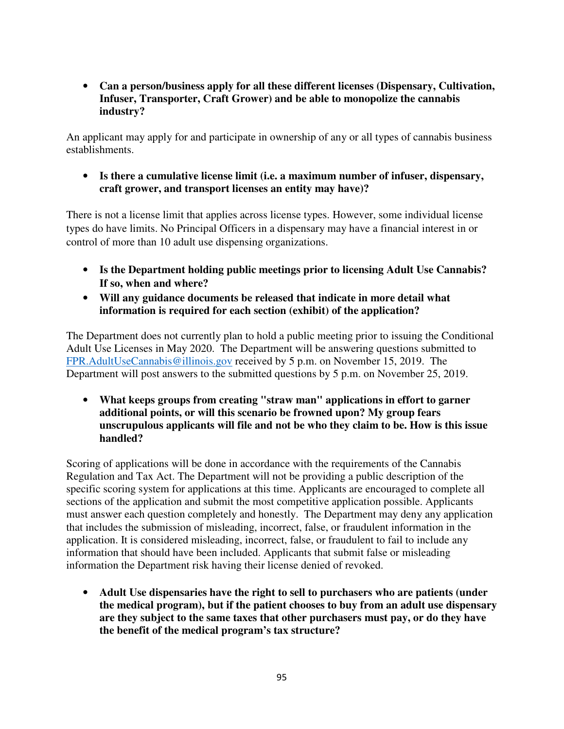- **Can a person/business apply for all these different licenses (Dispensary, Cultivation, Infuser, Transporter, Craft Grower) and be able to monopolize the cannabis industry?**

An applicant may apply for and participate in ownership of any or all types of cannabis business establishments.

- **Is there a cumulative license limit (i.e. a maximum number of infuser, dispensary, craft grower, and transport licenses an entity may have)?**

There is not a license limit that applies across license types. However, some individual license types do have limits. No Principal Officers in a dispensary may have a financial interest in or control of more than 10 adult use dispensing organizations.

- **Is the Department holding public meetings prior to licensing Adult Use Cannabis? If so, when and where?**
- **Will any guidance documents be released that indicate in more detail what information is required for each section (exhibit) of the application?**

The Department does not currently plan to hold a public meeting prior to issuing the Conditional Adult Use Licenses in May 2020. The Department will be answering questions submitted to [FPR.AdultUseCannabis@illinois.gov](mailto:FPR.AdultUseCannabis@illinois.gov) received by 5 p.m. on November 15, 2019. The Department will post answers to the submitted questions by 5 p.m. on November 25, 2019.

- **What keeps groups from creating "straw man" applications in effort to garner additional points, or will this scenario be frowned upon? My group fears unscrupulous applicants will file and not be who they claim to be. How is this issue handled?**

Scoring of applications will be done in accordance with the requirements of the Cannabis Regulation and Tax Act. The Department will not be providing a public description of the specific scoring system for applications at this time. Applicants are encouraged to complete all sections of the application and submit the most competitive application possible. Applicants must answer each question completely and honestly. The Department may deny any application that includes the submission of misleading, incorrect, false, or fraudulent information in the application. It is considered misleading, incorrect, false, or fraudulent to fail to include any information that should have been included. Applicants that submit false or misleading information the Department risk having their license denied of revoked.

- **Adult Use dispensaries have the right to sell to purchasers who are patients (under the medical program), but if the patient chooses to buy from an adult use dispensary are they subject to the same taxes that other purchasers must pay, or do they have the benefit of the medical program's tax structure?**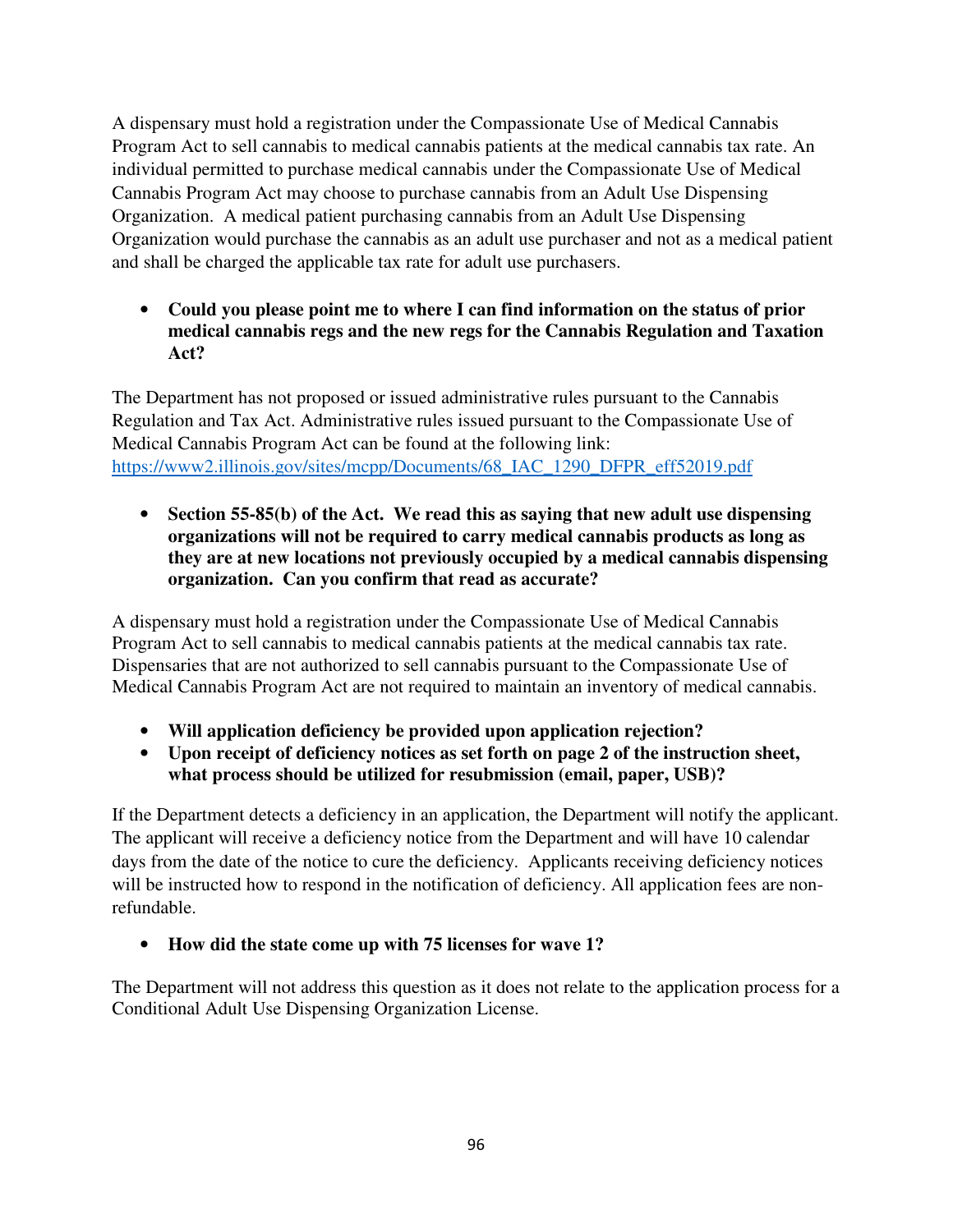A dispensary must hold a registration under the Compassionate Use of Medical Cannabis Program Act to sell cannabis to medical cannabis patients at the medical cannabis tax rate. An individual permitted to purchase medical cannabis under the Compassionate Use of Medical Cannabis Program Act may choose to purchase cannabis from an Adult Use Dispensing Organization. A medical patient purchasing cannabis from an Adult Use Dispensing Organization would purchase the cannabis as an adult use purchaser and not as a medical patient and shall be charged the applicable tax rate for adult use purchasers.

- **Could you please point me to where I can find information on the status of prior medical cannabis regs and the new regs for the Cannabis Regulation and Taxation Act?**

The Department has not proposed or issued administrative rules pursuant to the Cannabis Regulation and Tax Act. Administrative rules issued pursuant to the Compassionate Use of Medical Cannabis Program Act can be found at the following link: [https://www2.illinois.gov/sites/mcpp/Documents/68_IAC_1290_DFPR_eff52019.pdf](https://www2.illinois.gov/sites/mcpp/Documents/68_IAC_1290_DFPR_eff52019.pdf)

- **Section 55-85(b) of the Act. We read this as saying that new adult use dispensing organizations will not be required to carry medical cannabis products as long as they are at new locations not previously occupied by a medical cannabis dispensing organization. Can you confirm that read as accurate?**

A dispensary must hold a registration under the Compassionate Use of Medical Cannabis Program Act to sell cannabis to medical cannabis patients at the medical cannabis tax rate. Dispensaries that are not authorized to sell cannabis pursuant to the Compassionate Use of Medical Cannabis Program Act are not required to maintain an inventory of medical cannabis.

- **Will application deficiency be provided upon application rejection?**
- **Upon receipt of deficiency notices as set forth on page 2 of the instruction sheet, what process should be utilized for resubmission (email, paper, USB)?**

If the Department detects a deficiency in an application, the Department will notify the applicant. The applicant will receive a deficiency notice from the Department and will have 10 calendar days from the date of the notice to cure the deficiency. Applicants receiving deficiency notices will be instructed how to respond in the notification of deficiency. All application fees are non-refundable.

- **How did the state come up with 75 licenses for wave 1?**

The Department will not address this question as it does not relate to the application process for a Conditional Adult Use Dispensing Organization License.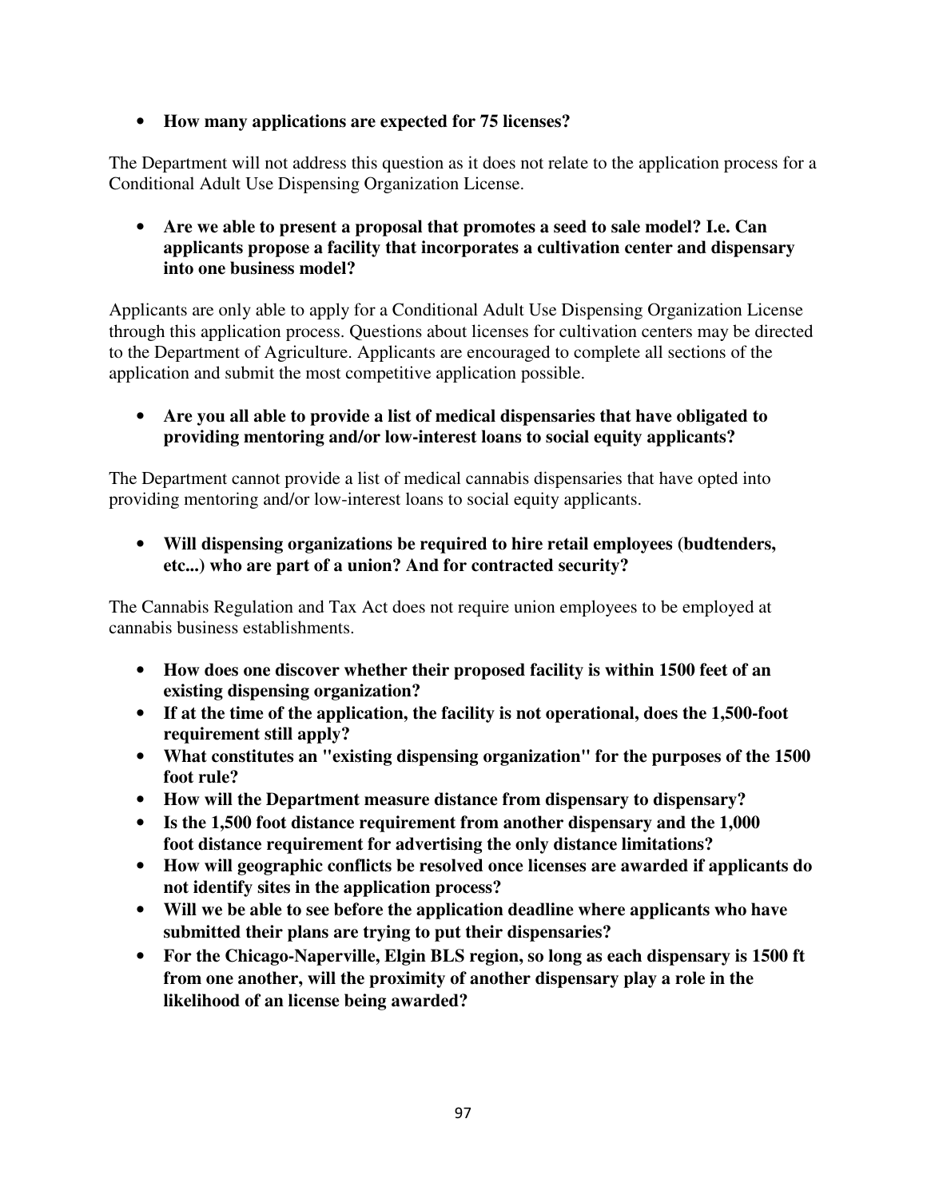- **How many applications are expected for 75 licenses?**

The Department will not address this question as it does not relate to the application process for a Conditional Adult Use Dispensing Organization License.

- **Are we able to present a proposal that promotes a seed to sale model? I.e. Can applicants propose a facility that incorporates a cultivation center and dispensary into one business model?**

Applicants are only able to apply for a Conditional Adult Use Dispensing Organization License through this application process. Questions about licenses for cultivation centers may be directed to the Department of Agriculture. Applicants are encouraged to complete all sections of the application and submit the most competitive application possible.

- **Are you all able to provide a list of medical dispensaries that have obligated to providing mentoring and/or low-interest loans to social equity applicants?**

The Department cannot provide a list of medical cannabis dispensaries that have opted into providing mentoring and/or low-interest loans to social equity applicants.

- **Will dispensing organizations be required to hire retail employees (budtenders, etc...) who are part of a union? And for contracted security?**

The Cannabis Regulation and Tax Act does not require union employees to be employed at cannabis business establishments.

- **How does one discover whether their proposed facility is within 1500 feet of an existing dispensing organization?**
- **If at the time of the application, the facility is not operational, does the 1,500-foot requirement still apply?**
- **What constitutes an "existing dispensing organization" for the purposes of the 1500 foot rule?**
- **How will the Department measure distance from dispensary to dispensary?**
- **Is the 1,500 foot distance requirement from another dispensary and the 1,000 foot distance requirement for advertising the only distance limitations?**
- **How will geographic conflicts be resolved once licenses are awarded if applicants do not identify sites in the application process?**
- **Will we be able to see before the application deadline where applicants who have submitted their plans are trying to put their dispensaries?**
- **For the Chicago-Naperville, Elgin BLS region, so long as each dispensary is 1500 ft from one another, will the proximity of another dispensary play a role in the likelihood of an license being awarded?**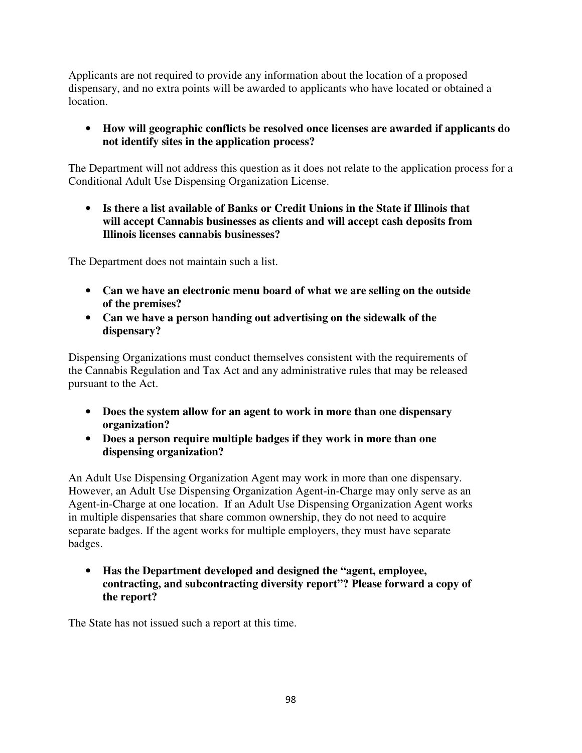Applicants are not required to provide any information about the location of a proposed dispensary, and no extra points will be awarded to applicants who have located or obtained a location.

- **How will geographic conflicts be resolved once licenses are awarded if applicants do not identify sites in the application process?**

The Department will not address this question as it does not relate to the application process for a Conditional Adult Use Dispensing Organization License.

- **Is there a list available of Banks or Credit Unions in the State if Illinois that will accept Cannabis businesses as clients and will accept cash deposits from Illinois licenses cannabis businesses?**

The Department does not maintain such a list.

- **Can we have an electronic menu board of what we are selling on the outside of the premises?**
- **Can we have a person handing out advertising on the sidewalk of the dispensary?**

Dispensing Organizations must conduct themselves consistent with the requirements of the Cannabis Regulation and Tax Act and any administrative rules that may be released pursuant to the Act.

- **Does the system allow for an agent to work in more than one dispensary organization?**
- **Does a person require multiple badges if they work in more than one dispensing organization?**

An Adult Use Dispensing Organization Agent may work in more than one dispensary. However, an Adult Use Dispensing Organization Agent-in-Charge may only serve as an Agent-in-Charge at one location. If an Adult Use Dispensing Organization Agent works in multiple dispensaries that share common ownership, they do not need to acquire separate badges. If the agent works for multiple employers, they must have separate badges.

- **Has the Department developed and designed the "agent, employee, contracting, and subcontracting diversity report"? Please forward a copy of the report?**

The State has not issued such a report at this time.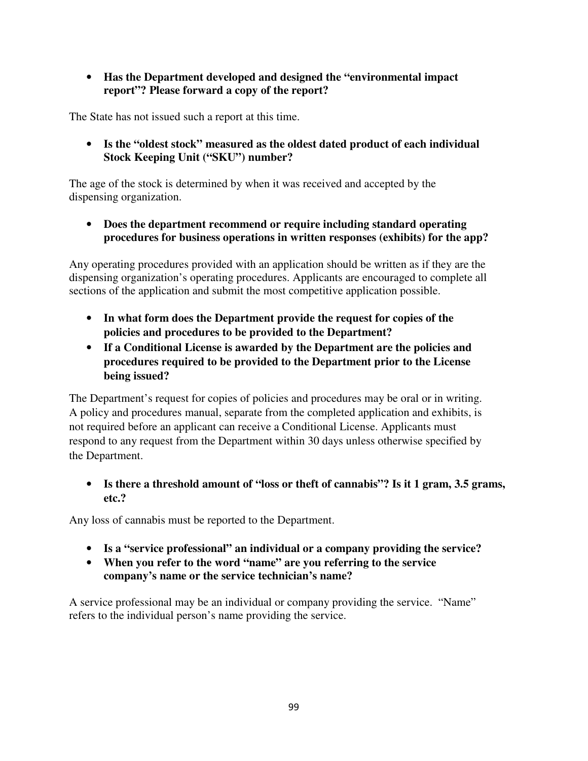- **Has the Department developed and designed the "environmental impact report"? Please forward a copy of the report?**

The State has not issued such a report at this time.

- **Is the "oldest stock" measured as the oldest dated product of each individual Stock Keeping Unit ("SKU") number?**

The age of the stock is determined by when it was received and accepted by the dispensing organization.

- **Does the department recommend or require including standard operating procedures for business operations in written responses (exhibits) for the app?**

Any operating procedures provided with an application should be written as if they are the dispensing organization's operating procedures. Applicants are encouraged to complete all sections of the application and submit the most competitive application possible.

- **In what form does the Department provide the request for copies of the policies and procedures to be provided to the Department?**
- **If a Conditional License is awarded by the Department are the policies and procedures required to be provided to the Department prior to the License being issued?**

The Department's request for copies of policies and procedures may be oral or in writing. A policy and procedures manual, separate from the completed application and exhibits, is not required before an applicant can receive a Conditional License. Applicants must respond to any request from the Department within 30 days unless otherwise specified by the Department.

- **Is there a threshold amount of "loss or theft of cannabis"? Is it 1 gram, 3.5 grams, etc.?**

Any loss of cannabis must be reported to the Department.

- **Is a "service professional" an individual or a company providing the service?**
- **When you refer to the word "name" are you referring to the service company's name or the service technician's name?**

A service professional may be an individual or company providing the service. "Name" refers to the individual person's name providing the service.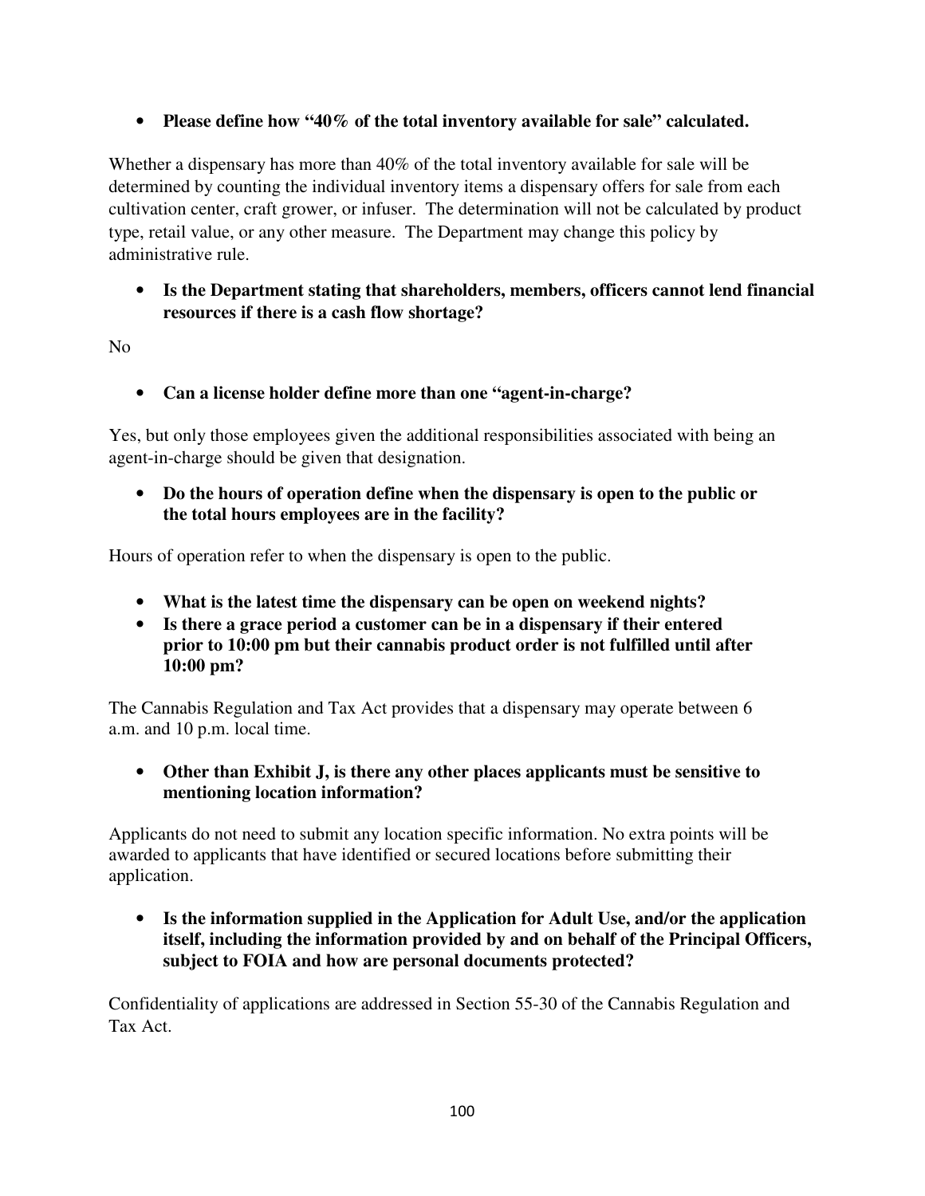- **Please define how "40% of the total inventory available for sale" calculated.**

Whether a dispensary has more than 40% of the total inventory available for sale will be determined by counting the individual inventory items a dispensary offers for sale from each cultivation center, craft grower, or infuser. The determination will not be calculated by product type, retail value, or any other measure. The Department may change this policy by administrative rule.

- **Is the Department stating that shareholders, members, officers cannot lend financial resources if there is a cash flow shortage?**

No

- **Can a license holder define more than one "agent-in-charge?**

Yes, but only those employees given the additional responsibilities associated with being an agent-in-charge should be given that designation.

- **Do the hours of operation define when the dispensary is open to the public or the total hours employees are in the facility?**

Hours of operation refer to when the dispensary is open to the public.

- **What is the latest time the dispensary can be open on weekend nights?**
- **Is there a grace period a customer can be in a dispensary if their entered prior to 10:00 pm but their cannabis product order is not fulfilled until after 10:00 pm?**

The Cannabis Regulation and Tax Act provides that a dispensary may operate between 6 a.m. and 10 p.m. local time.

- **Other than Exhibit J, is there any other places applicants must be sensitive to mentioning location information?**

Applicants do not need to submit any location specific information. No extra points will be awarded to applicants that have identified or secured locations before submitting their application.

- **Is the information supplied in the Application for Adult Use, and/or the application itself, including the information provided by and on behalf of the Principal Officers, subject to FOIA and how are personal documents protected?**

Confidentiality of applications are addressed in Section 55-30 of the Cannabis Regulation and Tax Act.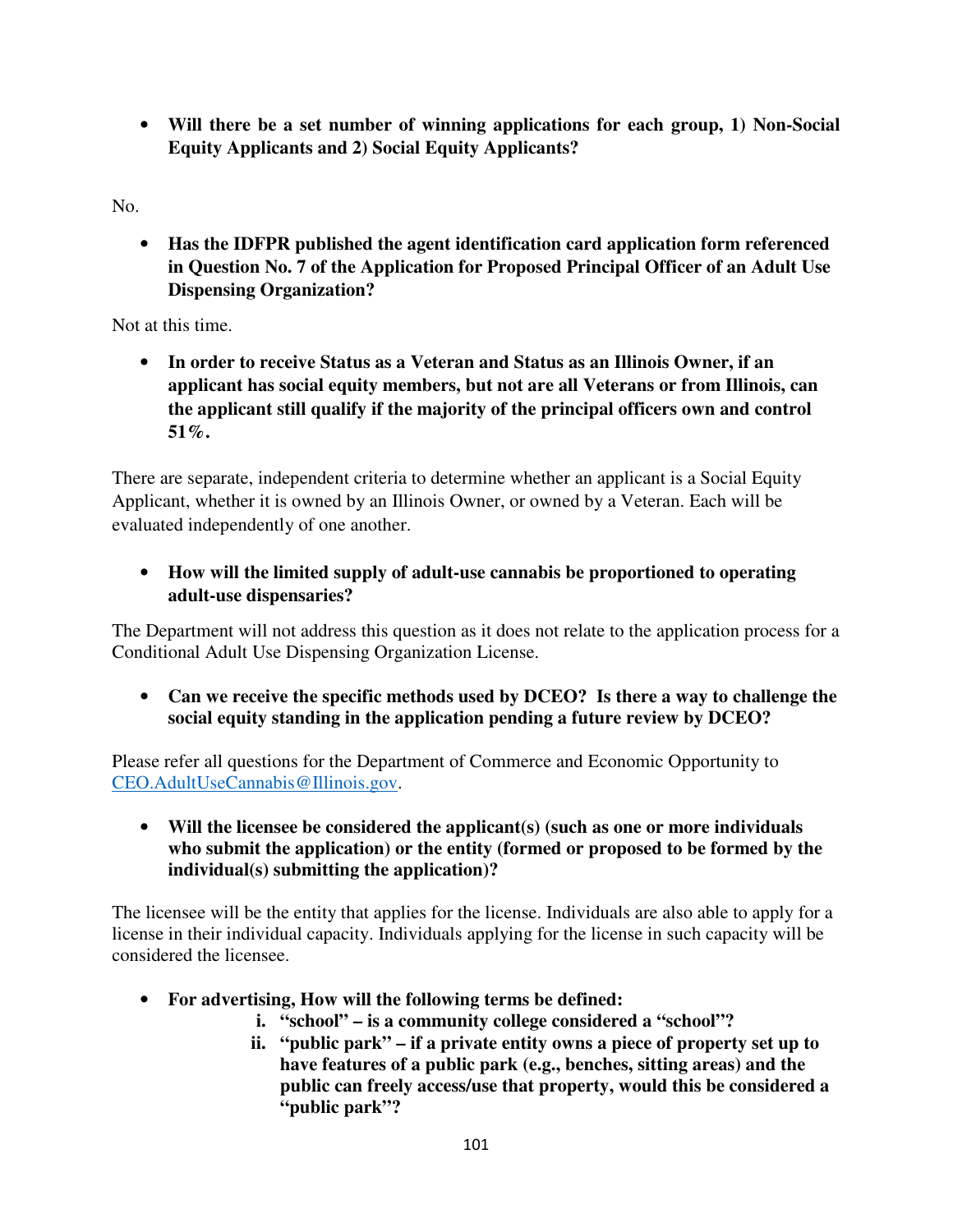- **Will there be a set number of winning applications for each group, 1) Non-Social Equity Applicants and 2) Social Equity Applicants?**

No.

- **Has the IDFPR published the agent identification card application form referenced in Question No. 7 of the Application for Proposed Principal Officer of an Adult Use Dispensing Organization?**

Not at this time.

- **In order to receive Status as a Veteran and Status as an Illinois Owner, if an applicant has social equity members, but not are all Veterans or from Illinois, can the applicant still qualify if the majority of the principal officers own and control 51%.**

There are separate, independent criteria to determine whether an applicant is a Social Equity Applicant, whether it is owned by an Illinois Owner, or owned by a Veteran. Each will be evaluated independently of one another.

- **How will the limited supply of adult-use cannabis be proportioned to operating adult-use dispensaries?**

The Department will not address this question as it does not relate to the application process for a Conditional Adult Use Dispensing Organization License.

- **Can we receive the specific methods used by DCEO? Is there a way to challenge the social equity standing in the application pending a future review by DCEO?**

Please refer all questions for the Department of Commerce and Economic Opportunity to CEO.AdultUseCannabis@Illinois.gov.

- **Will the licensee be considered the applicant(s) (such as one or more individuals who submit the application) or the entity (formed or proposed to be formed by the individual(s) submitting the application)?**

The licensee will be the entity that applies for the license. Individuals are also able to apply for a license in their individual capacity. Individuals applying for the license in such capacity will be considered the licensee.

- **For advertising, How will the following terms be defined:**
  - i. **"school" – is a community college considered a "school"?**
  - ii. **"public park" – if a private entity owns a piece of property set up to have features of a public park (e.g., benches, sitting areas) and the public can freely access/use that property, would this be considered a "public park"?**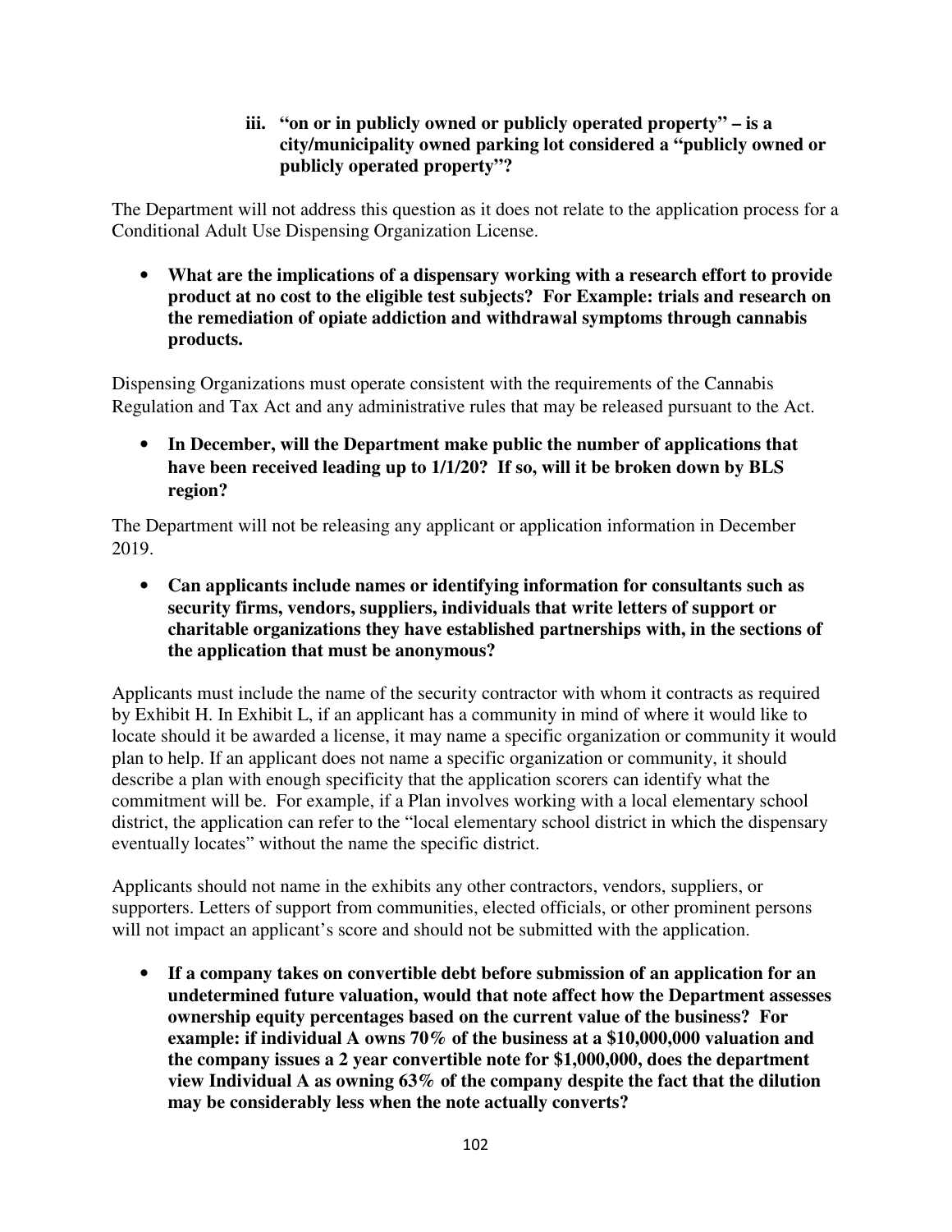**iii. "on or in publicly owned or publicly operated property" – is a city/municipality owned parking lot considered a "publicly owned or publicly operated property"?**

The Department will not address this question as it does not relate to the application process for a Conditional Adult Use Dispensing Organization License.

- **What are the implications of a dispensary working with a research effort to provide product at no cost to the eligible test subjects? For Example: trials and research on the remediation of opiate addiction and withdrawal symptoms through cannabis products.**

Dispensing Organizations must operate consistent with the requirements of the Cannabis Regulation and Tax Act and any administrative rules that may be released pursuant to the Act.

- **In December, will the Department make public the number of applications that have been received leading up to 1/1/20? If so, will it be broken down by BLS region?**

The Department will not be releasing any applicant or application information in December 2019.

- **Can applicants include names or identifying information for consultants such as security firms, vendors, suppliers, individuals that write letters of support or charitable organizations they have established partnerships with, in the sections of the application that must be anonymous?**

Applicants must include the name of the security contractor with whom it contracts as required by Exhibit H. In Exhibit L, if an applicant has a community in mind of where it would like to locate should it be awarded a license, it may name a specific organization or community it would plan to help. If an applicant does not name a specific organization or community, it should describe a plan with enough specificity that the application scorers can identify what the commitment will be. For example, if a Plan involves working with a local elementary school district, the application can refer to the "local elementary school district in which the dispensary eventually locates" without the name the specific district.

Applicants should not name in the exhibits any other contractors, vendors, suppliers, or supporters. Letters of support from communities, elected officials, or other prominent persons will not impact an applicant's score and should not be submitted with the application.

- **If a company takes on convertible debt before submission of an application for an undetermined future valuation, would that note affect how the Department assesses ownership equity percentages based on the current value of the business? For example: if individual A owns 70% of the business at a $10,000,000 valuation and the company issues a 2 year convertible note for $1,000,000, does the department view Individual A as owning 63% of the company despite the fact that the dilution may be considerably less when the note actually converts?**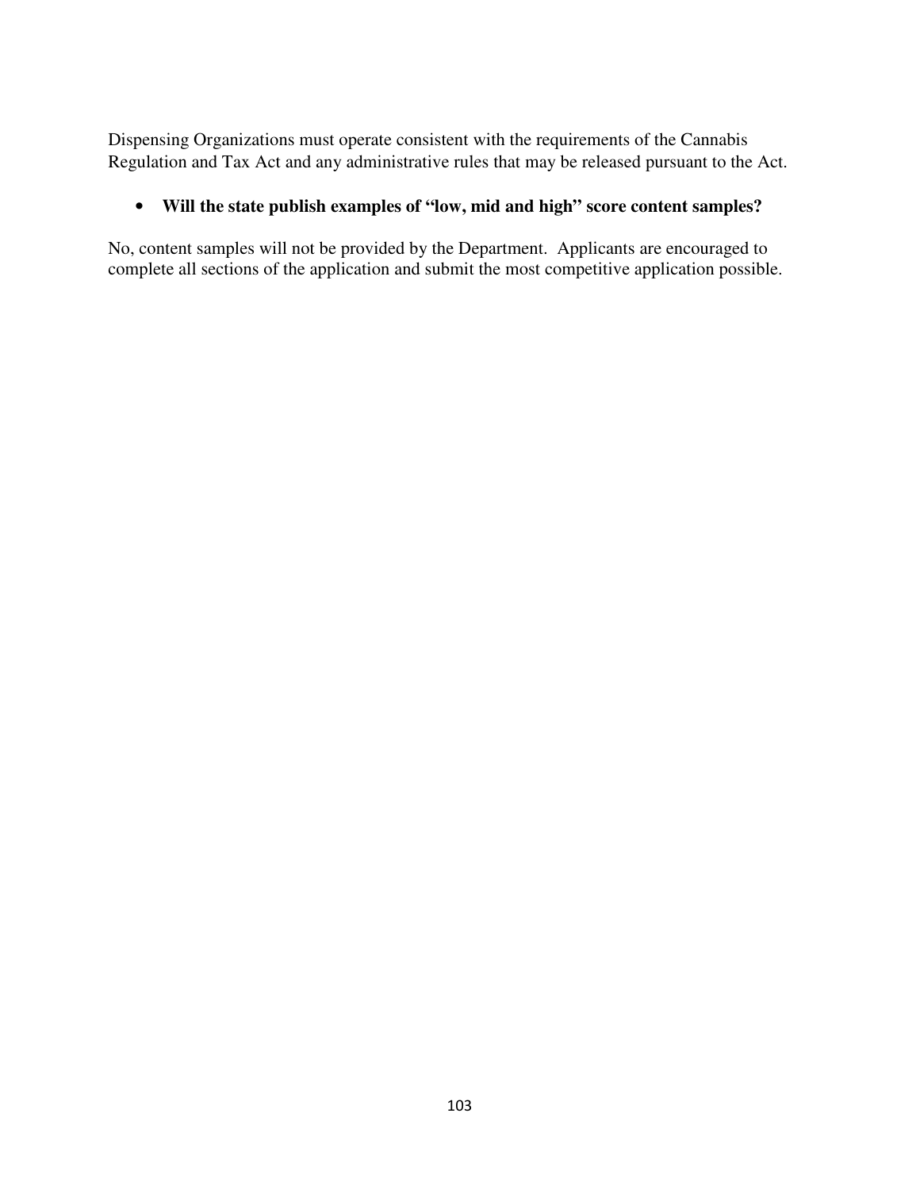Dispensing Organizations must operate consistent with the requirements of the Cannabis Regulation and Tax Act and any administrative rules that may be released pursuant to the Act.

- **Will the state publish examples of "low, mid and high" score content samples?**

No, content samples will not be provided by the Department. Applicants are encouraged to complete all sections of the application and submit the most competitive application possible.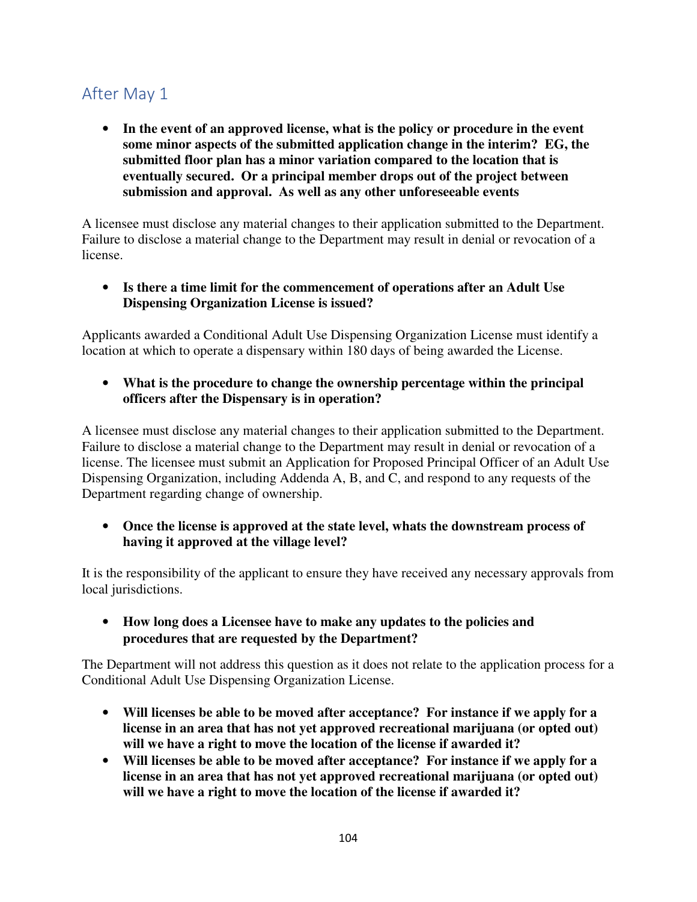## After May 1

- **In the event of an approved license, what is the policy or procedure in the event some minor aspects of the submitted application change in the interim? EG, the submitted floor plan has a minor variation compared to the location that is eventually secured. Or a principal member drops out of the project between submission and approval. As well as any other unforeseeable events**

A licensee must disclose any material changes to their application submitted to the Department. Failure to disclose a material change to the Department may result in denial or revocation of a license.

- **Is there a time limit for the commencement of operations after an Adult Use Dispensing Organization License is issued?**

Applicants awarded a Conditional Adult Use Dispensing Organization License must identify a location at which to operate a dispensary within 180 days of being awarded the License.

- **What is the procedure to change the ownership percentage within the principal officers after the Dispensary is in operation?**

A licensee must disclose any material changes to their application submitted to the Department. Failure to disclose a material change to the Department may result in denial or revocation of a license. The licensee must submit an Application for Proposed Principal Officer of an Adult Use Dispensing Organization, including Addenda A, B, and C, and respond to any requests of the Department regarding change of ownership.

- **Once the license is approved at the state level, whats the downstream process of having it approved at the village level?**

It is the responsibility of the applicant to ensure they have received any necessary approvals from local jurisdictions.

- **How long does a Licensee have to make any updates to the policies and procedures that are requested by the Department?**

The Department will not address this question as it does not relate to the application process for a Conditional Adult Use Dispensing Organization License.

- **Will licenses be able to be moved after acceptance? For instance if we apply for a license in an area that has not yet approved recreational marijuana (or opted out) will we have a right to move the location of the license if awarded it?**
- **Will licenses be able to be moved after acceptance? For instance if we apply for a license in an area that has not yet approved recreational marijuana (or opted out) will we have a right to move the location of the license if awarded it?**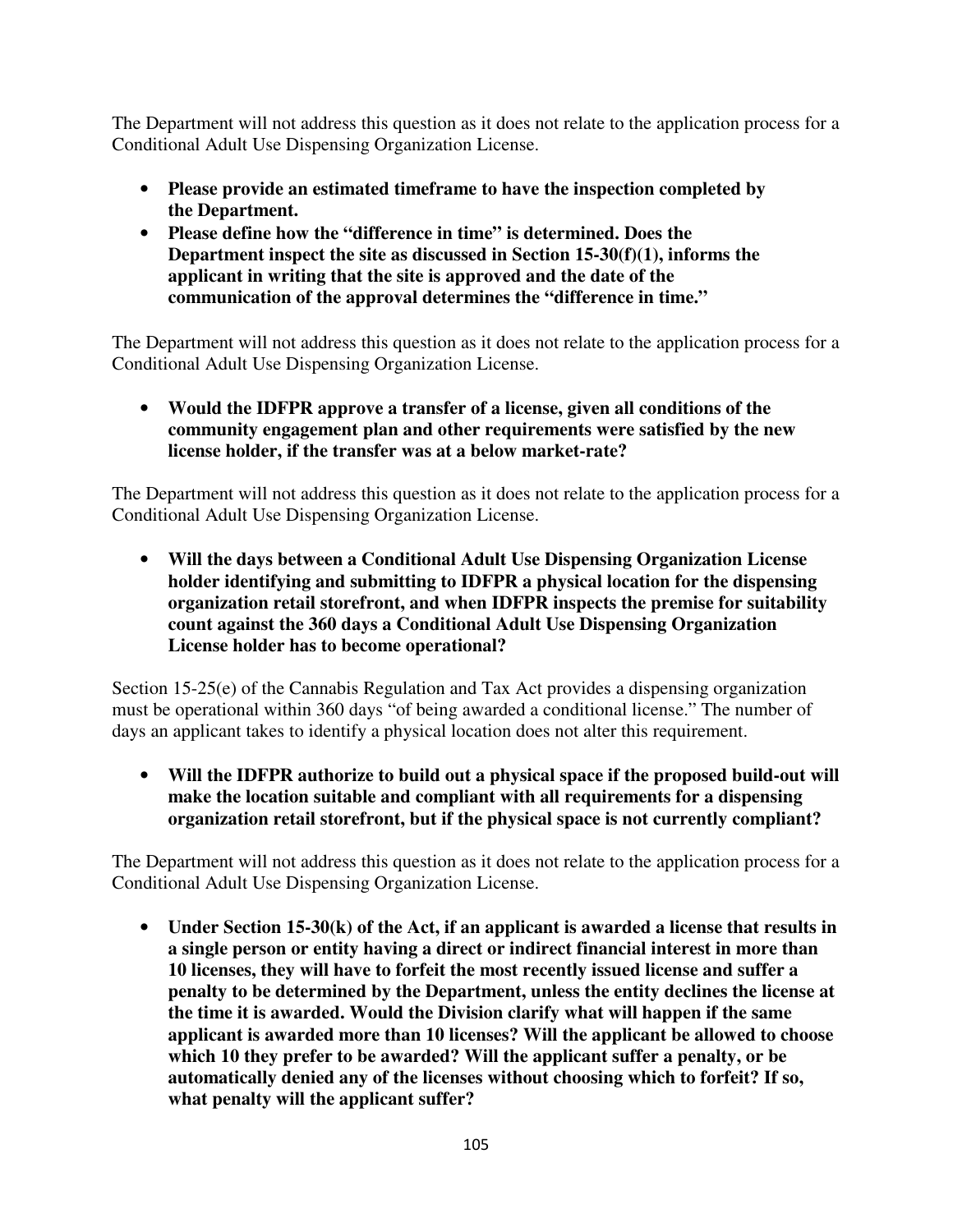The Department will not address this question as it does not relate to the application process for a Conditional Adult Use Dispensing Organization License.

- **Please provide an estimated timeframe to have the inspection completed by the Department.**
- **Please define how the “difference in time” is determined. Does the Department inspect the site as discussed in Section 15-30(f)(1), informs the applicant in writing that the site is approved and the date of the communication of the approval determines the “difference in time.”**

The Department will not address this question as it does not relate to the application process for a Conditional Adult Use Dispensing Organization License.

- **Would the IDFPR approve a transfer of a license, given all conditions of the community engagement plan and other requirements were satisfied by the new license holder, if the transfer was at a below market-rate?**

The Department will not address this question as it does not relate to the application process for a Conditional Adult Use Dispensing Organization License.

- **Will the days between a Conditional Adult Use Dispensing Organization License holder identifying and submitting to IDFPR a physical location for the dispensing organization retail storefront, and when IDFPR inspects the premise for suitability count against the 360 days a Conditional Adult Use Dispensing Organization License holder has to become operational?**

Section 15-25(e) of the Cannabis Regulation and Tax Act provides a dispensing organization must be operational within 360 days “of being awarded a conditional license.” The number of days an applicant takes to identify a physical location does not alter this requirement.

- **Will the IDFPR authorize to build out a physical space if the proposed build-out will make the location suitable and compliant with all requirements for a dispensing organization retail storefront, but if the physical space is not currently compliant?**

The Department will not address this question as it does not relate to the application process for a Conditional Adult Use Dispensing Organization License.

- **Under Section 15-30(k) of the Act, if an applicant is awarded a license that results in a single person or entity having a direct or indirect financial interest in more than 10 licenses, they will have to forfeit the most recently issued license and suffer a penalty to be determined by the Department, unless the entity declines the license at the time it is awarded. Would the Division clarify what will happen if the same applicant is awarded more than 10 licenses? Will the applicant be allowed to choose which 10 they prefer to be awarded? Will the applicant suffer a penalty, or be automatically denied any of the licenses without choosing which to forfeit? If so, what penalty will the applicant suffer?**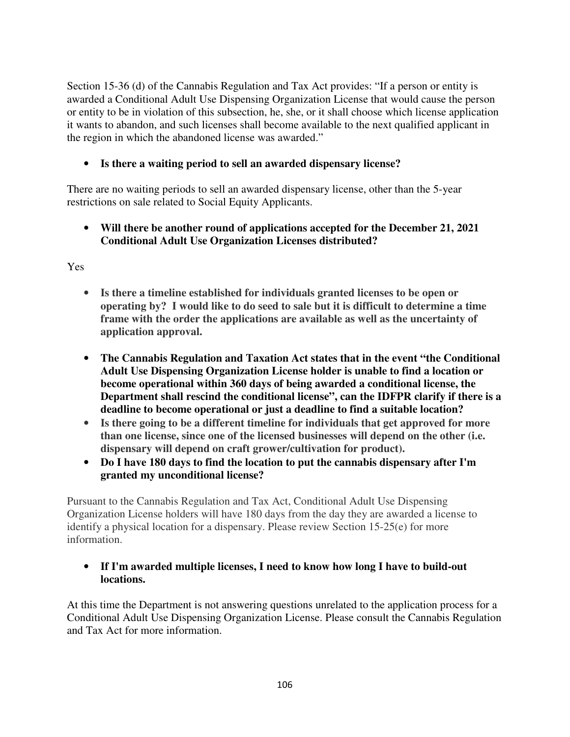Section 15-36 (d) of the Cannabis Regulation and Tax Act provides: "If a person or entity is awarded a Conditional Adult Use Dispensing Organization License that would cause the person or entity to be in violation of this subsection, he, she, or it shall choose which license application it wants to abandon, and such licenses shall become available to the next qualified applicant in the region in which the abandoned license was awarded."

- **Is there a waiting period to sell an awarded dispensary license?**

There are no waiting periods to sell an awarded dispensary license, other than the 5-year restrictions on sale related to Social Equity Applicants.

- **Will there be another round of applications accepted for the December 21, 2021 Conditional Adult Use Organization Licenses distributed?**

Yes

- **Is there a timeline established for individuals granted licenses to be open or operating by? I would like to do seed to sale but it is difficult to determine a time frame with the order the applications are available as well as the uncertainty of application approval.**

- **The Cannabis Regulation and Taxation Act states that in the event "the Conditional Adult Use Dispensing Organization License holder is unable to find a location or become operational within 360 days of being awarded a conditional license, the Department shall rescind the conditional license", can the IDFPR clarify if there is a deadline to become operational or just a deadline to find a suitable location?**
- **Is there going to be a different timeline for individuals that get approved for more than one license, since one of the licensed businesses will depend on the other (i.e. dispensary will depend on craft grower/cultivation for product).**
- **Do I have 180 days to find the location to put the cannabis dispensary after I'm granted my unconditional license?**

Pursuant to the Cannabis Regulation and Tax Act, Conditional Adult Use Dispensing Organization License holders will have 180 days from the day they are awarded a license to identify a physical location for a dispensary. Please review Section 15-25(e) for more information.

- **If I'm awarded multiple licenses, I need to know how long I have to build-out locations.**

At this time the Department is not answering questions unrelated to the application process for a Conditional Adult Use Dispensing Organization License. Please consult the Cannabis Regulation and Tax Act for more information.